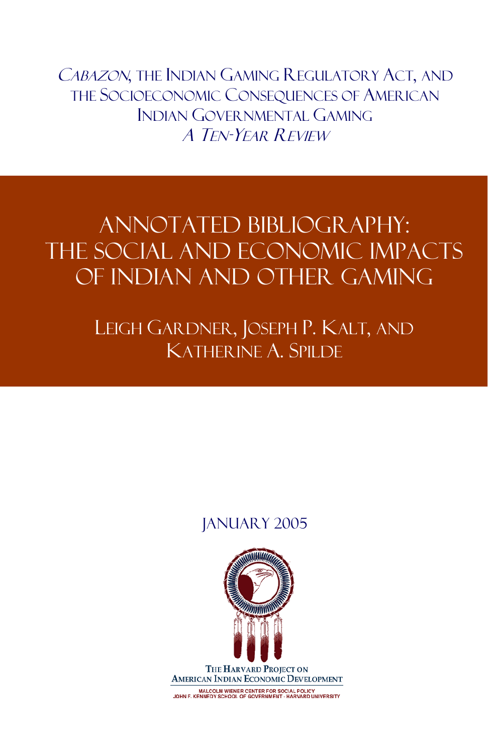*Cabazon*, the Indian Gaming Regulatory Act, and the Socioeconomic Consequences of American Indian Governmental Gaming

*A Ten-Year Review*

# Annotated Bibliography: The Social and Economic Impacts of Indian and Other Gaming

Leigh Gardner, Joseph P. Kalt, and Katherine A. Spilde

January 2005

The Harvard Project on American Indian Economic Development

Malcolm Wiener Center for Social Policy

John F. Kennedy School of Government · Harvard University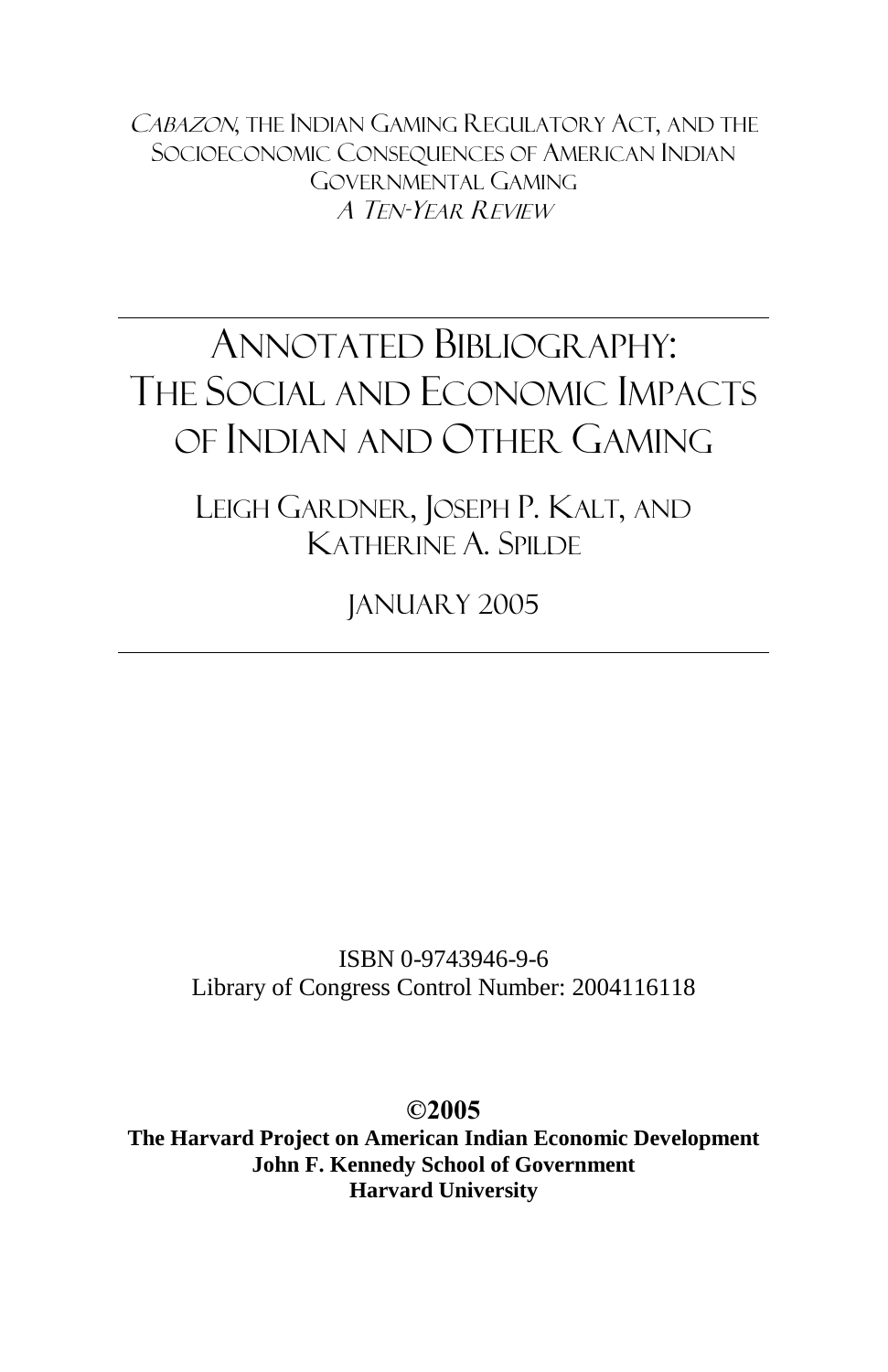*Cabazon*, the Indian Gaming Regulatory Act, and the Socioeconomic Consequences of American Indian Governmental Gaming

*A Ten-Year Review*

---

# Annotated Bibliography: The Social and Economic Impacts of Indian and Other Gaming

Leigh Gardner, Joseph P. Kalt, and Katherine A. Spilde

January 2005

---

ISBN 0-9743946-9-6
Library of Congress Control Number: 2004116118

**©2005**
**The Harvard Project on American Indian Economic Development**
**John F. Kennedy School of Government**
**Harvard University**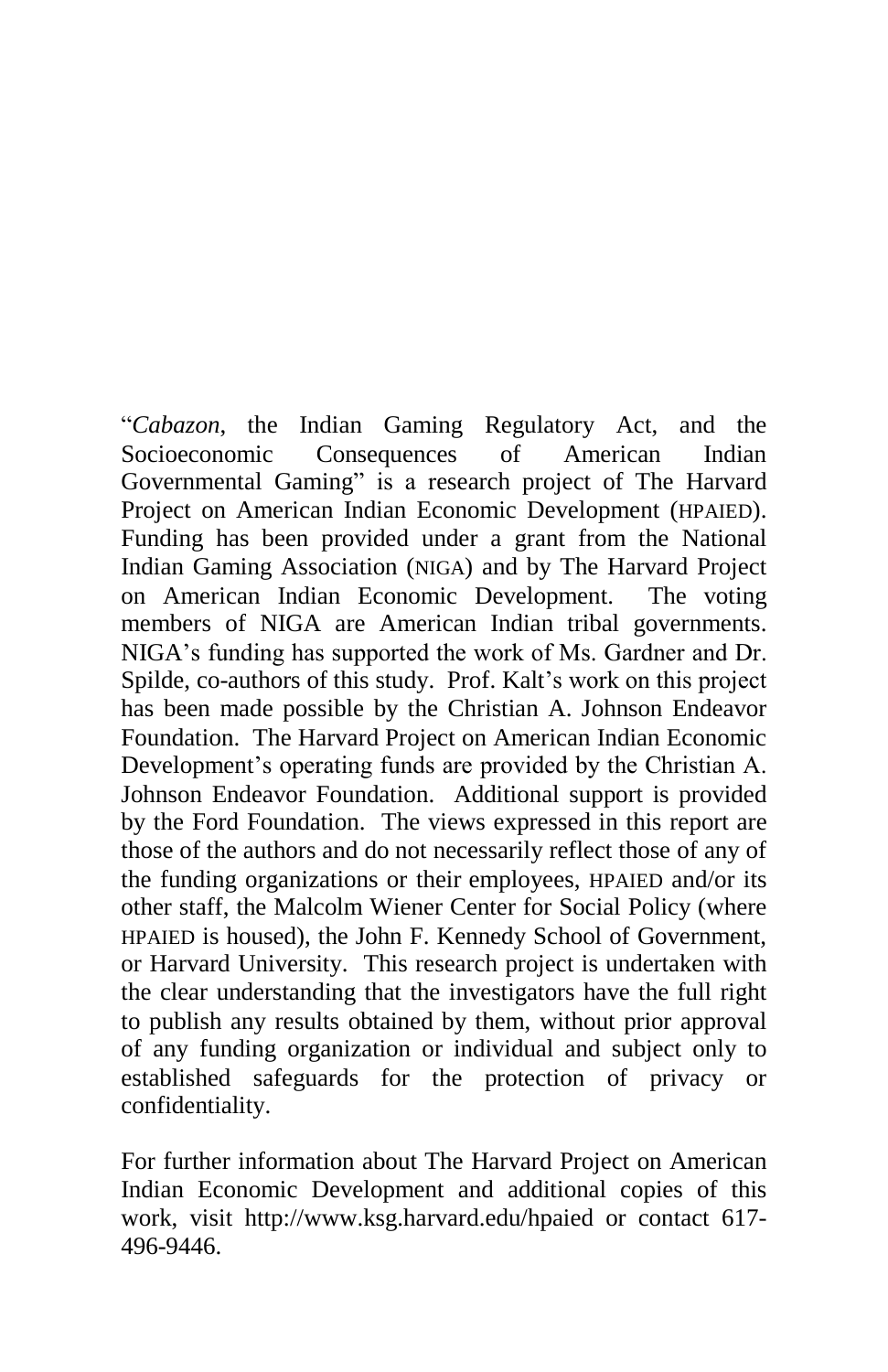"*Cabazon*, the Indian Gaming Regulatory Act, and the Socioeconomic Consequences of American Indian Governmental Gaming" is a research project of The Harvard Project on American Indian Economic Development (HPAIED). Funding has been provided under a grant from the National Indian Gaming Association (NIGA) and by The Harvard Project on American Indian Economic Development. The voting members of NIGA are American Indian tribal governments. NIGA's funding has supported the work of Ms. Gardner and Dr. Spilde, co-authors of this study. Prof. Kalt's work on this project has been made possible by the Christian A. Johnson Endeavor Foundation. The Harvard Project on American Indian Economic Development's operating funds are provided by the Christian A. Johnson Endeavor Foundation. Additional support is provided by the Ford Foundation. The views expressed in this report are those of the authors and do not necessarily reflect those of any of the funding organizations or their employees, HPAIED and/or its other staff, the Malcolm Wiener Center for Social Policy (where HPAIED is housed), the John F. Kennedy School of Government, or Harvard University. This research project is undertaken with the clear understanding that the investigators have the full right to publish any results obtained by them, without prior approval of any funding organization or individual and subject only to established safeguards for the protection of privacy or confidentiality.

For further information about The Harvard Project on American Indian Economic Development and additional copies of this work, visit http://www.ksg.harvard.edu/hpaied or contact 617-496-9446.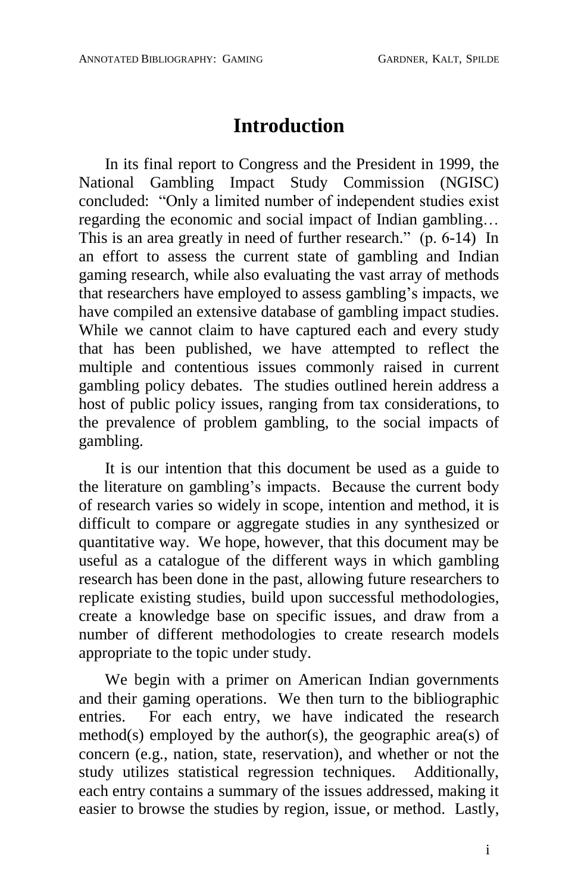# Introduction

In its final report to Congress and the President in 1999, the National Gambling Impact Study Commission (NGISC) concluded: "Only a limited number of independent studies exist regarding the economic and social impact of Indian gambling… This is an area greatly in need of further research." (p. 6-14) In an effort to assess the current state of gambling and Indian gaming research, while also evaluating the vast array of methods that researchers have employed to assess gambling's impacts, we have compiled an extensive database of gambling impact studies. While we cannot claim to have captured each and every study that has been published, we have attempted to reflect the multiple and contentious issues commonly raised in current gambling policy debates. The studies outlined herein address a host of public policy issues, ranging from tax considerations, to the prevalence of problem gambling, to the social impacts of gambling.

It is our intention that this document be used as a guide to the literature on gambling's impacts. Because the current body of research varies so widely in scope, intention and method, it is difficult to compare or aggregate studies in any synthesized or quantitative way. We hope, however, that this document may be useful as a catalogue of the different ways in which gambling research has been done in the past, allowing future researchers to replicate existing studies, build upon successful methodologies, create a knowledge base on specific issues, and draw from a number of different methodologies to create research models appropriate to the topic under study.

We begin with a primer on American Indian governments and their gaming operations. We then turn to the bibliographic entries. For each entry, we have indicated the research method(s) employed by the author(s), the geographic area(s) of concern (e.g., nation, state, reservation), and whether or not the study utilizes statistical regression techniques. Additionally, each entry contains a summary of the issues addressed, making it easier to browse the studies by region, issue, or method. Lastly,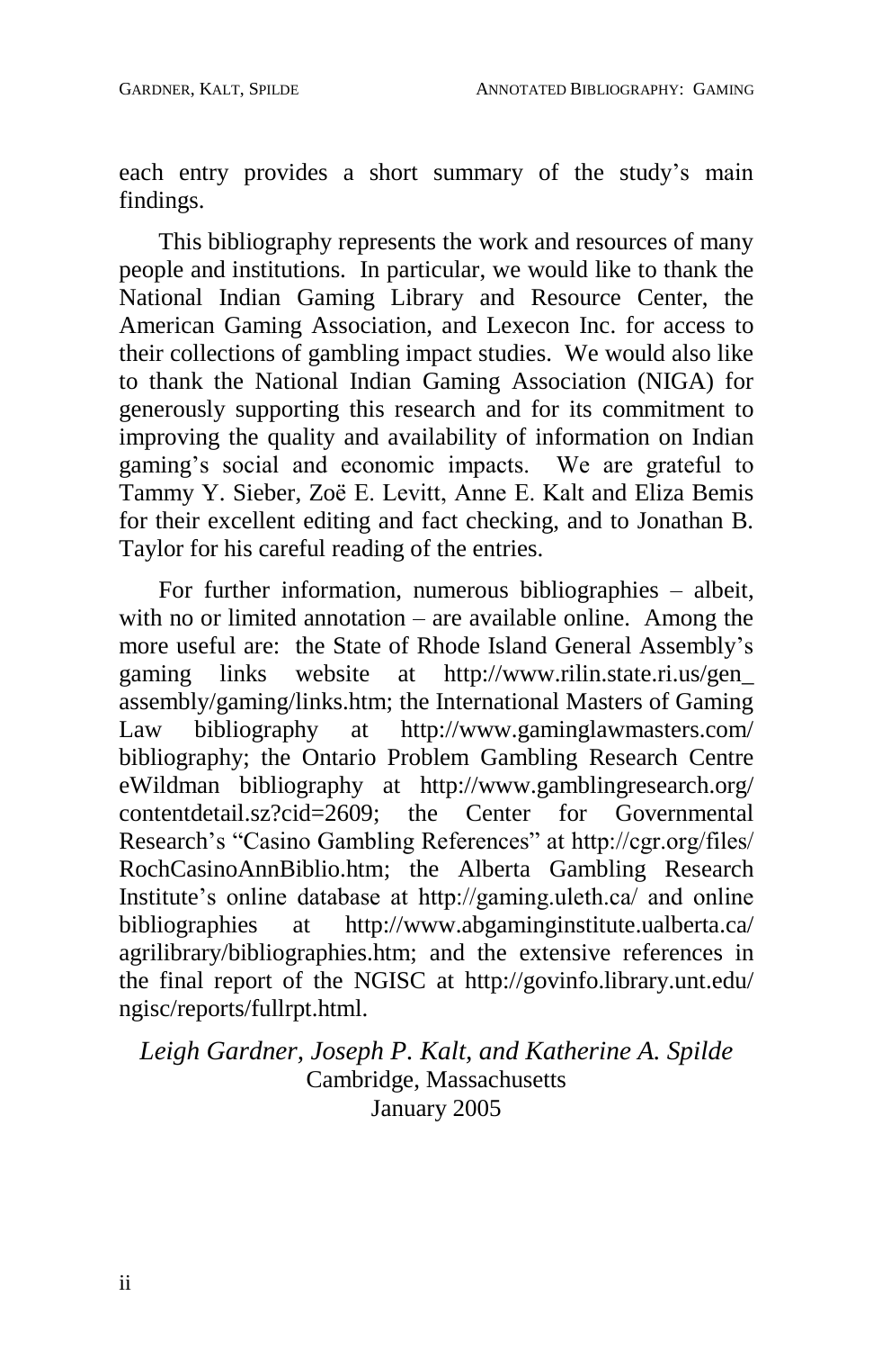each entry provides a short summary of the study's main findings.

This bibliography represents the work and resources of many people and institutions. In particular, we would like to thank the National Indian Gaming Library and Resource Center, the American Gaming Association, and Lexecon Inc. for access to their collections of gambling impact studies. We would also like to thank the National Indian Gaming Association (NIGA) for generously supporting this research and for its commitment to improving the quality and availability of information on Indian gaming's social and economic impacts. We are grateful to Tammy Y. Sieber, Zoë E. Levitt, Anne E. Kalt and Eliza Bemis for their excellent editing and fact checking, and to Jonathan B. Taylor for his careful reading of the entries.

For further information, numerous bibliographies – albeit, with no or limited annotation – are available online. Among the more useful are: the State of Rhode Island General Assembly's gaming links website at http://www.rilin.state.ri.us/gen_assembly/gaming/links.htm; the International Masters of Gaming Law bibliography at http://www.gaminglawmasters.com/bibliography; the Ontario Problem Gambling Research Centre eWildman bibliography at http://www.gamblingresearch.org/contentdetail.sz?cid=2609; the Center for Governmental Research's "Casino Gambling References" at http://cgr.org/files/RochCasinoAnnBiblio.htm; the Alberta Gambling Research Institute's online database at http://gaming.uleth.ca/ and online bibliographies at http://www.abgaminginstitute.ualberta.ca/agrilibrary/bibliographies.htm; and the extensive references in the final report of the NGISC at http://govinfo.library.unt.edu/ngisc/reports/fullrpt.html.

*Leigh Gardner, Joseph P. Kalt, and Katherine A. Spilde*
Cambridge, Massachusetts
January 2005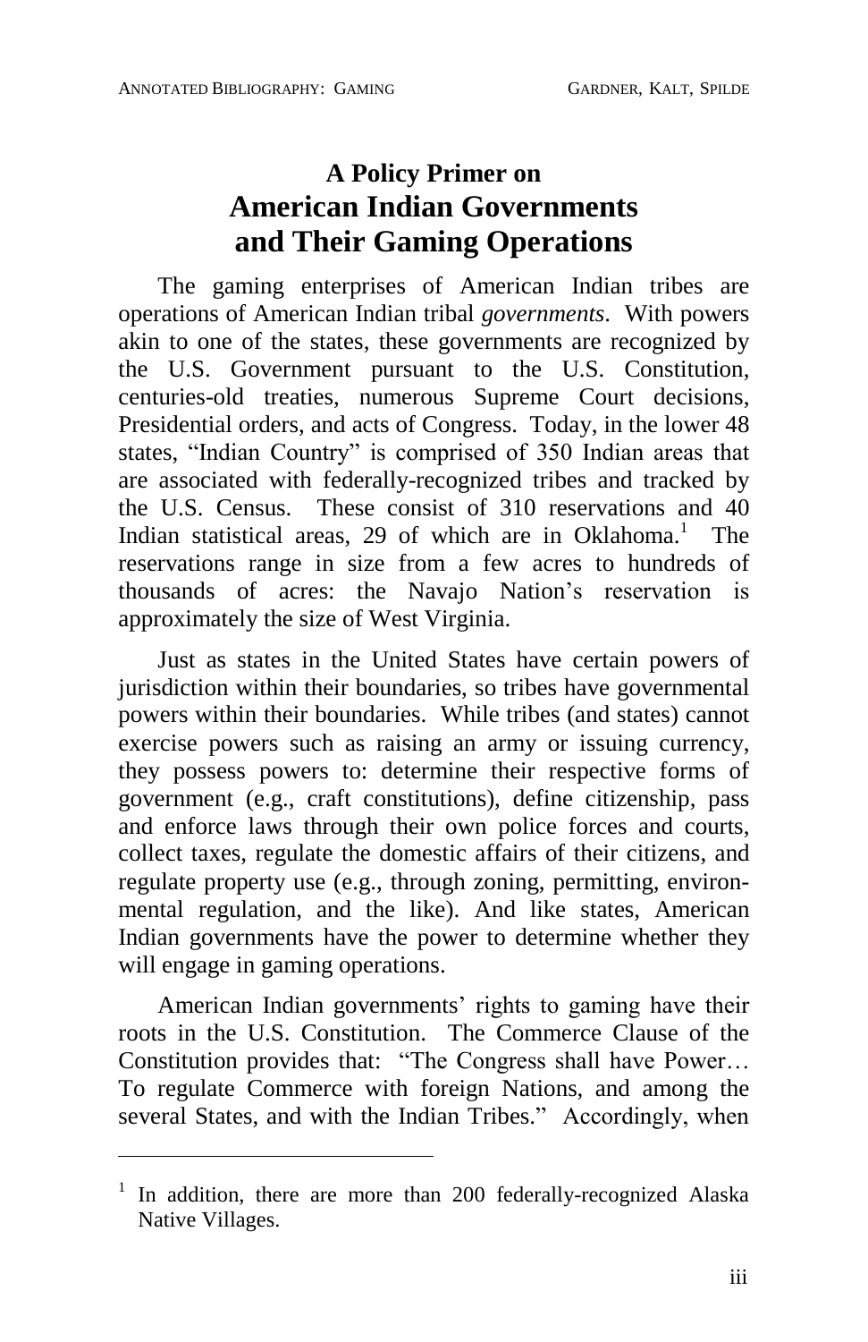# A Policy Primer on American Indian Governments and Their Gaming Operations

The gaming enterprises of American Indian tribes are operations of American Indian tribal *governments*. With powers akin to one of the states, these governments are recognized by the U.S. Government pursuant to the U.S. Constitution, centuries-old treaties, numerous Supreme Court decisions, Presidential orders, and acts of Congress. Today, in the lower 48 states, "Indian Country" is comprised of 350 Indian areas that are associated with federally-recognized tribes and tracked by the U.S. Census. These consist of 310 reservations and 40 Indian statistical areas, 29 of which are in Oklahoma.[1] The reservations range in size from a few acres to hundreds of thousands of acres: the Navajo Nation's reservation is approximately the size of West Virginia.

Just as states in the United States have certain powers of jurisdiction within their boundaries, so tribes have governmental powers within their boundaries. While tribes (and states) cannot exercise powers such as raising an army or issuing currency, they possess powers to: determine their respective forms of government (e.g., craft constitutions), define citizenship, pass and enforce laws through their own police forces and courts, collect taxes, regulate the domestic affairs of their citizens, and regulate property use (e.g., through zoning, permitting, environmental regulation, and the like). And like states, American Indian governments have the power to determine whether they will engage in gaming operations.

American Indian governments' rights to gaming have their roots in the U.S. Constitution. The Commerce Clause of the Constitution provides that: "The Congress shall have Power… To regulate Commerce with foreign Nations, and among the several States, and with the Indian Tribes." Accordingly, when

---

[1] In addition, there are more than 200 federally-recognized Alaska Native Villages.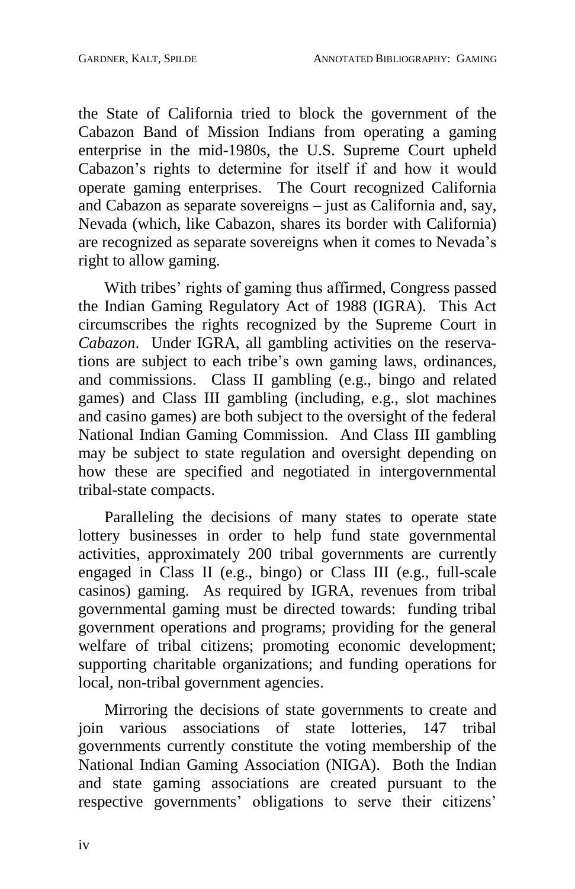the State of California tried to block the government of the Cabazon Band of Mission Indians from operating a gaming enterprise in the mid-1980s, the U.S. Supreme Court upheld Cabazon's rights to determine for itself if and how it would operate gaming enterprises. The Court recognized California and Cabazon as separate sovereigns – just as California and, say, Nevada (which, like Cabazon, shares its border with California) are recognized as separate sovereigns when it comes to Nevada's right to allow gaming.

With tribes' rights of gaming thus affirmed, Congress passed the Indian Gaming Regulatory Act of 1988 (IGRA). This Act circumscribes the rights recognized by the Supreme Court in *Cabazon*. Under IGRA, all gambling activities on the reservations are subject to each tribe's own gaming laws, ordinances, and commissions. Class II gambling (e.g., bingo and related games) and Class III gambling (including, e.g., slot machines and casino games) are both subject to the oversight of the federal National Indian Gaming Commission. And Class III gambling may be subject to state regulation and oversight depending on how these are specified and negotiated in intergovernmental tribal-state compacts.

Paralleling the decisions of many states to operate state lottery businesses in order to help fund state governmental activities, approximately 200 tribal governments are currently engaged in Class II (e.g., bingo) or Class III (e.g., full-scale casinos) gaming. As required by IGRA, revenues from tribal governmental gaming must be directed towards: funding tribal government operations and programs; providing for the general welfare of tribal citizens; promoting economic development; supporting charitable organizations; and funding operations for local, non-tribal government agencies.

Mirroring the decisions of state governments to create and join various associations of state lotteries, 147 tribal governments currently constitute the voting membership of the National Indian Gaming Association (NIGA). Both the Indian and state gaming associations are created pursuant to the respective governments' obligations to serve their citizens'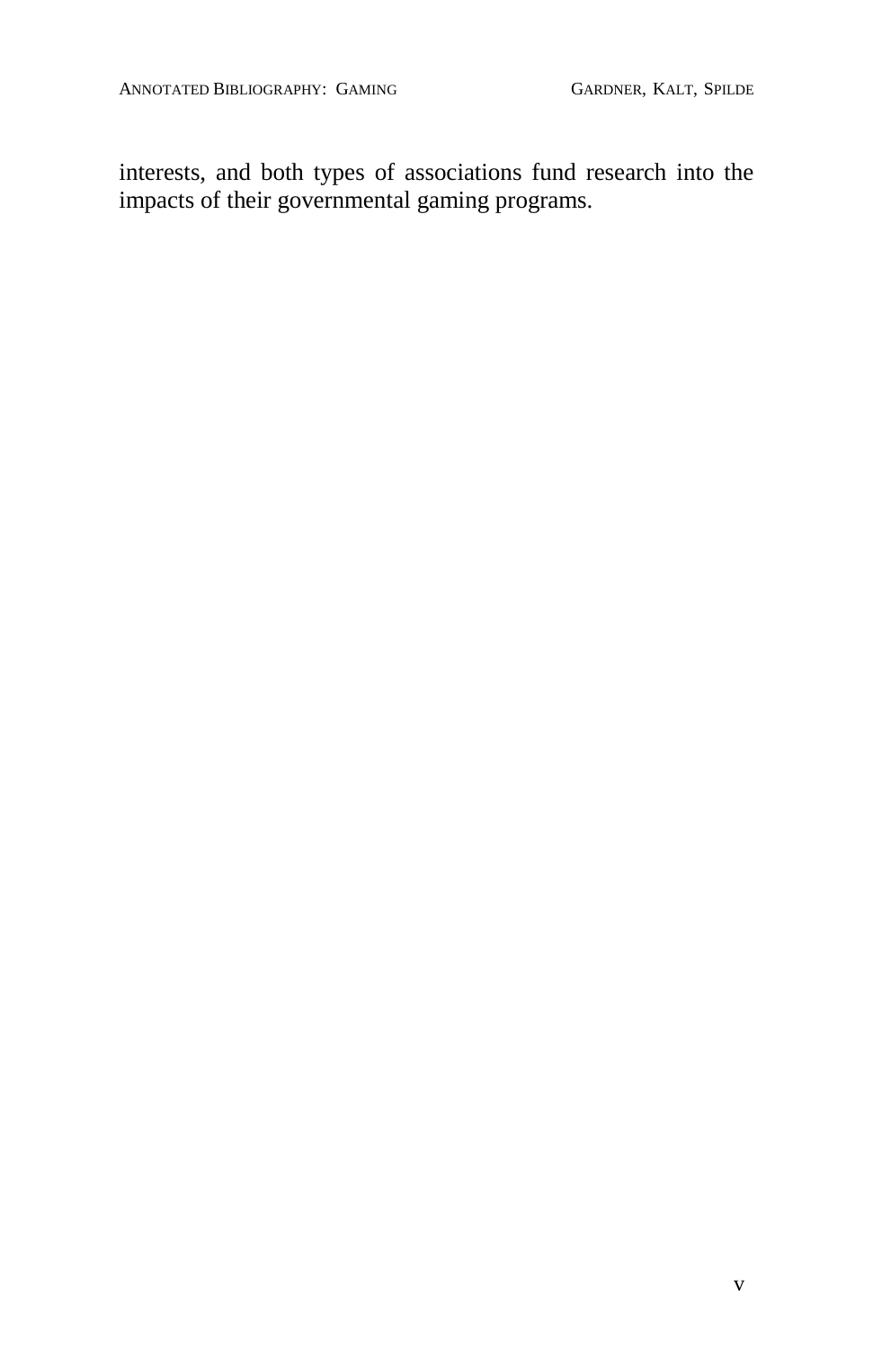interests, and both types of associations fund research into the impacts of their governmental gaming programs.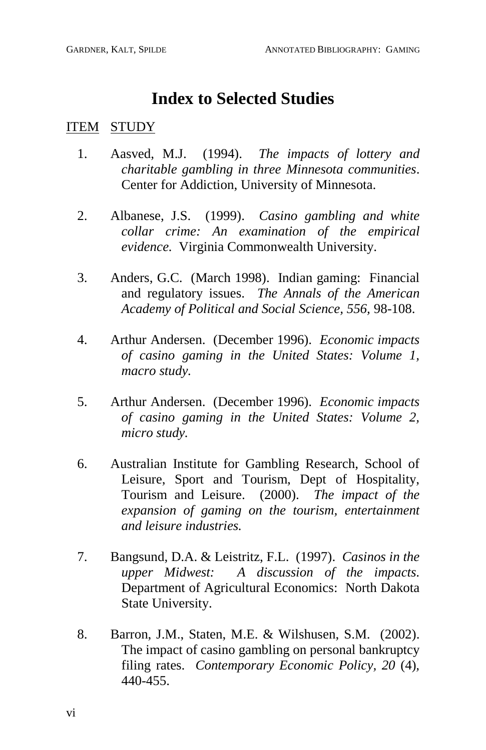# Index to Selected Studies

<u>ITEM</u> <u>STUDY</u>

1. Aasved, M.J. (1994). *The impacts of lottery and charitable gambling in three Minnesota communities*. Center for Addiction, University of Minnesota.

2. Albanese, J.S. (1999). *Casino gambling and white collar crime: An examination of the empirical evidence.* Virginia Commonwealth University.

3. Anders, G.C. (March 1998). Indian gaming: Financial and regulatory issues. *The Annals of the American Academy of Political and Social Science, 556,* 98-108.

4. Arthur Andersen. (December 1996). *Economic impacts of casino gaming in the United States: Volume 1, macro study.*

5. Arthur Andersen. (December 1996). *Economic impacts of casino gaming in the United States: Volume 2, micro study.*

6. Australian Institute for Gambling Research, School of Leisure, Sport and Tourism, Dept of Hospitality, Tourism and Leisure. (2000). *The impact of the expansion of gaming on the tourism, entertainment and leisure industries.*

7. Bangsund, D.A. & Leistritz, F.L. (1997). *Casinos in the upper Midwest: A discussion of the impacts.* Department of Agricultural Economics: North Dakota State University.

8. Barron, J.M., Staten, M.E. & Wilshusen, S.M. (2002). The impact of casino gambling on personal bankruptcy filing rates. *Contemporary Economic Policy, 20* (4), 440-455.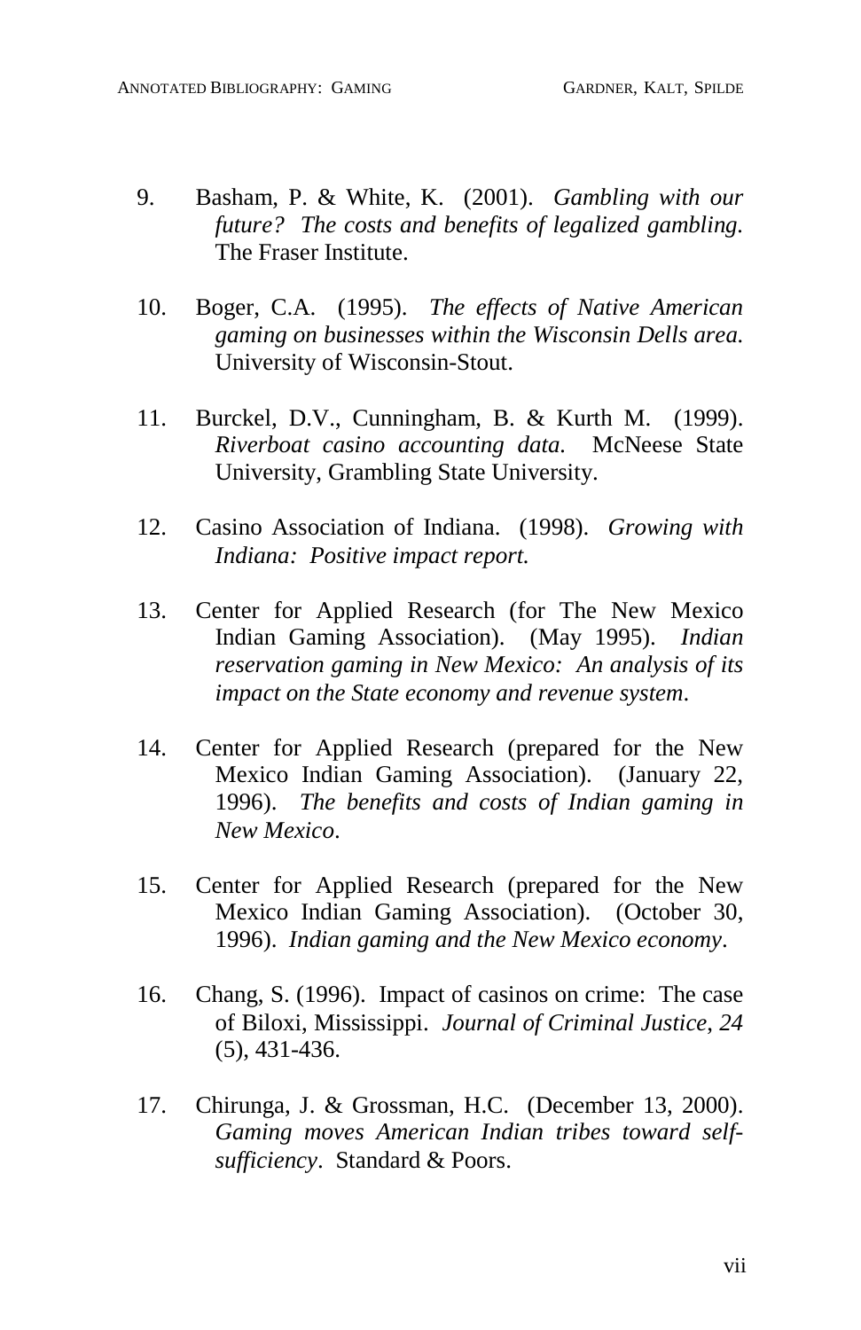9. Basham, P. & White, K. (2001). *Gambling with our future? The costs and benefits of legalized gambling.* The Fraser Institute.

10. Boger, C.A. (1995). *The effects of Native American gaming on businesses within the Wisconsin Dells area.* University of Wisconsin-Stout.

11. Burckel, D.V., Cunningham, B. & Kurth M. (1999). *Riverboat casino accounting data.* McNeese State University, Grambling State University.

12. Casino Association of Indiana. (1998). *Growing with Indiana: Positive impact report.*

13. Center for Applied Research (for The New Mexico Indian Gaming Association). (May 1995). *Indian reservation gaming in New Mexico: An analysis of its impact on the State economy and revenue system*.

14. Center for Applied Research (prepared for the New Mexico Indian Gaming Association). (January 22, 1996). *The benefits and costs of Indian gaming in New Mexico*.

15. Center for Applied Research (prepared for the New Mexico Indian Gaming Association). (October 30, 1996). *Indian gaming and the New Mexico economy*.

16. Chang, S. (1996). Impact of casinos on crime: The case of Biloxi, Mississippi. *Journal of Criminal Justice*, *24* (5), 431-436.

17. Chirunga, J. & Grossman, H.C. (December 13, 2000). *Gaming moves American Indian tribes toward self-sufficiency*. Standard & Poors.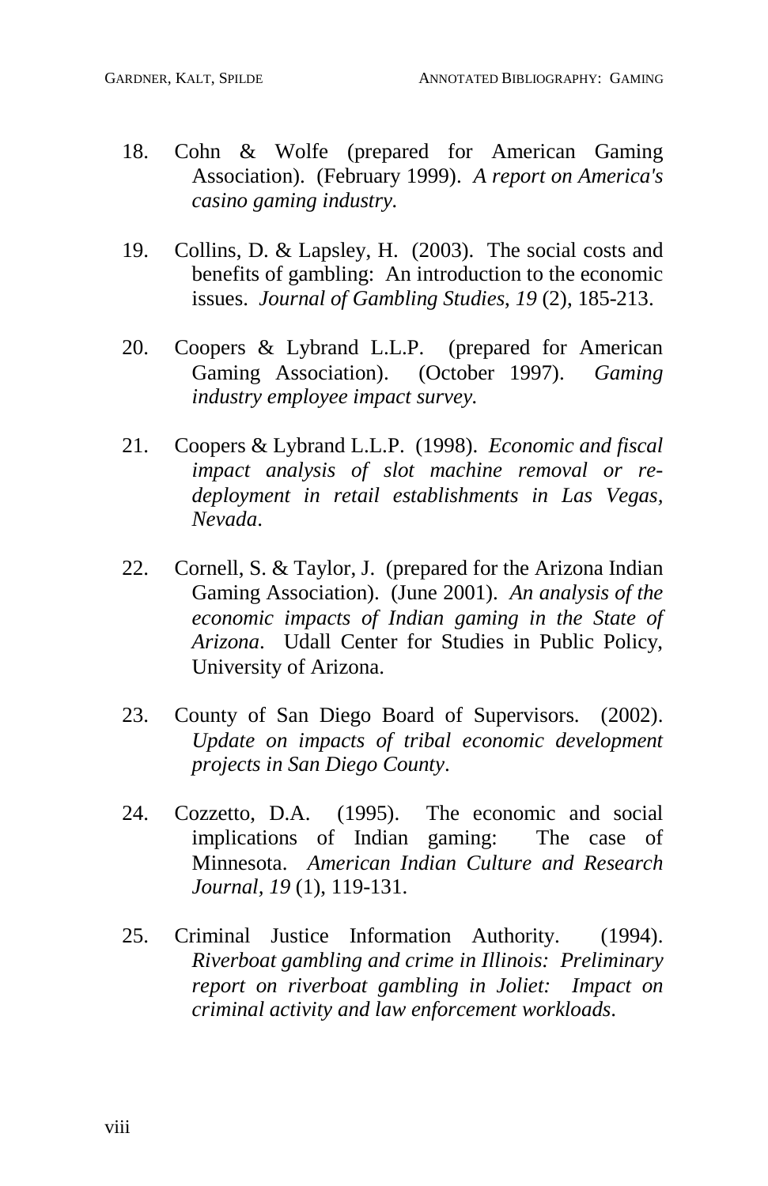18. Cohn & Wolfe (prepared for American Gaming Association). (February 1999). *A report on America's casino gaming industry.*

19. Collins, D. & Lapsley, H. (2003). The social costs and benefits of gambling: An introduction to the economic issues. *Journal of Gambling Studies, 19* (2), 185-213.

20. Coopers & Lybrand L.L.P. (prepared for American Gaming Association). (October 1997). *Gaming industry employee impact survey.*

21. Coopers & Lybrand L.L.P. (1998). *Economic and fiscal impact analysis of slot machine removal or re-deployment in retail establishments in Las Vegas, Nevada*.

22. Cornell, S. & Taylor, J. (prepared for the Arizona Indian Gaming Association). (June 2001). *An analysis of the economic impacts of Indian gaming in the State of Arizona*. Udall Center for Studies in Public Policy, University of Arizona.

23. County of San Diego Board of Supervisors. (2002). *Update on impacts of tribal economic development projects in San Diego County*.

24. Cozzetto, D.A. (1995). The economic and social implications of Indian gaming: The case of Minnesota. *American Indian Culture and Research Journal, 19* (1), 119-131.

25. Criminal Justice Information Authority. (1994). *Riverboat gambling and crime in Illinois: Preliminary report on riverboat gambling in Joliet: Impact on criminal activity and law enforcement workloads.*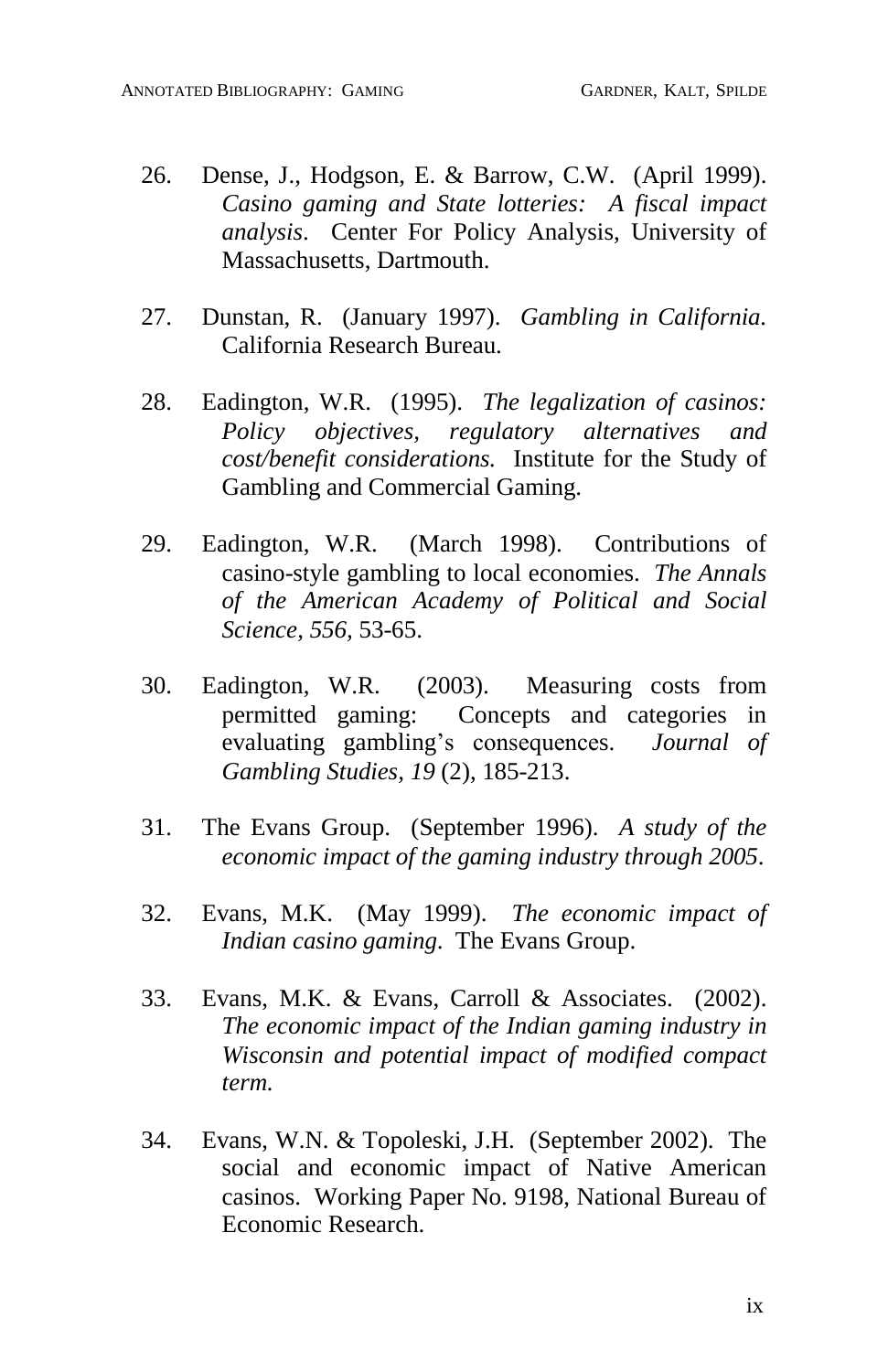26. Dense, J., Hodgson, E. & Barrow, C.W. (April 1999). *Casino gaming and State lotteries: A fiscal impact analysis*. Center For Policy Analysis, University of Massachusetts, Dartmouth.

27. Dunstan, R. (January 1997). *Gambling in California.* California Research Bureau.

28. Eadington, W.R. (1995). *The legalization of casinos: Policy objectives, regulatory alternatives and cost/benefit considerations.* Institute for the Study of Gambling and Commercial Gaming.

29. Eadington, W.R. (March 1998). Contributions of casino-style gambling to local economies. *The Annals of the American Academy of Political and Social Science, 556*, 53-65.

30. Eadington, W.R. (2003). Measuring costs from permitted gaming: Concepts and categories in evaluating gambling's consequences. *Journal of Gambling Studies, 19* (2), 185-213.

31. The Evans Group. (September 1996). *A study of the economic impact of the gaming industry through 2005*.

32. Evans, M.K. (May 1999). *The economic impact of Indian casino gaming.* The Evans Group.

33. Evans, M.K. & Evans, Carroll & Associates. (2002). *The economic impact of the Indian gaming industry in Wisconsin and potential impact of modified compact term.*

34. Evans, W.N. & Topoleski, J.H. (September 2002). The social and economic impact of Native American casinos. Working Paper No. 9198, National Bureau of Economic Research.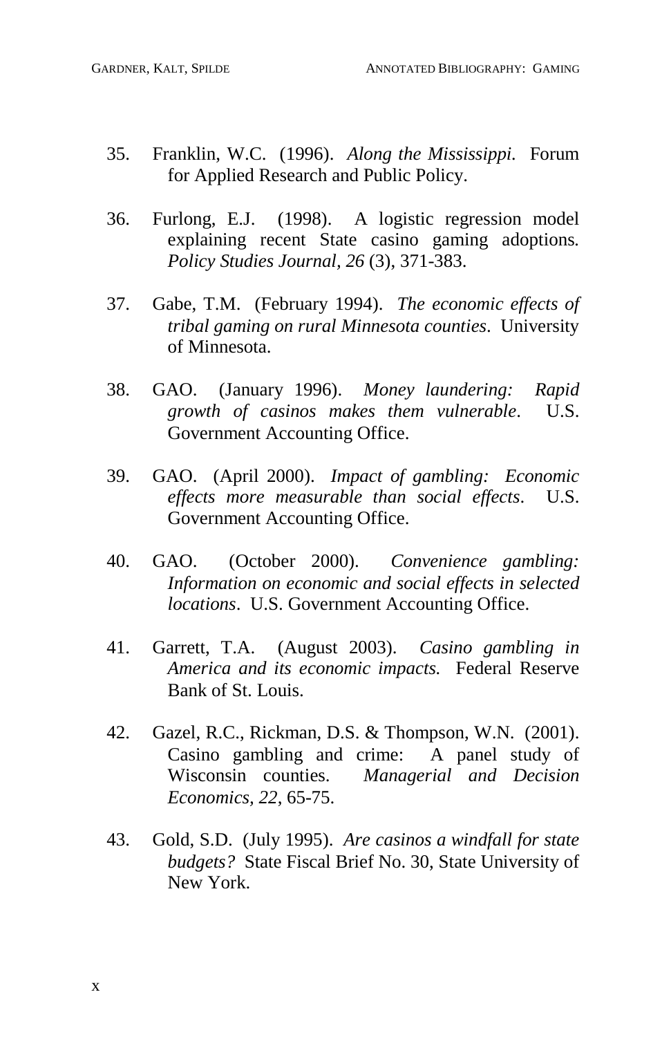35. Franklin, W.C. (1996). *Along the Mississippi.* Forum for Applied Research and Public Policy.

36. Furlong, E.J. (1998). A logistic regression model explaining recent State casino gaming adoptions*. Policy Studies Journal, 26* (3), 371-383.

37. Gabe, T.M. (February 1994). *The economic effects of tribal gaming on rural Minnesota counties*. University of Minnesota.

38. GAO. (January 1996). *Money laundering: Rapid growth of casinos makes them vulnerable*. U.S. Government Accounting Office.

39. GAO. (April 2000). *Impact of gambling: Economic effects more measurable than social effects*. U.S. Government Accounting Office.

40. GAO. (October 2000). *Convenience gambling: Information on economic and social effects in selected locations*. U.S. Government Accounting Office.

41. Garrett, T.A. (August 2003). *Casino gambling in America and its economic impacts.* Federal Reserve Bank of St. Louis.

42. Gazel, R.C., Rickman, D.S. & Thompson, W.N. (2001). Casino gambling and crime: A panel study of Wisconsin counties. *Managerial and Decision Economics, 22*, 65-75.

43. Gold, S.D. (July 1995). *Are casinos a windfall for state budgets?* State Fiscal Brief No. 30, State University of New York.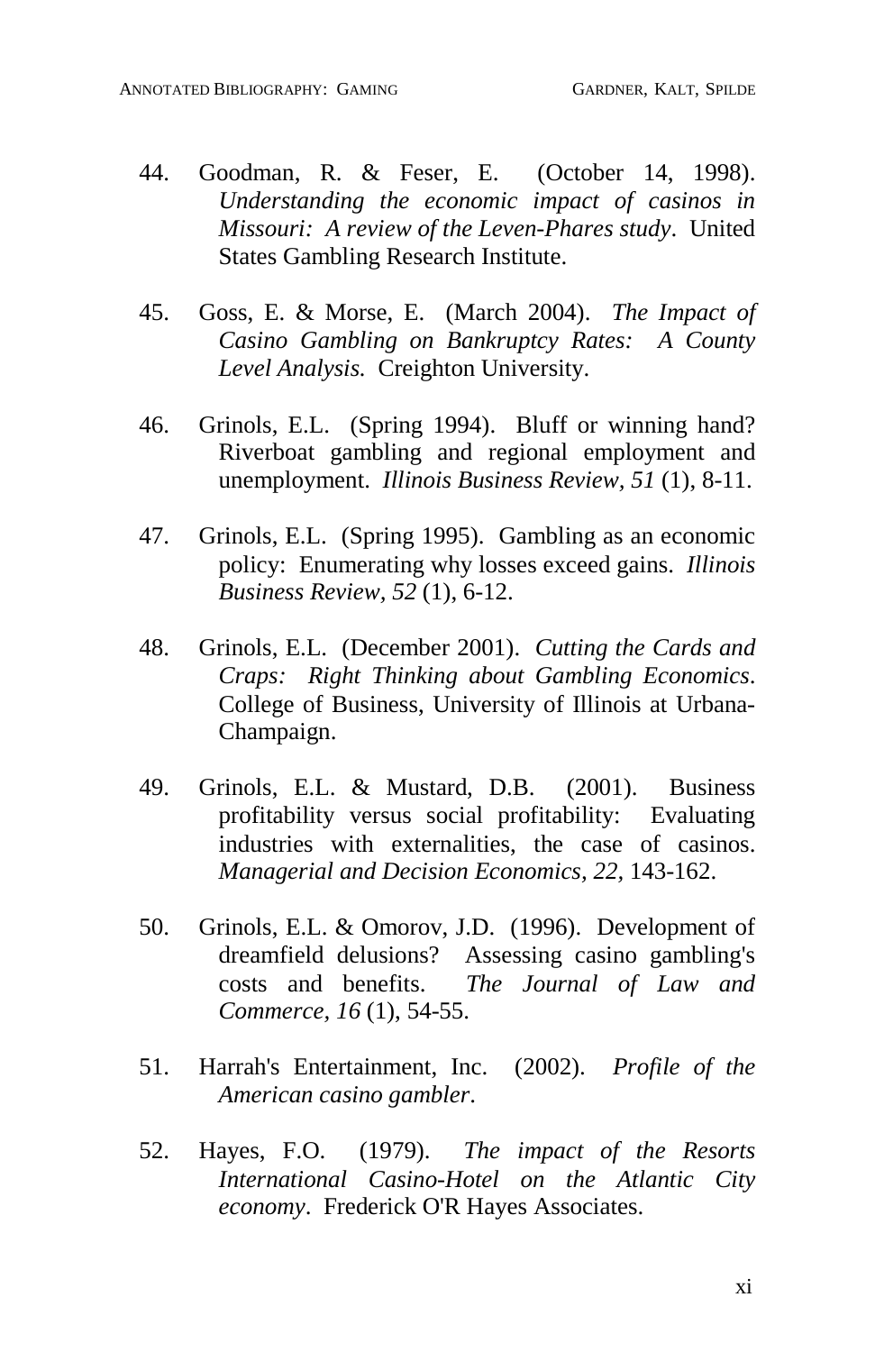44. Goodman, R. & Feser, E. (October 14, 1998). *Understanding the economic impact of casinos in Missouri: A review of the Leven-Phares study*. United States Gambling Research Institute.

45. Goss, E. & Morse, E. (March 2004). *The Impact of Casino Gambling on Bankruptcy Rates: A County Level Analysis.* Creighton University.

46. Grinols, E.L. (Spring 1994). Bluff or winning hand? Riverboat gambling and regional employment and unemployment. *Illinois Business Review, 51* (1), 8-11.

47. Grinols, E.L. (Spring 1995). Gambling as an economic policy: Enumerating why losses exceed gains. *Illinois Business Review, 52* (1), 6-12.

48. Grinols, E.L. (December 2001). *Cutting the Cards and Craps: Right Thinking about Gambling Economics*. College of Business, University of Illinois at Urbana-Champaign.

49. Grinols, E.L. & Mustard, D.B. (2001). Business profitability versus social profitability: Evaluating industries with externalities, the case of casinos. *Managerial and Decision Economics, 22*, 143-162.

50. Grinols, E.L. & Omorov, J.D. (1996). Development of dreamfield delusions? Assessing casino gambling's costs and benefits. *The Journal of Law and Commerce, 16* (1), 54-55.

51. Harrah's Entertainment, Inc. (2002). *Profile of the American casino gambler*.

52. Hayes, F.O. (1979). *The impact of the Resorts International Casino-Hotel on the Atlantic City economy*. Frederick O'R Hayes Associates.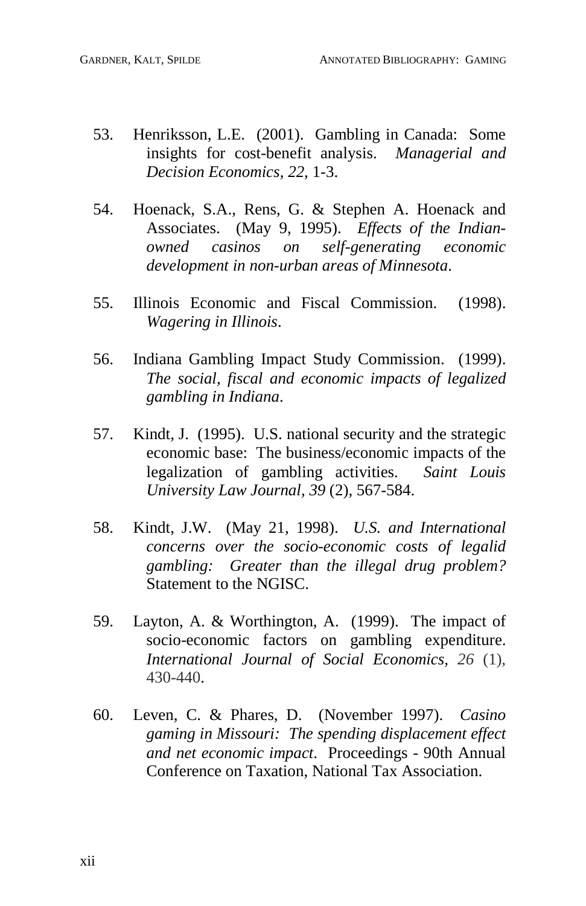53. Henriksson, L.E. (2001). Gambling in Canada: Some insights for cost-benefit analysis. *Managerial and Decision Economics, 22*, 1-3.

54. Hoenack, S.A., Rens, G. & Stephen A. Hoenack and Associates. (May 9, 1995). *Effects of the Indian-owned casinos on self-generating economic development in non-urban areas of Minnesota*.

55. Illinois Economic and Fiscal Commission. (1998). *Wagering in Illinois*.

56. Indiana Gambling Impact Study Commission. (1999). *The social, fiscal and economic impacts of legalized gambling in Indiana*.

57. Kindt, J. (1995). U.S. national security and the strategic economic base: The business/economic impacts of the legalization of gambling activities. *Saint Louis University Law Journal, 39* (2), 567-584.

58. Kindt, J.W. (May 21, 1998). *U.S. and International concerns over the socio-economic costs of legalid gambling: Greater than the illegal drug problem?* Statement to the NGISC.

59. Layton, A. & Worthington, A. (1999). The impact of socio-economic factors on gambling expenditure. *International Journal of Social Economics, 26* (1), 430-440.

60. Leven, C. & Phares, D. (November 1997). *Casino gaming in Missouri: The spending displacement effect and net economic impact*. Proceedings - 90th Annual Conference on Taxation, National Tax Association.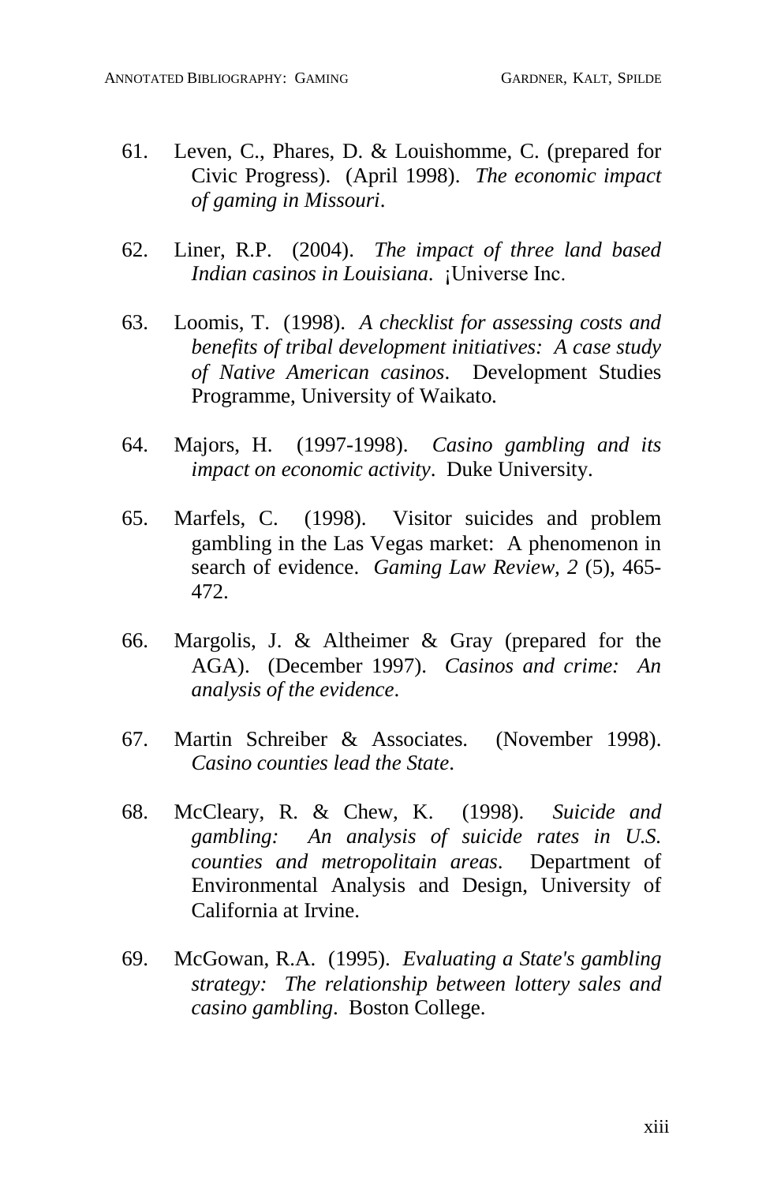61. Leven, C., Phares, D. & Louishomme, C. (prepared for Civic Progress). (April 1998). *The economic impact of gaming in Missouri*.

62. Liner, R.P. (2004). *The impact of three land based Indian casinos in Louisiana*. ¡Universe Inc.

63. Loomis, T. (1998). *A checklist for assessing costs and benefits of tribal development initiatives: A case study of Native American casinos*. Development Studies Programme, University of Waikato.

64. Majors, H. (1997-1998). *Casino gambling and its impact on economic activity*. Duke University.

65. Marfels, C. (1998). Visitor suicides and problem gambling in the Las Vegas market: A phenomenon in search of evidence. *Gaming Law Review, 2* (5), 465-472.

66. Margolis, J. & Altheimer & Gray (prepared for the AGA). (December 1997). *Casinos and crime: An analysis of the evidence*.

67. Martin Schreiber & Associates. (November 1998). *Casino counties lead the State*.

68. McCleary, R. & Chew, K. (1998). *Suicide and gambling: An analysis of suicide rates in U.S. counties and metropolitain areas*. Department of Environmental Analysis and Design, University of California at Irvine.

69. McGowan, R.A. (1995). *Evaluating a State's gambling strategy: The relationship between lottery sales and casino gambling*. Boston College.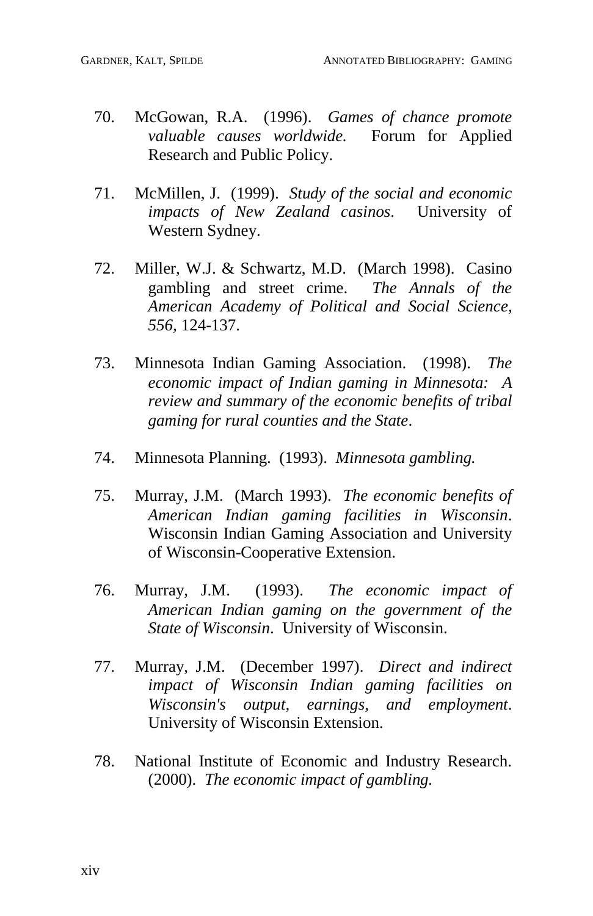70. McGowan, R.A. (1996). *Games of chance promote valuable causes worldwide.* Forum for Applied Research and Public Policy.

71. McMillen, J. (1999). *Study of the social and economic impacts of New Zealand casinos*. University of Western Sydney.

72. Miller, W.J. & Schwartz, M.D. (March 1998). Casino gambling and street crime. *The Annals of the American Academy of Political and Social Science, 556*, 124-137.

73. Minnesota Indian Gaming Association. (1998). *The economic impact of Indian gaming in Minnesota: A review and summary of the economic benefits of tribal gaming for rural counties and the State*.

74. Minnesota Planning. (1993). *Minnesota gambling.*

75. Murray, J.M. (March 1993). *The economic benefits of American Indian gaming facilities in Wisconsin*. Wisconsin Indian Gaming Association and University of Wisconsin-Cooperative Extension.

76. Murray, J.M. (1993). *The economic impact of American Indian gaming on the government of the State of Wisconsin*. University of Wisconsin.

77. Murray, J.M. (December 1997). *Direct and indirect impact of Wisconsin Indian gaming facilities on Wisconsin's output, earnings, and employment*. University of Wisconsin Extension.

78. National Institute of Economic and Industry Research. (2000). *The economic impact of gambling.*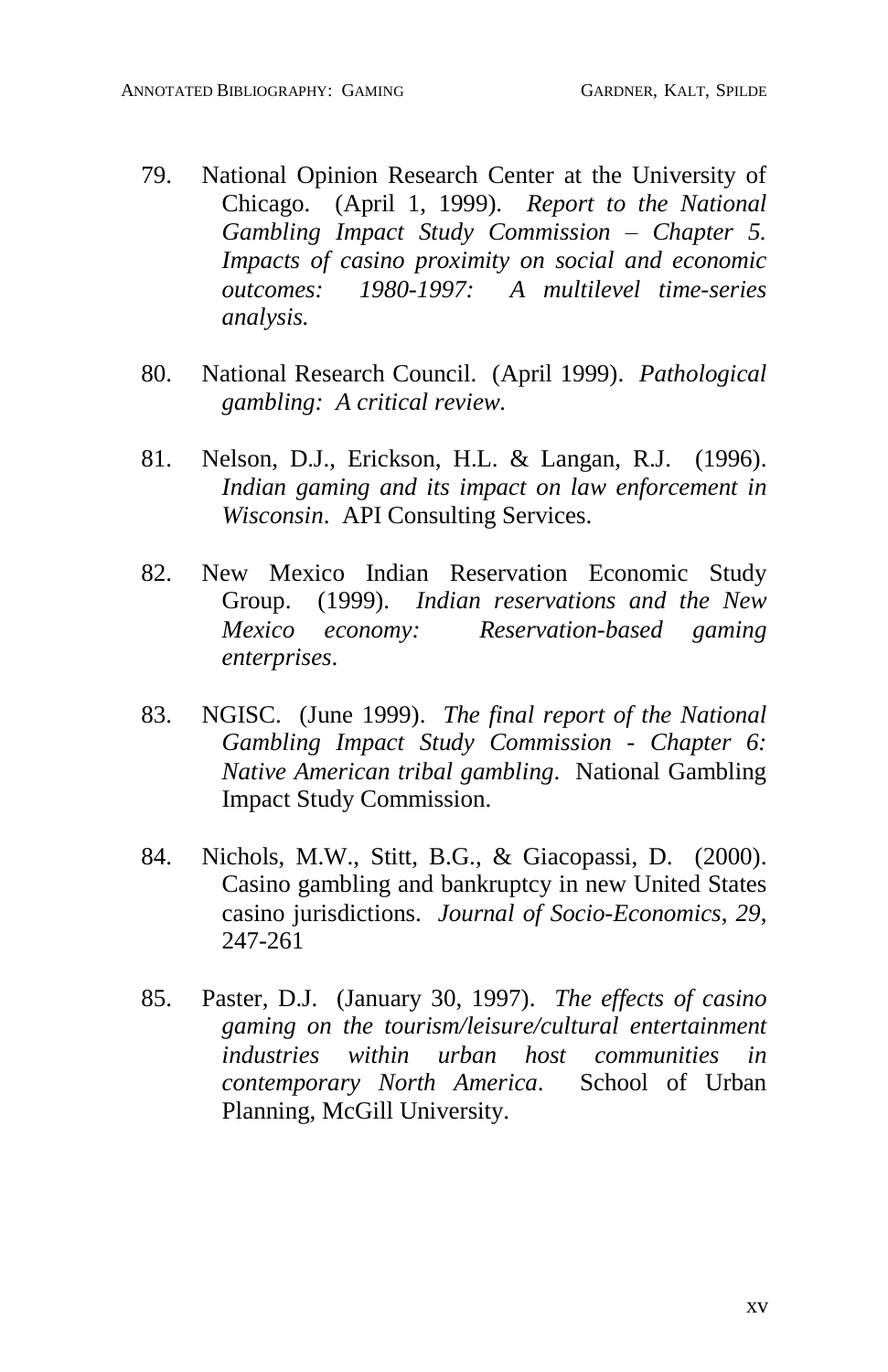79. National Opinion Research Center at the University of Chicago. (April 1, 1999). *Report to the National Gambling Impact Study Commission – Chapter 5. Impacts of casino proximity on social and economic outcomes: 1980-1997: A multilevel time-series analysis.*

80. National Research Council. (April 1999). *Pathological gambling: A critical review.*

81. Nelson, D.J., Erickson, H.L. & Langan, R.J. (1996). *Indian gaming and its impact on law enforcement in Wisconsin*. API Consulting Services.

82. New Mexico Indian Reservation Economic Study Group. (1999). *Indian reservations and the New Mexico economy: Reservation-based gaming enterprises*.

83. NGISC. (June 1999). *The final report of the National Gambling Impact Study Commission - Chapter 6: Native American tribal gambling*. National Gambling Impact Study Commission.

84. Nichols, M.W., Stitt, B.G., & Giacopassi, D. (2000). Casino gambling and bankruptcy in new United States casino jurisdictions. *Journal of Socio-Economics*, *29*, 247-261

85. Paster, D.J. (January 30, 1997). *The effects of casino gaming on the tourism/leisure/cultural entertainment industries within urban host communities in contemporary North America*. School of Urban Planning, McGill University.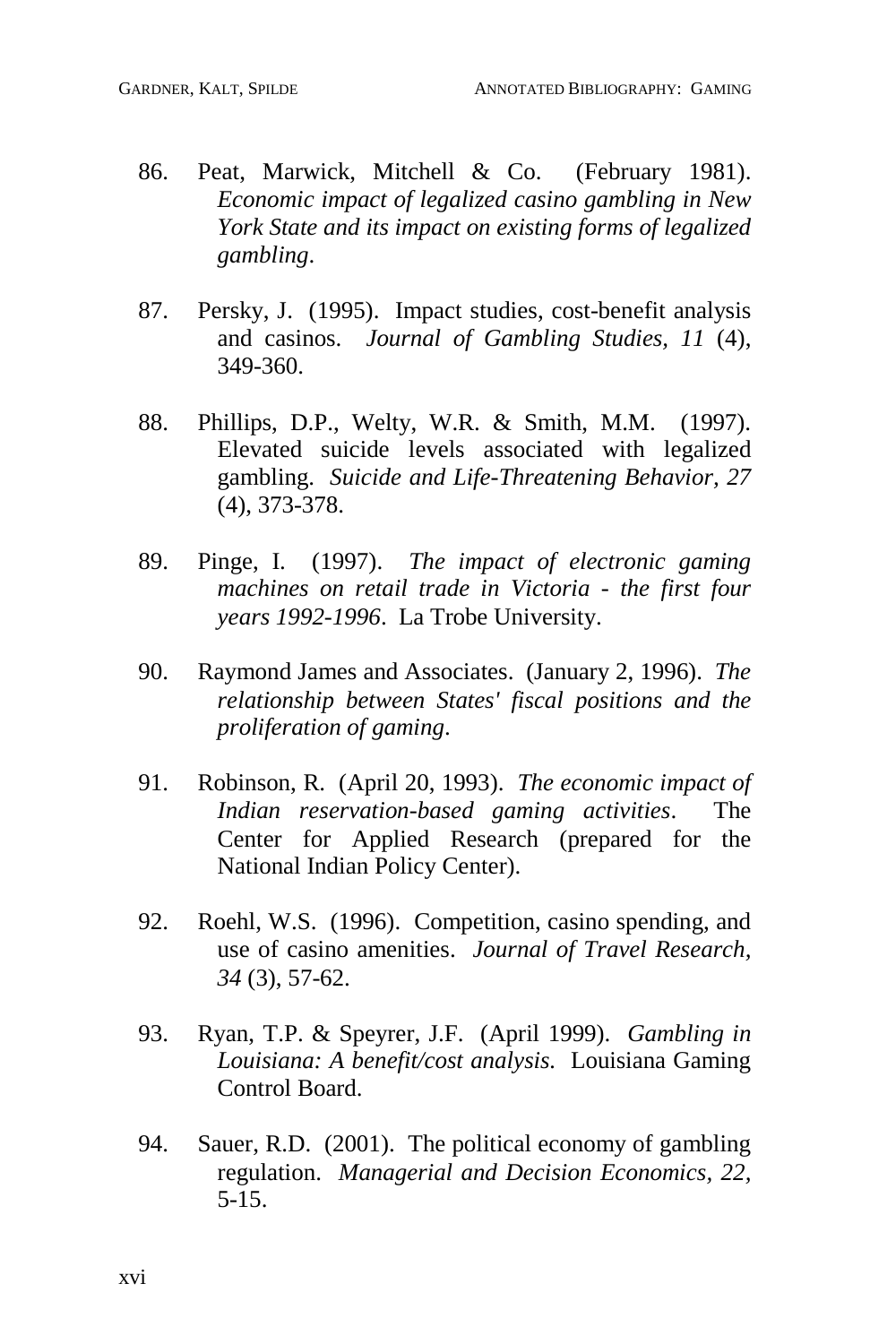86. Peat, Marwick, Mitchell & Co. (February 1981). *Economic impact of legalized casino gambling in New York State and its impact on existing forms of legalized gambling*.

87. Persky, J. (1995). Impact studies, cost-benefit analysis and casinos. *Journal of Gambling Studies, 11* (4), 349-360.

88. Phillips, D.P., Welty, W.R. & Smith, M.M. (1997). Elevated suicide levels associated with legalized gambling. *Suicide and Life-Threatening Behavior, 27* (4), 373-378.

89. Pinge, I. (1997). *The impact of electronic gaming machines on retail trade in Victoria - the first four years 1992-1996*. La Trobe University.

90. Raymond James and Associates. (January 2, 1996). *The relationship between States' fiscal positions and the proliferation of gaming*.

91. Robinson, R. (April 20, 1993). *The economic impact of Indian reservation-based gaming activities*. The Center for Applied Research (prepared for the National Indian Policy Center).

92. Roehl, W.S. (1996). Competition, casino spending, and use of casino amenities. *Journal of Travel Research, 34* (3), 57-62.

93. Ryan, T.P. & Speyrer, J.F. (April 1999). *Gambling in Louisiana: A benefit/cost analysis*. Louisiana Gaming Control Board.

94. Sauer, R.D. (2001). The political economy of gambling regulation. *Managerial and Decision Economics, 22,* 5-15.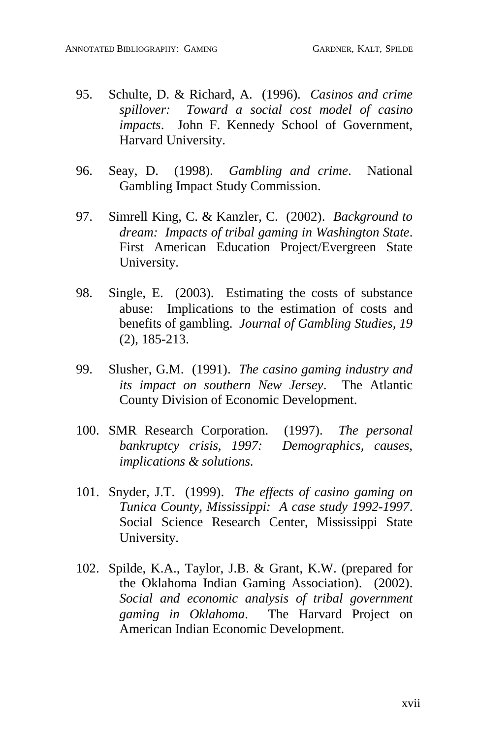95. Schulte, D. & Richard, A. (1996). *Casinos and crime spillover: Toward a social cost model of casino impacts*. John F. Kennedy School of Government, Harvard University.

96. Seay, D. (1998). *Gambling and crime*. National Gambling Impact Study Commission.

97. Simrell King, C. & Kanzler, C. (2002). *Background to dream: Impacts of tribal gaming in Washington State*. First American Education Project/Evergreen State University.

98. Single, E. (2003). Estimating the costs of substance abuse: Implications to the estimation of costs and benefits of gambling. *Journal of Gambling Studies, 19* (2), 185-213.

99. Slusher, G.M. (1991). *The casino gaming industry and its impact on southern New Jersey*. The Atlantic County Division of Economic Development.

100. SMR Research Corporation. (1997). *The personal bankruptcy crisis, 1997: Demographics, causes, implications & solutions.*

101. Snyder, J.T. (1999). *The effects of casino gaming on Tunica County, Mississippi: A case study 1992-1997*. Social Science Research Center, Mississippi State University.

102. Spilde, K.A., Taylor, J.B. & Grant, K.W. (prepared for the Oklahoma Indian Gaming Association). (2002). *Social and economic analysis of tribal government gaming in Oklahoma*. The Harvard Project on American Indian Economic Development.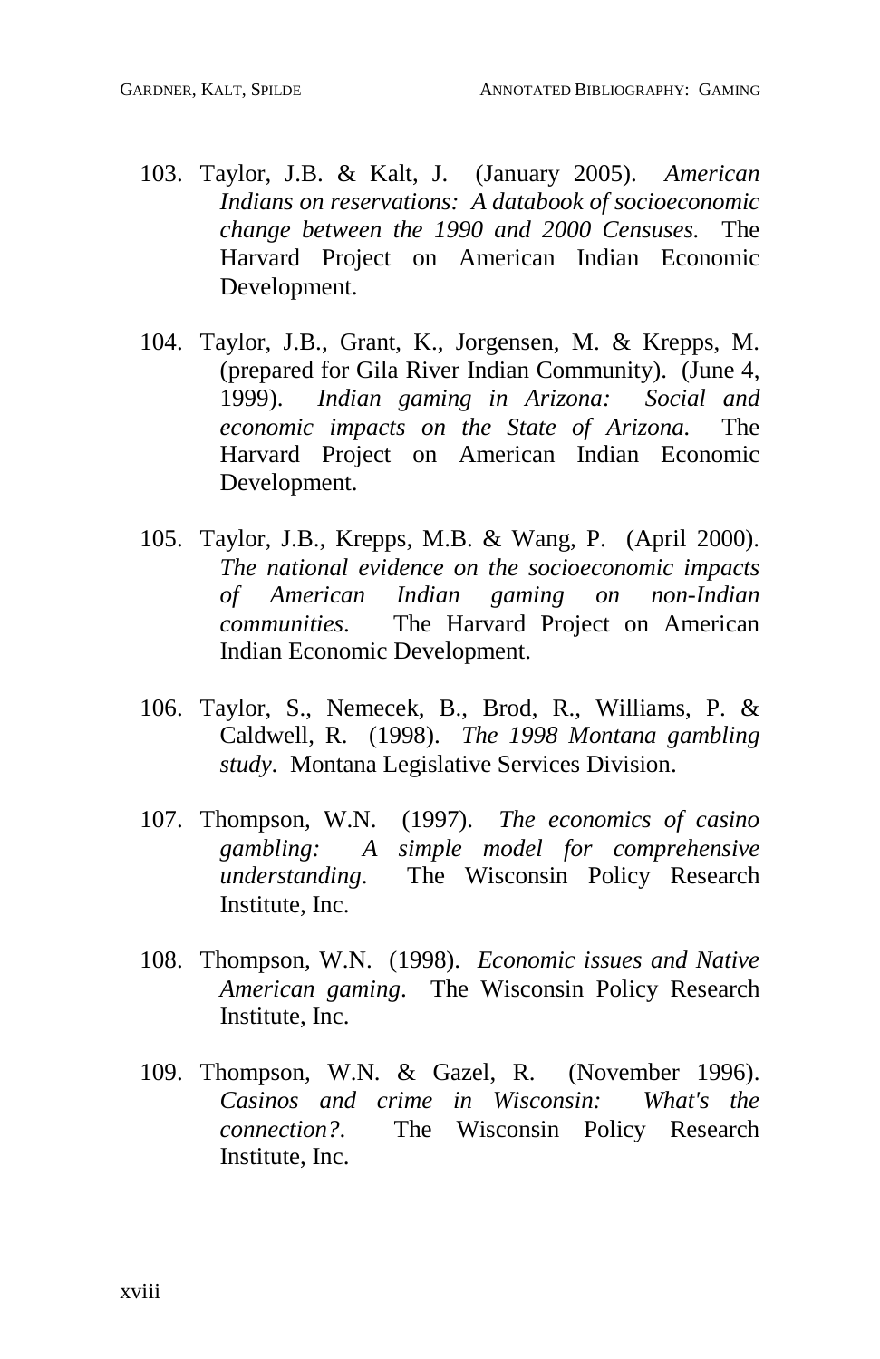103. Taylor, J.B. & Kalt, J. (January 2005). *American Indians on reservations: A databook of socioeconomic change between the 1990 and 2000 Censuses.* The Harvard Project on American Indian Economic Development.

104. Taylor, J.B., Grant, K., Jorgensen, M. & Krepps, M. (prepared for Gila River Indian Community). (June 4, 1999). *Indian gaming in Arizona: Social and economic impacts on the State of Arizona.* The Harvard Project on American Indian Economic Development.

105. Taylor, J.B., Krepps, M.B. & Wang, P. (April 2000). *The national evidence on the socioeconomic impacts of American Indian gaming on non-Indian communities*. The Harvard Project on American Indian Economic Development.

106. Taylor, S., Nemecek, B., Brod, R., Williams, P. & Caldwell, R. (1998). *The 1998 Montana gambling study*. Montana Legislative Services Division.

107. Thompson, W.N. (1997). *The economics of casino gambling: A simple model for comprehensive understanding*. The Wisconsin Policy Research Institute, Inc.

108. Thompson, W.N. (1998). *Economic issues and Native American gaming*. The Wisconsin Policy Research Institute, Inc.

109. Thompson, W.N. & Gazel, R. (November 1996). *Casinos and crime in Wisconsin: What's the connection?*. The Wisconsin Policy Research Institute, Inc.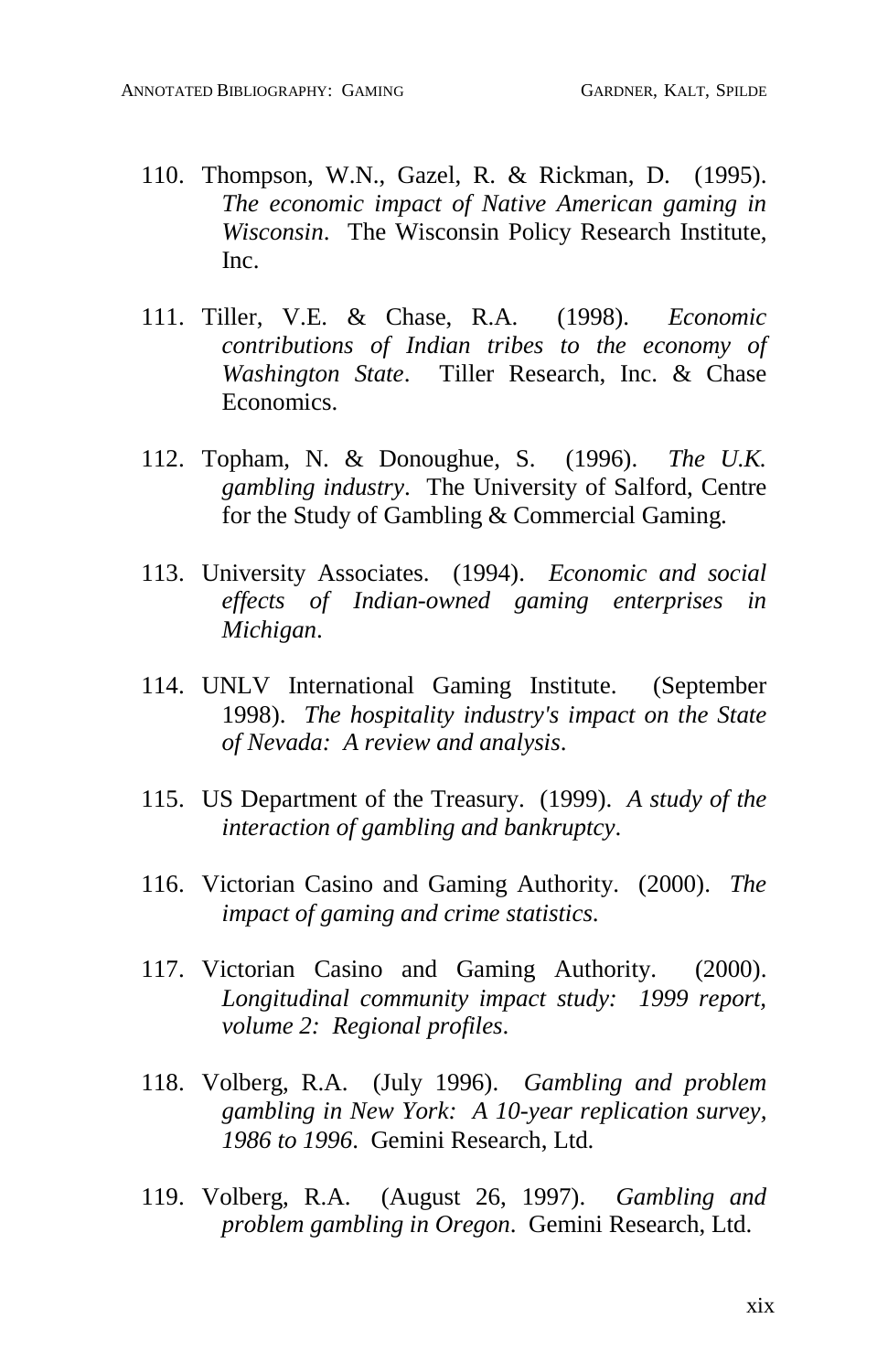110. Thompson, W.N., Gazel, R. & Rickman, D. (1995). *The economic impact of Native American gaming in Wisconsin*. The Wisconsin Policy Research Institute, Inc.

111. Tiller, V.E. & Chase, R.A. (1998). *Economic contributions of Indian tribes to the economy of Washington State*. Tiller Research, Inc. & Chase Economics.

112. Topham, N. & Donoughue, S. (1996). *The U.K. gambling industry*. The University of Salford, Centre for the Study of Gambling & Commercial Gaming.

113. University Associates. (1994). *Economic and social effects of Indian-owned gaming enterprises in Michigan*.

114. UNLV International Gaming Institute. (September 1998). *The hospitality industry's impact on the State of Nevada: A review and analysis*.

115. US Department of the Treasury. (1999). *A study of the interaction of gambling and bankruptcy*.

116. Victorian Casino and Gaming Authority. (2000). *The impact of gaming and crime statistics*.

117. Victorian Casino and Gaming Authority. (2000). *Longitudinal community impact study: 1999 report, volume 2: Regional profiles*.

118. Volberg, R.A. (July 1996). *Gambling and problem gambling in New York: A 10-year replication survey, 1986 to 1996*. Gemini Research, Ltd.

119. Volberg, R.A. (August 26, 1997). *Gambling and problem gambling in Oregon*. Gemini Research, Ltd.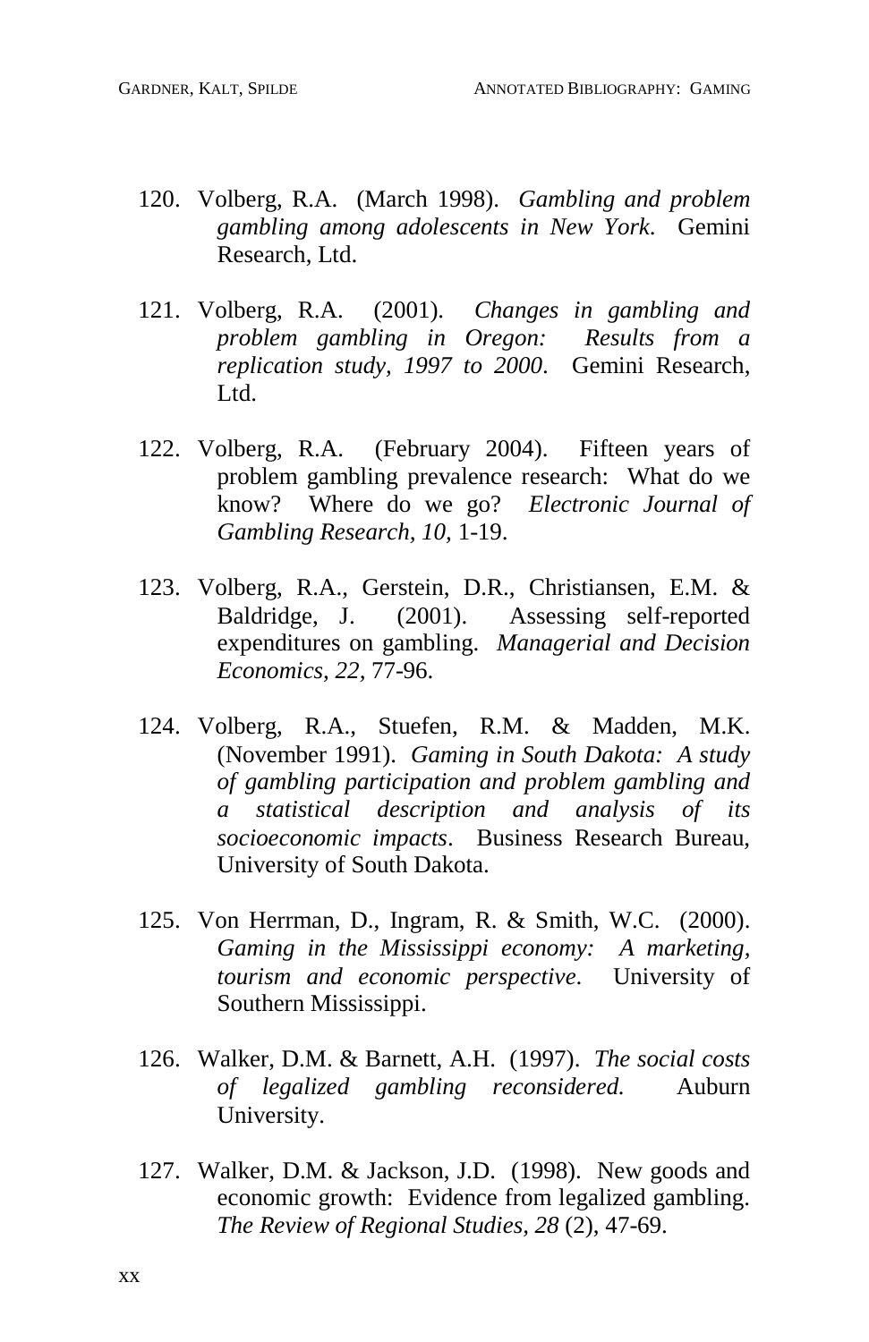120. Volberg, R.A. (March 1998). *Gambling and problem gambling among adolescents in New York*. Gemini Research, Ltd.

121. Volberg, R.A. (2001). *Changes in gambling and problem gambling in Oregon: Results from a replication study, 1997 to 2000*. Gemini Research, Ltd.

122. Volberg, R.A. (February 2004). Fifteen years of problem gambling prevalence research: What do we know? Where do we go? *Electronic Journal of Gambling Research, 10*, 1-19.

123. Volberg, R.A., Gerstein, D.R., Christiansen, E.M. & Baldridge, J. (2001). Assessing self-reported expenditures on gambling. *Managerial and Decision Economics, 22*, 77-96.

124. Volberg, R.A., Stuefen, R.M. & Madden, M.K. (November 1991). *Gaming in South Dakota: A study of gambling participation and problem gambling and a statistical description and analysis of its socioeconomic impacts*. Business Research Bureau, University of South Dakota.

125. Von Herrman, D., Ingram, R. & Smith, W.C. (2000). *Gaming in the Mississippi economy: A marketing, tourism and economic perspective*. University of Southern Mississippi.

126. Walker, D.M. & Barnett, A.H. (1997). *The social costs of legalized gambling reconsidered.* Auburn University.

127. Walker, D.M. & Jackson, J.D. (1998). New goods and economic growth: Evidence from legalized gambling. *The Review of Regional Studies, 28* (2), 47-69.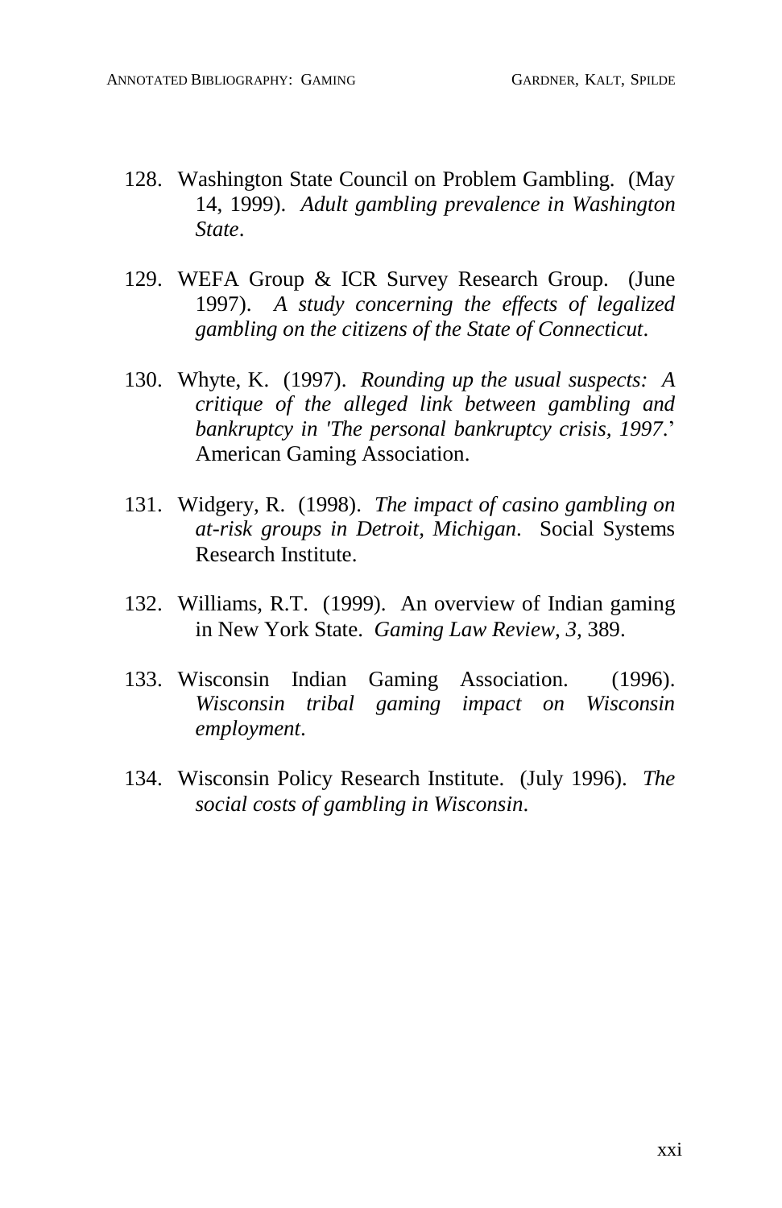128. Washington State Council on Problem Gambling. (May 14, 1999). *Adult gambling prevalence in Washington State*.

129. WEFA Group & ICR Survey Research Group. (June 1997). *A study concerning the effects of legalized gambling on the citizens of the State of Connecticut*.

130. Whyte, K. (1997). *Rounding up the usual suspects: A critique of the alleged link between gambling and bankruptcy in 'The personal bankruptcy crisis, 1997*.' American Gaming Association.

131. Widgery, R. (1998). *The impact of casino gambling on at-risk groups in Detroit, Michigan*. Social Systems Research Institute.

132. Williams, R.T. (1999). An overview of Indian gaming in New York State. *Gaming Law Review, 3,* 389.

133. Wisconsin Indian Gaming Association. (1996). *Wisconsin tribal gaming impact on Wisconsin employment*.

134. Wisconsin Policy Research Institute. (July 1996). *The social costs of gambling in Wisconsin*.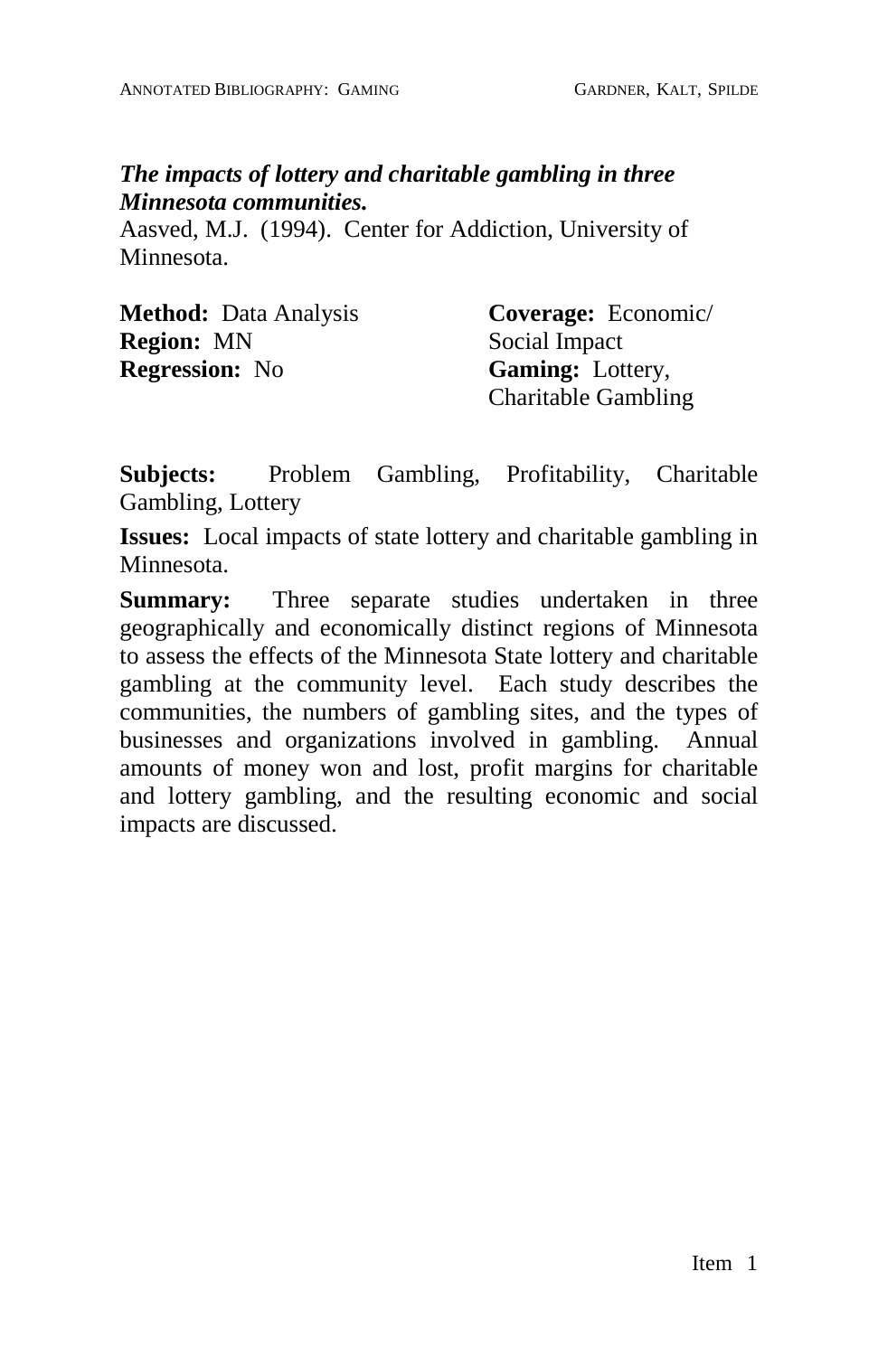***The impacts of lottery and charitable gambling in three Minnesota communities.***

Aasved, M.J. (1994). Center for Addiction, University of Minnesota.

**Method:** Data Analysis
**Region:** MN
**Regression:** No

**Coverage:** Economic/ Social Impact
**Gaming:** Lottery, Charitable Gambling

**Subjects:** Problem Gambling, Profitability, Charitable Gambling, Lottery

**Issues:** Local impacts of state lottery and charitable gambling in Minnesota.

**Summary:** Three separate studies undertaken in three geographically and economically distinct regions of Minnesota to assess the effects of the Minnesota State lottery and charitable gambling at the community level. Each study describes the communities, the numbers of gambling sites, and the types of businesses and organizations involved in gambling. Annual amounts of money won and lost, profit margins for charitable and lottery gambling, and the resulting economic and social impacts are discussed.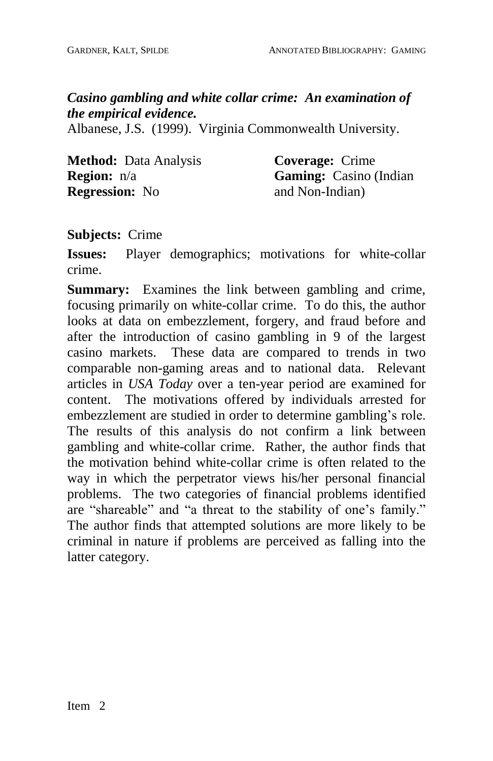### *Casino gambling and white collar crime: An examination of the empirical evidence.*

Albanese, J.S. (1999). Virginia Commonwealth University.

**Method:** Data Analysis
**Region:** n/a
**Regression:** No

**Coverage:** Crime
**Gaming:** Casino (Indian and Non-Indian)

**Subjects:** Crime

**Issues:** Player demographics; motivations for white-collar crime.

**Summary:** Examines the link between gambling and crime, focusing primarily on white-collar crime. To do this, the author looks at data on embezzlement, forgery, and fraud before and after the introduction of casino gambling in 9 of the largest casino markets. These data are compared to trends in two comparable non-gaming areas and to national data. Relevant articles in *USA Today* over a ten-year period are examined for content. The motivations offered by individuals arrested for embezzlement are studied in order to determine gambling's role. The results of this analysis do not confirm a link between gambling and white-collar crime. Rather, the author finds that the motivation behind white-collar crime is often related to the way in which the perpetrator views his/her personal financial problems. The two categories of financial problems identified are "shareable" and "a threat to the stability of one's family." The author finds that attempted solutions are more likely to be criminal in nature if problems are perceived as falling into the latter category.

Item 2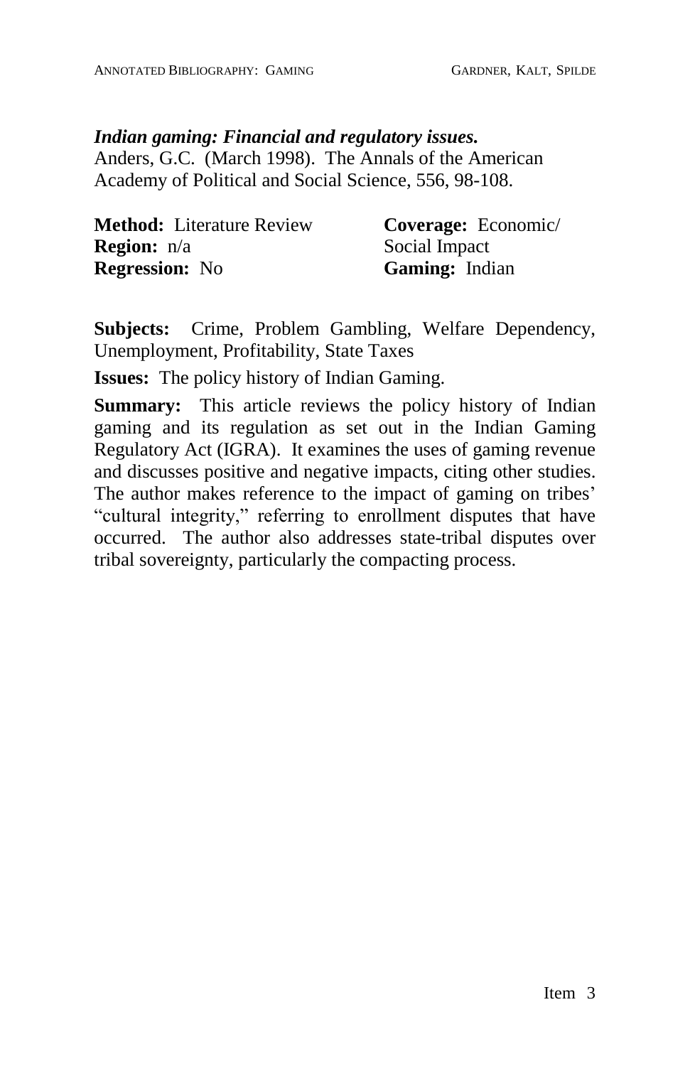***Indian gaming: Financial and regulatory issues.***
Anders, G.C. (March 1998). The Annals of the American Academy of Political and Social Science, 556, 98-108.

**Method:** Literature Review
**Region:** n/a
**Regression:** No

**Coverage:** Economic/ Social Impact
**Gaming:** Indian

**Subjects:** Crime, Problem Gambling, Welfare Dependency, Unemployment, Profitability, State Taxes

**Issues:** The policy history of Indian Gaming.

**Summary:** This article reviews the policy history of Indian gaming and its regulation as set out in the Indian Gaming Regulatory Act (IGRA). It examines the uses of gaming revenue and discusses positive and negative impacts, citing other studies. The author makes reference to the impact of gaming on tribes' "cultural integrity," referring to enrollment disputes that have occurred. The author also addresses state-tribal disputes over tribal sovereignty, particularly the compacting process.

Item 3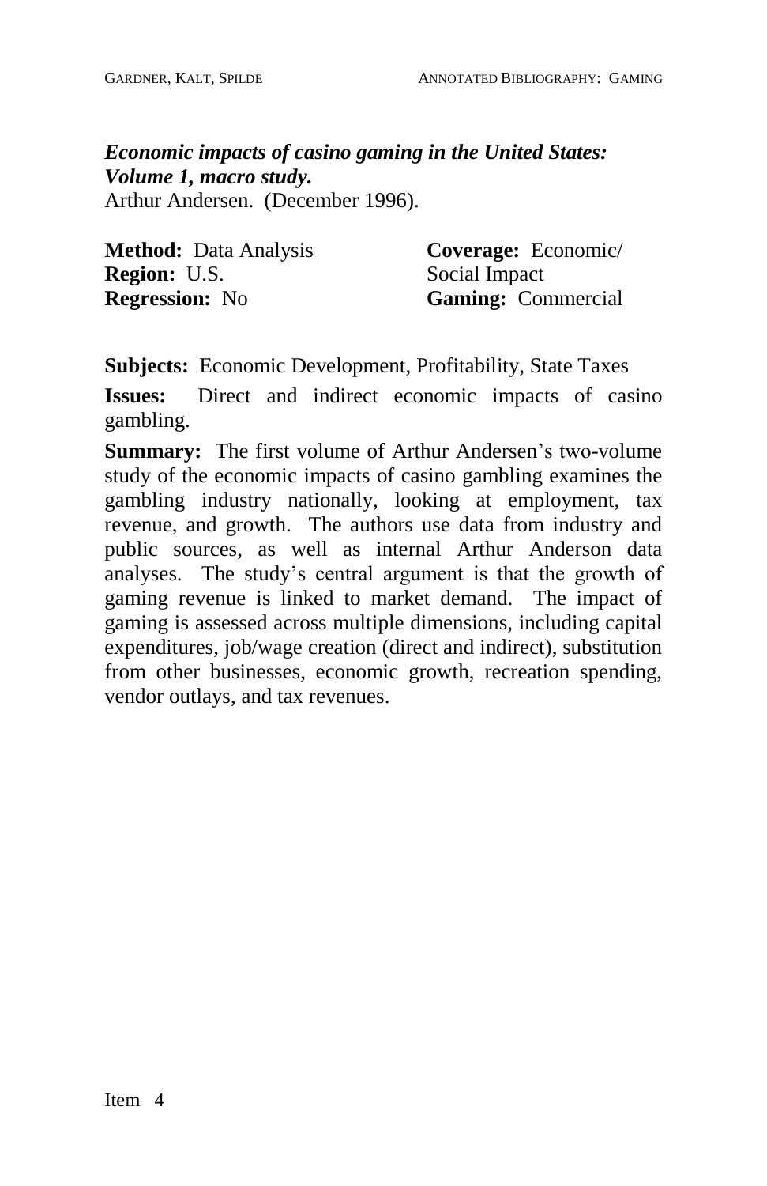***Economic impacts of casino gaming in the United States: Volume 1, macro study.***
Arthur Andersen. (December 1996).

**Method:** Data Analysis
**Region:** U.S.
**Regression:** No

**Coverage:** Economic/ Social Impact
**Gaming:** Commercial

**Subjects:** Economic Development, Profitability, State Taxes

**Issues:** Direct and indirect economic impacts of casino gambling.

**Summary:** The first volume of Arthur Andersen's two-volume study of the economic impacts of casino gambling examines the gambling industry nationally, looking at employment, tax revenue, and growth. The authors use data from industry and public sources, as well as internal Arthur Anderson data analyses. The study's central argument is that the growth of gaming revenue is linked to market demand. The impact of gaming is assessed across multiple dimensions, including capital expenditures, job/wage creation (direct and indirect), substitution from other businesses, economic growth, recreation spending, vendor outlays, and tax revenues.

Item 4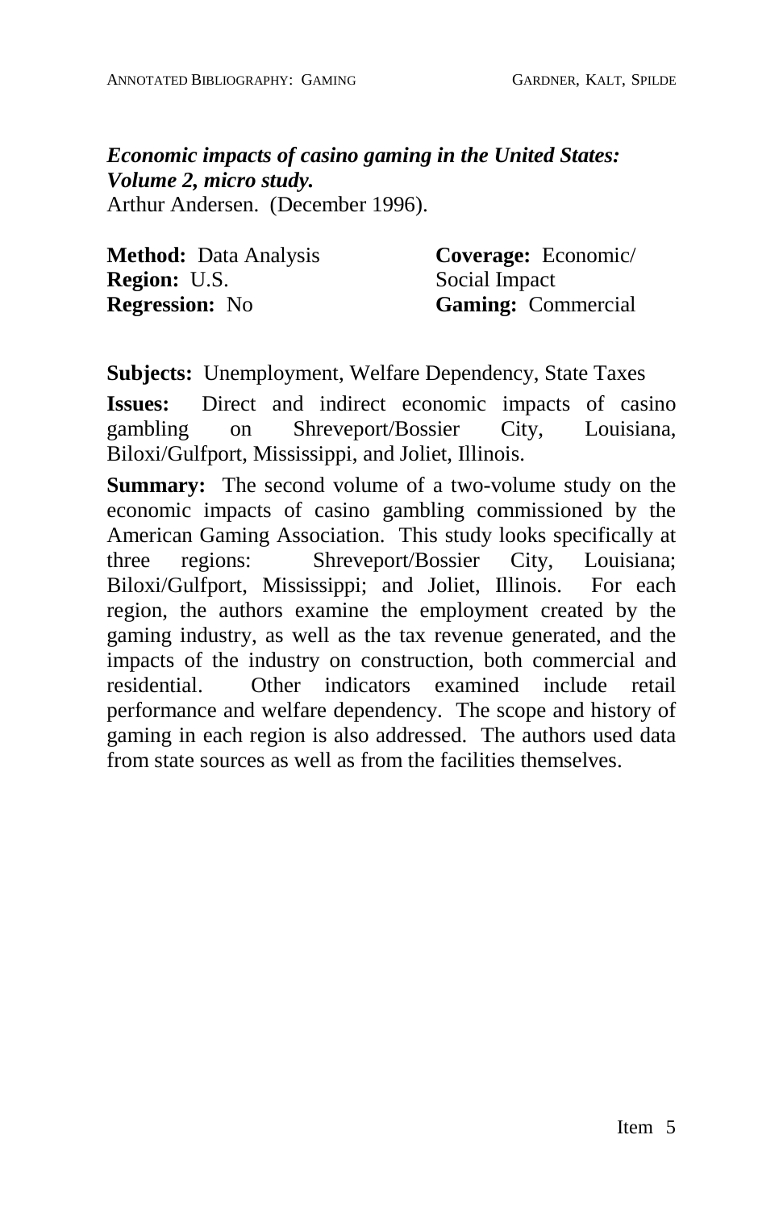***Economic impacts of casino gaming in the United States: Volume 2, micro study.***
Arthur Andersen. (December 1996).

**Method:** Data Analysis
**Region:** U.S.
**Regression:** No

**Coverage:** Economic/ Social Impact
**Gaming:** Commercial

**Subjects:** Unemployment, Welfare Dependency, State Taxes

**Issues:** Direct and indirect economic impacts of casino gambling on Shreveport/Bossier City, Louisiana, Biloxi/Gulfport, Mississippi, and Joliet, Illinois.

**Summary:** The second volume of a two-volume study on the economic impacts of casino gambling commissioned by the American Gaming Association. This study looks specifically at three regions: Shreveport/Bossier City, Louisiana; Biloxi/Gulfport, Mississippi; and Joliet, Illinois. For each region, the authors examine the employment created by the gaming industry, as well as the tax revenue generated, and the impacts of the industry on construction, both commercial and residential. Other indicators examined include retail performance and welfare dependency. The scope and history of gaming in each region is also addressed. The authors used data from state sources as well as from the facilities themselves.

Item 5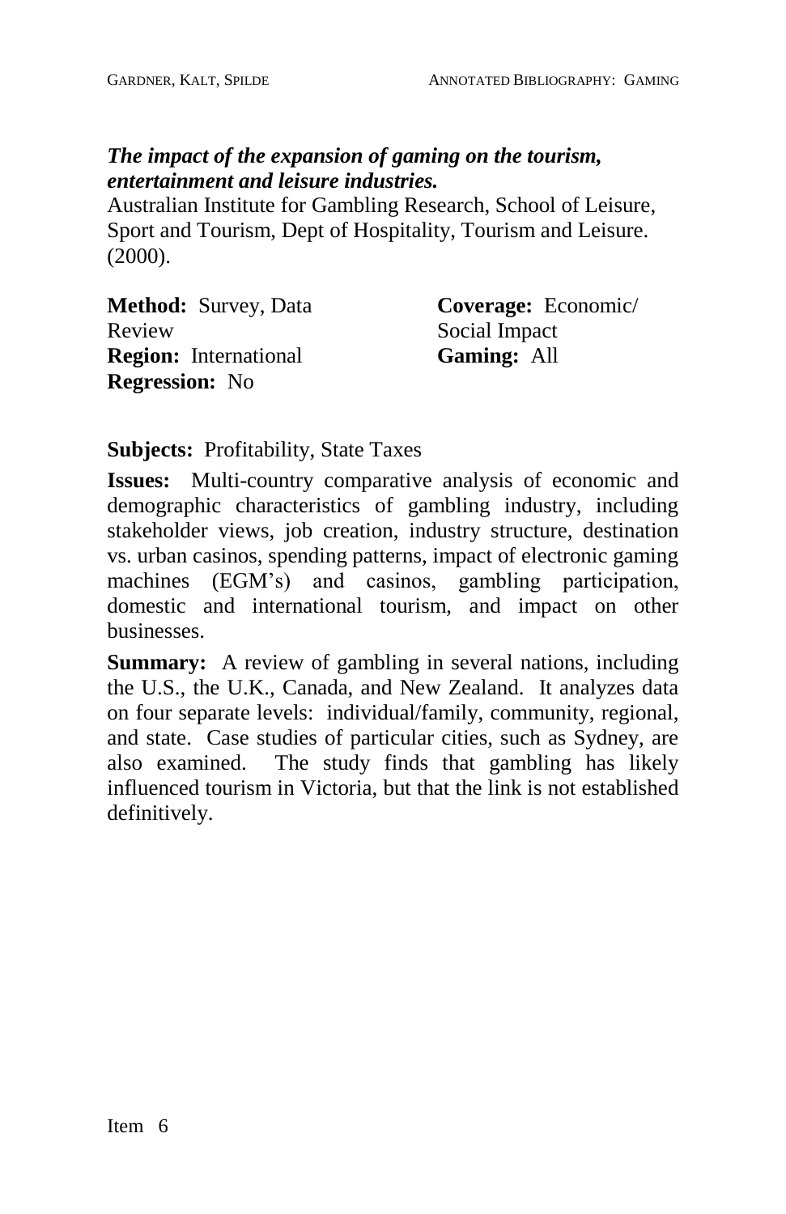***The impact of the expansion of gaming on the tourism, entertainment and leisure industries.***
Australian Institute for Gambling Research, School of Leisure, Sport and Tourism, Dept of Hospitality, Tourism and Leisure. (2000).

**Method:** Survey, Data Review
**Region:** International
**Regression:** No

**Coverage:** Economic/ Social Impact
**Gaming:** All

**Subjects:** Profitability, State Taxes

**Issues:** Multi-country comparative analysis of economic and demographic characteristics of gambling industry, including stakeholder views, job creation, industry structure, destination vs. urban casinos, spending patterns, impact of electronic gaming machines (EGM's) and casinos, gambling participation, domestic and international tourism, and impact on other businesses.

**Summary:** A review of gambling in several nations, including the U.S., the U.K., Canada, and New Zealand. It analyzes data on four separate levels: individual/family, community, regional, and state. Case studies of particular cities, such as Sydney, are also examined. The study finds that gambling has likely influenced tourism in Victoria, but that the link is not established definitively.

Item 6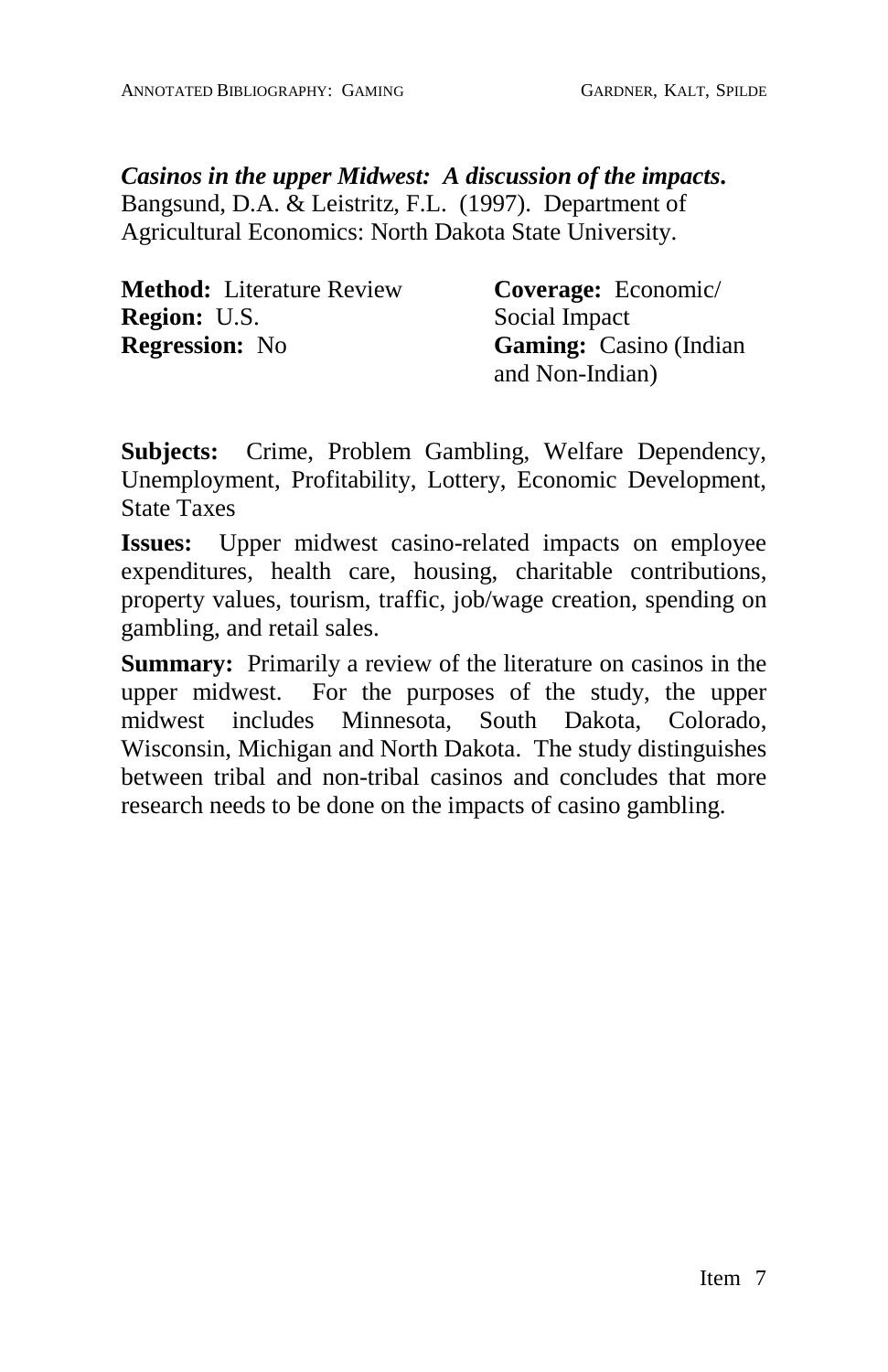***Casinos in the upper Midwest: A discussion of the impacts.*** Bangsund, D.A. & Leistritz, F.L. (1997). Department of Agricultural Economics: North Dakota State University.

**Method:** Literature Review
**Region:** U.S.
**Regression:** No

**Coverage:** Economic/ Social Impact
**Gaming:** Casino (Indian and Non-Indian)

**Subjects:** Crime, Problem Gambling, Welfare Dependency, Unemployment, Profitability, Lottery, Economic Development, State Taxes

**Issues:** Upper midwest casino-related impacts on employee expenditures, health care, housing, charitable contributions, property values, tourism, traffic, job/wage creation, spending on gambling, and retail sales.

**Summary:** Primarily a review of the literature on casinos in the upper midwest. For the purposes of the study, the upper midwest includes Minnesota, South Dakota, Colorado, Wisconsin, Michigan and North Dakota. The study distinguishes between tribal and non-tribal casinos and concludes that more research needs to be done on the impacts of casino gambling.

Item 7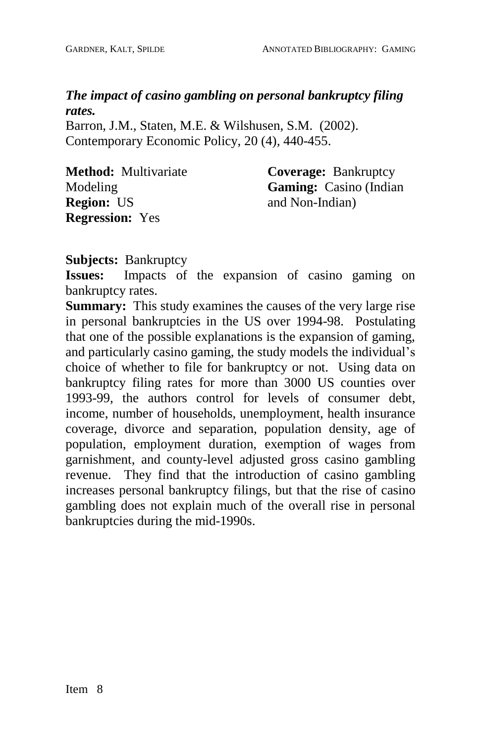***The impact of casino gambling on personal bankruptcy filing rates.***

Barron, J.M., Staten, M.E. & Wilshusen, S.M. (2002). Contemporary Economic Policy, 20 (4), 440-455.

**Method:** Multivariate Modeling
**Region:** US
**Regression:** Yes

**Coverage:** Bankruptcy
**Gaming:** Casino (Indian and Non-Indian)

**Subjects:** Bankruptcy
**Issues:** Impacts of the expansion of casino gaming on bankruptcy rates.
**Summary:** This study examines the causes of the very large rise in personal bankruptcies in the US over 1994-98. Postulating that one of the possible explanations is the expansion of gaming, and particularly casino gaming, the study models the individual's choice of whether to file for bankruptcy or not. Using data on bankruptcy filing rates for more than 3000 US counties over 1993-99, the authors control for levels of consumer debt, income, number of households, unemployment, health insurance coverage, divorce and separation, population density, age of population, employment duration, exemption of wages from garnishment, and county-level adjusted gross casino gambling revenue. They find that the introduction of casino gambling increases personal bankruptcy filings, but that the rise of casino gambling does not explain much of the overall rise in personal bankruptcies during the mid-1990s.

Item 8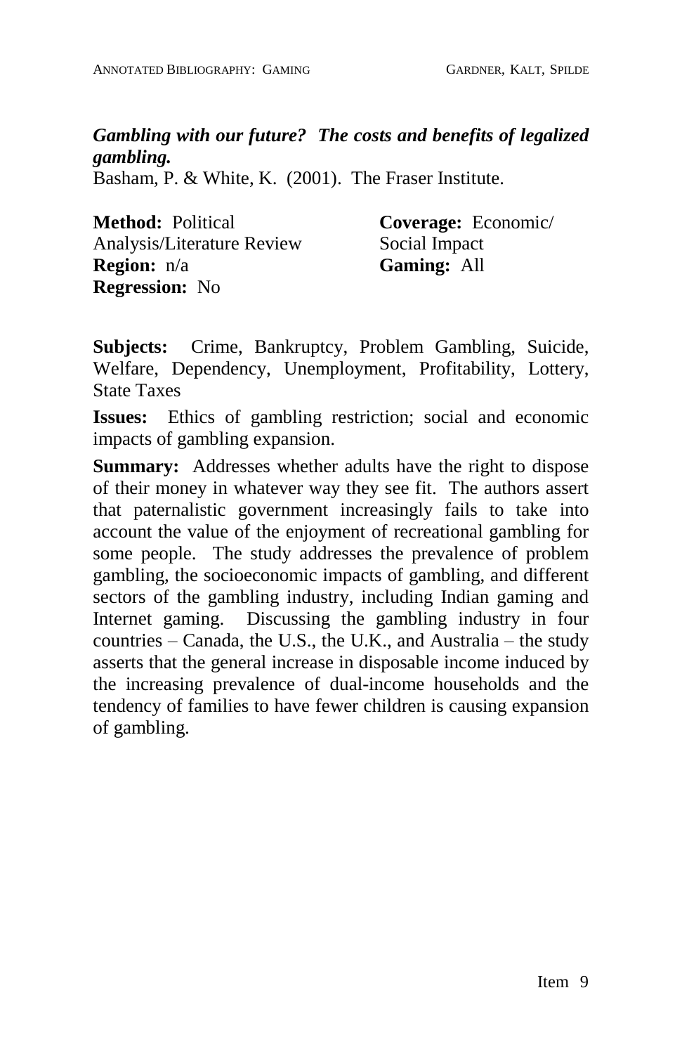***Gambling with our future? The costs and benefits of legalized gambling.***

Basham, P. & White, K. (2001). The Fraser Institute.

**Method:** Political Analysis/Literature Review
**Region:** n/a
**Regression:** No

**Coverage:** Economic/ Social Impact
**Gaming:** All

**Subjects:** Crime, Bankruptcy, Problem Gambling, Suicide, Welfare, Dependency, Unemployment, Profitability, Lottery, State Taxes

**Issues:** Ethics of gambling restriction; social and economic impacts of gambling expansion.

**Summary:** Addresses whether adults have the right to dispose of their money in whatever way they see fit. The authors assert that paternalistic government increasingly fails to take into account the value of the enjoyment of recreational gambling for some people. The study addresses the prevalence of problem gambling, the socioeconomic impacts of gambling, and different sectors of the gambling industry, including Indian gaming and Internet gaming. Discussing the gambling industry in four countries – Canada, the U.S., the U.K., and Australia – the study asserts that the general increase in disposable income induced by the increasing prevalence of dual-income households and the tendency of families to have fewer children is causing expansion of gambling.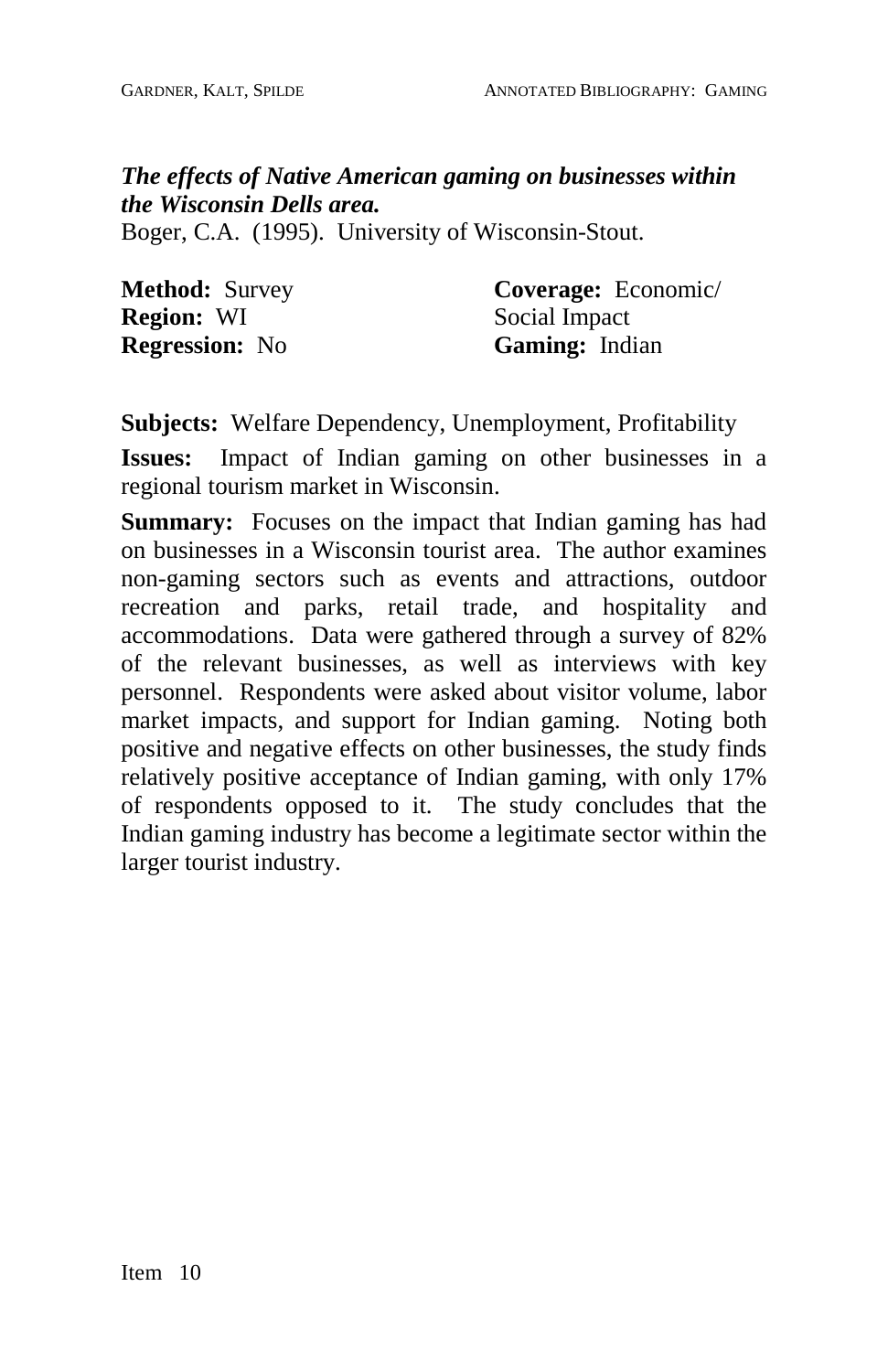***The effects of Native American gaming on businesses within the Wisconsin Dells area.***
Boger, C.A. (1995). University of Wisconsin-Stout.

**Method:** Survey
**Region:** WI
**Regression:** No

**Coverage:** Economic/ Social Impact
**Gaming:** Indian

**Subjects:** Welfare Dependency, Unemployment, Profitability

**Issues:** Impact of Indian gaming on other businesses in a regional tourism market in Wisconsin.

**Summary:** Focuses on the impact that Indian gaming has had on businesses in a Wisconsin tourist area. The author examines non-gaming sectors such as events and attractions, outdoor recreation and parks, retail trade, and hospitality and accommodations. Data were gathered through a survey of 82% of the relevant businesses, as well as interviews with key personnel. Respondents were asked about visitor volume, labor market impacts, and support for Indian gaming. Noting both positive and negative effects on other businesses, the study finds relatively positive acceptance of Indian gaming, with only 17% of respondents opposed to it. The study concludes that the Indian gaming industry has become a legitimate sector within the larger tourist industry.

Item 10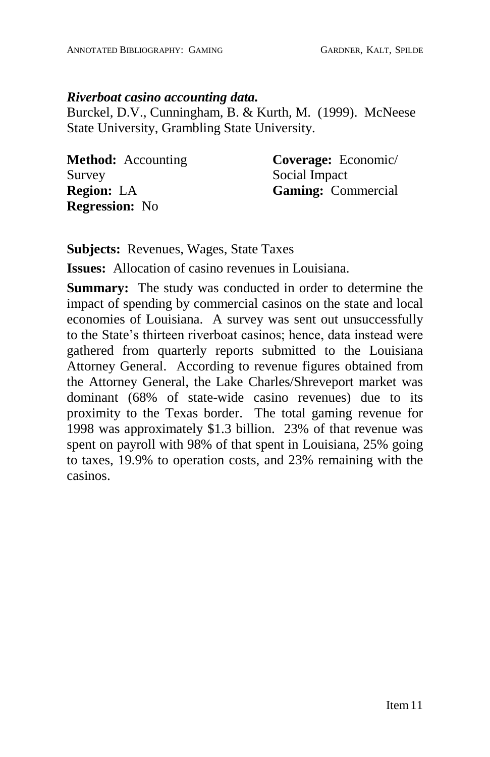***Riverboat casino accounting data.***

Burckel, D.V., Cunningham, B. & Kurth, M. (1999). McNeese State University, Grambling State University.

**Method:** Accounting Survey
**Region:** LA
**Regression:** No

**Coverage:** Economic/ Social Impact
**Gaming:** Commercial

**Subjects:** Revenues, Wages, State Taxes

**Issues:** Allocation of casino revenues in Louisiana.

**Summary:** The study was conducted in order to determine the impact of spending by commercial casinos on the state and local economies of Louisiana. A survey was sent out unsuccessfully to the State's thirteen riverboat casinos; hence, data instead were gathered from quarterly reports submitted to the Louisiana Attorney General. According to revenue figures obtained from the Attorney General, the Lake Charles/Shreveport market was dominant (68% of state-wide casino revenues) due to its proximity to the Texas border. The total gaming revenue for 1998 was approximately $1.3 billion. 23% of that revenue was spent on payroll with 98% of that spent in Louisiana, 25% going to taxes, 19.9% to operation costs, and 23% remaining with the casinos.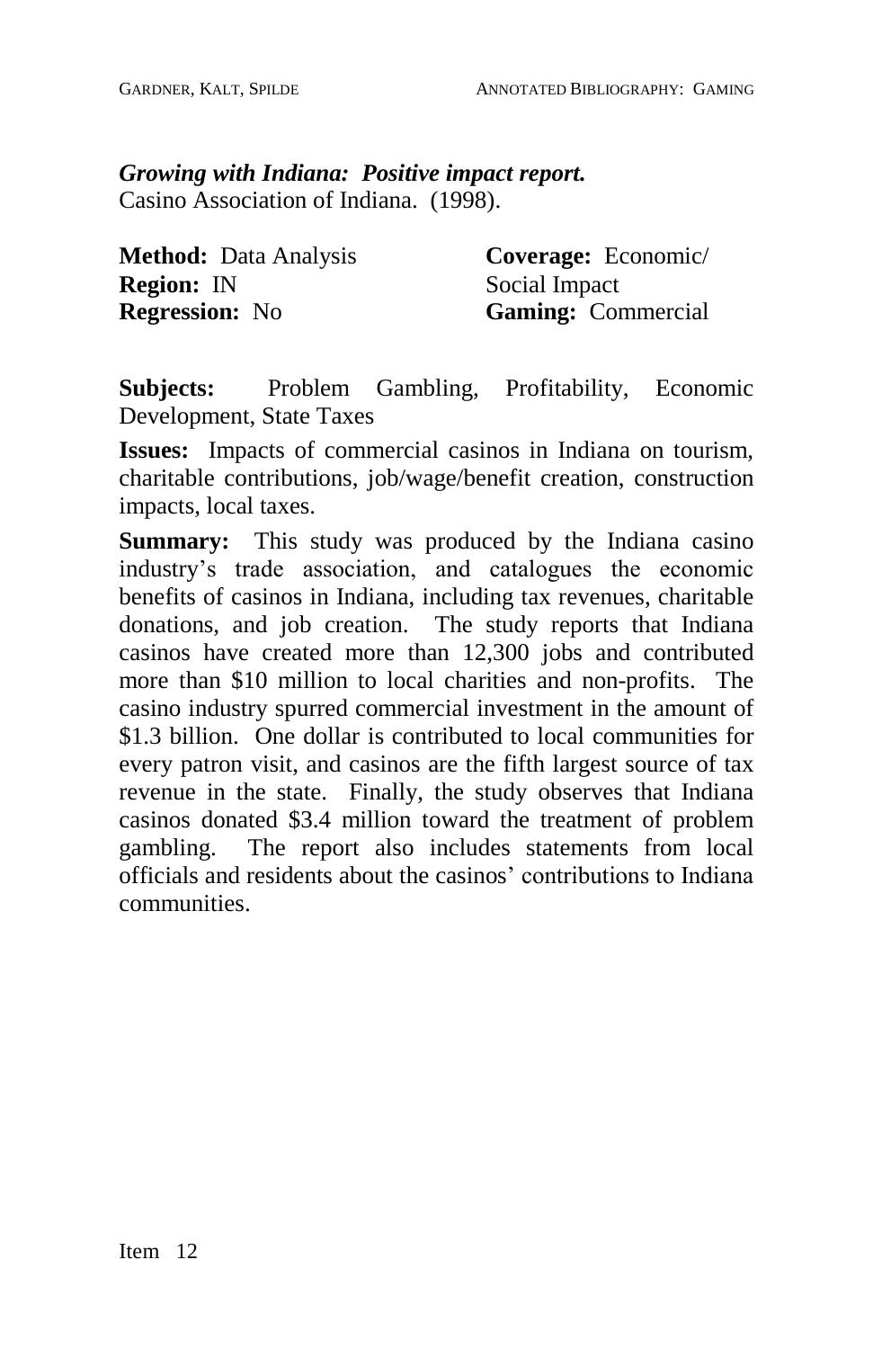***Growing with Indiana: Positive impact report.***
Casino Association of Indiana. (1998).

**Method:** Data Analysis
**Region:** IN
**Regression:** No

**Coverage:** Economic/ Social Impact
**Gaming:** Commercial

**Subjects:** Problem Gambling, Profitability, Economic Development, State Taxes

**Issues:** Impacts of commercial casinos in Indiana on tourism, charitable contributions, job/wage/benefit creation, construction impacts, local taxes.

**Summary:** This study was produced by the Indiana casino industry's trade association, and catalogues the economic benefits of casinos in Indiana, including tax revenues, charitable donations, and job creation. The study reports that Indiana casinos have created more than 12,300 jobs and contributed more than $10 million to local charities and non-profits. The casino industry spurred commercial investment in the amount of $1.3 billion. One dollar is contributed to local communities for every patron visit, and casinos are the fifth largest source of tax revenue in the state. Finally, the study observes that Indiana casinos donated $3.4 million toward the treatment of problem gambling. The report also includes statements from local officials and residents about the casinos' contributions to Indiana communities.

Item 12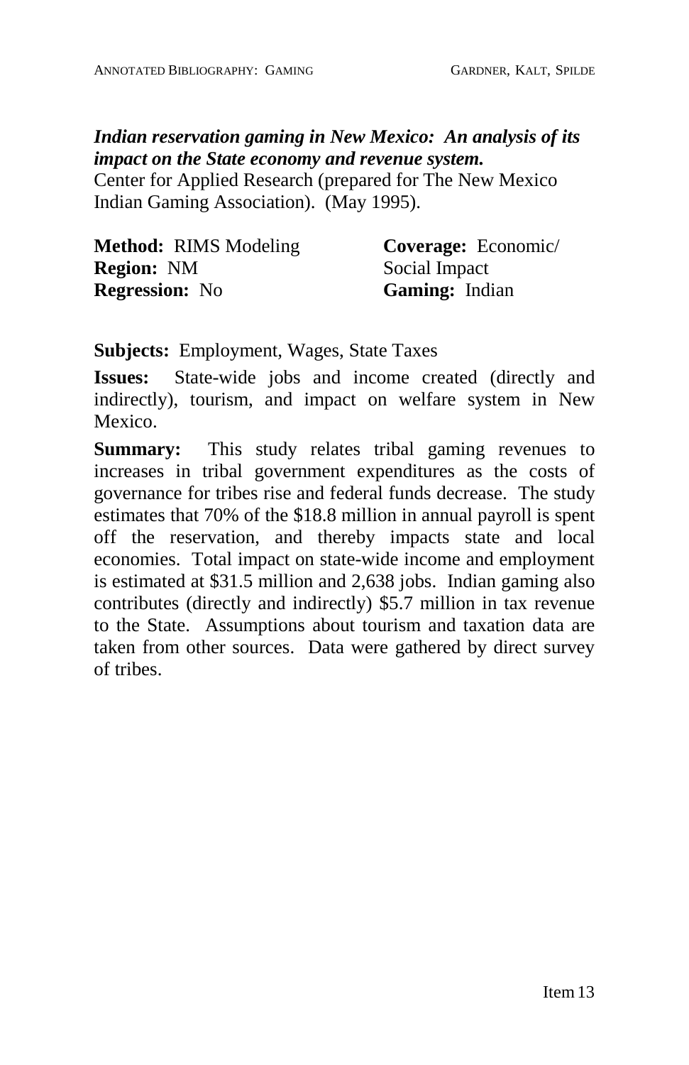***Indian reservation gaming in New Mexico: An analysis of its impact on the State economy and revenue system.***
Center for Applied Research (prepared for The New Mexico Indian Gaming Association). (May 1995).

**Method:** RIMS Modeling
**Region:** NM
**Regression:** No

**Coverage:** Economic/ Social Impact
**Gaming:** Indian

**Subjects:** Employment, Wages, State Taxes

**Issues:** State-wide jobs and income created (directly and indirectly), tourism, and impact on welfare system in New Mexico.

**Summary:** This study relates tribal gaming revenues to increases in tribal government expenditures as the costs of governance for tribes rise and federal funds decrease. The study estimates that 70% of the $18.8 million in annual payroll is spent off the reservation, and thereby impacts state and local economies. Total impact on state-wide income and employment is estimated at $31.5 million and 2,638 jobs. Indian gaming also contributes (directly and indirectly) $5.7 million in tax revenue to the State. Assumptions about tourism and taxation data are taken from other sources. Data were gathered by direct survey of tribes.

Item 13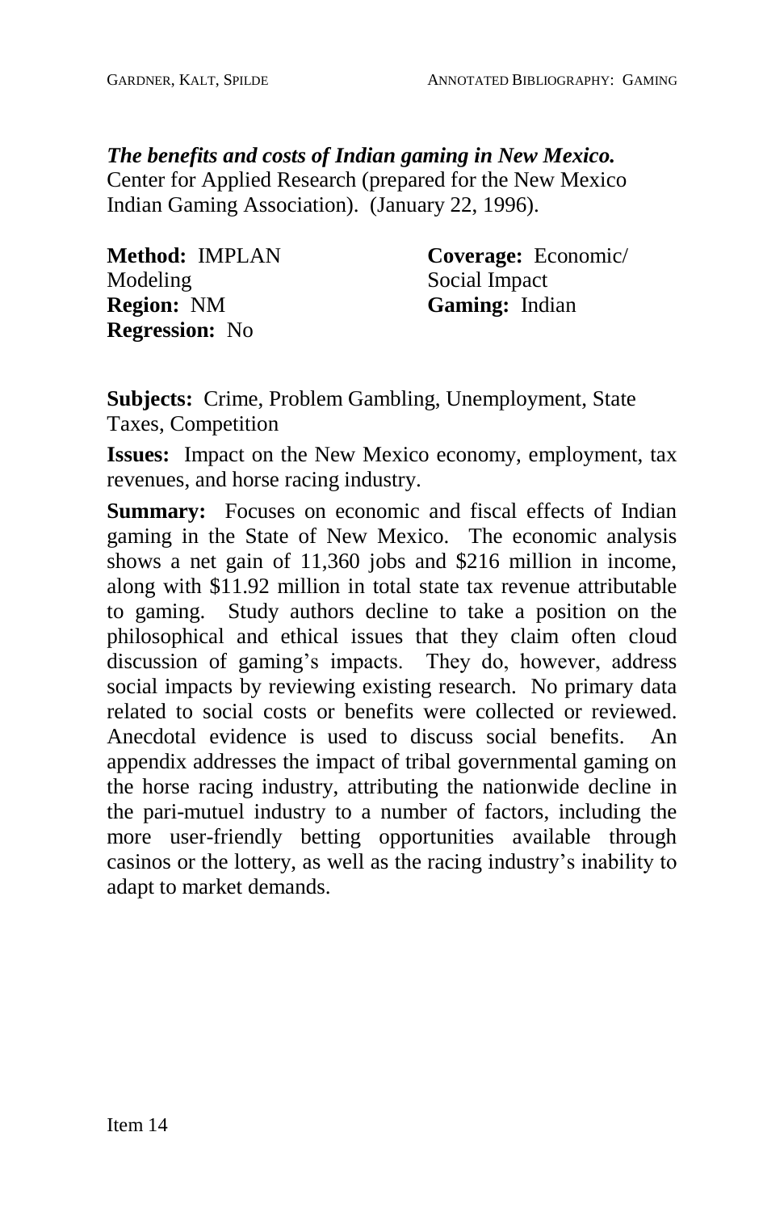***The benefits and costs of Indian gaming in New Mexico.*** Center for Applied Research (prepared for the New Mexico Indian Gaming Association). (January 22, 1996).

**Method:** IMPLAN Modeling
**Region:** NM
**Regression:** No

**Coverage:** Economic/ Social Impact
**Gaming:** Indian

**Subjects:** Crime, Problem Gambling, Unemployment, State Taxes, Competition

**Issues:** Impact on the New Mexico economy, employment, tax revenues, and horse racing industry.

**Summary:** Focuses on economic and fiscal effects of Indian gaming in the State of New Mexico. The economic analysis shows a net gain of 11,360 jobs and $216 million in income, along with $11.92 million in total state tax revenue attributable to gaming. Study authors decline to take a position on the philosophical and ethical issues that they claim often cloud discussion of gaming's impacts. They do, however, address social impacts by reviewing existing research. No primary data related to social costs or benefits were collected or reviewed. Anecdotal evidence is used to discuss social benefits. An appendix addresses the impact of tribal governmental gaming on the horse racing industry, attributing the nationwide decline in the pari-mutuel industry to a number of factors, including the more user-friendly betting opportunities available through casinos or the lottery, as well as the racing industry's inability to adapt to market demands.

Item 14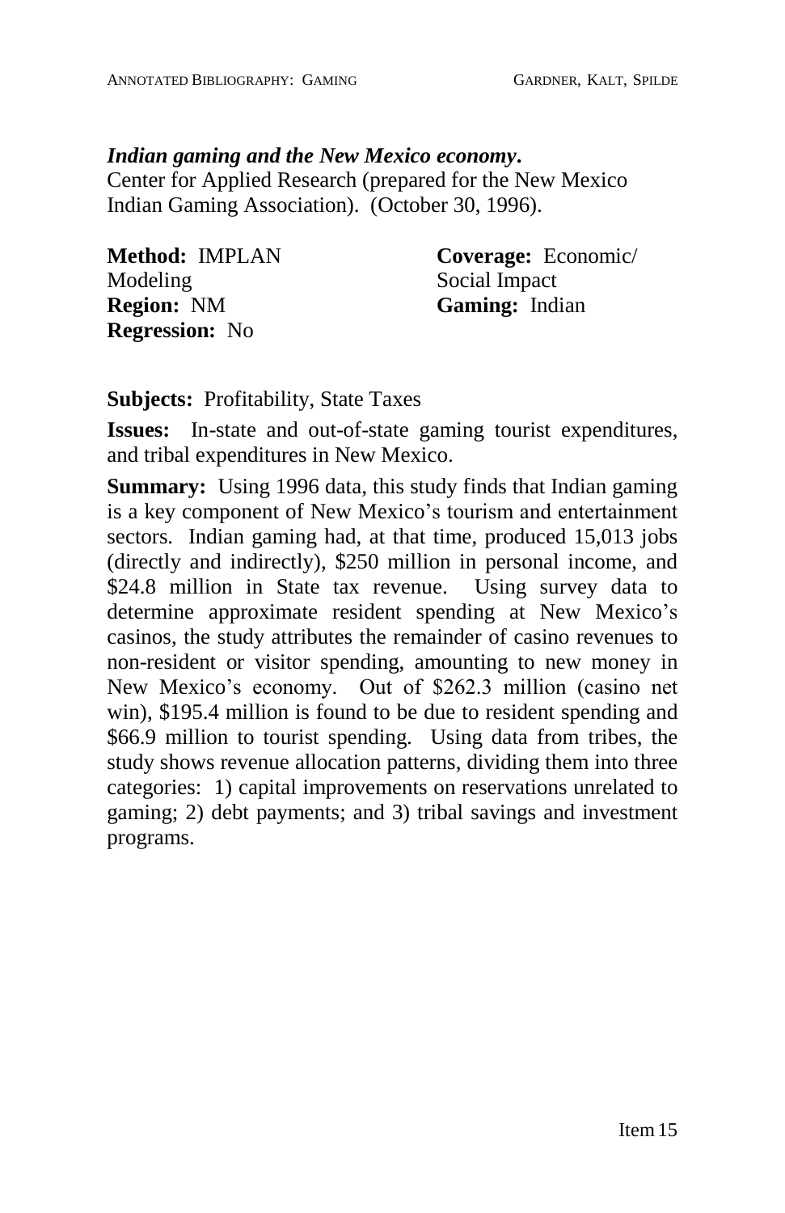***Indian gaming and the New Mexico economy.***
Center for Applied Research (prepared for the New Mexico Indian Gaming Association). (October 30, 1996).

**Method:** IMPLAN Modeling
**Region:** NM
**Regression:** No

**Coverage:** Economic/ Social Impact
**Gaming:** Indian

**Subjects:** Profitability, State Taxes

**Issues:** In-state and out-of-state gaming tourist expenditures, and tribal expenditures in New Mexico.

**Summary:** Using 1996 data, this study finds that Indian gaming is a key component of New Mexico's tourism and entertainment sectors. Indian gaming had, at that time, produced 15,013 jobs (directly and indirectly), $250 million in personal income, and $24.8 million in State tax revenue. Using survey data to determine approximate resident spending at New Mexico's casinos, the study attributes the remainder of casino revenues to non-resident or visitor spending, amounting to new money in New Mexico's economy. Out of $262.3 million (casino net win), $195.4 million is found to be due to resident spending and $66.9 million to tourist spending. Using data from tribes, the study shows revenue allocation patterns, dividing them into three categories: 1) capital improvements on reservations unrelated to gaming; 2) debt payments; and 3) tribal savings and investment programs.

Item 15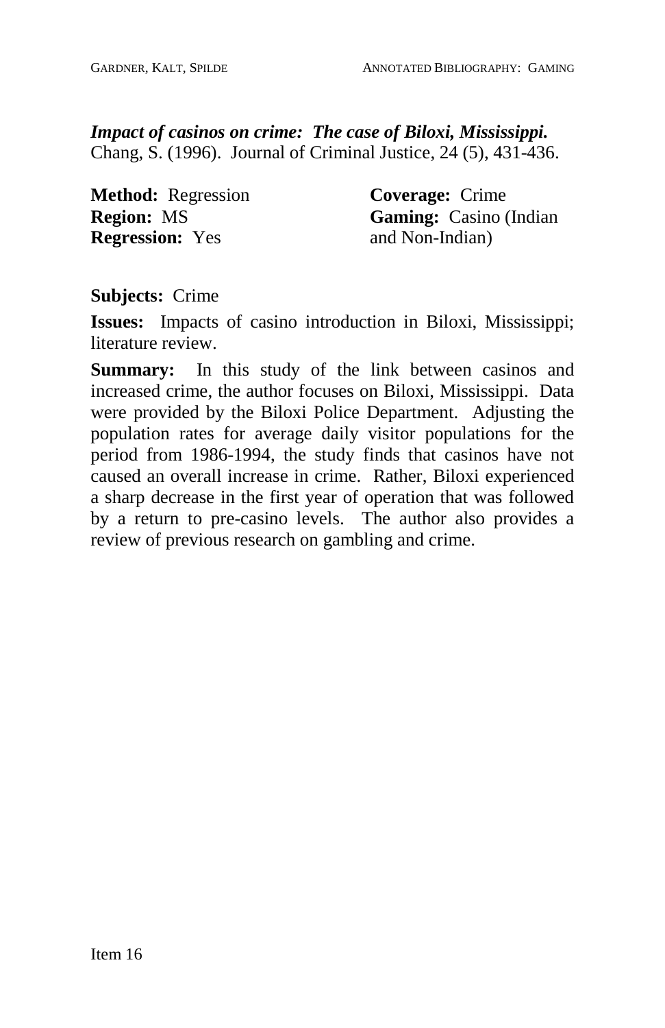***Impact of casinos on crime: The case of Biloxi, Mississippi.***
Chang, S. (1996). Journal of Criminal Justice, 24 (5), 431-436.

**Method:** Regression
**Region:** MS
**Regression:** Yes

**Coverage:** Crime
**Gaming:** Casino (Indian and Non-Indian)

**Subjects:** Crime

**Issues:** Impacts of casino introduction in Biloxi, Mississippi; literature review.

**Summary:** In this study of the link between casinos and increased crime, the author focuses on Biloxi, Mississippi. Data were provided by the Biloxi Police Department. Adjusting the population rates for average daily visitor populations for the period from 1986-1994, the study finds that casinos have not caused an overall increase in crime. Rather, Biloxi experienced a sharp decrease in the first year of operation that was followed by a return to pre-casino levels. The author also provides a review of previous research on gambling and crime.

Item 16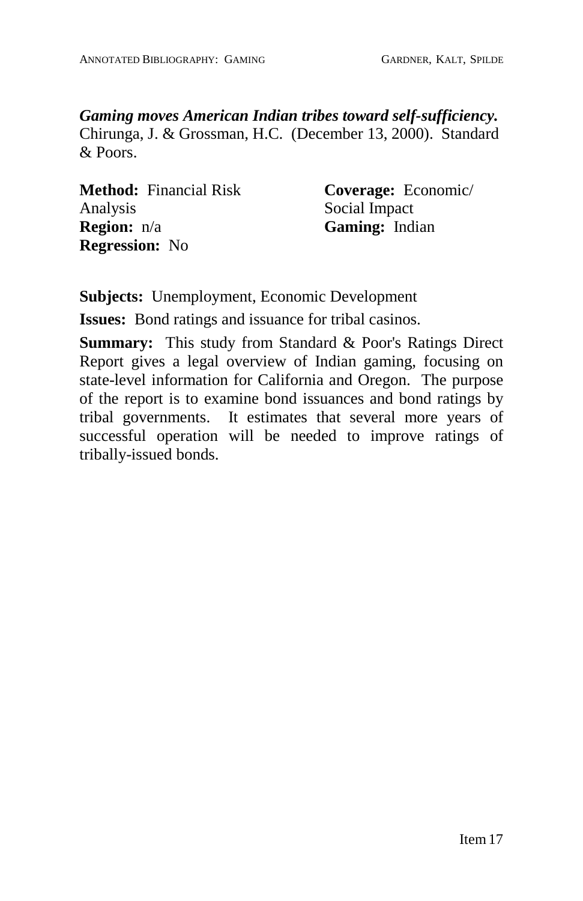***Gaming moves American Indian tribes toward self-sufficiency.*** Chirunga, J. & Grossman, H.C. (December 13, 2000). Standard & Poors.

**Method:** Financial Risk Analysis
**Region:** n/a
**Regression:** No

**Coverage:** Economic/ Social Impact
**Gaming:** Indian

**Subjects:** Unemployment, Economic Development

**Issues:** Bond ratings and issuance for tribal casinos.

**Summary:** This study from Standard & Poor's Ratings Direct Report gives a legal overview of Indian gaming, focusing on state-level information for California and Oregon. The purpose of the report is to examine bond issuances and bond ratings by tribal governments. It estimates that several more years of successful operation will be needed to improve ratings of tribally-issued bonds.

Item 17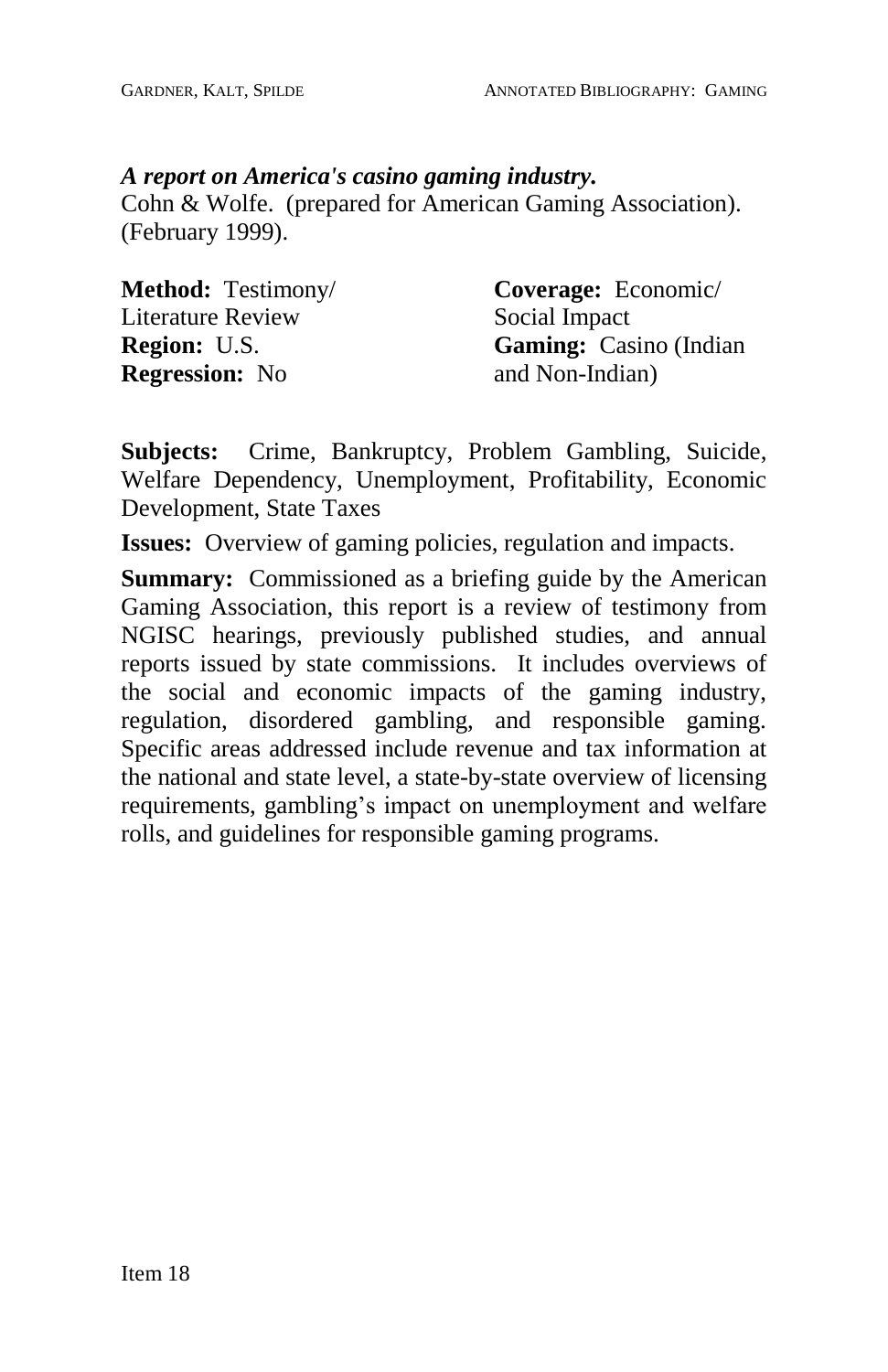***A report on America's casino gaming industry.***
Cohn & Wolfe. (prepared for American Gaming Association). (February 1999).

**Method:** Testimony/ Literature Review
**Region:** U.S.
**Regression:** No

**Coverage:** Economic/ Social Impact
**Gaming:** Casino (Indian and Non-Indian)

**Subjects:** Crime, Bankruptcy, Problem Gambling, Suicide, Welfare Dependency, Unemployment, Profitability, Economic Development, State Taxes

**Issues:** Overview of gaming policies, regulation and impacts.

**Summary:** Commissioned as a briefing guide by the American Gaming Association, this report is a review of testimony from NGISC hearings, previously published studies, and annual reports issued by state commissions. It includes overviews of the social and economic impacts of the gaming industry, regulation, disordered gambling, and responsible gaming. Specific areas addressed include revenue and tax information at the national and state level, a state-by-state overview of licensing requirements, gambling's impact on unemployment and welfare rolls, and guidelines for responsible gaming programs.

Item 18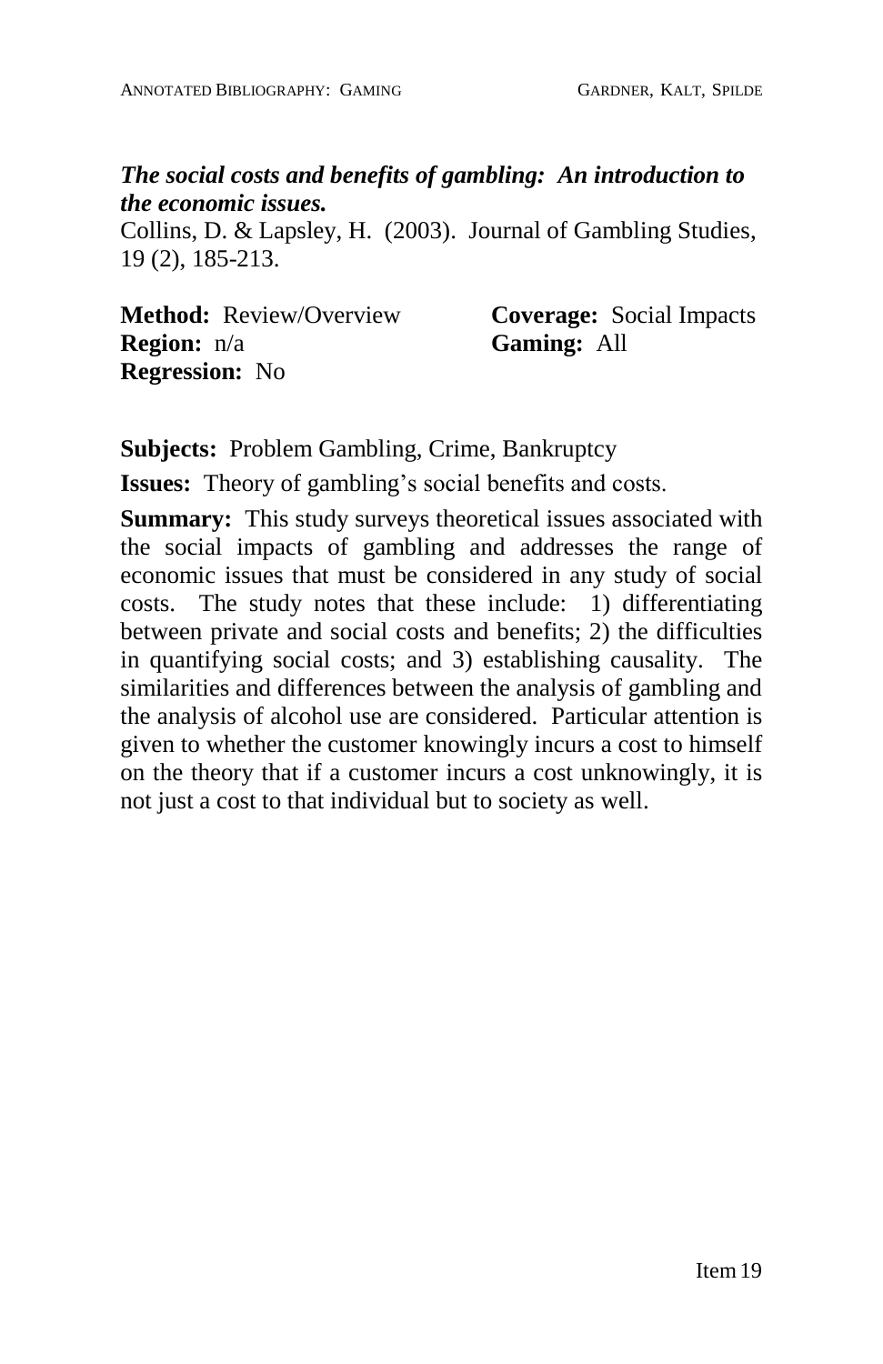***The social costs and benefits of gambling: An introduction to the economic issues.***

Collins, D. & Lapsley, H. (2003). Journal of Gambling Studies, 19 (2), 185-213.

**Method:** Review/Overview
**Coverage:** Social Impacts
**Region:** n/a
**Gaming:** All
**Regression:** No

**Subjects:** Problem Gambling, Crime, Bankruptcy

**Issues:** Theory of gambling's social benefits and costs.

**Summary:** This study surveys theoretical issues associated with the social impacts of gambling and addresses the range of economic issues that must be considered in any study of social costs. The study notes that these include: 1) differentiating between private and social costs and benefits; 2) the difficulties in quantifying social costs; and 3) establishing causality. The similarities and differences between the analysis of gambling and the analysis of alcohol use are considered. Particular attention is given to whether the customer knowingly incurs a cost to himself on the theory that if a customer incurs a cost unknowingly, it is not just a cost to that individual but to society as well.

Item 19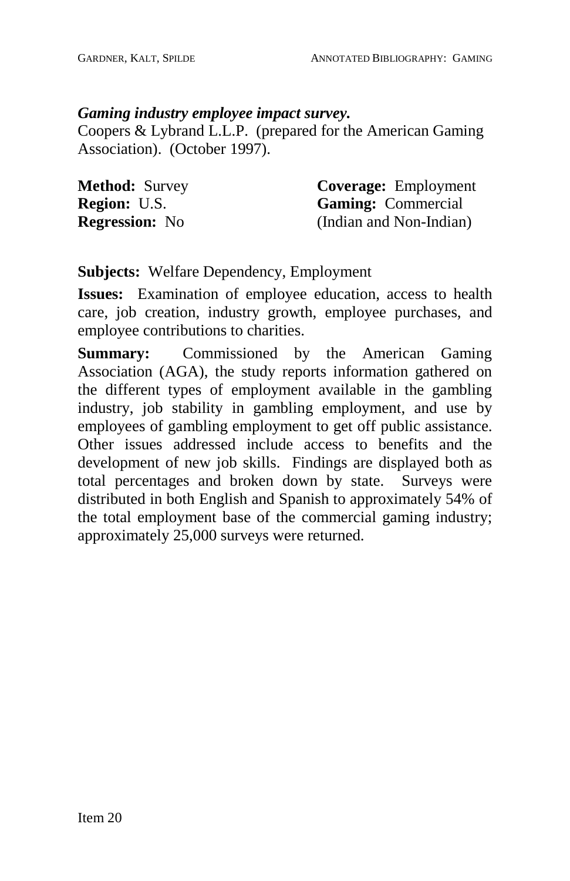***Gaming industry employee impact survey.***
Coopers & Lybrand L.L.P. (prepared for the American Gaming Association). (October 1997).

**Method:** Survey
**Region:** U.S.
**Regression:** No

**Coverage:** Employment
**Gaming:** Commercial (Indian and Non-Indian)

**Subjects:** Welfare Dependency, Employment

**Issues:** Examination of employee education, access to health care, job creation, industry growth, employee purchases, and employee contributions to charities.

**Summary:** Commissioned by the American Gaming Association (AGA), the study reports information gathered on the different types of employment available in the gambling industry, job stability in gambling employment, and use by employees of gambling employment to get off public assistance. Other issues addressed include access to benefits and the development of new job skills. Findings are displayed both as total percentages and broken down by state. Surveys were distributed in both English and Spanish to approximately 54% of the total employment base of the commercial gaming industry; approximately 25,000 surveys were returned.

Item 20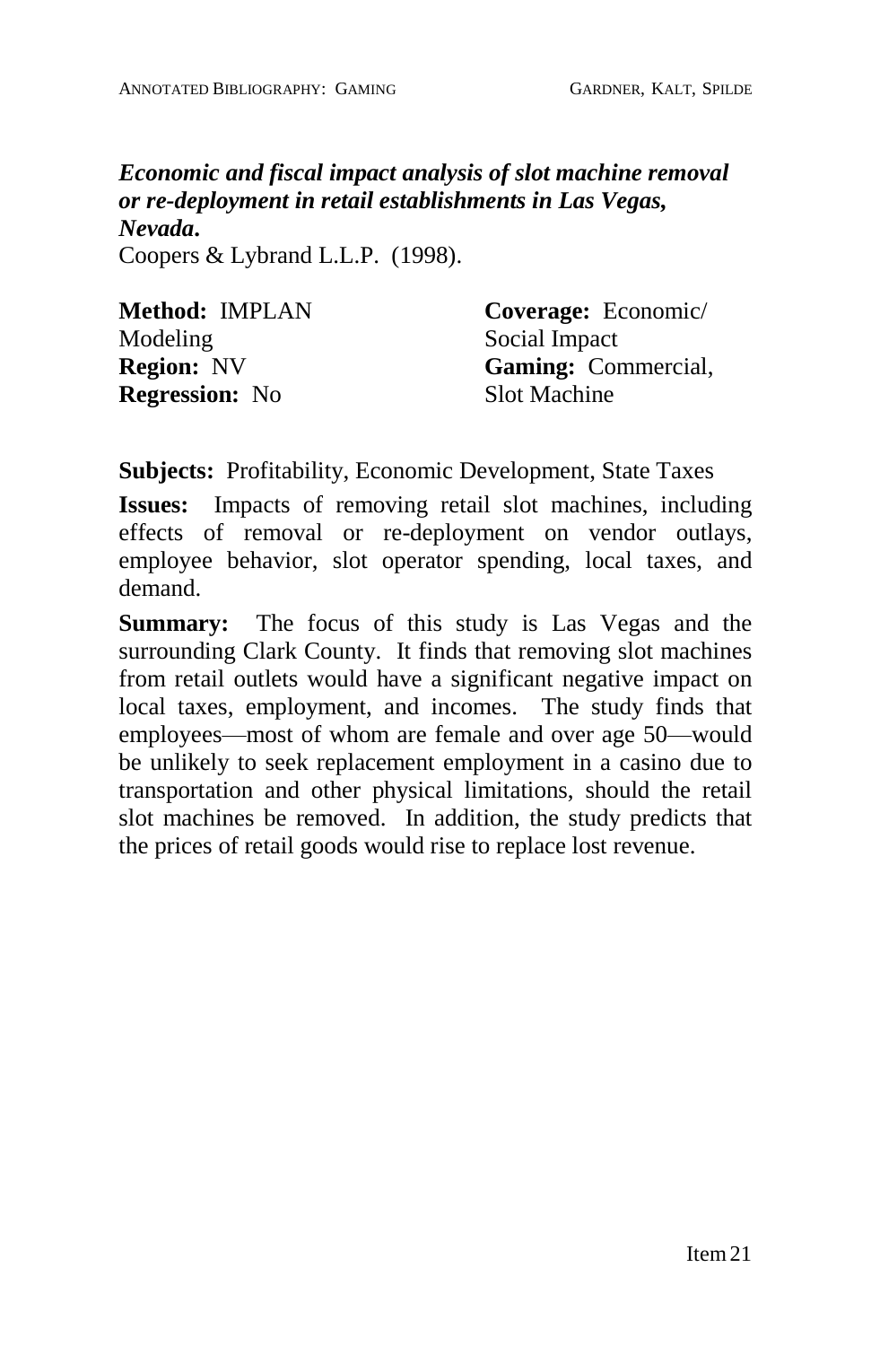***Economic and fiscal impact analysis of slot machine removal or re-deployment in retail establishments in Las Vegas, Nevada.***
Coopers & Lybrand L.L.P. (1998).

**Method:** IMPLAN Modeling
**Region:** NV
**Regression:** No

**Coverage:** Economic/ Social Impact
**Gaming:** Commercial, Slot Machine

**Subjects:** Profitability, Economic Development, State Taxes

**Issues:** Impacts of removing retail slot machines, including effects of removal or re-deployment on vendor outlays, employee behavior, slot operator spending, local taxes, and demand.

**Summary:** The focus of this study is Las Vegas and the surrounding Clark County. It finds that removing slot machines from retail outlets would have a significant negative impact on local taxes, employment, and incomes. The study finds that employees—most of whom are female and over age 50—would be unlikely to seek replacement employment in a casino due to transportation and other physical limitations, should the retail slot machines be removed. In addition, the study predicts that the prices of retail goods would rise to replace lost revenue.

Item 21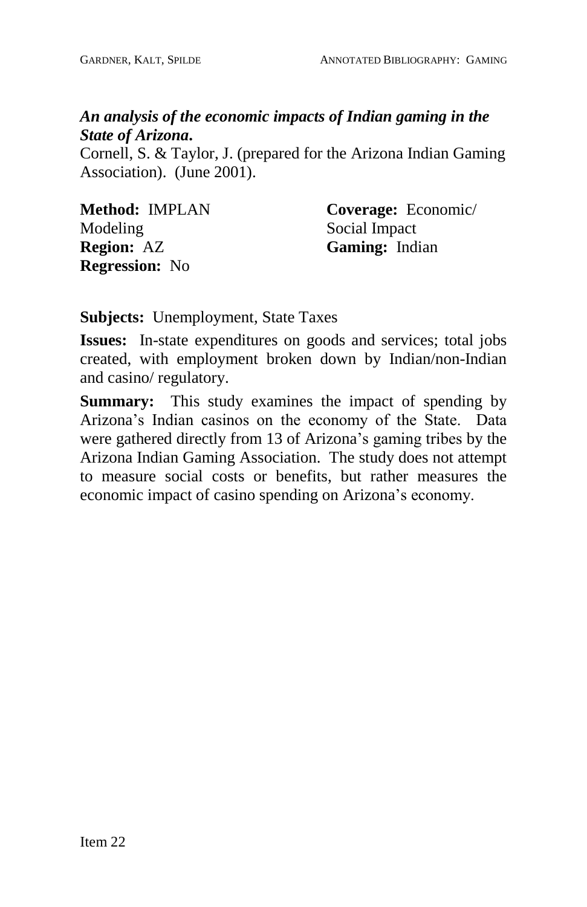***An analysis of the economic impacts of Indian gaming in the State of Arizona.***
Cornell, S. & Taylor, J. (prepared for the Arizona Indian Gaming Association). (June 2001).

**Method:** IMPLAN Modeling
**Region:** AZ
**Regression:** No

**Coverage:** Economic/ Social Impact
**Gaming:** Indian

**Subjects:** Unemployment, State Taxes

**Issues:** In-state expenditures on goods and services; total jobs created, with employment broken down by Indian/non-Indian and casino/ regulatory.

**Summary:** This study examines the impact of spending by Arizona's Indian casinos on the economy of the State. Data were gathered directly from 13 of Arizona's gaming tribes by the Arizona Indian Gaming Association. The study does not attempt to measure social costs or benefits, but rather measures the economic impact of casino spending on Arizona's economy.

Item 22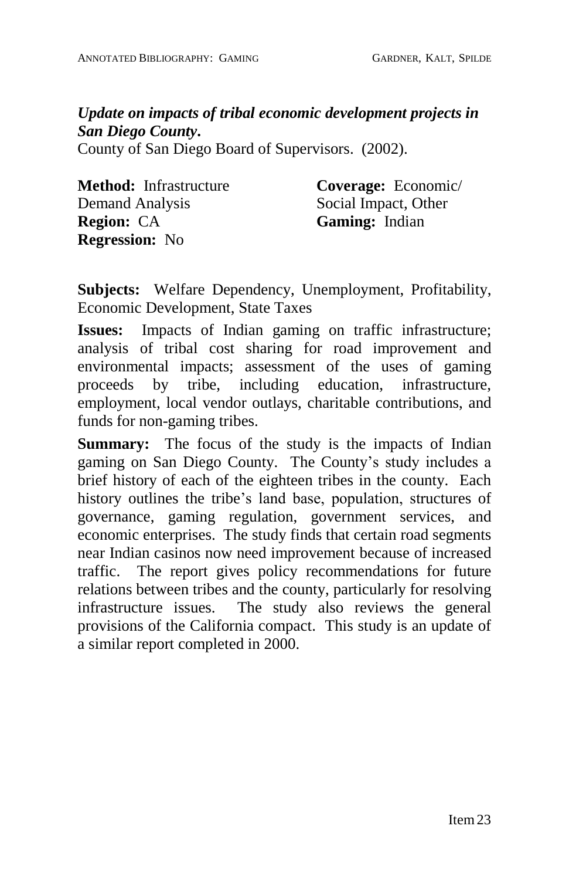***Update on impacts of tribal economic development projects in San Diego County.***
County of San Diego Board of Supervisors. (2002).

**Method:** Infrastructure Demand Analysis
**Region:** CA
**Regression:** No

**Coverage:** Economic/ Social Impact, Other
**Gaming:** Indian

**Subjects:** Welfare Dependency, Unemployment, Profitability, Economic Development, State Taxes

**Issues:** Impacts of Indian gaming on traffic infrastructure; analysis of tribal cost sharing for road improvement and environmental impacts; assessment of the uses of gaming proceeds by tribe, including education, infrastructure, employment, local vendor outlays, charitable contributions, and funds for non-gaming tribes.

**Summary:** The focus of the study is the impacts of Indian gaming on San Diego County. The County's study includes a brief history of each of the eighteen tribes in the county. Each history outlines the tribe's land base, population, structures of governance, gaming regulation, government services, and economic enterprises. The study finds that certain road segments near Indian casinos now need improvement because of increased traffic. The report gives policy recommendations for future relations between tribes and the county, particularly for resolving infrastructure issues. The study also reviews the general provisions of the California compact. This study is an update of a similar report completed in 2000.

Item 23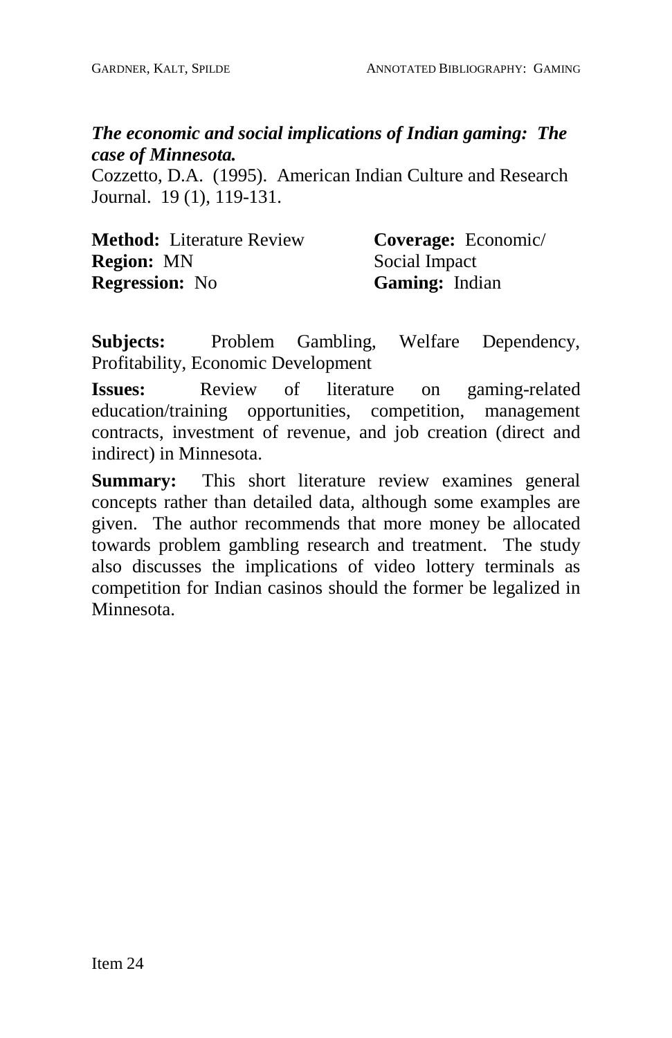***The economic and social implications of Indian gaming: The case of Minnesota.***
Cozzetto, D.A. (1995). American Indian Culture and Research Journal. 19 (1), 119-131.

**Method:** Literature Review
**Region:** MN
**Regression:** No

**Coverage:** Economic/ Social Impact
**Gaming:** Indian

**Subjects:** Problem Gambling, Welfare Dependency, Profitability, Economic Development

**Issues:** Review of literature on gaming-related education/training opportunities, competition, management contracts, investment of revenue, and job creation (direct and indirect) in Minnesota.

**Summary:** This short literature review examines general concepts rather than detailed data, although some examples are given. The author recommends that more money be allocated towards problem gambling research and treatment. The study also discusses the implications of video lottery terminals as competition for Indian casinos should the former be legalized in Minnesota.

Item 24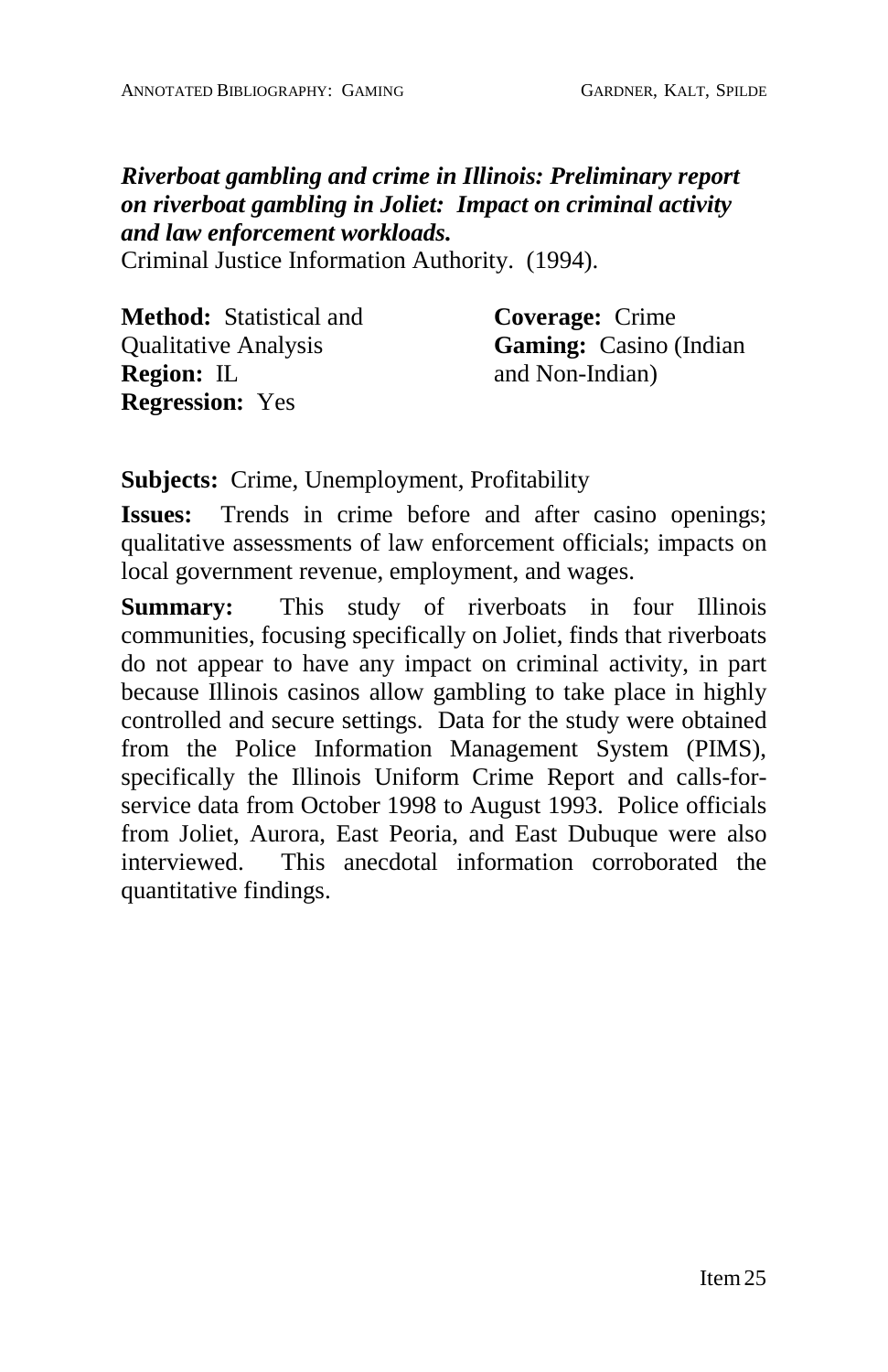***Riverboat gambling and crime in Illinois: Preliminary report on riverboat gambling in Joliet: Impact on criminal activity and law enforcement workloads.***
Criminal Justice Information Authority. (1994).

**Method:** Statistical and Qualitative Analysis
**Region:** IL
**Regression:** Yes

**Coverage:** Crime
**Gaming:** Casino (Indian and Non-Indian)

**Subjects:** Crime, Unemployment, Profitability

**Issues:** Trends in crime before and after casino openings; qualitative assessments of law enforcement officials; impacts on local government revenue, employment, and wages.

**Summary:** This study of riverboats in four Illinois communities, focusing specifically on Joliet, finds that riverboats do not appear to have any impact on criminal activity, in part because Illinois casinos allow gambling to take place in highly controlled and secure settings. Data for the study were obtained from the Police Information Management System (PIMS), specifically the Illinois Uniform Crime Report and calls-for-service data from October 1998 to August 1993. Police officials from Joliet, Aurora, East Peoria, and East Dubuque were also interviewed. This anecdotal information corroborated the quantitative findings.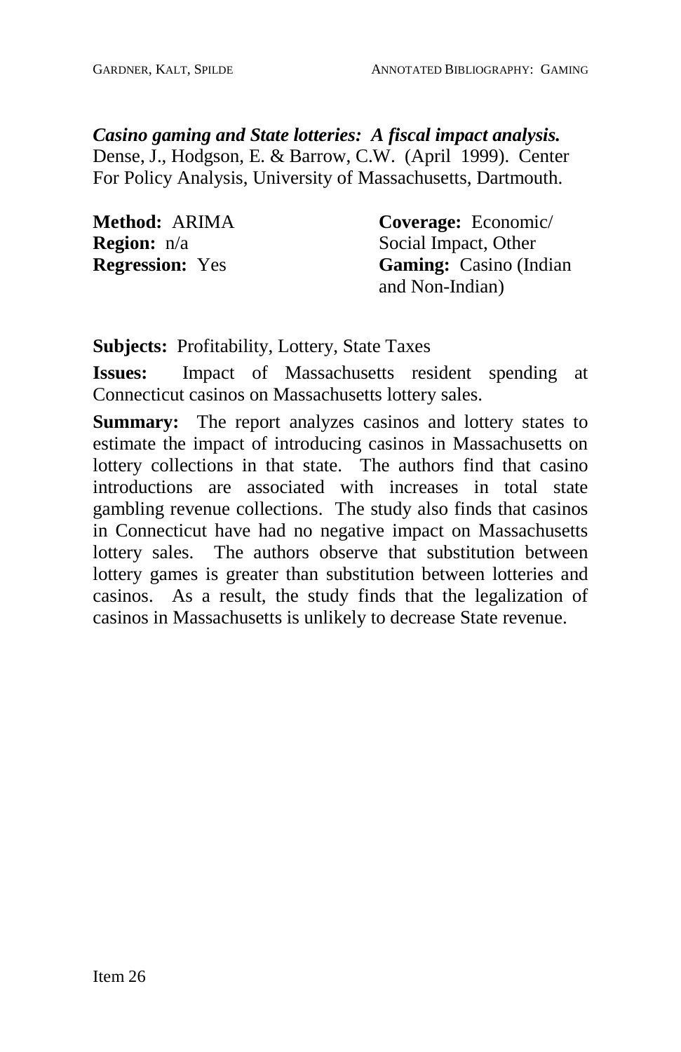***Casino gaming and State lotteries: A fiscal impact analysis.*** Dense, J., Hodgson, E. & Barrow, C.W. (April 1999). Center For Policy Analysis, University of Massachusetts, Dartmouth.

**Method:** ARIMA
**Region:** n/a
**Regression:** Yes

**Coverage:** Economic/ Social Impact, Other
**Gaming:** Casino (Indian and Non-Indian)

**Subjects:** Profitability, Lottery, State Taxes

**Issues:** Impact of Massachusetts resident spending at Connecticut casinos on Massachusetts lottery sales.

**Summary:** The report analyzes casinos and lottery states to estimate the impact of introducing casinos in Massachusetts on lottery collections in that state. The authors find that casino introductions are associated with increases in total state gambling revenue collections. The study also finds that casinos in Connecticut have had no negative impact on Massachusetts lottery sales. The authors observe that substitution between lottery games is greater than substitution between lotteries and casinos. As a result, the study finds that the legalization of casinos in Massachusetts is unlikely to decrease State revenue.

Item 26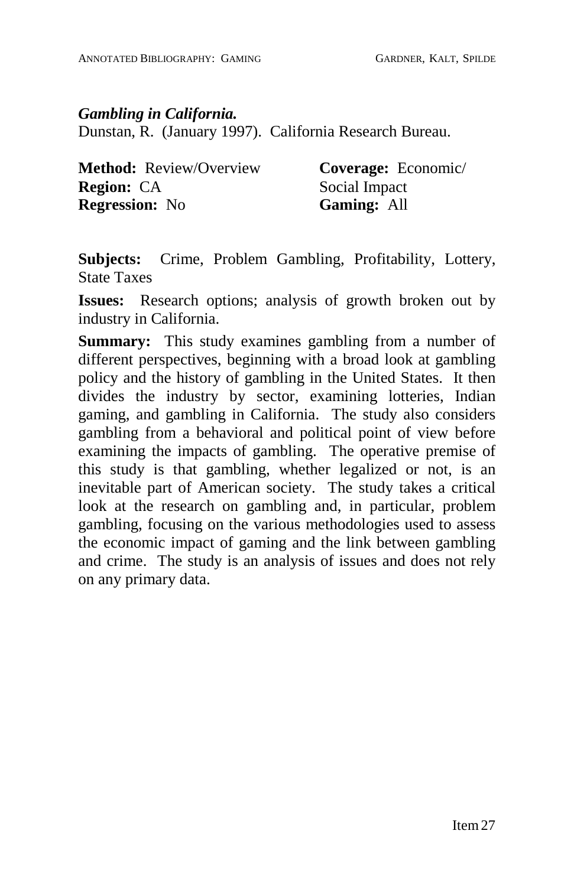***Gambling in California.***
Dunstan, R. (January 1997). California Research Bureau.

**Method:** Review/Overview
**Region:** CA
**Regression:** No

**Coverage:** Economic/ Social Impact
**Gaming:** All

**Subjects:** Crime, Problem Gambling, Profitability, Lottery, State Taxes

**Issues:** Research options; analysis of growth broken out by industry in California.

**Summary:** This study examines gambling from a number of different perspectives, beginning with a broad look at gambling policy and the history of gambling in the United States. It then divides the industry by sector, examining lotteries, Indian gaming, and gambling in California. The study also considers gambling from a behavioral and political point of view before examining the impacts of gambling. The operative premise of this study is that gambling, whether legalized or not, is an inevitable part of American society. The study takes a critical look at the research on gambling and, in particular, problem gambling, focusing on the various methodologies used to assess the economic impact of gaming and the link between gambling and crime. The study is an analysis of issues and does not rely on any primary data.

Item 27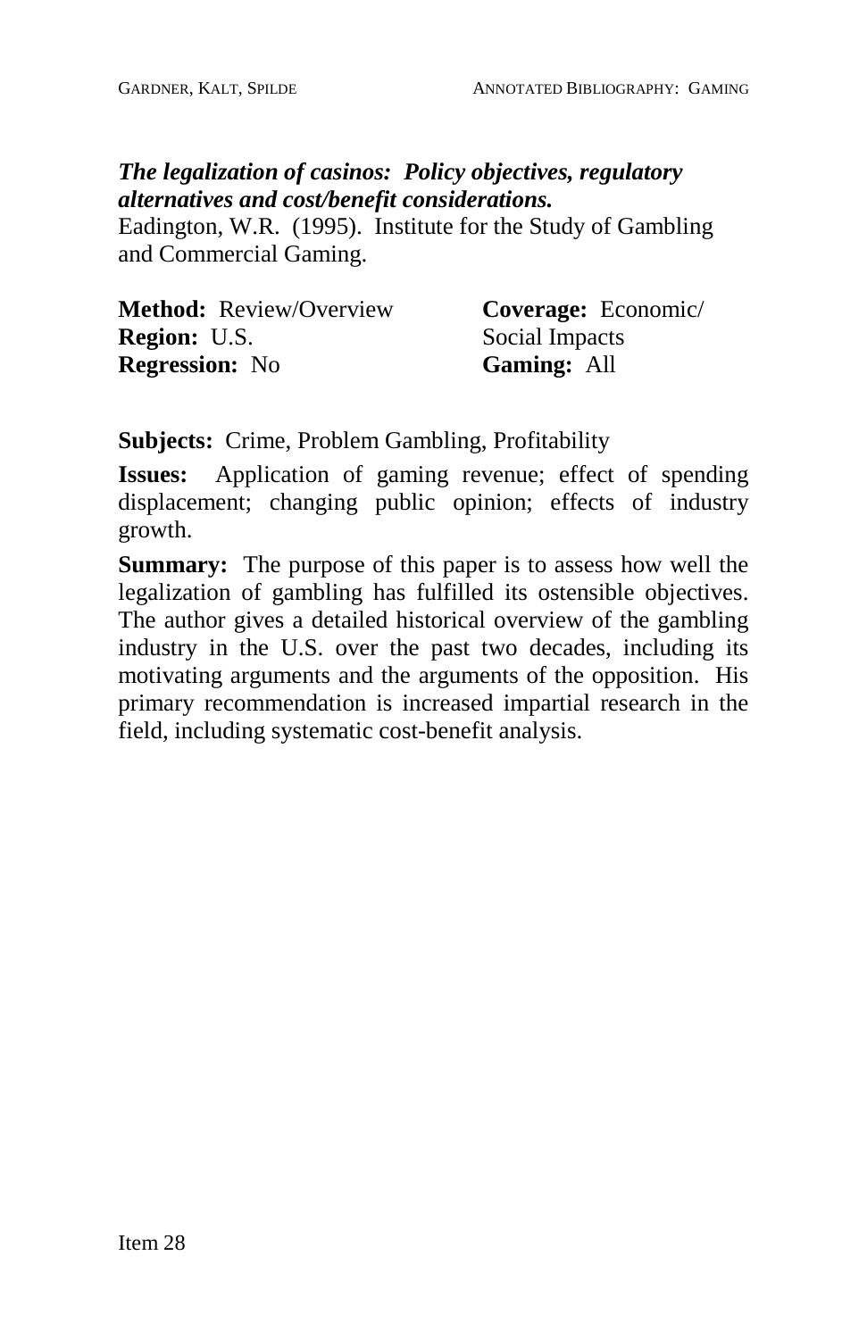***The legalization of casinos: Policy objectives, regulatory alternatives and cost/benefit considerations.***
Eadington, W.R. (1995). Institute for the Study of Gambling and Commercial Gaming.

**Method:** Review/Overview
**Region:** U.S.
**Regression:** No

**Coverage:** Economic/ Social Impacts
**Gaming:** All

**Subjects:** Crime, Problem Gambling, Profitability

**Issues:** Application of gaming revenue; effect of spending displacement; changing public opinion; effects of industry growth.

**Summary:** The purpose of this paper is to assess how well the legalization of gambling has fulfilled its ostensible objectives. The author gives a detailed historical overview of the gambling industry in the U.S. over the past two decades, including its motivating arguments and the arguments of the opposition. His primary recommendation is increased impartial research in the field, including systematic cost-benefit analysis.

Item 28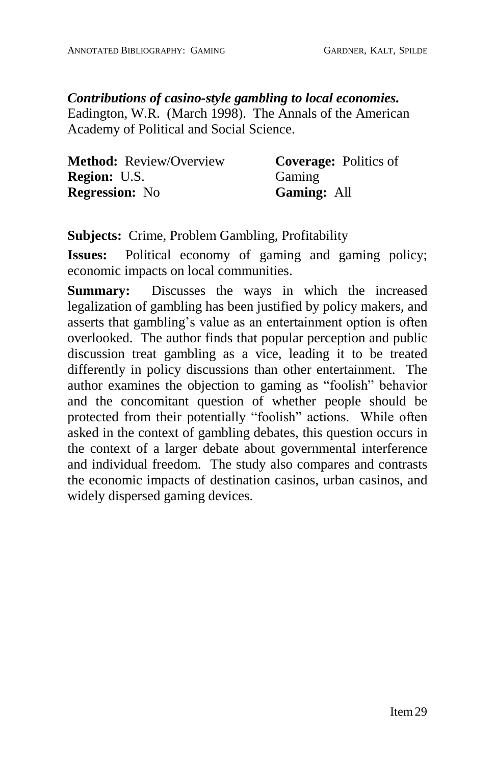***Contributions of casino-style gambling to local economies.***
Eadington, W.R. (March 1998). The Annals of the American Academy of Political and Social Science.

**Method:** Review/Overview
**Region:** U.S.
**Regression:** No

**Coverage:** Politics of Gaming
**Gaming:** All

**Subjects:** Crime, Problem Gambling, Profitability

**Issues:** Political economy of gaming and gaming policy; economic impacts on local communities.

**Summary:** Discusses the ways in which the increased legalization of gambling has been justified by policy makers, and asserts that gambling's value as an entertainment option is often overlooked. The author finds that popular perception and public discussion treat gambling as a vice, leading it to be treated differently in policy discussions than other entertainment. The author examines the objection to gaming as "foolish" behavior and the concomitant question of whether people should be protected from their potentially "foolish" actions. While often asked in the context of gambling debates, this question occurs in the context of a larger debate about governmental interference and individual freedom. The study also compares and contrasts the economic impacts of destination casinos, urban casinos, and widely dispersed gaming devices.

Item 29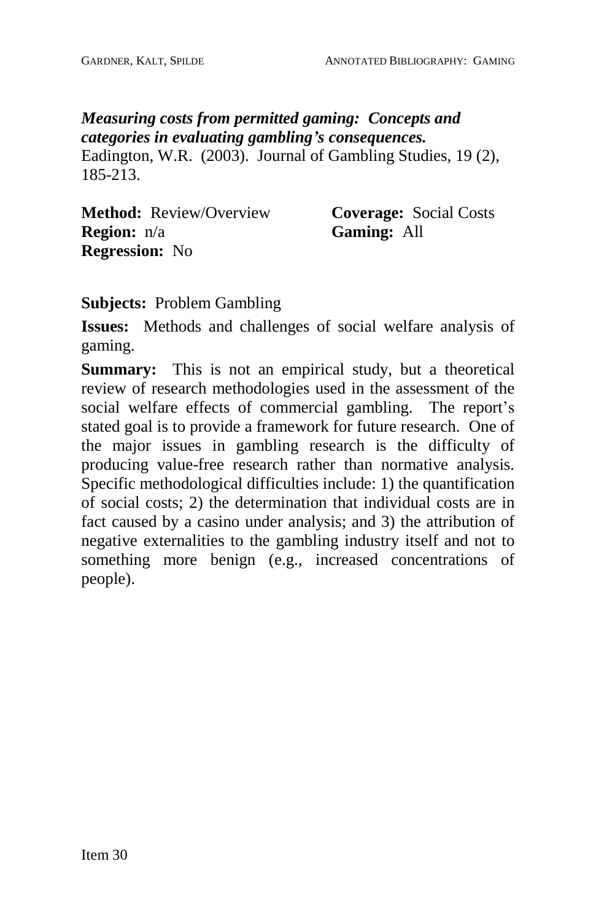***Measuring costs from permitted gaming: Concepts and categories in evaluating gambling's consequences.***
Eadington, W.R. (2003). Journal of Gambling Studies, 19 (2), 185-213.

**Method:** Review/Overview
**Coverage:** Social Costs
**Region:** n/a
**Gaming:** All
**Regression:** No

**Subjects:** Problem Gambling

**Issues:** Methods and challenges of social welfare analysis of gaming.

**Summary:** This is not an empirical study, but a theoretical review of research methodologies used in the assessment of the social welfare effects of commercial gambling. The report's stated goal is to provide a framework for future research. One of the major issues in gambling research is the difficulty of producing value-free research rather than normative analysis. Specific methodological difficulties include: 1) the quantification of social costs; 2) the determination that individual costs are in fact caused by a casino under analysis; and 3) the attribution of negative externalities to the gambling industry itself and not to something more benign (e.g., increased concentrations of people).

Item 30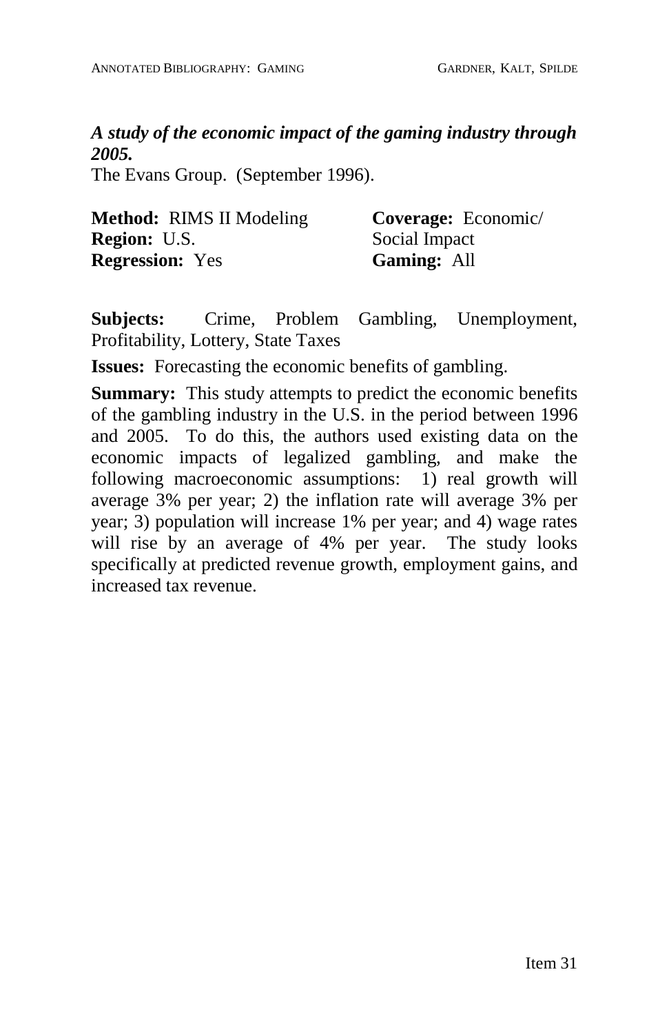***A study of the economic impact of the gaming industry through 2005.***
The Evans Group. (September 1996).

**Method:** RIMS II Modeling
**Region:** U.S.
**Regression:** Yes

**Coverage:** Economic/ Social Impact
**Gaming:** All

**Subjects:** Crime, Problem Gambling, Unemployment, Profitability, Lottery, State Taxes

**Issues:** Forecasting the economic benefits of gambling.

**Summary:** This study attempts to predict the economic benefits of the gambling industry in the U.S. in the period between 1996 and 2005. To do this, the authors used existing data on the economic impacts of legalized gambling, and make the following macroeconomic assumptions: 1) real growth will average 3% per year; 2) the inflation rate will average 3% per year; 3) population will increase 1% per year; and 4) wage rates will rise by an average of 4% per year. The study looks specifically at predicted revenue growth, employment gains, and increased tax revenue.

Item 31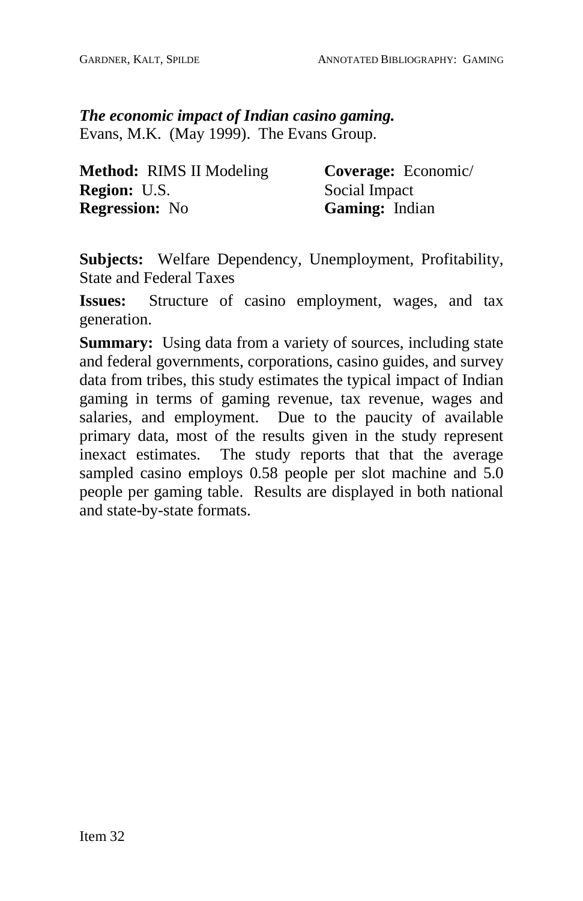***The economic impact of Indian casino gaming.***
Evans, M.K. (May 1999). The Evans Group.

**Method:** RIMS II Modeling
**Region:** U.S.
**Regression:** No

**Coverage:** Economic/ Social Impact
**Gaming:** Indian

**Subjects:** Welfare Dependency, Unemployment, Profitability, State and Federal Taxes

**Issues:** Structure of casino employment, wages, and tax generation.

**Summary:** Using data from a variety of sources, including state and federal governments, corporations, casino guides, and survey data from tribes, this study estimates the typical impact of Indian gaming in terms of gaming revenue, tax revenue, wages and salaries, and employment. Due to the paucity of available primary data, most of the results given in the study represent inexact estimates. The study reports that that the average sampled casino employs 0.58 people per slot machine and 5.0 people per gaming table. Results are displayed in both national and state-by-state formats.

Item 32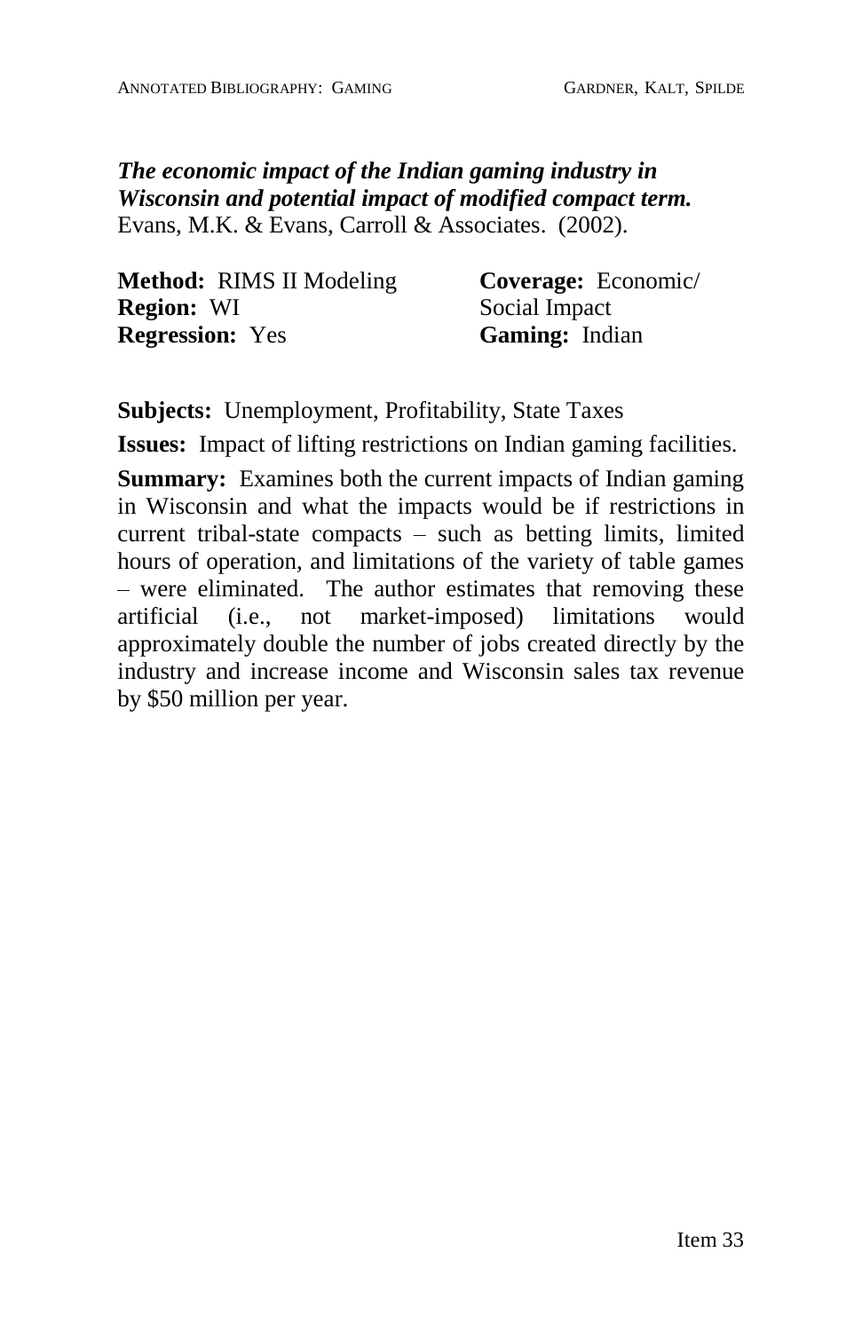***The economic impact of the Indian gaming industry in Wisconsin and potential impact of modified compact term.***
Evans, M.K. & Evans, Carroll & Associates. (2002).

**Method:** RIMS II Modeling
**Region:** WI
**Regression:** Yes

**Coverage:** Economic/ Social Impact
**Gaming:** Indian

**Subjects:** Unemployment, Profitability, State Taxes

**Issues:** Impact of lifting restrictions on Indian gaming facilities.

**Summary:** Examines both the current impacts of Indian gaming in Wisconsin and what the impacts would be if restrictions in current tribal-state compacts – such as betting limits, limited hours of operation, and limitations of the variety of table games – were eliminated. The author estimates that removing these artificial (i.e., not market-imposed) limitations would approximately double the number of jobs created directly by the industry and increase income and Wisconsin sales tax revenue by $50 million per year.

Item 33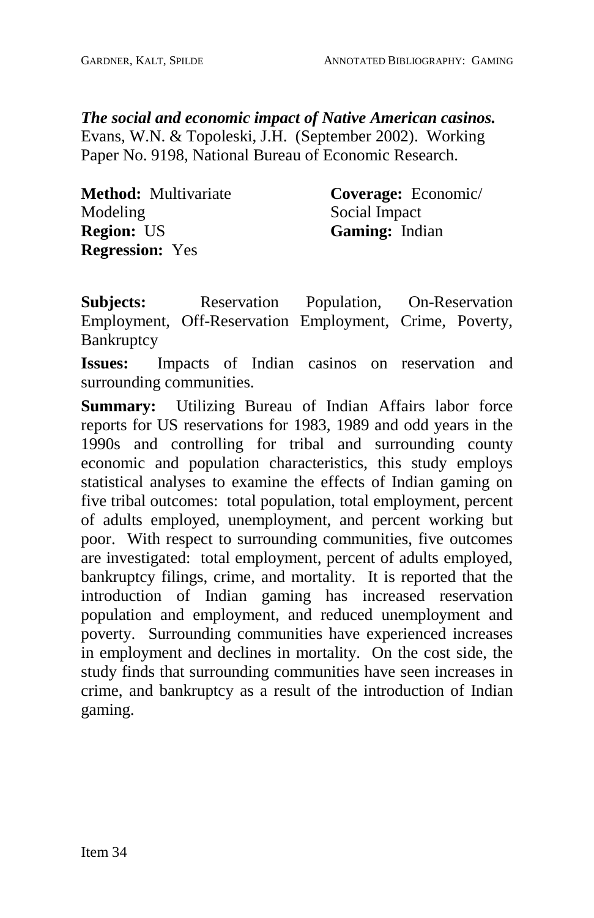***The social and economic impact of Native American casinos.*** Evans, W.N. & Topoleski, J.H. (September 2002). Working Paper No. 9198, National Bureau of Economic Research.

**Method:** Multivariate Modeling
**Region:** US
**Regression:** Yes

**Coverage:** Economic/ Social Impact
**Gaming:** Indian

**Subjects:** Reservation Population, On-Reservation Employment, Off-Reservation Employment, Crime, Poverty, Bankruptcy

**Issues:** Impacts of Indian casinos on reservation and surrounding communities.

**Summary:** Utilizing Bureau of Indian Affairs labor force reports for US reservations for 1983, 1989 and odd years in the 1990s and controlling for tribal and surrounding county economic and population characteristics, this study employs statistical analyses to examine the effects of Indian gaming on five tribal outcomes: total population, total employment, percent of adults employed, unemployment, and percent working but poor. With respect to surrounding communities, five outcomes are investigated: total employment, percent of adults employed, bankruptcy filings, crime, and mortality. It is reported that the introduction of Indian gaming has increased reservation population and employment, and reduced unemployment and poverty. Surrounding communities have experienced increases in employment and declines in mortality. On the cost side, the study finds that surrounding communities have seen increases in crime, and bankruptcy as a result of the introduction of Indian gaming.

Item 34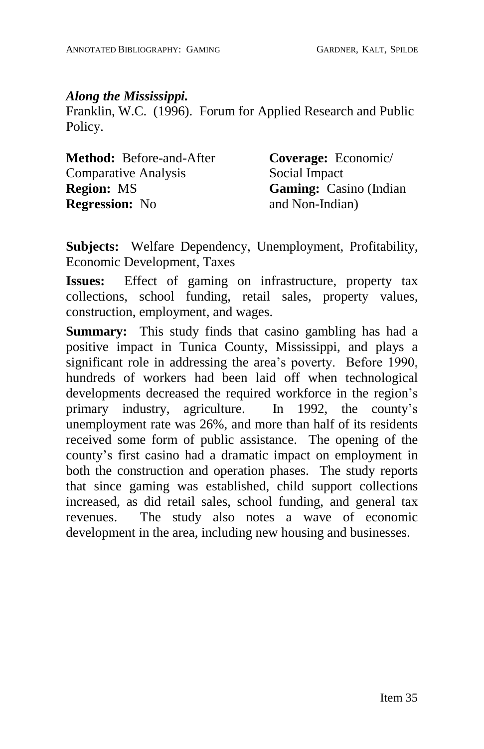***Along the Mississippi.***
Franklin, W.C. (1996). Forum for Applied Research and Public Policy.

**Method:** Before-and-After Comparative Analysis
**Region:** MS
**Regression:** No

**Coverage:** Economic/ Social Impact
**Gaming:** Casino (Indian and Non-Indian)

**Subjects:** Welfare Dependency, Unemployment, Profitability, Economic Development, Taxes

**Issues:** Effect of gaming on infrastructure, property tax collections, school funding, retail sales, property values, construction, employment, and wages.

**Summary:** This study finds that casino gambling has had a positive impact in Tunica County, Mississippi, and plays a significant role in addressing the area's poverty. Before 1990, hundreds of workers had been laid off when technological developments decreased the required workforce in the region's primary industry, agriculture. In 1992, the county's unemployment rate was 26%, and more than half of its residents received some form of public assistance. The opening of the county's first casino had a dramatic impact on employment in both the construction and operation phases. The study reports that since gaming was established, child support collections increased, as did retail sales, school funding, and general tax revenues. The study also notes a wave of economic development in the area, including new housing and businesses.

Item 35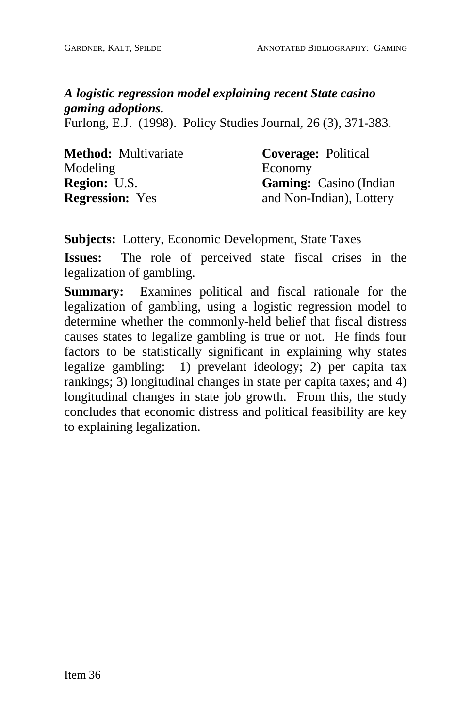***A logistic regression model explaining recent State casino gaming adoptions.***
Furlong, E.J. (1998). Policy Studies Journal, 26 (3), 371-383.

**Method:** Multivariate Modeling
**Region:** U.S.
**Regression:** Yes

**Coverage:** Political Economy
**Gaming:** Casino (Indian and Non-Indian), Lottery

**Subjects:** Lottery, Economic Development, State Taxes

**Issues:** The role of perceived state fiscal crises in the legalization of gambling.

**Summary:** Examines political and fiscal rationale for the legalization of gambling, using a logistic regression model to determine whether the commonly-held belief that fiscal distress causes states to legalize gambling is true or not. He finds four factors to be statistically significant in explaining why states legalize gambling: 1) prevelant ideology; 2) per capita tax rankings; 3) longitudinal changes in state per capita taxes; and 4) longitudinal changes in state job growth. From this, the study concludes that economic distress and political feasibility are key to explaining legalization.

Item 36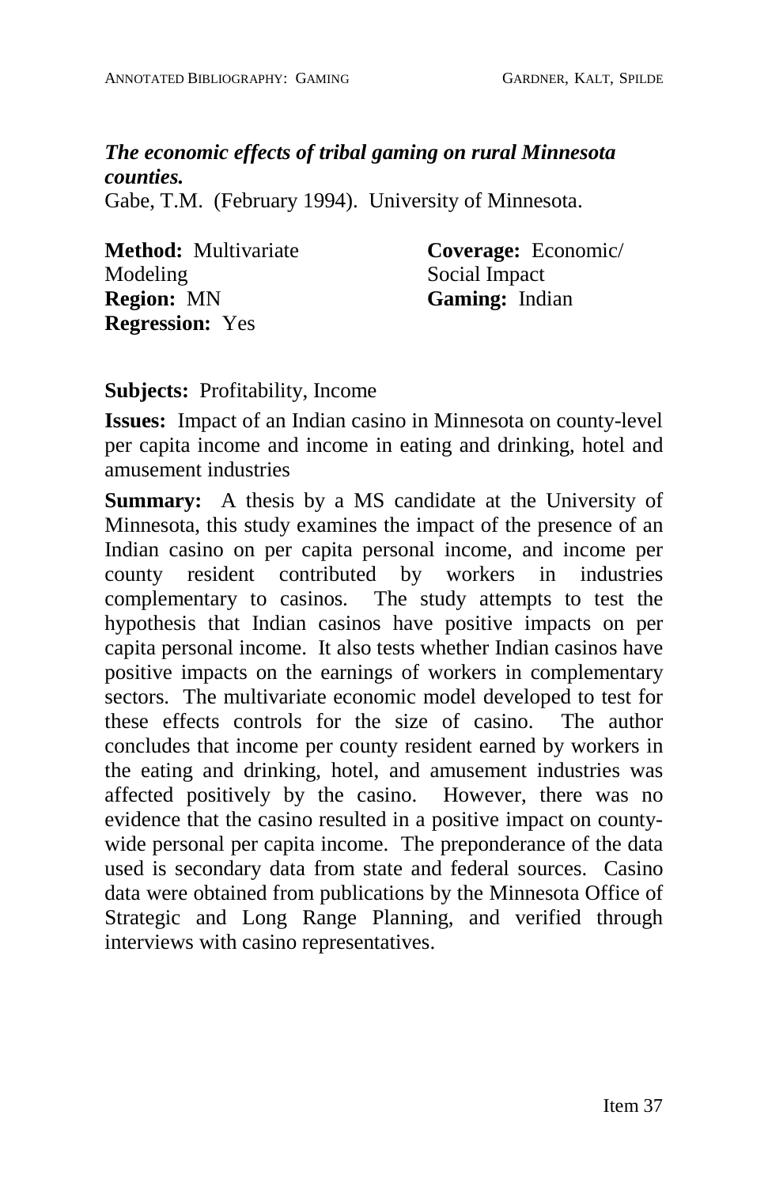***The economic effects of tribal gaming on rural Minnesota counties.***
Gabe, T.M. (February 1994). University of Minnesota.

**Method:** Multivariate Modeling
**Region:** MN
**Regression:** Yes

**Coverage:** Economic/ Social Impact
**Gaming:** Indian

**Subjects:** Profitability, Income

**Issues:** Impact of an Indian casino in Minnesota on county-level per capita income and income in eating and drinking, hotel and amusement industries

**Summary:** A thesis by a MS candidate at the University of Minnesota, this study examines the impact of the presence of an Indian casino on per capita personal income, and income per county resident contributed by workers in industries complementary to casinos. The study attempts to test the hypothesis that Indian casinos have positive impacts on per capita personal income. It also tests whether Indian casinos have positive impacts on the earnings of workers in complementary sectors. The multivariate economic model developed to test for these effects controls for the size of casino. The author concludes that income per county resident earned by workers in the eating and drinking, hotel, and amusement industries was affected positively by the casino. However, there was no evidence that the casino resulted in a positive impact on county-wide personal per capita income. The preponderance of the data used is secondary data from state and federal sources. Casino data were obtained from publications by the Minnesota Office of Strategic and Long Range Planning, and verified through interviews with casino representatives.

Item 37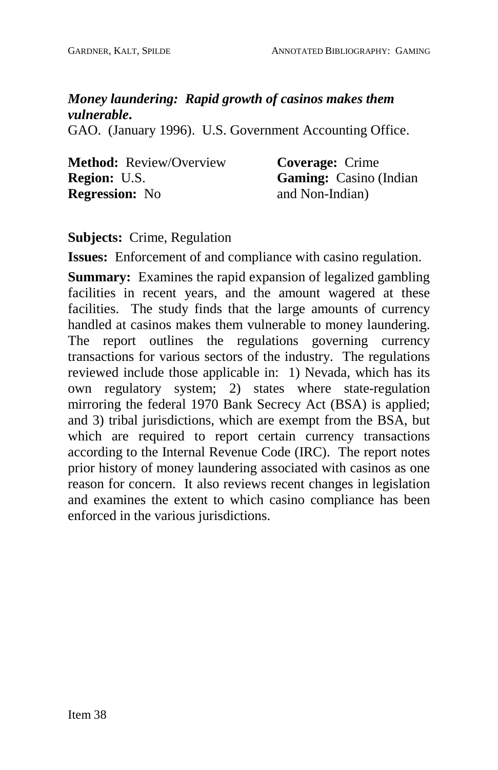***Money laundering: Rapid growth of casinos makes them vulnerable*.**
GAO. (January 1996). U.S. Government Accounting Office.

**Method:** Review/Overview
**Region:** U.S.
**Regression:** No

**Coverage:** Crime
**Gaming:** Casino (Indian and Non-Indian)

**Subjects:** Crime, Regulation

**Issues:** Enforcement of and compliance with casino regulation.

**Summary:** Examines the rapid expansion of legalized gambling facilities in recent years, and the amount wagered at these facilities. The study finds that the large amounts of currency handled at casinos makes them vulnerable to money laundering. The report outlines the regulations governing currency transactions for various sectors of the industry. The regulations reviewed include those applicable in: 1) Nevada, which has its own regulatory system; 2) states where state-regulation mirroring the federal 1970 Bank Secrecy Act (BSA) is applied; and 3) tribal jurisdictions, which are exempt from the BSA, but which are required to report certain currency transactions according to the Internal Revenue Code (IRC). The report notes prior history of money laundering associated with casinos as one reason for concern. It also reviews recent changes in legislation and examines the extent to which casino compliance has been enforced in the various jurisdictions.

Item 38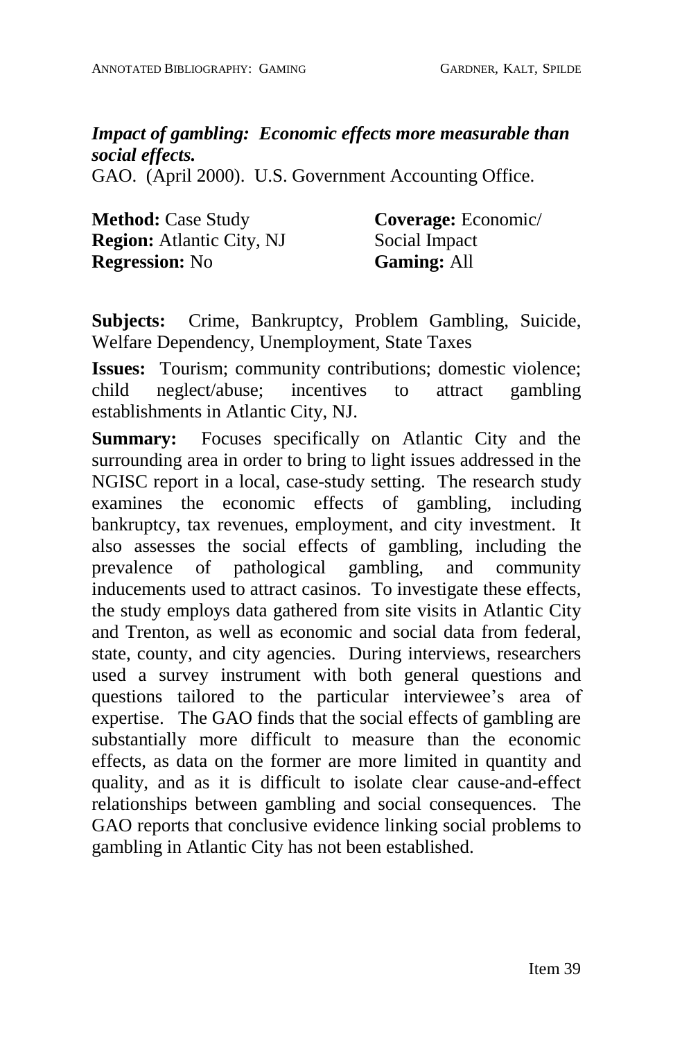***Impact of gambling: Economic effects more measurable than social effects.***

GAO. (April 2000). U.S. Government Accounting Office.

**Method:** Case Study
**Region:** Atlantic City, NJ
**Regression:** No

**Coverage:** Economic/ Social Impact
**Gaming:** All

**Subjects:** Crime, Bankruptcy, Problem Gambling, Suicide, Welfare Dependency, Unemployment, State Taxes

**Issues:** Tourism; community contributions; domestic violence; child neglect/abuse; incentives to attract gambling establishments in Atlantic City, NJ.

**Summary:** Focuses specifically on Atlantic City and the surrounding area in order to bring to light issues addressed in the NGISC report in a local, case-study setting. The research study examines the economic effects of gambling, including bankruptcy, tax revenues, employment, and city investment. It also assesses the social effects of gambling, including the prevalence of pathological gambling, and community inducements used to attract casinos. To investigate these effects, the study employs data gathered from site visits in Atlantic City and Trenton, as well as economic and social data from federal, state, county, and city agencies. During interviews, researchers used a survey instrument with both general questions and questions tailored to the particular interviewee's area of expertise. The GAO finds that the social effects of gambling are substantially more difficult to measure than the economic effects, as data on the former are more limited in quantity and quality, and as it is difficult to isolate clear cause-and-effect relationships between gambling and social consequences. The GAO reports that conclusive evidence linking social problems to gambling in Atlantic City has not been established.

Item 39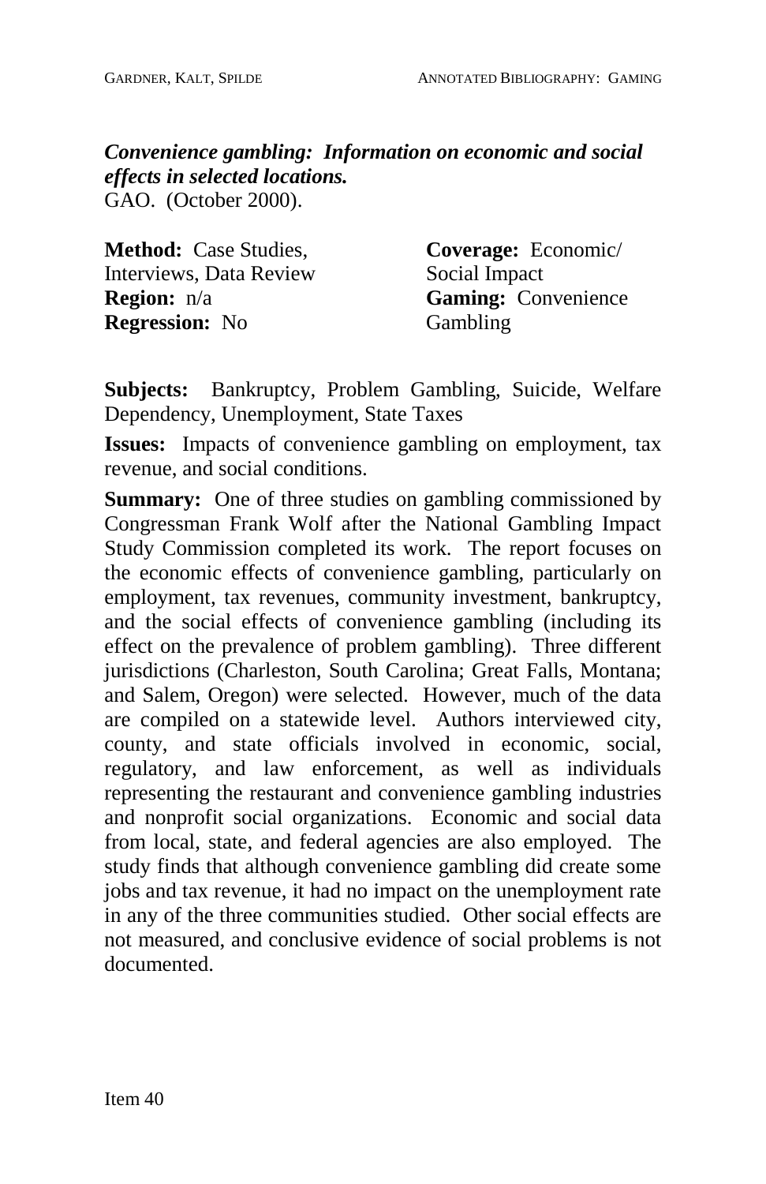***Convenience gambling: Information on economic and social effects in selected locations.***
GAO. (October 2000).

**Method:** Case Studies, Interviews, Data Review
**Region:** n/a
**Regression:** No

**Coverage:** Economic/ Social Impact
**Gaming:** Convenience Gambling

**Subjects:** Bankruptcy, Problem Gambling, Suicide, Welfare Dependency, Unemployment, State Taxes

**Issues:** Impacts of convenience gambling on employment, tax revenue, and social conditions.

**Summary:** One of three studies on gambling commissioned by Congressman Frank Wolf after the National Gambling Impact Study Commission completed its work. The report focuses on the economic effects of convenience gambling, particularly on employment, tax revenues, community investment, bankruptcy, and the social effects of convenience gambling (including its effect on the prevalence of problem gambling). Three different jurisdictions (Charleston, South Carolina; Great Falls, Montana; and Salem, Oregon) were selected. However, much of the data are compiled on a statewide level. Authors interviewed city, county, and state officials involved in economic, social, regulatory, and law enforcement, as well as individuals representing the restaurant and convenience gambling industries and nonprofit social organizations. Economic and social data from local, state, and federal agencies are also employed. The study finds that although convenience gambling did create some jobs and tax revenue, it had no impact on the unemployment rate in any of the three communities studied. Other social effects are not measured, and conclusive evidence of social problems is not documented.

Item 40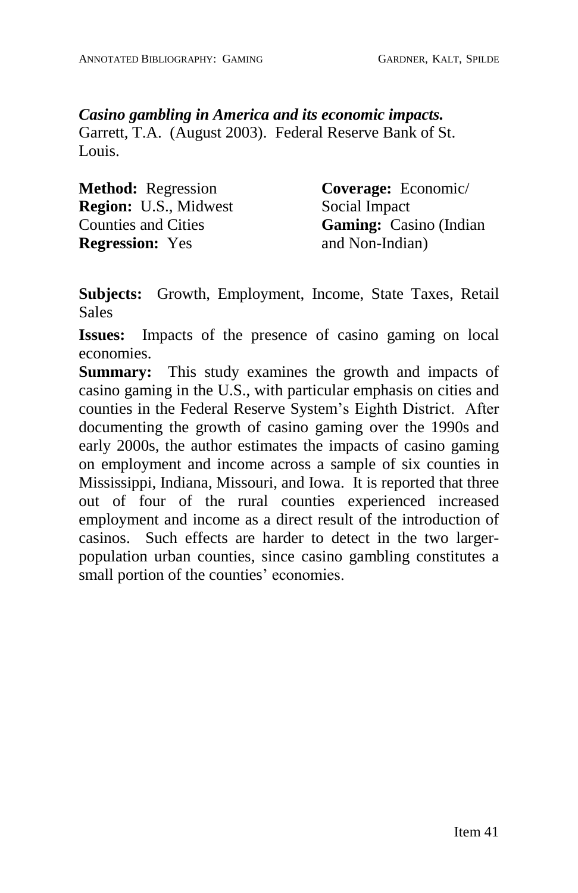***Casino gambling in America and its economic impacts.***
Garrett, T.A. (August 2003). Federal Reserve Bank of St. Louis.

**Method:** Regression
**Region:** U.S., Midwest Counties and Cities
**Regression:** Yes

**Coverage:** Economic/ Social Impact
**Gaming:** Casino (Indian and Non-Indian)

**Subjects:** Growth, Employment, Income, State Taxes, Retail Sales

**Issues:** Impacts of the presence of casino gaming on local economies.

**Summary:** This study examines the growth and impacts of casino gaming in the U.S., with particular emphasis on cities and counties in the Federal Reserve System's Eighth District. After documenting the growth of casino gaming over the 1990s and early 2000s, the author estimates the impacts of casino gaming on employment and income across a sample of six counties in Mississippi, Indiana, Missouri, and Iowa. It is reported that three out of four of the rural counties experienced increased employment and income as a direct result of the introduction of casinos. Such effects are harder to detect in the two larger-population urban counties, since casino gambling constitutes a small portion of the counties' economies.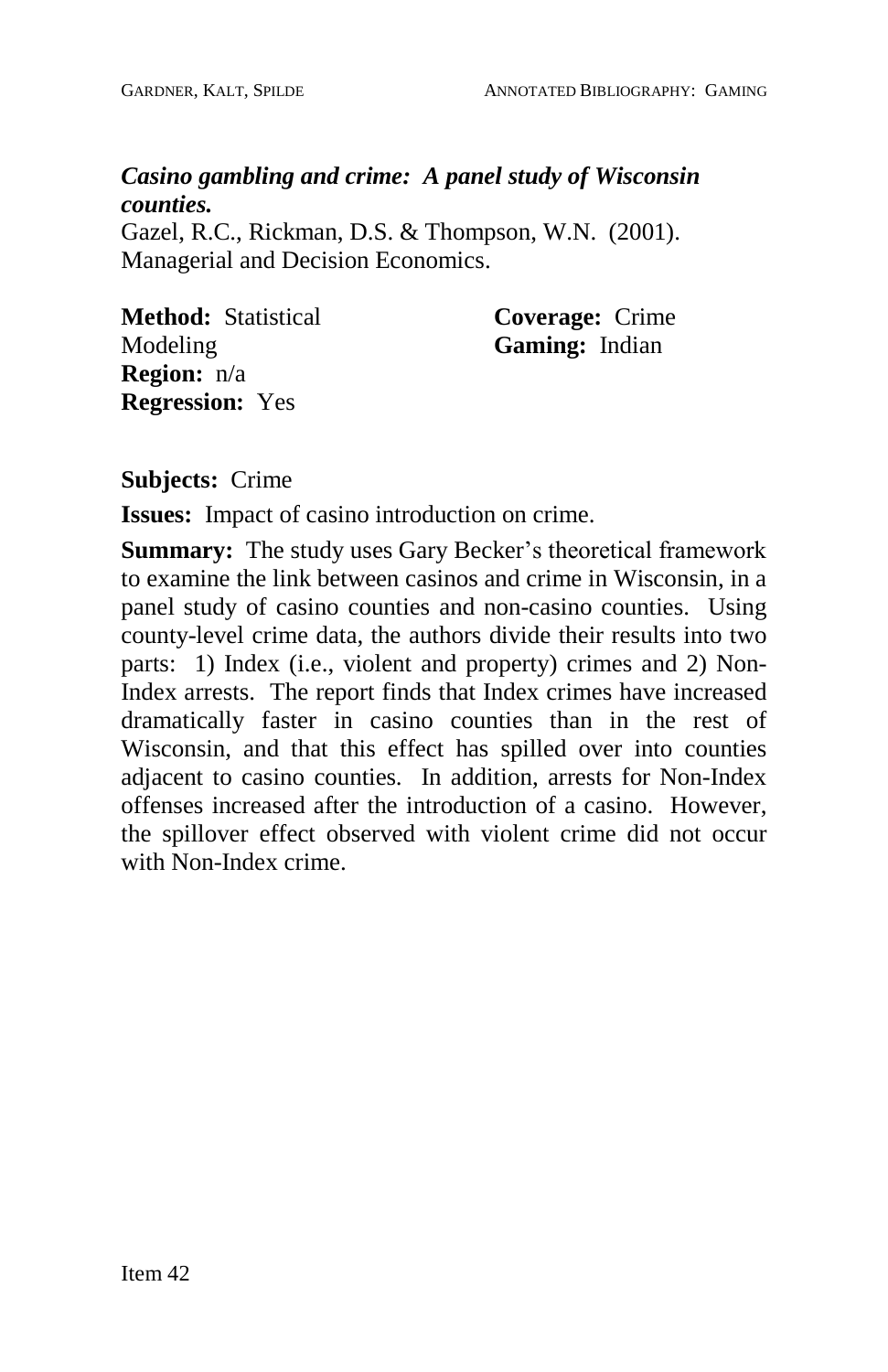***Casino gambling and crime: A panel study of Wisconsin counties.***
Gazel, R.C., Rickman, D.S. & Thompson, W.N. (2001). Managerial and Decision Economics.

**Method:** Statistical Modeling
**Region:** n/a
**Regression:** Yes

**Coverage:** Crime
**Gaming:** Indian

**Subjects:** Crime

**Issues:** Impact of casino introduction on crime.

**Summary:** The study uses Gary Becker's theoretical framework to examine the link between casinos and crime in Wisconsin, in a panel study of casino counties and non-casino counties. Using county-level crime data, the authors divide their results into two parts: 1) Index (i.e., violent and property) crimes and 2) Non-Index arrests. The report finds that Index crimes have increased dramatically faster in casino counties than in the rest of Wisconsin, and that this effect has spilled over into counties adjacent to casino counties. In addition, arrests for Non-Index offenses increased after the introduction of a casino. However, the spillover effect observed with violent crime did not occur with Non-Index crime.

Item 42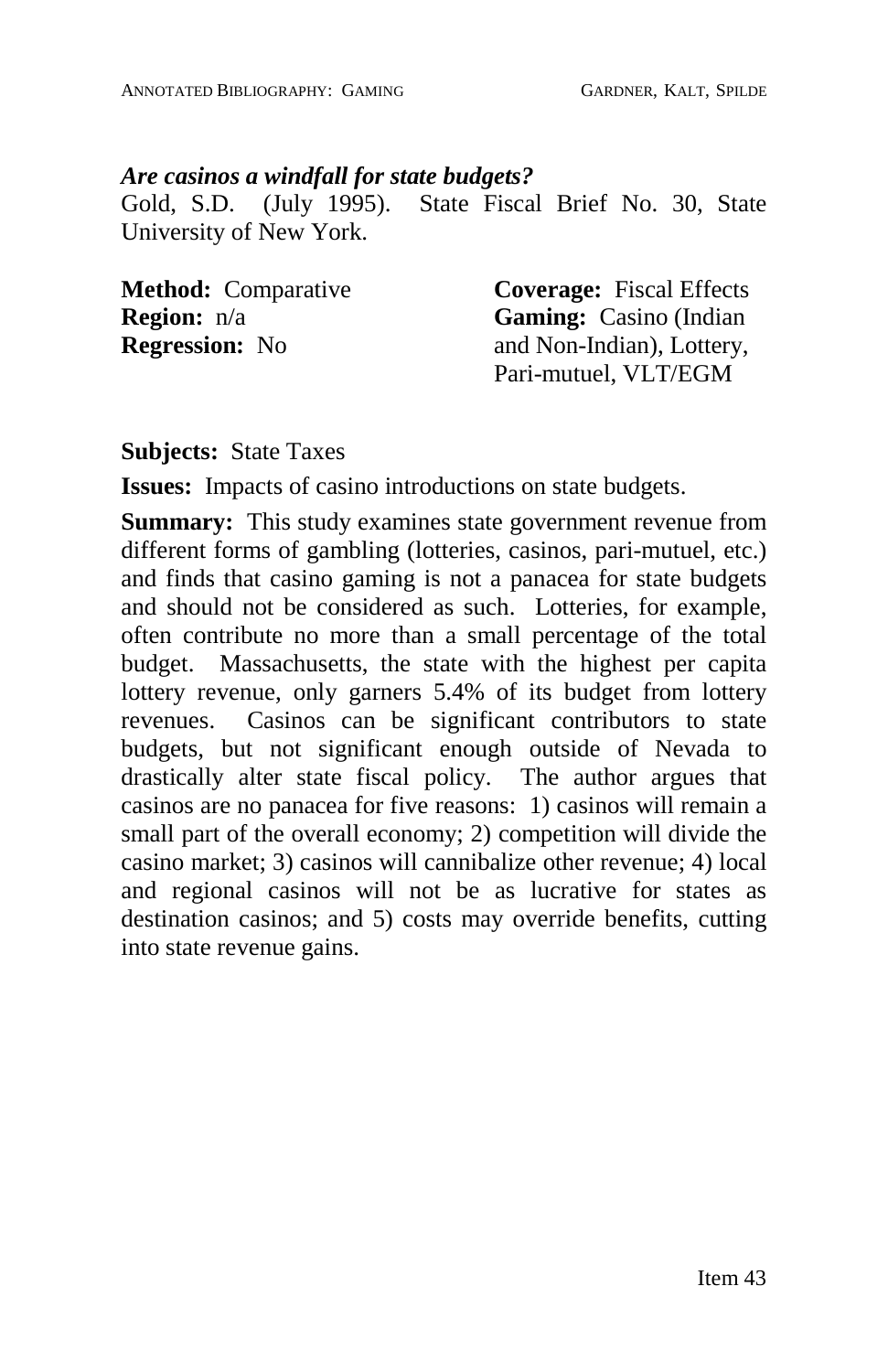***Are casinos a windfall for state budgets?***

Gold, S.D. (July 1995). State Fiscal Brief No. 30, State University of New York.

**Method:** Comparative
**Region:** n/a
**Regression:** No

**Coverage:** Fiscal Effects
**Gaming:** Casino (Indian and Non-Indian), Lottery, Pari-mutuel, VLT/EGM

**Subjects:** State Taxes

**Issues:** Impacts of casino introductions on state budgets.

**Summary:** This study examines state government revenue from different forms of gambling (lotteries, casinos, pari-mutuel, etc.) and finds that casino gaming is not a panacea for state budgets and should not be considered as such. Lotteries, for example, often contribute no more than a small percentage of the total budget. Massachusetts, the state with the highest per capita lottery revenue, only garners 5.4% of its budget from lottery revenues. Casinos can be significant contributors to state budgets, but not significant enough outside of Nevada to drastically alter state fiscal policy. The author argues that casinos are no panacea for five reasons: 1) casinos will remain a small part of the overall economy; 2) competition will divide the casino market; 3) casinos will cannibalize other revenue; 4) local and regional casinos will not be as lucrative for states as destination casinos; and 5) costs may override benefits, cutting into state revenue gains.

Item 43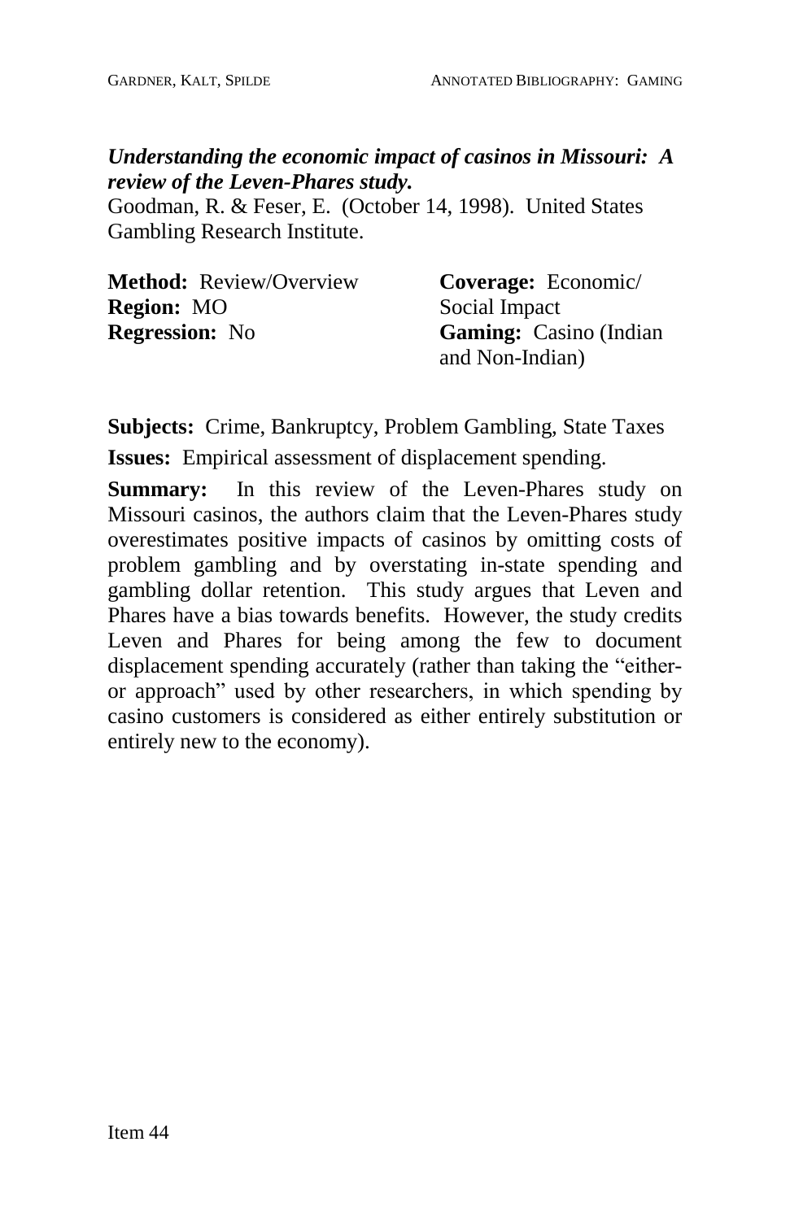***Understanding the economic impact of casinos in Missouri: A review of the Leven-Phares study.***
Goodman, R. & Feser, E. (October 14, 1998). United States Gambling Research Institute.

**Method:** Review/Overview
**Region:** MO
**Regression:** No

**Coverage:** Economic/ Social Impact
**Gaming:** Casino (Indian and Non-Indian)

**Subjects:** Crime, Bankruptcy, Problem Gambling, State Taxes

**Issues:** Empirical assessment of displacement spending.

**Summary:** In this review of the Leven-Phares study on Missouri casinos, the authors claim that the Leven-Phares study overestimates positive impacts of casinos by omitting costs of problem gambling and by overstating in-state spending and gambling dollar retention. This study argues that Leven and Phares have a bias towards benefits. However, the study credits Leven and Phares for being among the few to document displacement spending accurately (rather than taking the "either-or approach" used by other researchers, in which spending by casino customers is considered as either entirely substitution or entirely new to the economy).

Item 44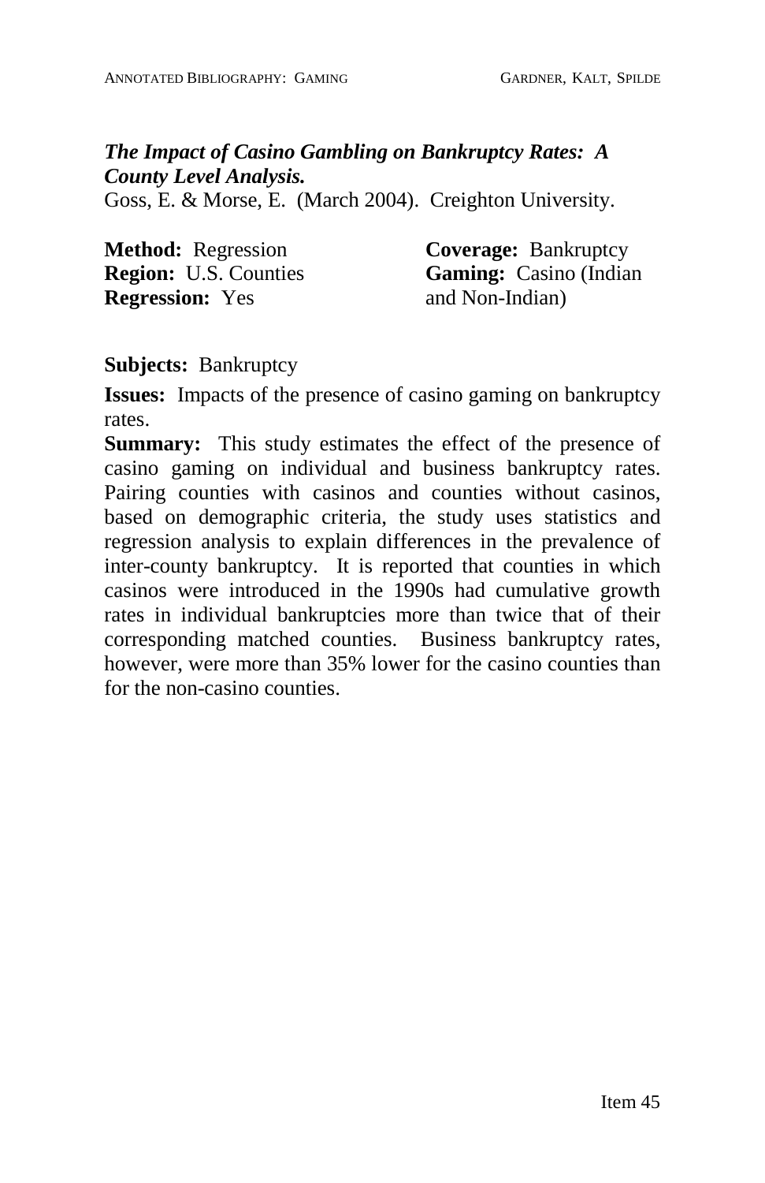***The Impact of Casino Gambling on Bankruptcy Rates: A County Level Analysis.***

Goss, E. & Morse, E. (March 2004). Creighton University.

**Method:** Regression
**Region:** U.S. Counties
**Regression:** Yes

**Coverage:** Bankruptcy
**Gaming:** Casino (Indian and Non-Indian)

**Subjects:** Bankruptcy

**Issues:** Impacts of the presence of casino gaming on bankruptcy rates.

**Summary:** This study estimates the effect of the presence of casino gaming on individual and business bankruptcy rates. Pairing counties with casinos and counties without casinos, based on demographic criteria, the study uses statistics and regression analysis to explain differences in the prevalence of inter-county bankruptcy. It is reported that counties in which casinos were introduced in the 1990s had cumulative growth rates in individual bankruptcies more than twice that of their corresponding matched counties. Business bankruptcy rates, however, were more than 35% lower for the casino counties than for the non-casino counties.

Item 45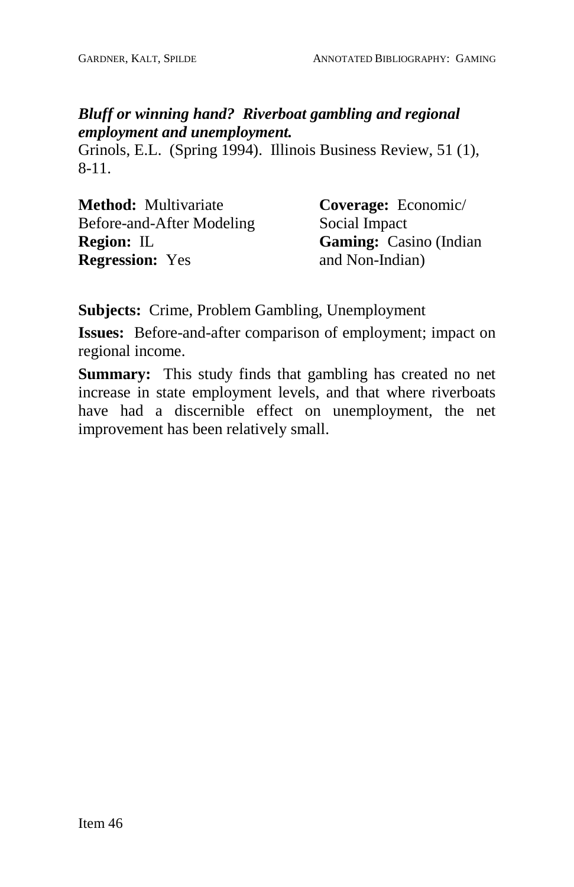***Bluff or winning hand? Riverboat gambling and regional employment and unemployment.***
Grinols, E.L. (Spring 1994). Illinois Business Review, 51 (1), 8-11.

**Method:** Multivariate Before-and-After Modeling
**Region:** IL
**Regression:** Yes

**Coverage:** Economic/ Social Impact
**Gaming:** Casino (Indian and Non-Indian)

**Subjects:** Crime, Problem Gambling, Unemployment

**Issues:** Before-and-after comparison of employment; impact on regional income.

**Summary:** This study finds that gambling has created no net increase in state employment levels, and that where riverboats have had a discernible effect on unemployment, the net improvement has been relatively small.

Item 46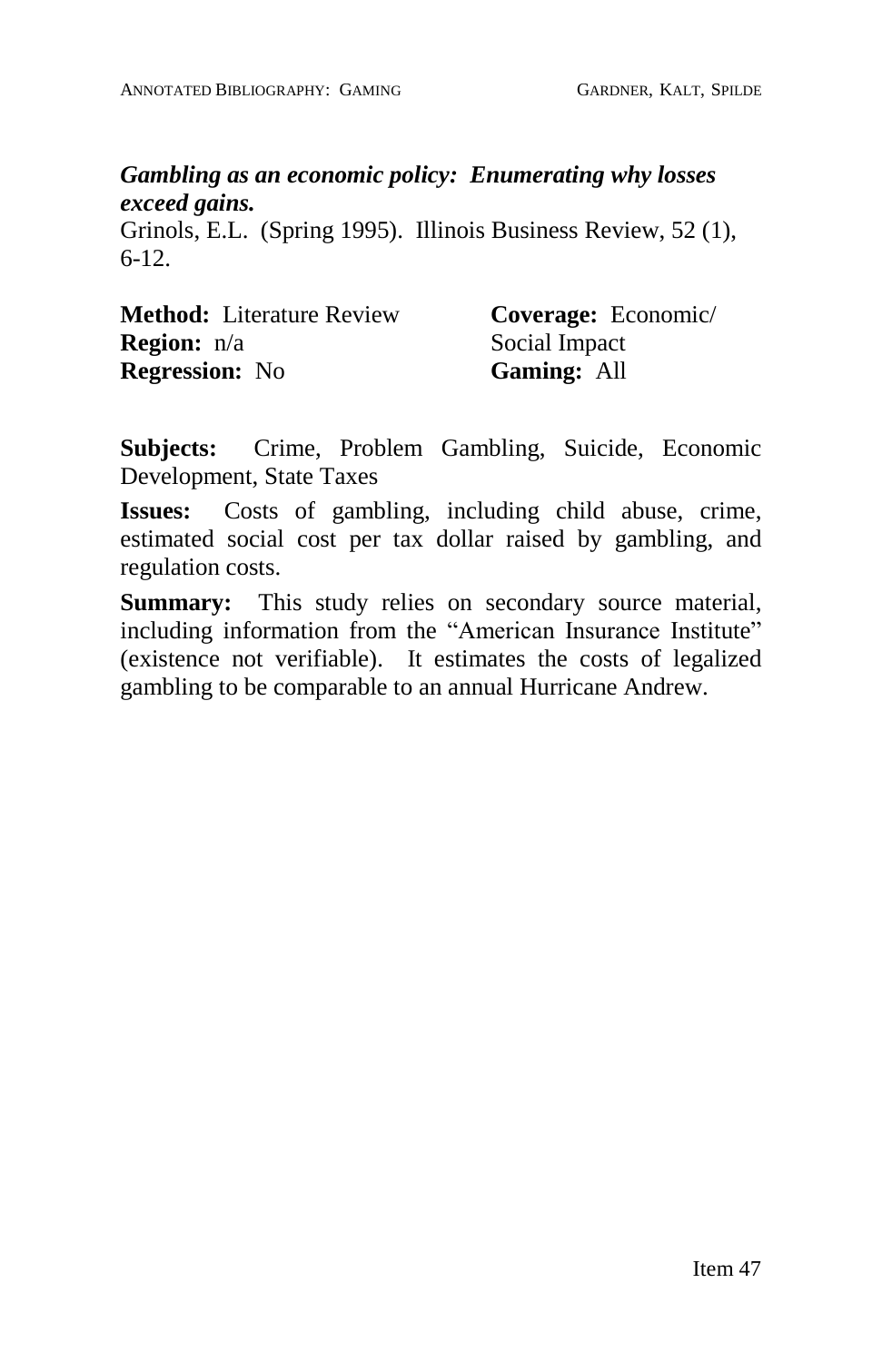***Gambling as an economic policy: Enumerating why losses exceed gains.***

Grinols, E.L. (Spring 1995). Illinois Business Review, 52 (1), 6-12.

**Method:** Literature Review
**Region:** n/a
**Regression:** No

**Coverage:** Economic/ Social Impact
**Gaming:** All

**Subjects:** Crime, Problem Gambling, Suicide, Economic Development, State Taxes

**Issues:** Costs of gambling, including child abuse, crime, estimated social cost per tax dollar raised by gambling, and regulation costs.

**Summary:** This study relies on secondary source material, including information from the "American Insurance Institute" (existence not verifiable). It estimates the costs of legalized gambling to be comparable to an annual Hurricane Andrew.

Item 47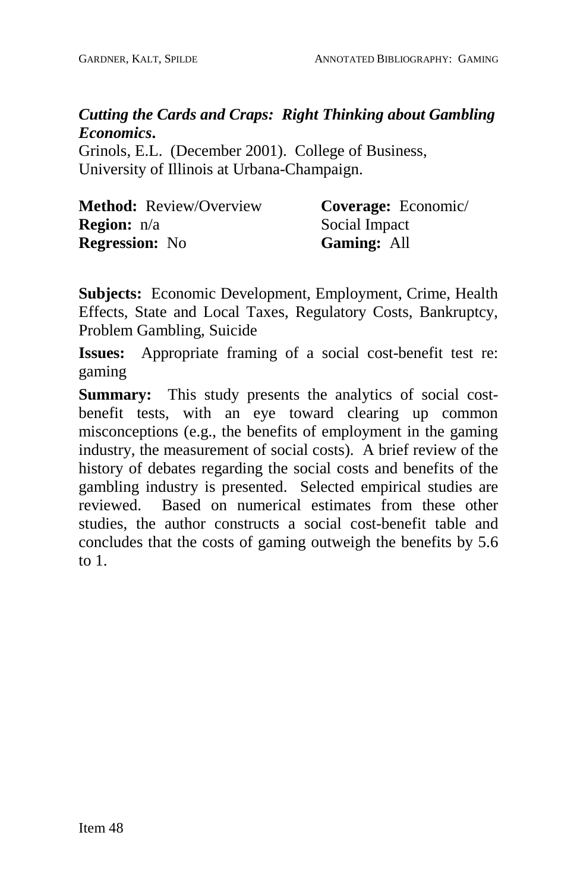***Cutting the Cards and Craps: Right Thinking about Gambling Economics.***

Grinols, E.L. (December 2001). College of Business, University of Illinois at Urbana-Champaign.

**Method:** Review/Overview
**Region:** n/a
**Regression:** No

**Coverage:** Economic/ Social Impact
**Gaming:** All

**Subjects:** Economic Development, Employment, Crime, Health Effects, State and Local Taxes, Regulatory Costs, Bankruptcy, Problem Gambling, Suicide

**Issues:** Appropriate framing of a social cost-benefit test re: gaming

**Summary:** This study presents the analytics of social cost-benefit tests, with an eye toward clearing up common misconceptions (e.g., the benefits of employment in the gaming industry, the measurement of social costs). A brief review of the history of debates regarding the social costs and benefits of the gambling industry is presented. Selected empirical studies are reviewed. Based on numerical estimates from these other studies, the author constructs a social cost-benefit table and concludes that the costs of gaming outweigh the benefits by 5.6 to 1.

Item 48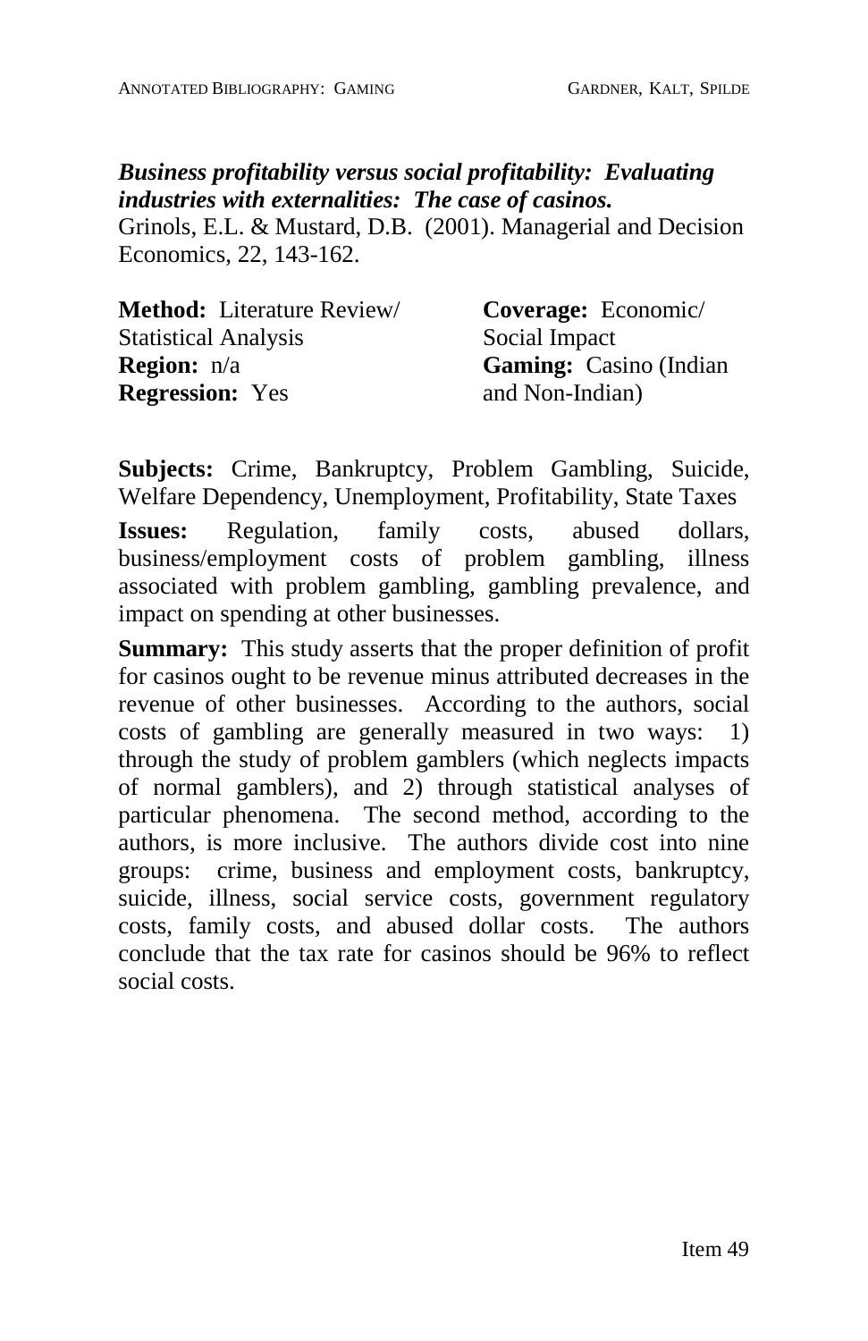***Business profitability versus social profitability: Evaluating industries with externalities: The case of casinos.***
Grinols, E.L. & Mustard, D.B. (2001). Managerial and Decision Economics, 22, 143-162.

**Method:** Literature Review/ Statistical Analysis
**Region:** n/a
**Regression:** Yes

**Coverage:** Economic/ Social Impact
**Gaming:** Casino (Indian and Non-Indian)

**Subjects:** Crime, Bankruptcy, Problem Gambling, Suicide, Welfare Dependency, Unemployment, Profitability, State Taxes

**Issues:** Regulation, family costs, abused dollars, business/employment costs of problem gambling, illness associated with problem gambling, gambling prevalence, and impact on spending at other businesses.

**Summary:** This study asserts that the proper definition of profit for casinos ought to be revenue minus attributed decreases in the revenue of other businesses. According to the authors, social costs of gambling are generally measured in two ways: 1) through the study of problem gamblers (which neglects impacts of normal gamblers), and 2) through statistical analyses of particular phenomena. The second method, according to the authors, is more inclusive. The authors divide cost into nine groups: crime, business and employment costs, bankruptcy, suicide, illness, social service costs, government regulatory costs, family costs, and abused dollar costs. The authors conclude that the tax rate for casinos should be 96% to reflect social costs.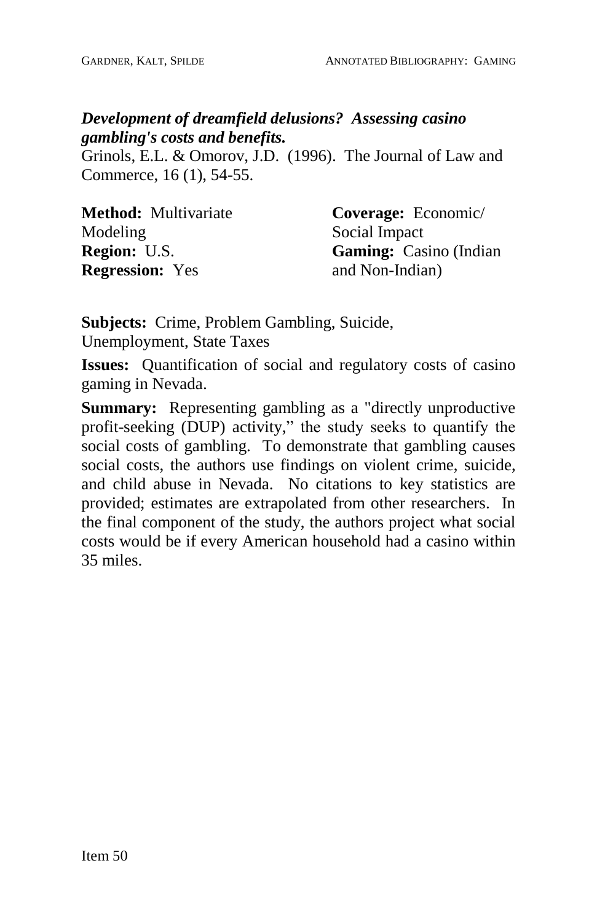***Development of dreamfield delusions? Assessing casino gambling's costs and benefits.***

Grinols, E.L. & Omorov, J.D. (1996). The Journal of Law and Commerce, 16 (1), 54-55.

**Method:** Multivariate Modeling
**Region:** U.S.
**Regression:** Yes

**Coverage:** Economic/ Social Impact
**Gaming:** Casino (Indian and Non-Indian)

**Subjects:** Crime, Problem Gambling, Suicide, Unemployment, State Taxes

**Issues:** Quantification of social and regulatory costs of casino gaming in Nevada.

**Summary:** Representing gambling as a "directly unproductive profit-seeking (DUP) activity," the study seeks to quantify the social costs of gambling. To demonstrate that gambling causes social costs, the authors use findings on violent crime, suicide, and child abuse in Nevada. No citations to key statistics are provided; estimates are extrapolated from other researchers. In the final component of the study, the authors project what social costs would be if every American household had a casino within 35 miles.

Item 50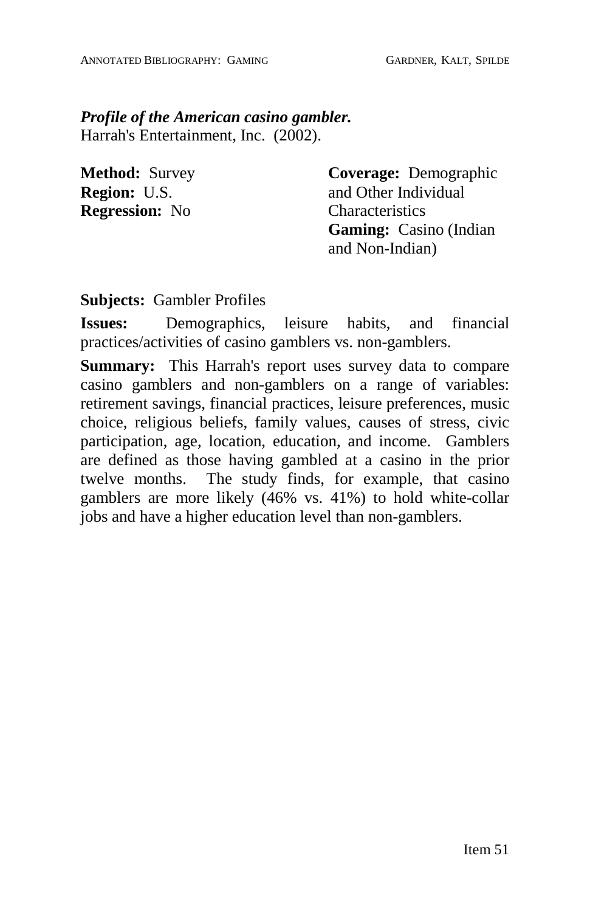***Profile of the American casino gambler.***
Harrah's Entertainment, Inc. (2002).

**Method:** Survey
**Region:** U.S.
**Regression:** No

**Coverage:** Demographic and Other Individual Characteristics
**Gaming:** Casino (Indian and Non-Indian)

**Subjects:** Gambler Profiles

**Issues:** Demographics, leisure habits, and financial practices/activities of casino gamblers vs. non-gamblers.

**Summary:** This Harrah's report uses survey data to compare casino gamblers and non-gamblers on a range of variables: retirement savings, financial practices, leisure preferences, music choice, religious beliefs, family values, causes of stress, civic participation, age, location, education, and income. Gamblers are defined as those having gambled at a casino in the prior twelve months. The study finds, for example, that casino gamblers are more likely (46% vs. 41%) to hold white-collar jobs and have a higher education level than non-gamblers.

Item 51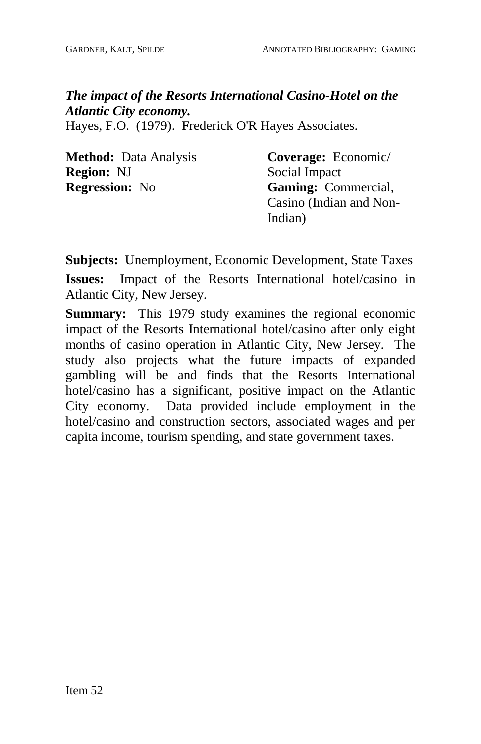***The impact of the Resorts International Casino-Hotel on the Atlantic City economy.***
Hayes, F.O. (1979). Frederick O'R Hayes Associates.

**Method:** Data Analysis
**Region:** NJ
**Regression:** No

**Coverage:** Economic/ Social Impact
**Gaming:** Commercial, Casino (Indian and Non-Indian)

**Subjects:** Unemployment, Economic Development, State Taxes

**Issues:** Impact of the Resorts International hotel/casino in Atlantic City, New Jersey.

**Summary:** This 1979 study examines the regional economic impact of the Resorts International hotel/casino after only eight months of casino operation in Atlantic City, New Jersey. The study also projects what the future impacts of expanded gambling will be and finds that the Resorts International hotel/casino has a significant, positive impact on the Atlantic City economy. Data provided include employment in the hotel/casino and construction sectors, associated wages and per capita income, tourism spending, and state government taxes.

Item 52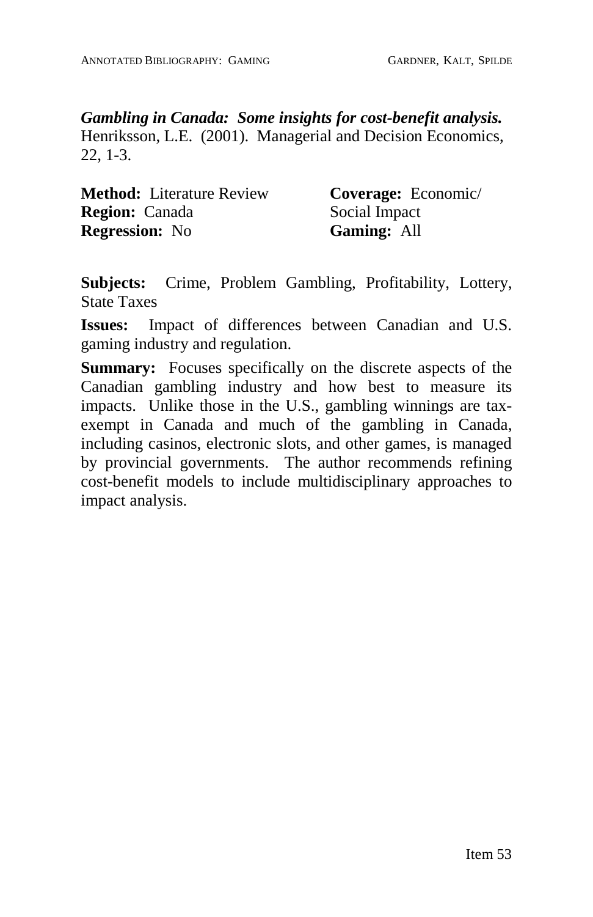***Gambling in Canada: Some insights for cost-benefit analysis.***
Henriksson, L.E. (2001). Managerial and Decision Economics, 22, 1-3.

**Method:** Literature Review
**Region:** Canada
**Regression:** No

**Coverage:** Economic/ Social Impact
**Gaming:** All

**Subjects:** Crime, Problem Gambling, Profitability, Lottery, State Taxes

**Issues:** Impact of differences between Canadian and U.S. gaming industry and regulation.

**Summary:** Focuses specifically on the discrete aspects of the Canadian gambling industry and how best to measure its impacts. Unlike those in the U.S., gambling winnings are tax-exempt in Canada and much of the gambling in Canada, including casinos, electronic slots, and other games, is managed by provincial governments. The author recommends refining cost-benefit models to include multidisciplinary approaches to impact analysis.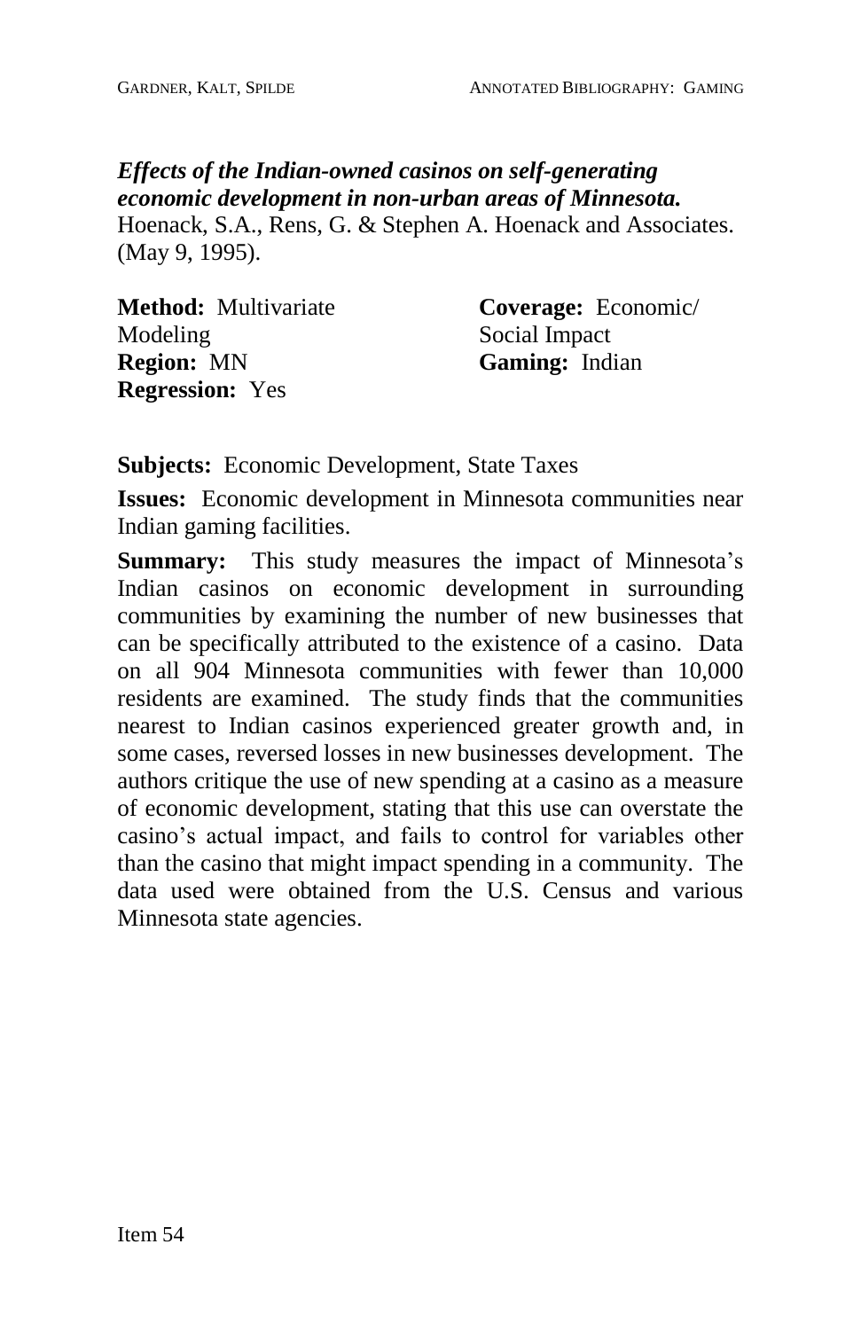***Effects of the Indian-owned casinos on self-generating economic development in non-urban areas of Minnesota.***
Hoenack, S.A., Rens, G. & Stephen A. Hoenack and Associates. (May 9, 1995).

**Method:** Multivariate Modeling
**Region:** MN
**Regression:** Yes

**Coverage:** Economic/ Social Impact
**Gaming:** Indian

**Subjects:** Economic Development, State Taxes

**Issues:** Economic development in Minnesota communities near Indian gaming facilities.

**Summary:** This study measures the impact of Minnesota's Indian casinos on economic development in surrounding communities by examining the number of new businesses that can be specifically attributed to the existence of a casino. Data on all 904 Minnesota communities with fewer than 10,000 residents are examined. The study finds that the communities nearest to Indian casinos experienced greater growth and, in some cases, reversed losses in new businesses development. The authors critique the use of new spending at a casino as a measure of economic development, stating that this use can overstate the casino's actual impact, and fails to control for variables other than the casino that might impact spending in a community. The data used were obtained from the U.S. Census and various Minnesota state agencies.

Item 54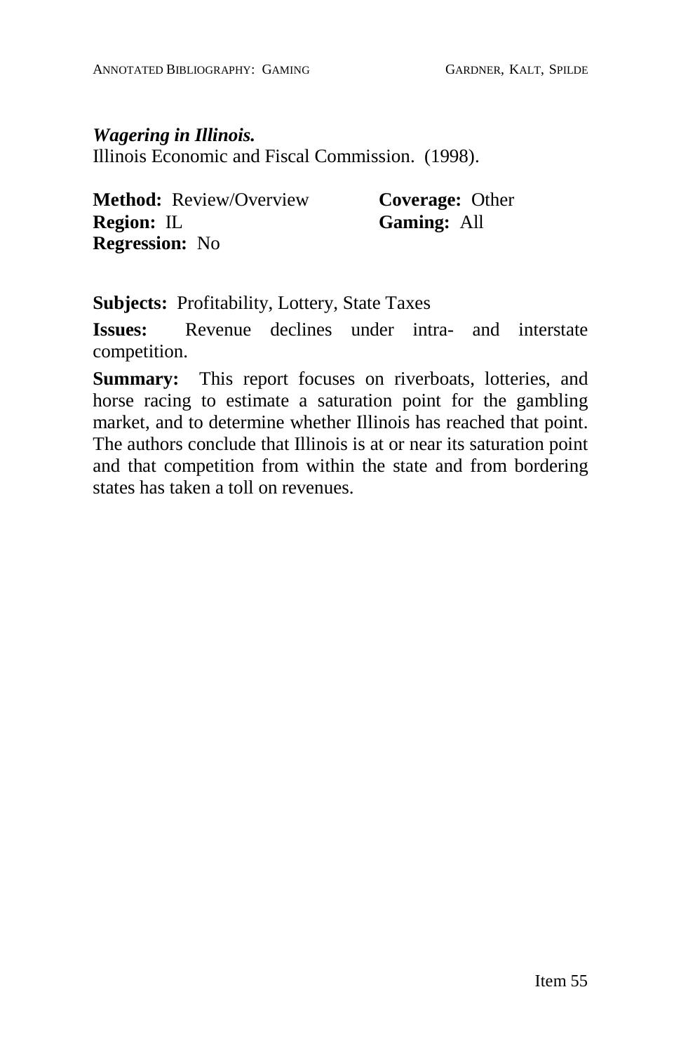***Wagering in Illinois.***
Illinois Economic and Fiscal Commission. (1998).

**Method:** Review/Overview
**Coverage:** Other
**Region:** IL
**Gaming:** All
**Regression:** No

**Subjects:** Profitability, Lottery, State Taxes

**Issues:** Revenue declines under intra- and interstate competition.

**Summary:** This report focuses on riverboats, lotteries, and horse racing to estimate a saturation point for the gambling market, and to determine whether Illinois has reached that point. The authors conclude that Illinois is at or near its saturation point and that competition from within the state and from bordering states has taken a toll on revenues.

Item 55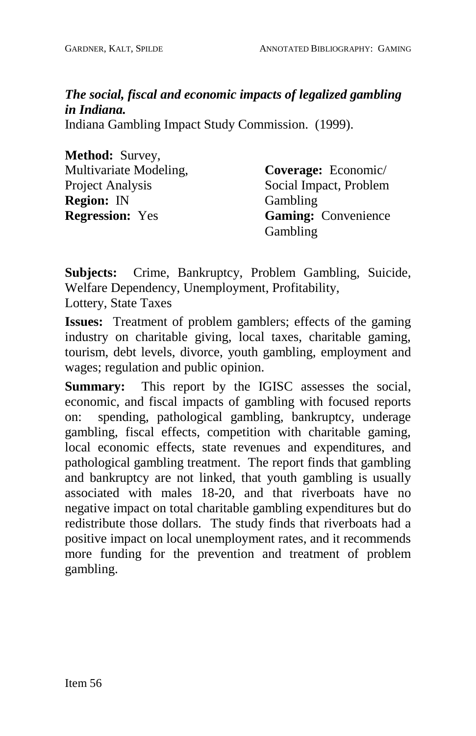***The social, fiscal and economic impacts of legalized gambling in Indiana.***
Indiana Gambling Impact Study Commission. (1999).

**Method:** Survey, Multivariate Modeling, Project Analysis
**Region:** IN
**Regression:** Yes

**Coverage:** Economic/ Social Impact, Problem Gambling
**Gaming:** Convenience Gambling

**Subjects:** Crime, Bankruptcy, Problem Gambling, Suicide, Welfare Dependency, Unemployment, Profitability, Lottery, State Taxes

**Issues:** Treatment of problem gamblers; effects of the gaming industry on charitable giving, local taxes, charitable gaming, tourism, debt levels, divorce, youth gambling, employment and wages; regulation and public opinion.

**Summary:** This report by the IGISC assesses the social, economic, and fiscal impacts of gambling with focused reports on: spending, pathological gambling, bankruptcy, underage gambling, fiscal effects, competition with charitable gaming, local economic effects, state revenues and expenditures, and pathological gambling treatment. The report finds that gambling and bankruptcy are not linked, that youth gambling is usually associated with males 18-20, and that riverboats have no negative impact on total charitable gambling expenditures but do redistribute those dollars. The study finds that riverboats had a positive impact on local unemployment rates, and it recommends more funding for the prevention and treatment of problem gambling.

Item 56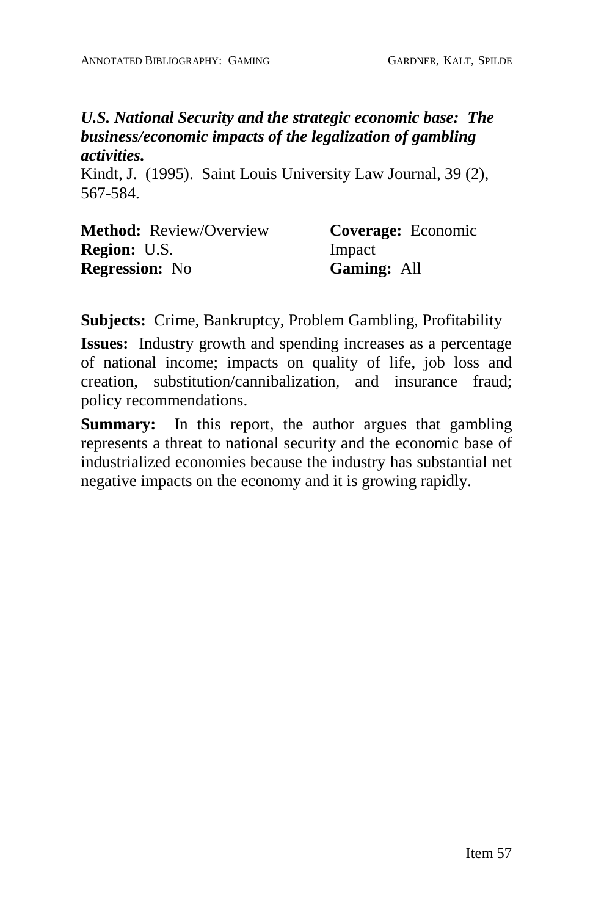***U.S. National Security and the strategic economic base: The business/economic impacts of the legalization of gambling activities.***

Kindt, J. (1995). Saint Louis University Law Journal, 39 (2), 567-584.

**Method:** Review/Overview
**Region:** U.S.
**Regression:** No

**Coverage:** Economic Impact
**Gaming:** All

**Subjects:** Crime, Bankruptcy, Problem Gambling, Profitability

**Issues:** Industry growth and spending increases as a percentage of national income; impacts on quality of life, job loss and creation, substitution/cannibalization, and insurance fraud; policy recommendations.

**Summary:** In this report, the author argues that gambling represents a threat to national security and the economic base of industrialized economies because the industry has substantial net negative impacts on the economy and it is growing rapidly.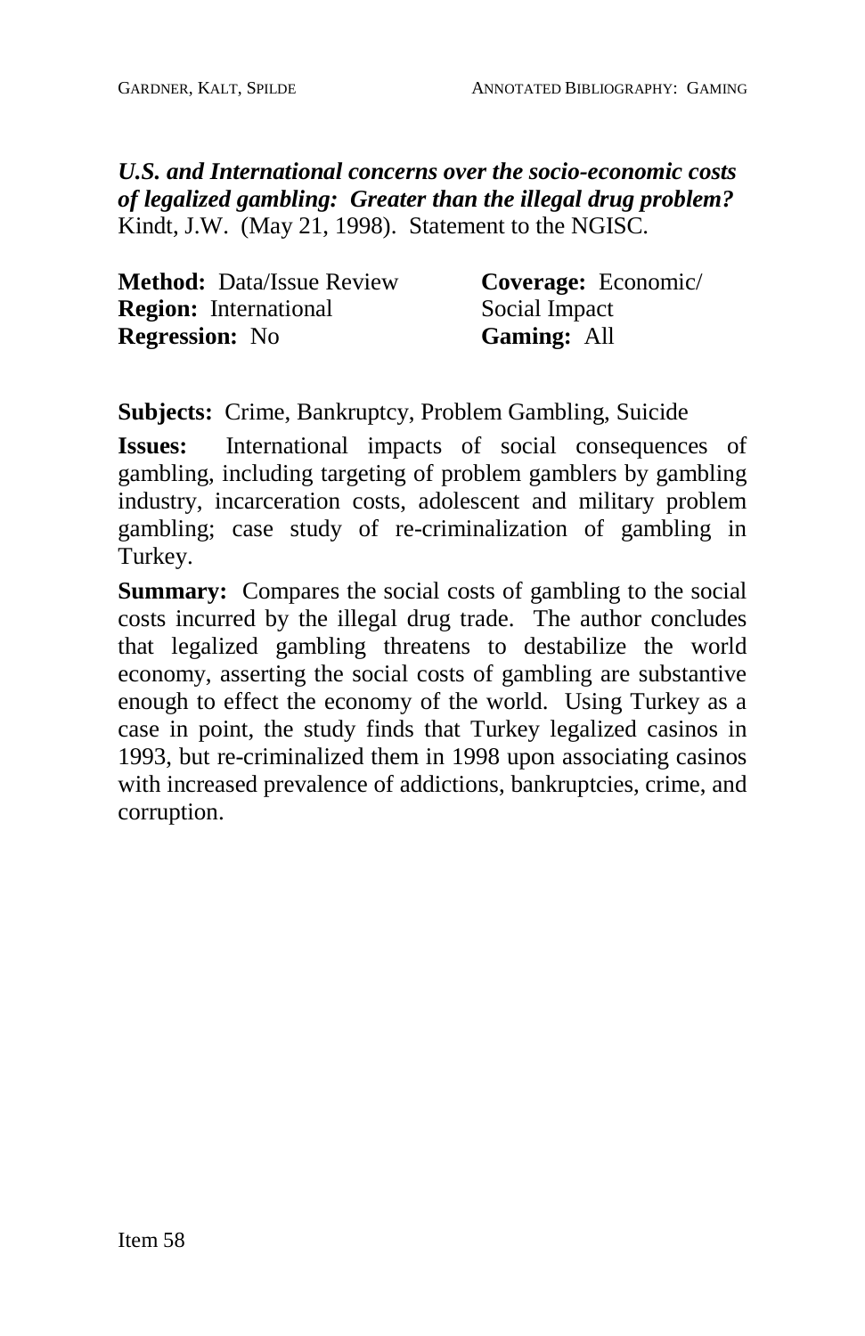***U.S. and International concerns over the socio-economic costs of legalized gambling: Greater than the illegal drug problem?***
Kindt, J.W. (May 21, 1998). Statement to the NGISC.

**Method:** Data/Issue Review
**Region:** International
**Regression:** No

**Coverage:** Economic/ Social Impact
**Gaming:** All

**Subjects:** Crime, Bankruptcy, Problem Gambling, Suicide

**Issues:** International impacts of social consequences of gambling, including targeting of problem gamblers by gambling industry, incarceration costs, adolescent and military problem gambling; case study of re-criminalization of gambling in Turkey.

**Summary:** Compares the social costs of gambling to the social costs incurred by the illegal drug trade. The author concludes that legalized gambling threatens to destabilize the world economy, asserting the social costs of gambling are substantive enough to effect the economy of the world. Using Turkey as a case in point, the study finds that Turkey legalized casinos in 1993, but re-criminalized them in 1998 upon associating casinos with increased prevalence of addictions, bankruptcies, crime, and corruption.

Item 58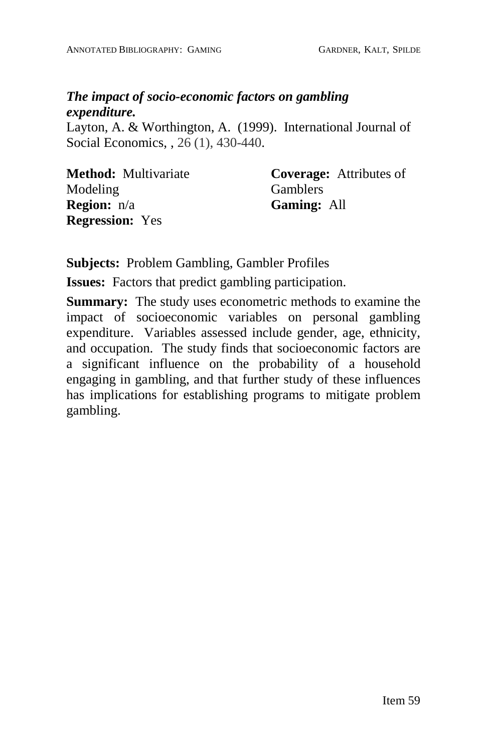***The impact of socio-economic factors on gambling expenditure.***

Layton, A. & Worthington, A. (1999). International Journal of Social Economics, , 26 (1), 430-440.

**Method:** Multivariate Modeling
**Region:** n/a
**Regression:** Yes

**Coverage:** Attributes of Gamblers
**Gaming:** All

**Subjects:** Problem Gambling, Gambler Profiles

**Issues:** Factors that predict gambling participation.

**Summary:** The study uses econometric methods to examine the impact of socioeconomic variables on personal gambling expenditure. Variables assessed include gender, age, ethnicity, and occupation. The study finds that socioeconomic factors are a significant influence on the probability of a household engaging in gambling, and that further study of these influences has implications for establishing programs to mitigate problem gambling.

Item 59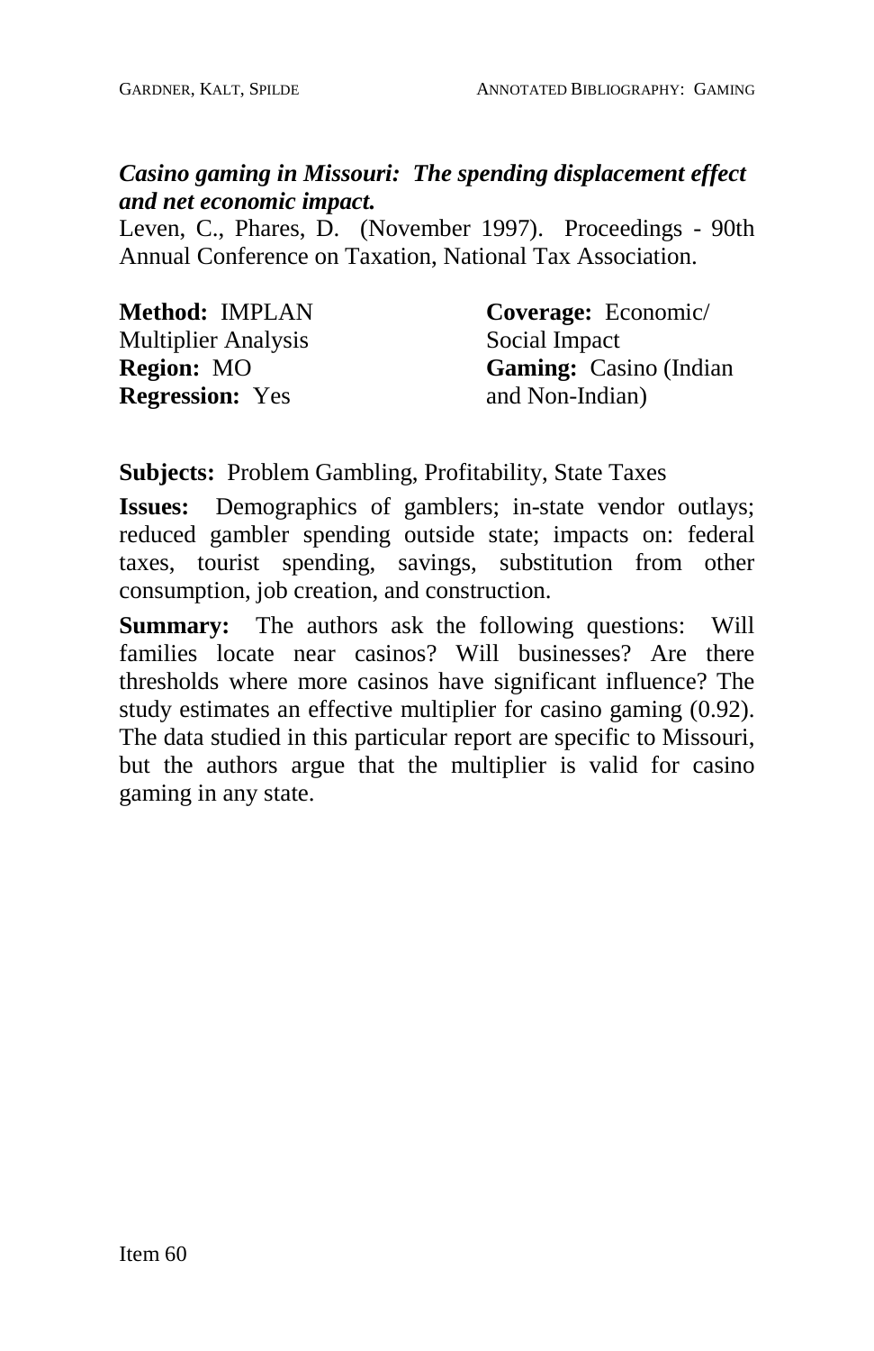***Casino gaming in Missouri: The spending displacement effect and net economic impact.***

Leven, C., Phares, D. (November 1997). Proceedings - 90th Annual Conference on Taxation, National Tax Association.

**Method:** IMPLAN Multiplier Analysis
**Region:** MO
**Regression:** Yes

**Coverage:** Economic/ Social Impact
**Gaming:** Casino (Indian and Non-Indian)

**Subjects:** Problem Gambling, Profitability, State Taxes

**Issues:** Demographics of gamblers; in-state vendor outlays; reduced gambler spending outside state; impacts on: federal taxes, tourist spending, savings, substitution from other consumption, job creation, and construction.

**Summary:** The authors ask the following questions: Will families locate near casinos? Will businesses? Are there thresholds where more casinos have significant influence? The study estimates an effective multiplier for casino gaming (0.92). The data studied in this particular report are specific to Missouri, but the authors argue that the multiplier is valid for casino gaming in any state.

Item 60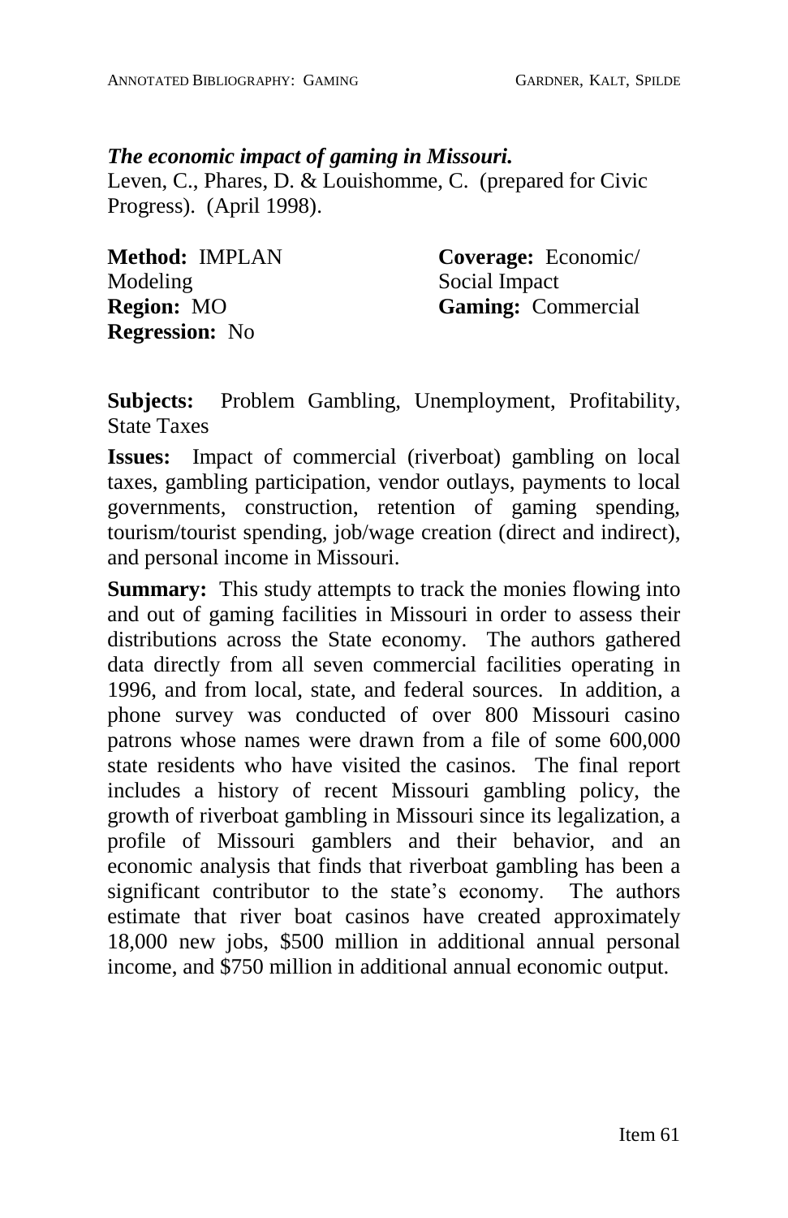***The economic impact of gaming in Missouri.***
Leven, C., Phares, D. & Louishomme, C. (prepared for Civic Progress). (April 1998).

**Method:** IMPLAN Modeling
**Region:** MO
**Regression:** No

**Coverage:** Economic/ Social Impact
**Gaming:** Commercial

**Subjects:** Problem Gambling, Unemployment, Profitability, State Taxes

**Issues:** Impact of commercial (riverboat) gambling on local taxes, gambling participation, vendor outlays, payments to local governments, construction, retention of gaming spending, tourism/tourist spending, job/wage creation (direct and indirect), and personal income in Missouri.

**Summary:** This study attempts to track the monies flowing into and out of gaming facilities in Missouri in order to assess their distributions across the State economy. The authors gathered data directly from all seven commercial facilities operating in 1996, and from local, state, and federal sources. In addition, a phone survey was conducted of over 800 Missouri casino patrons whose names were drawn from a file of some 600,000 state residents who have visited the casinos. The final report includes a history of recent Missouri gambling policy, the growth of riverboat gambling in Missouri since its legalization, a profile of Missouri gamblers and their behavior, and an economic analysis that finds that riverboat gambling has been a significant contributor to the state's economy. The authors estimate that river boat casinos have created approximately 18,000 new jobs, $500 million in additional annual personal income, and $750 million in additional annual economic output.

Item 61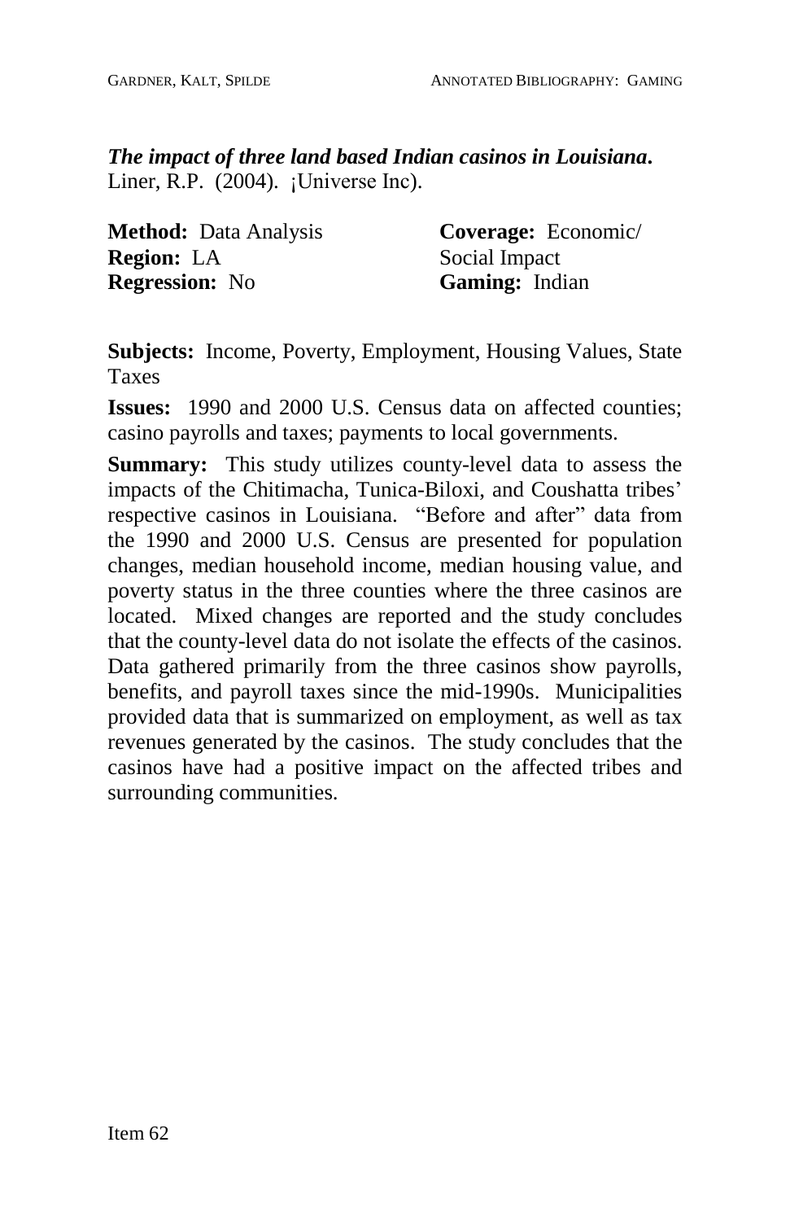***The impact of three land based Indian casinos in Louisiana.***
Liner, R.P. (2004). ¡Universe Inc).

**Method:** Data Analysis
**Region:** LA
**Regression:** No

**Coverage:** Economic/ Social Impact
**Gaming:** Indian

**Subjects:** Income, Poverty, Employment, Housing Values, State Taxes

**Issues:** 1990 and 2000 U.S. Census data on affected counties; casino payrolls and taxes; payments to local governments.

**Summary:** This study utilizes county-level data to assess the impacts of the Chitimacha, Tunica-Biloxi, and Coushatta tribes' respective casinos in Louisiana. "Before and after" data from the 1990 and 2000 U.S. Census are presented for population changes, median household income, median housing value, and poverty status in the three counties where the three casinos are located. Mixed changes are reported and the study concludes that the county-level data do not isolate the effects of the casinos. Data gathered primarily from the three casinos show payrolls, benefits, and payroll taxes since the mid-1990s. Municipalities provided data that is summarized on employment, as well as tax revenues generated by the casinos. The study concludes that the casinos have had a positive impact on the affected tribes and surrounding communities.

Item 62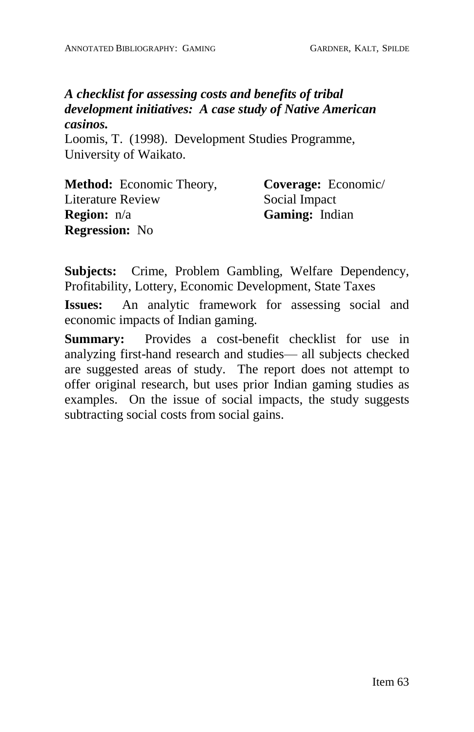***A checklist for assessing costs and benefits of tribal development initiatives: A case study of Native American casinos.***

Loomis, T. (1998). Development Studies Programme, University of Waikato.

**Method:** Economic Theory, Literature Review
**Region:** n/a
**Regression:** No
**Coverage:** Economic/ Social Impact
**Gaming:** Indian

**Subjects:** Crime, Problem Gambling, Welfare Dependency, Profitability, Lottery, Economic Development, State Taxes

**Issues:** An analytic framework for assessing social and economic impacts of Indian gaming.

**Summary:** Provides a cost-benefit checklist for use in analyzing first-hand research and studies— all subjects checked are suggested areas of study. The report does not attempt to offer original research, but uses prior Indian gaming studies as examples. On the issue of social impacts, the study suggests subtracting social costs from social gains.

Item 63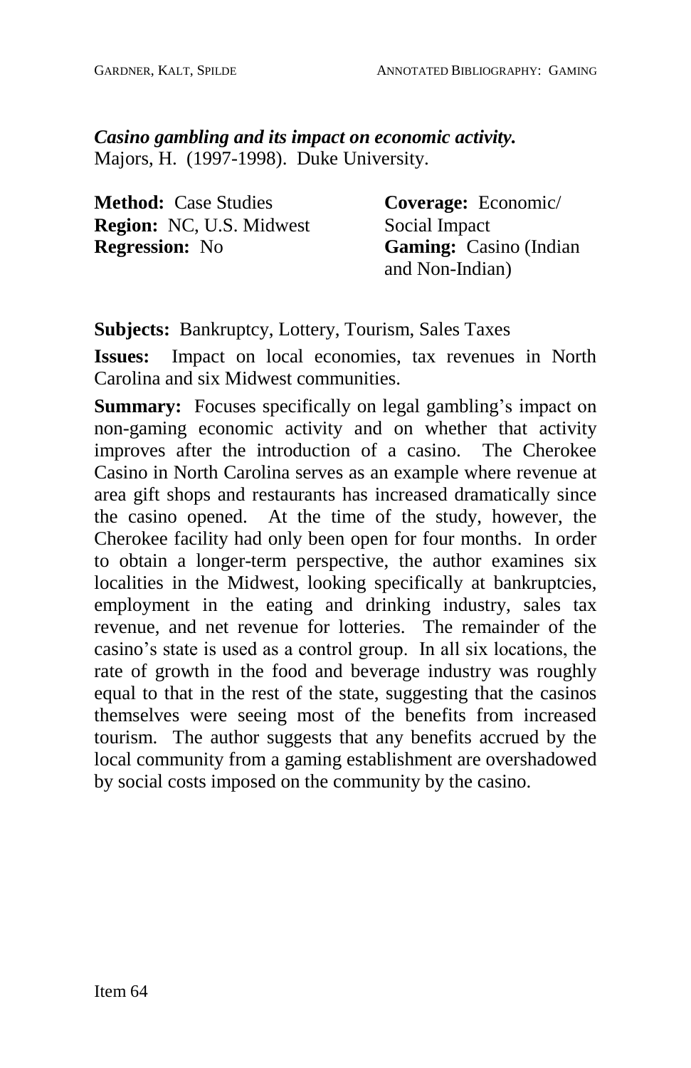***Casino gambling and its impact on economic activity.***
Majors, H. (1997-1998). Duke University.

**Method:** Case Studies
**Region:** NC, U.S. Midwest
**Regression:** No

**Coverage:** Economic/ Social Impact
**Gaming:** Casino (Indian and Non-Indian)

**Subjects:** Bankruptcy, Lottery, Tourism, Sales Taxes

**Issues:** Impact on local economies, tax revenues in North Carolina and six Midwest communities.

**Summary:** Focuses specifically on legal gambling's impact on non-gaming economic activity and on whether that activity improves after the introduction of a casino. The Cherokee Casino in North Carolina serves as an example where revenue at area gift shops and restaurants has increased dramatically since the casino opened. At the time of the study, however, the Cherokee facility had only been open for four months. In order to obtain a longer-term perspective, the author examines six localities in the Midwest, looking specifically at bankruptcies, employment in the eating and drinking industry, sales tax revenue, and net revenue for lotteries. The remainder of the casino's state is used as a control group. In all six locations, the rate of growth in the food and beverage industry was roughly equal to that in the rest of the state, suggesting that the casinos themselves were seeing most of the benefits from increased tourism. The author suggests that any benefits accrued by the local community from a gaming establishment are overshadowed by social costs imposed on the community by the casino.

Item 64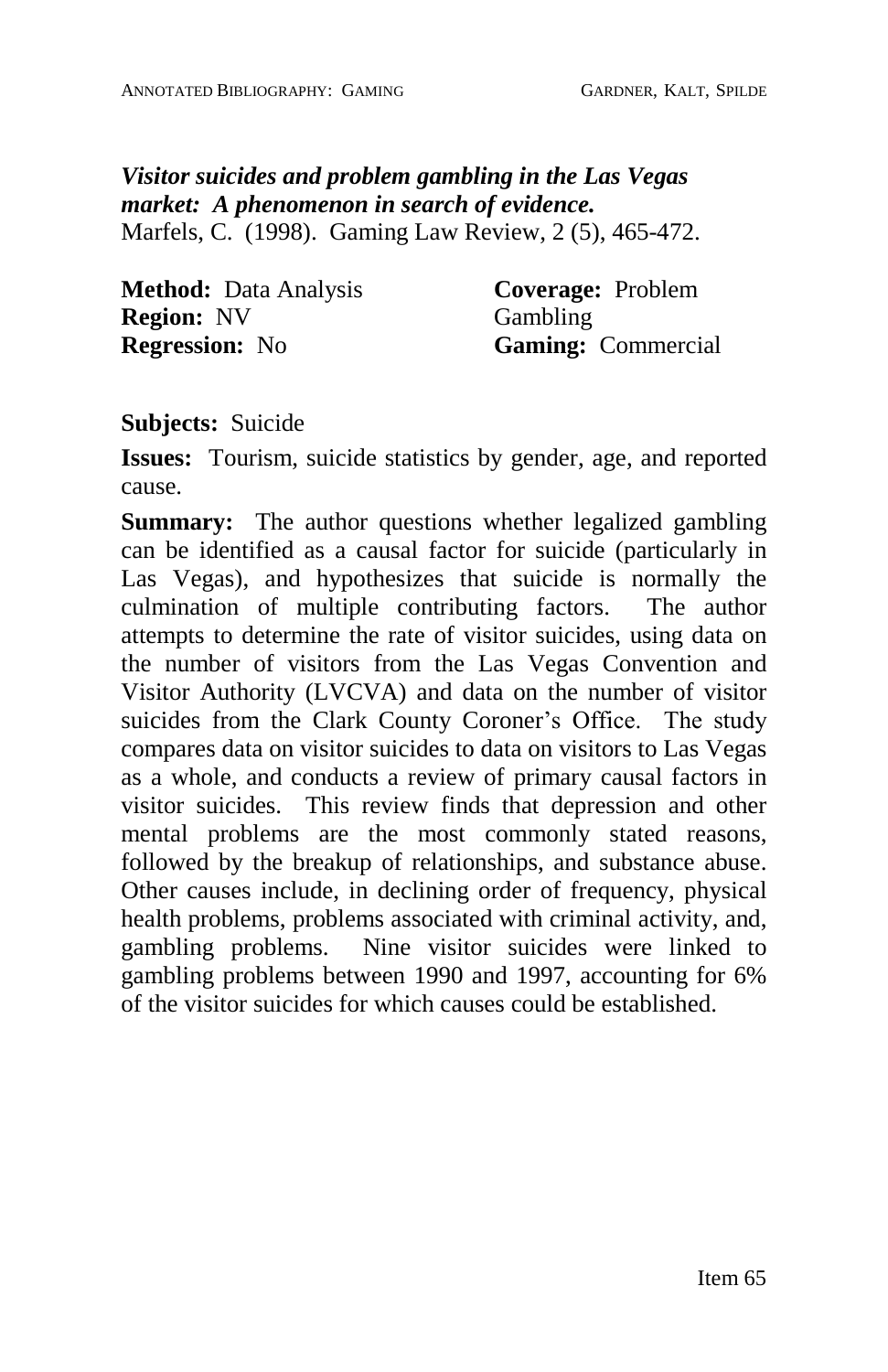***Visitor suicides and problem gambling in the Las Vegas market: A phenomenon in search of evidence.***
Marfels, C. (1998). Gaming Law Review, 2 (5), 465-472.

**Method:** Data Analysis
**Region:** NV
**Regression:** No

**Coverage:** Problem Gambling
**Gaming:** Commercial

**Subjects:** Suicide

**Issues:** Tourism, suicide statistics by gender, age, and reported cause.

**Summary:** The author questions whether legalized gambling can be identified as a causal factor for suicide (particularly in Las Vegas), and hypothesizes that suicide is normally the culmination of multiple contributing factors. The author attempts to determine the rate of visitor suicides, using data on the number of visitors from the Las Vegas Convention and Visitor Authority (LVCVA) and data on the number of visitor suicides from the Clark County Coroner's Office. The study compares data on visitor suicides to data on visitors to Las Vegas as a whole, and conducts a review of primary causal factors in visitor suicides. This review finds that depression and other mental problems are the most commonly stated reasons, followed by the breakup of relationships, and substance abuse. Other causes include, in declining order of frequency, physical health problems, problems associated with criminal activity, and, gambling problems. Nine visitor suicides were linked to gambling problems between 1990 and 1997, accounting for 6% of the visitor suicides for which causes could be established.

Item 65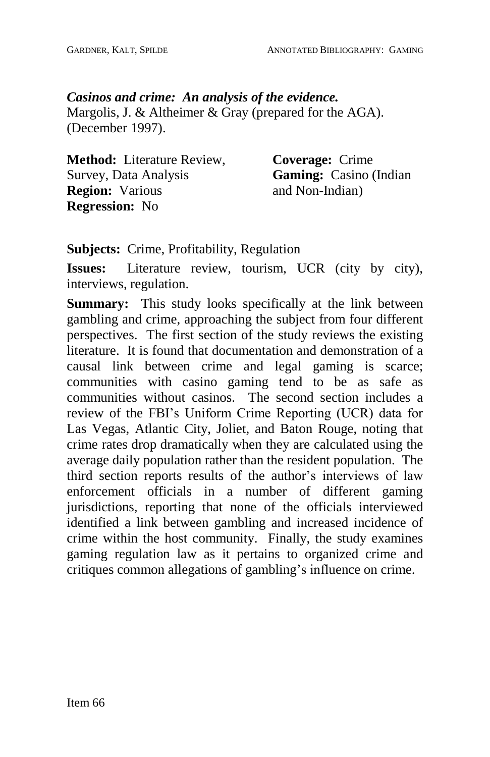***Casinos and crime: An analysis of the evidence.***
Margolis, J. & Altheimer & Gray (prepared for the AGA). (December 1997).

**Method:** Literature Review, Survey, Data Analysis
**Region:** Various
**Regression:** No

**Coverage:** Crime
**Gaming:** Casino (Indian and Non-Indian)

**Subjects:** Crime, Profitability, Regulation

**Issues:** Literature review, tourism, UCR (city by city), interviews, regulation.

**Summary:** This study looks specifically at the link between gambling and crime, approaching the subject from four different perspectives. The first section of the study reviews the existing literature. It is found that documentation and demonstration of a causal link between crime and legal gaming is scarce; communities with casino gaming tend to be as safe as communities without casinos. The second section includes a review of the FBI's Uniform Crime Reporting (UCR) data for Las Vegas, Atlantic City, Joliet, and Baton Rouge, noting that crime rates drop dramatically when they are calculated using the average daily population rather than the resident population. The third section reports results of the author's interviews of law enforcement officials in a number of different gaming jurisdictions, reporting that none of the officials interviewed identified a link between gambling and increased incidence of crime within the host community. Finally, the study examines gaming regulation law as it pertains to organized crime and critiques common allegations of gambling's influence on crime.

Item 66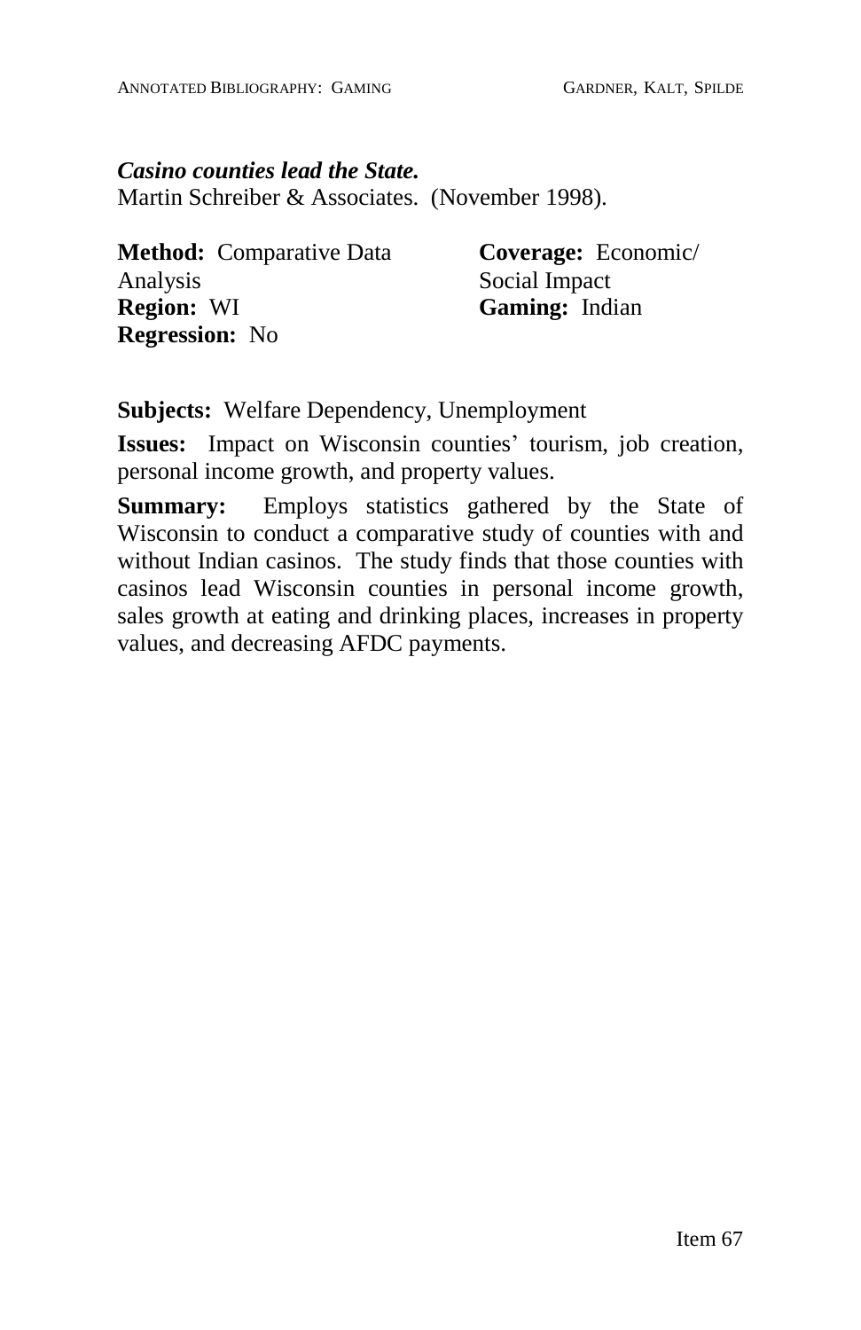***Casino counties lead the State.***
Martin Schreiber & Associates. (November 1998).

**Method:** Comparative Data Analysis
**Region:** WI
**Regression:** No

**Coverage:** Economic/ Social Impact
**Gaming:** Indian

**Subjects:** Welfare Dependency, Unemployment

**Issues:** Impact on Wisconsin counties' tourism, job creation, personal income growth, and property values.

**Summary:** Employs statistics gathered by the State of Wisconsin to conduct a comparative study of counties with and without Indian casinos. The study finds that those counties with casinos lead Wisconsin counties in personal income growth, sales growth at eating and drinking places, increases in property values, and decreasing AFDC payments.

Item 67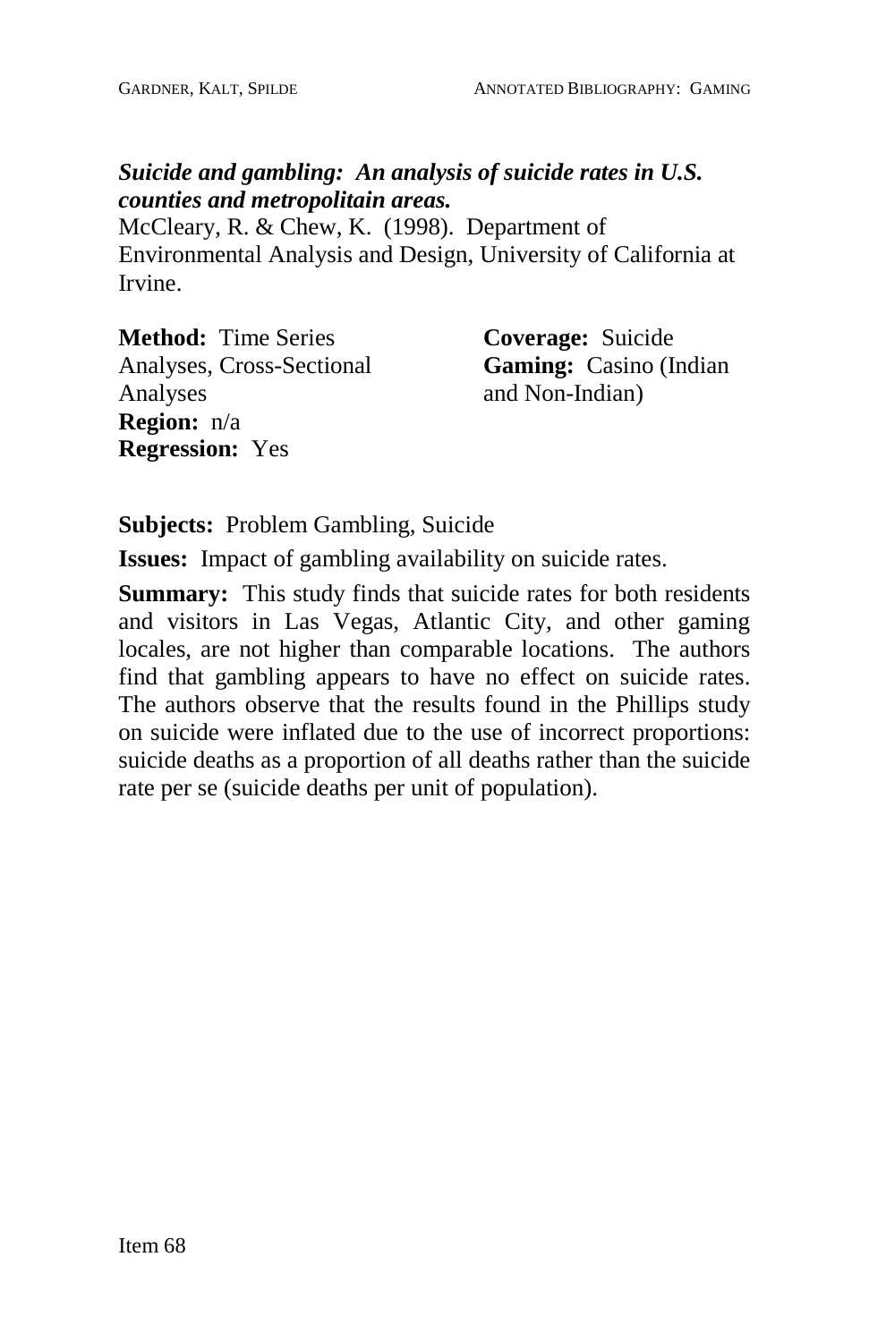***Suicide and gambling: An analysis of suicide rates in U.S. counties and metropolitain areas.***

McCleary, R. & Chew, K. (1998). Department of Environmental Analysis and Design, University of California at Irvine.

**Method:** Time Series Analyses, Cross-Sectional Analyses
**Region:** n/a
**Regression:** Yes

**Coverage:** Suicide
**Gaming:** Casino (Indian and Non-Indian)

**Subjects:** Problem Gambling, Suicide

**Issues:** Impact of gambling availability on suicide rates.

**Summary:** This study finds that suicide rates for both residents and visitors in Las Vegas, Atlantic City, and other gaming locales, are not higher than comparable locations. The authors find that gambling appears to have no effect on suicide rates. The authors observe that the results found in the Phillips study on suicide were inflated due to the use of incorrect proportions: suicide deaths as a proportion of all deaths rather than the suicide rate per se (suicide deaths per unit of population).

Item 68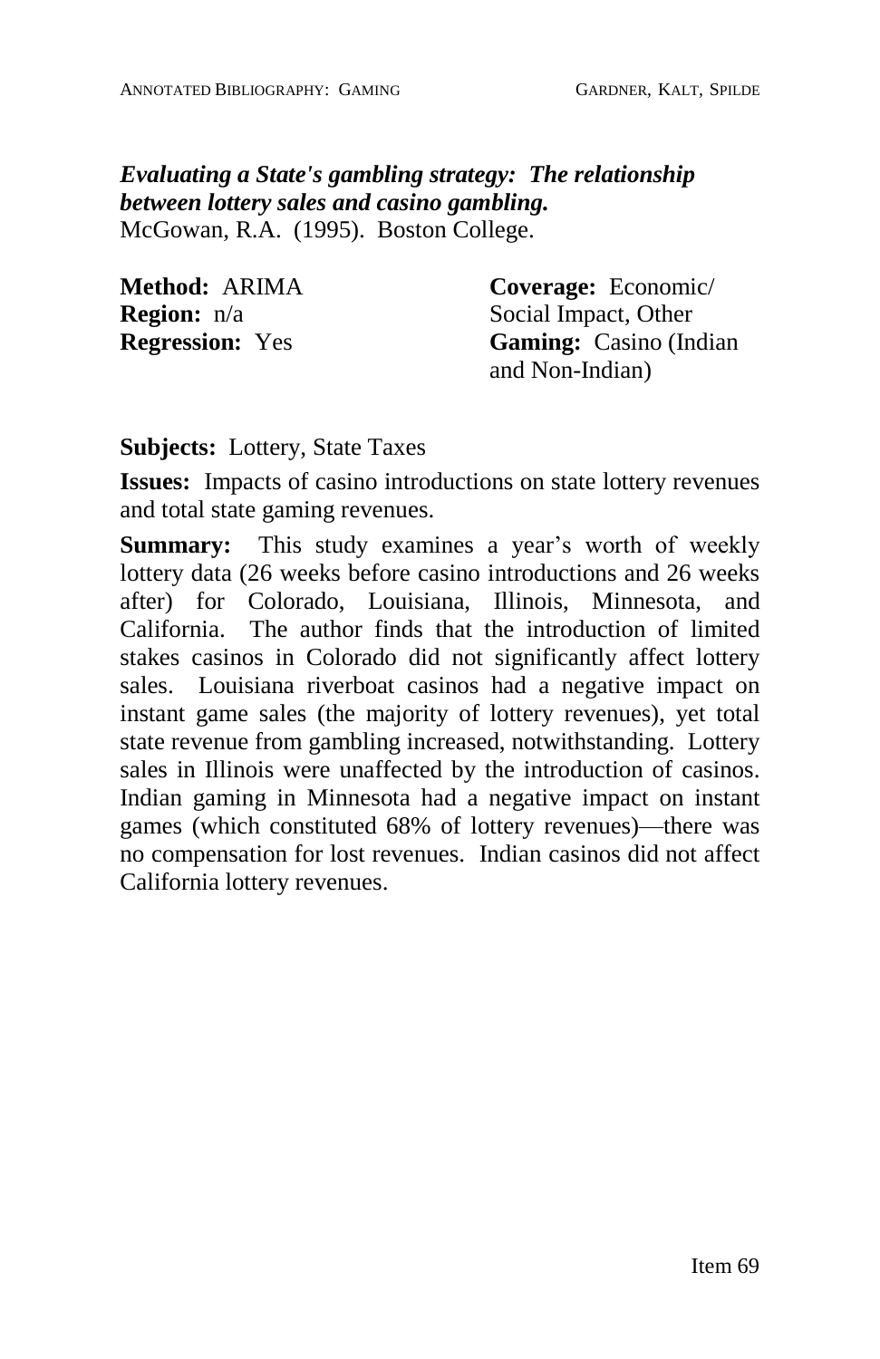***Evaluating a State's gambling strategy: The relationship between lottery sales and casino gambling.***
McGowan, R.A. (1995). Boston College.

**Method:** ARIMA
**Region:** n/a
**Regression:** Yes

**Coverage:** Economic/ Social Impact, Other
**Gaming:** Casino (Indian and Non-Indian)

**Subjects:** Lottery, State Taxes

**Issues:** Impacts of casino introductions on state lottery revenues and total state gaming revenues.

**Summary:** This study examines a year's worth of weekly lottery data (26 weeks before casino introductions and 26 weeks after) for Colorado, Louisiana, Illinois, Minnesota, and California. The author finds that the introduction of limited stakes casinos in Colorado did not significantly affect lottery sales. Louisiana riverboat casinos had a negative impact on instant game sales (the majority of lottery revenues), yet total state revenue from gambling increased, notwithstanding. Lottery sales in Illinois were unaffected by the introduction of casinos. Indian gaming in Minnesota had a negative impact on instant games (which constituted 68% of lottery revenues)—there was no compensation for lost revenues. Indian casinos did not affect California lottery revenues.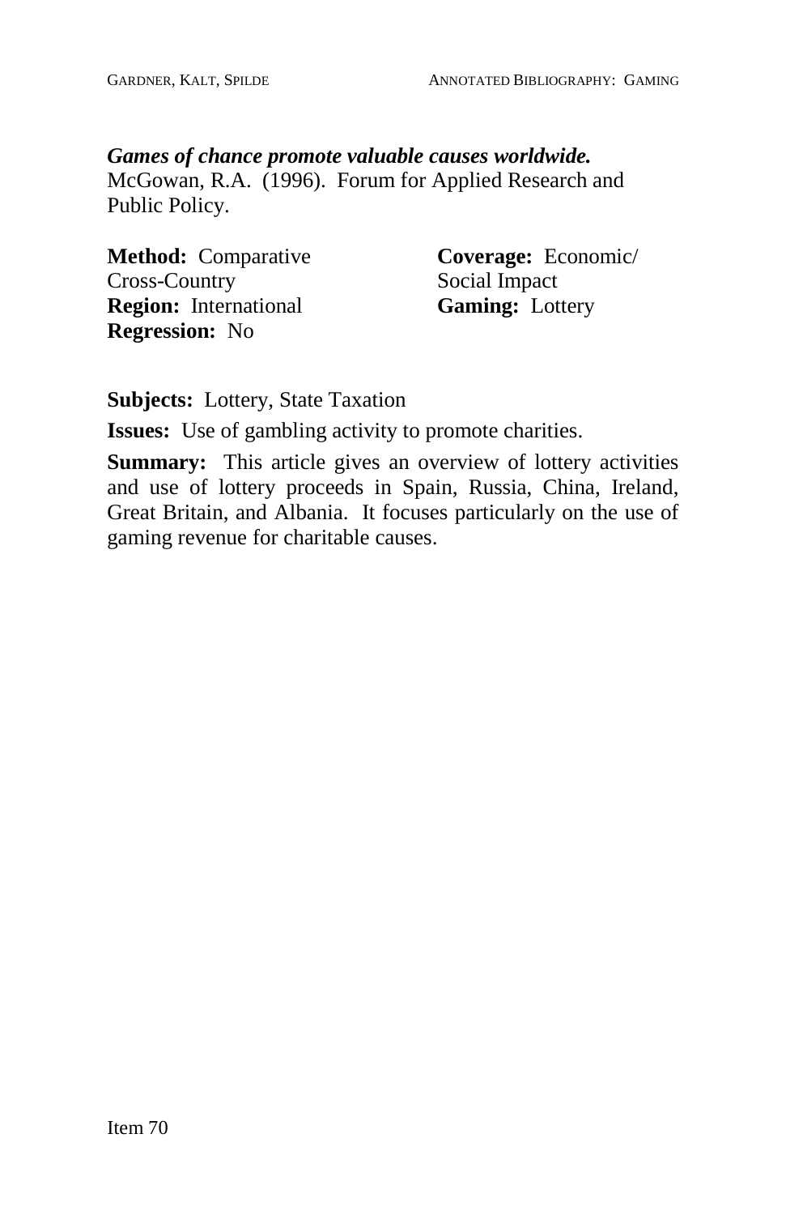***Games of chance promote valuable causes worldwide.***
McGowan, R.A. (1996). Forum for Applied Research and Public Policy.

**Method:** Comparative Cross-Country
**Region:** International
**Regression:** No

**Coverage:** Economic/ Social Impact
**Gaming:** Lottery

**Subjects:** Lottery, State Taxation

**Issues:** Use of gambling activity to promote charities.

**Summary:** This article gives an overview of lottery activities and use of lottery proceeds in Spain, Russia, China, Ireland, Great Britain, and Albania. It focuses particularly on the use of gaming revenue for charitable causes.

Item 70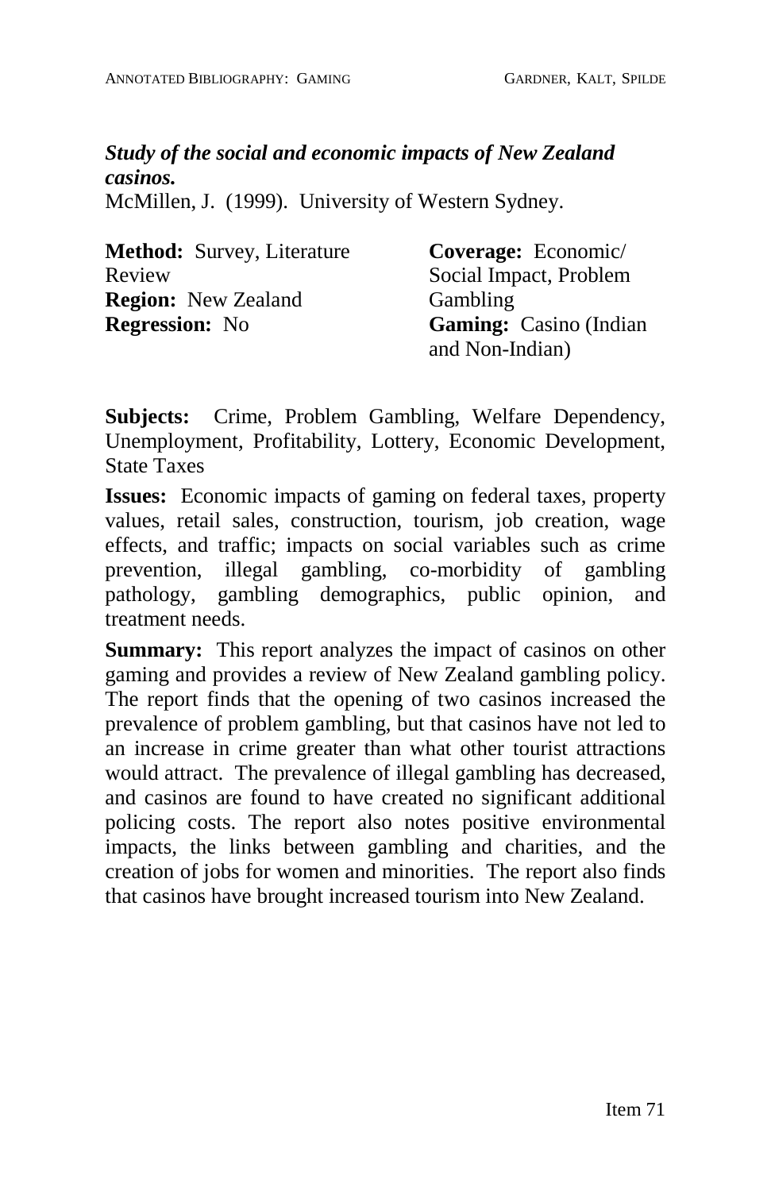***Study of the social and economic impacts of New Zealand casinos.***

McMillen, J. (1999). University of Western Sydney.

**Method:** Survey, Literature Review

**Region:** New Zealand

**Regression:** No

**Coverage:** Economic/ Social Impact, Problem Gambling

**Gaming:** Casino (Indian and Non-Indian)

**Subjects:** Crime, Problem Gambling, Welfare Dependency, Unemployment, Profitability, Lottery, Economic Development, State Taxes

**Issues:** Economic impacts of gaming on federal taxes, property values, retail sales, construction, tourism, job creation, wage effects, and traffic; impacts on social variables such as crime prevention, illegal gambling, co-morbidity of gambling pathology, gambling demographics, public opinion, and treatment needs.

**Summary:** This report analyzes the impact of casinos on other gaming and provides a review of New Zealand gambling policy. The report finds that the opening of two casinos increased the prevalence of problem gambling, but that casinos have not led to an increase in crime greater than what other tourist attractions would attract. The prevalence of illegal gambling has decreased, and casinos are found to have created no significant additional policing costs. The report also notes positive environmental impacts, the links between gambling and charities, and the creation of jobs for women and minorities. The report also finds that casinos have brought increased tourism into New Zealand.

Item 71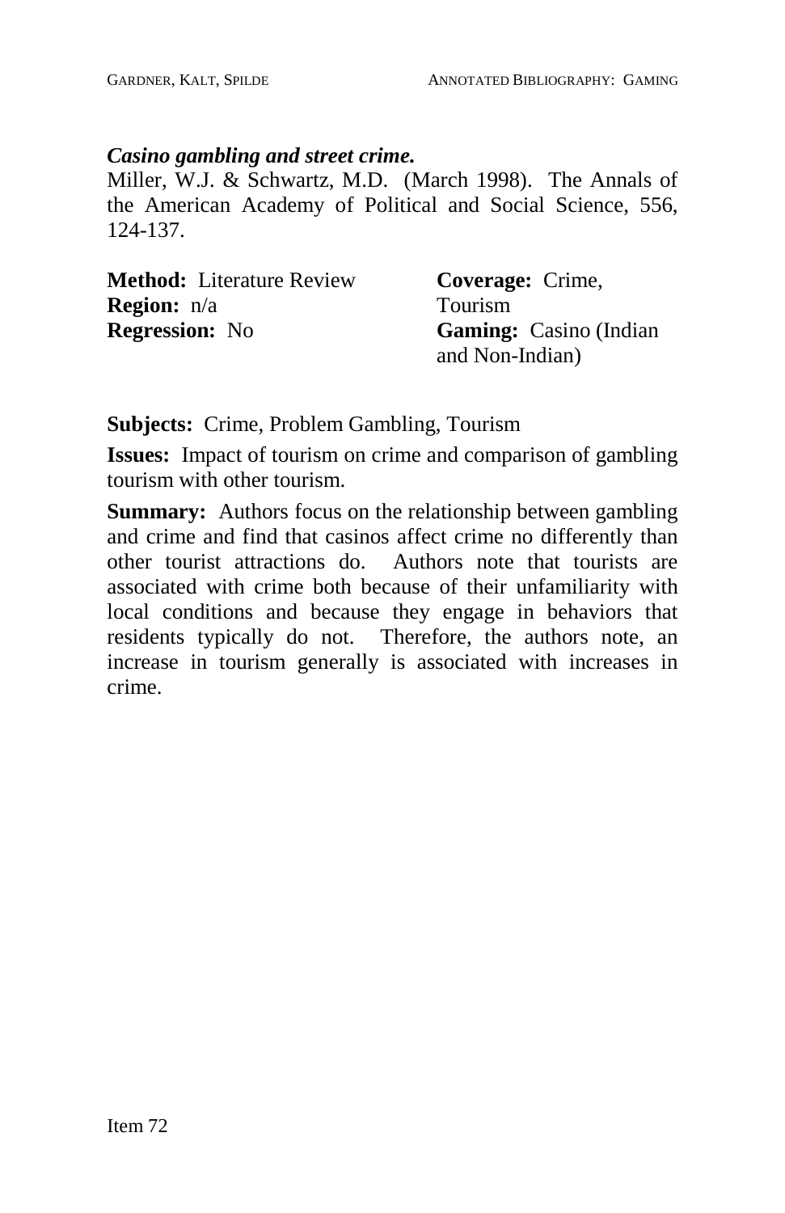***Casino gambling and street crime.***
Miller, W.J. & Schwartz, M.D. (March 1998). The Annals of the American Academy of Political and Social Science, 556, 124-137.

**Method:** Literature Review
**Region:** n/a
**Regression:** No

**Coverage:** Crime, Tourism
**Gaming:** Casino (Indian and Non-Indian)

**Subjects:** Crime, Problem Gambling, Tourism

**Issues:** Impact of tourism on crime and comparison of gambling tourism with other tourism.

**Summary:** Authors focus on the relationship between gambling and crime and find that casinos affect crime no differently than other tourist attractions do. Authors note that tourists are associated with crime both because of their unfamiliarity with local conditions and because they engage in behaviors that residents typically do not. Therefore, the authors note, an increase in tourism generally is associated with increases in crime.

Item 72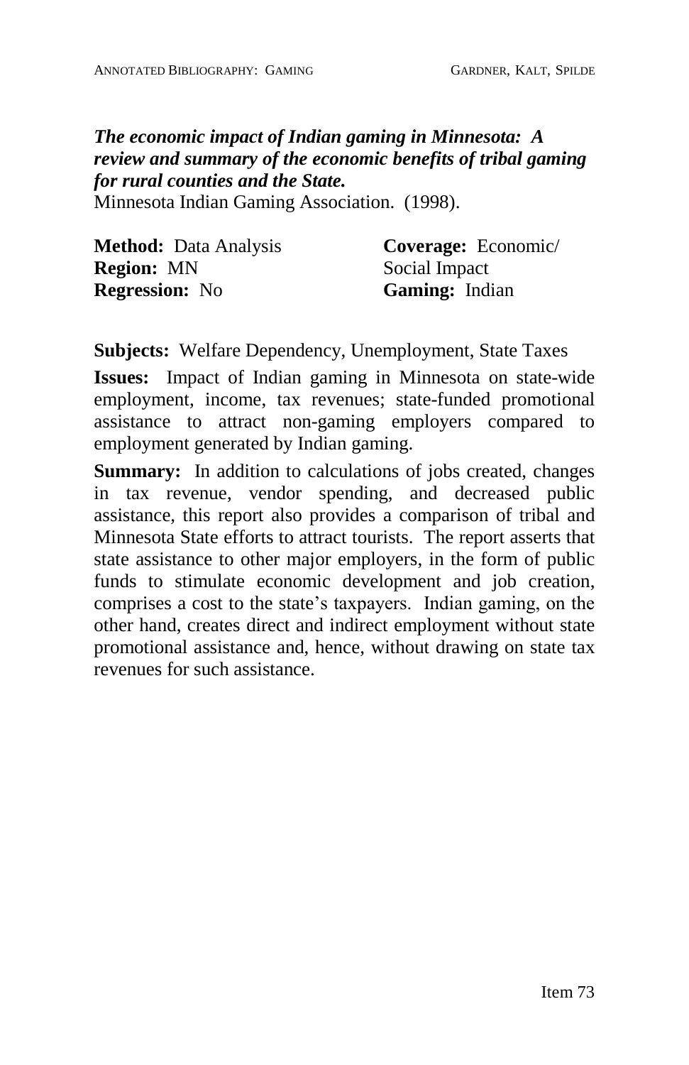***The economic impact of Indian gaming in Minnesota: A review and summary of the economic benefits of tribal gaming for rural counties and the State.***
Minnesota Indian Gaming Association. (1998).

**Method:** Data Analysis
**Region:** MN
**Regression:** No

**Coverage:** Economic/ Social Impact
**Gaming:** Indian

**Subjects:** Welfare Dependency, Unemployment, State Taxes

**Issues:** Impact of Indian gaming in Minnesota on state-wide employment, income, tax revenues; state-funded promotional assistance to attract non-gaming employers compared to employment generated by Indian gaming.

**Summary:** In addition to calculations of jobs created, changes in tax revenue, vendor spending, and decreased public assistance, this report also provides a comparison of tribal and Minnesota State efforts to attract tourists. The report asserts that state assistance to other major employers, in the form of public funds to stimulate economic development and job creation, comprises a cost to the state's taxpayers. Indian gaming, on the other hand, creates direct and indirect employment without state promotional assistance and, hence, without drawing on state tax revenues for such assistance.

Item 73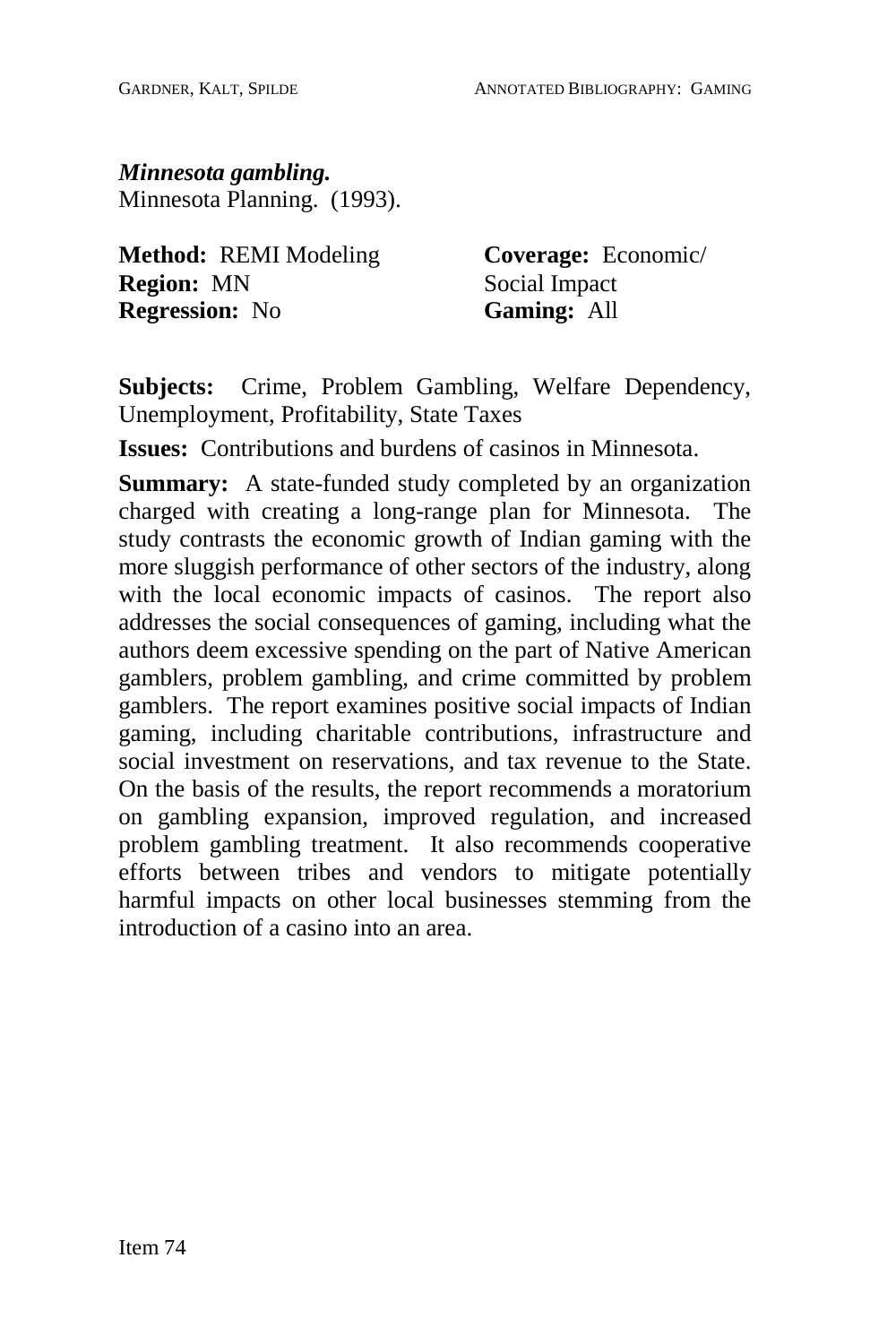***Minnesota gambling.***
Minnesota Planning. (1993).

**Method:** REMI Modeling
**Region:** MN
**Regression:** No

**Coverage:** Economic/ Social Impact
**Gaming:** All

**Subjects:** Crime, Problem Gambling, Welfare Dependency, Unemployment, Profitability, State Taxes

**Issues:** Contributions and burdens of casinos in Minnesota.

**Summary:** A state-funded study completed by an organization charged with creating a long-range plan for Minnesota. The study contrasts the economic growth of Indian gaming with the more sluggish performance of other sectors of the industry, along with the local economic impacts of casinos. The report also addresses the social consequences of gaming, including what the authors deem excessive spending on the part of Native American gamblers, problem gambling, and crime committed by problem gamblers. The report examines positive social impacts of Indian gaming, including charitable contributions, infrastructure and social investment on reservations, and tax revenue to the State. On the basis of the results, the report recommends a moratorium on gambling expansion, improved regulation, and increased problem gambling treatment. It also recommends cooperative efforts between tribes and vendors to mitigate potentially harmful impacts on other local businesses stemming from the introduction of a casino into an area.

Item 74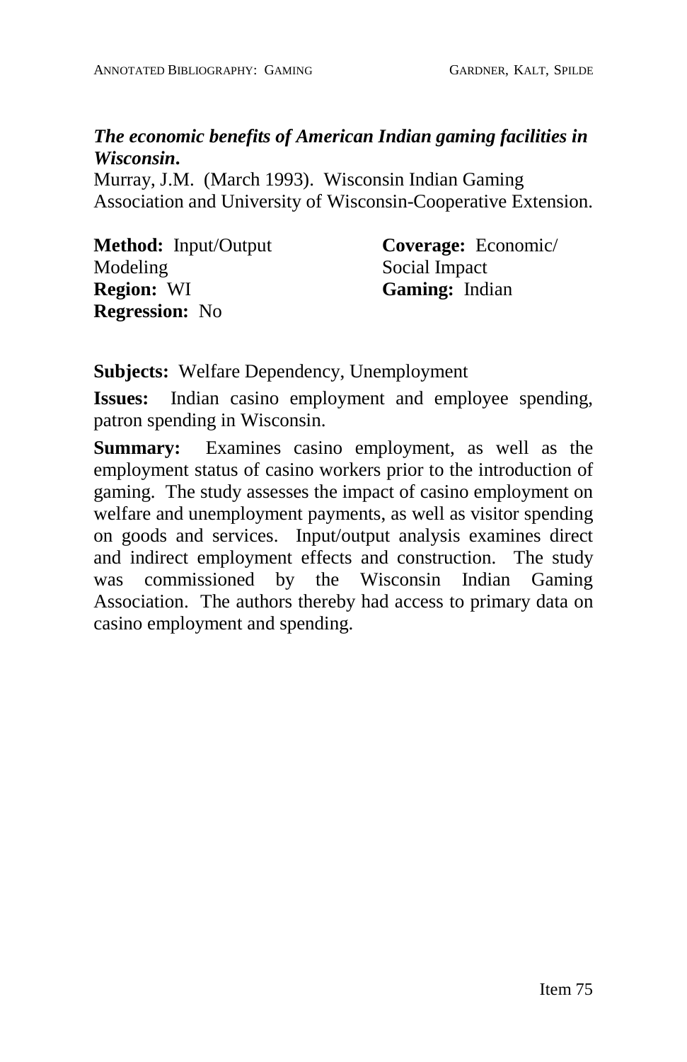***The economic benefits of American Indian gaming facilities in Wisconsin.***

Murray, J.M. (March 1993). Wisconsin Indian Gaming Association and University of Wisconsin-Cooperative Extension.

**Method:** Input/Output Modeling
**Region:** WI
**Regression:** No

**Coverage:** Economic/ Social Impact
**Gaming:** Indian

**Subjects:** Welfare Dependency, Unemployment

**Issues:** Indian casino employment and employee spending, patron spending in Wisconsin.

**Summary:** Examines casino employment, as well as the employment status of casino workers prior to the introduction of gaming. The study assesses the impact of casino employment on welfare and unemployment payments, as well as visitor spending on goods and services. Input/output analysis examines direct and indirect employment effects and construction. The study was commissioned by the Wisconsin Indian Gaming Association. The authors thereby had access to primary data on casino employment and spending.

Item 75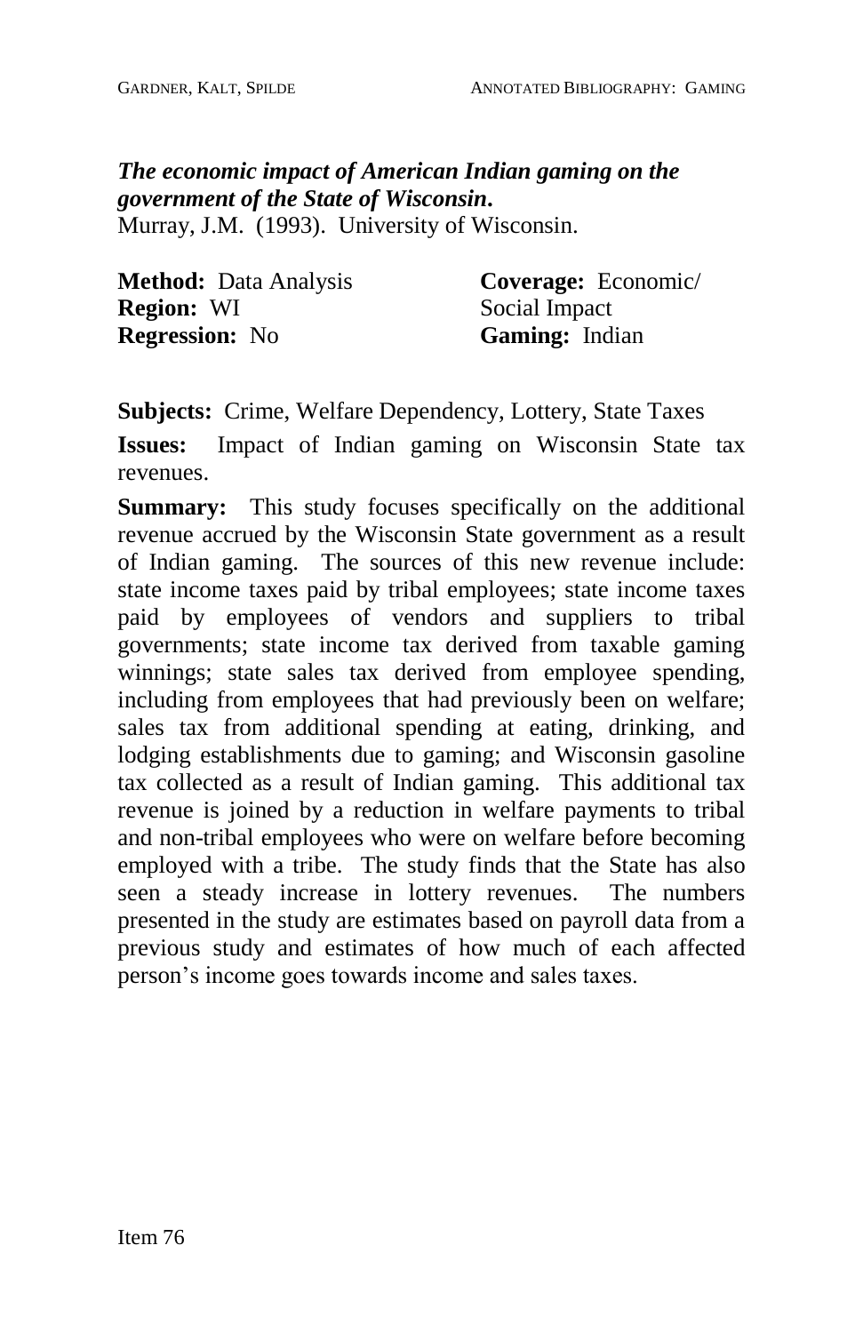***The economic impact of American Indian gaming on the government of the State of Wisconsin.***
Murray, J.M. (1993). University of Wisconsin.

**Method:** Data Analysis
**Region:** WI
**Regression:** No

**Coverage:** Economic/ Social Impact
**Gaming:** Indian

**Subjects:** Crime, Welfare Dependency, Lottery, State Taxes

**Issues:** Impact of Indian gaming on Wisconsin State tax revenues.

**Summary:** This study focuses specifically on the additional revenue accrued by the Wisconsin State government as a result of Indian gaming. The sources of this new revenue include: state income taxes paid by tribal employees; state income taxes paid by employees of vendors and suppliers to tribal governments; state income tax derived from taxable gaming winnings; state sales tax derived from employee spending, including from employees that had previously been on welfare; sales tax from additional spending at eating, drinking, and lodging establishments due to gaming; and Wisconsin gasoline tax collected as a result of Indian gaming. This additional tax revenue is joined by a reduction in welfare payments to tribal and non-tribal employees who were on welfare before becoming employed with a tribe. The study finds that the State has also seen a steady increase in lottery revenues. The numbers presented in the study are estimates based on payroll data from a previous study and estimates of how much of each affected person's income goes towards income and sales taxes.

Item 76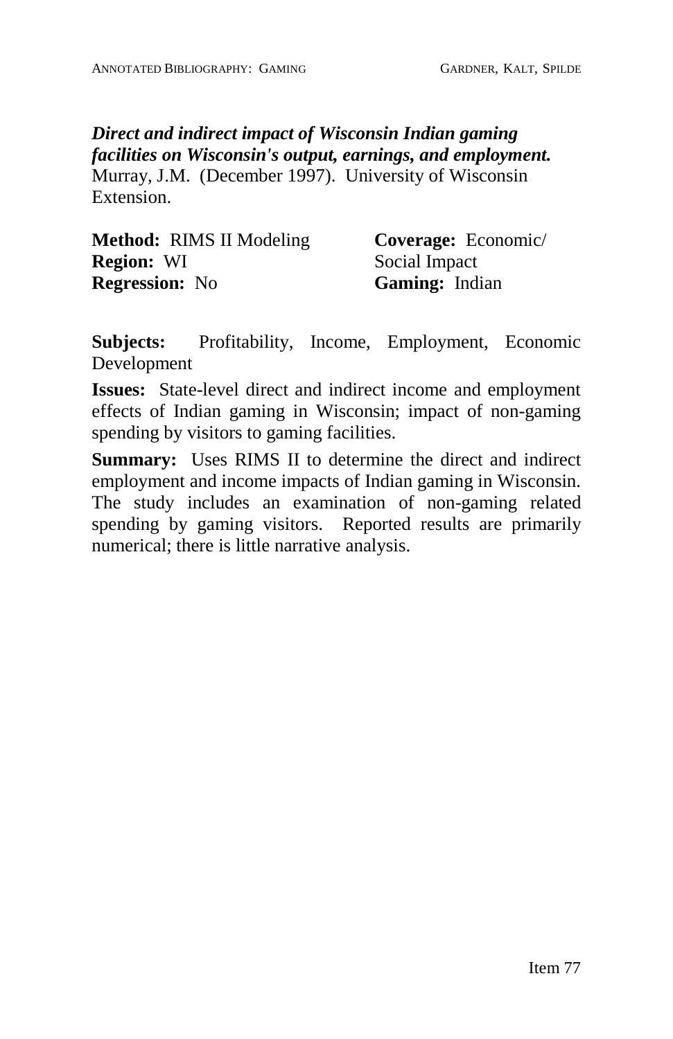***Direct and indirect impact of Wisconsin Indian gaming facilities on Wisconsin's output, earnings, and employment.***
Murray, J.M. (December 1997). University of Wisconsin Extension.

**Method:** RIMS II Modeling
**Region:** WI
**Regression:** No

**Coverage:** Economic/ Social Impact
**Gaming:** Indian

**Subjects:** Profitability, Income, Employment, Economic Development

**Issues:** State-level direct and indirect income and employment effects of Indian gaming in Wisconsin; impact of non-gaming spending by visitors to gaming facilities.

**Summary:** Uses RIMS II to determine the direct and indirect employment and income impacts of Indian gaming in Wisconsin. The study includes an examination of non-gaming related spending by gaming visitors. Reported results are primarily numerical; there is little narrative analysis.

Item 77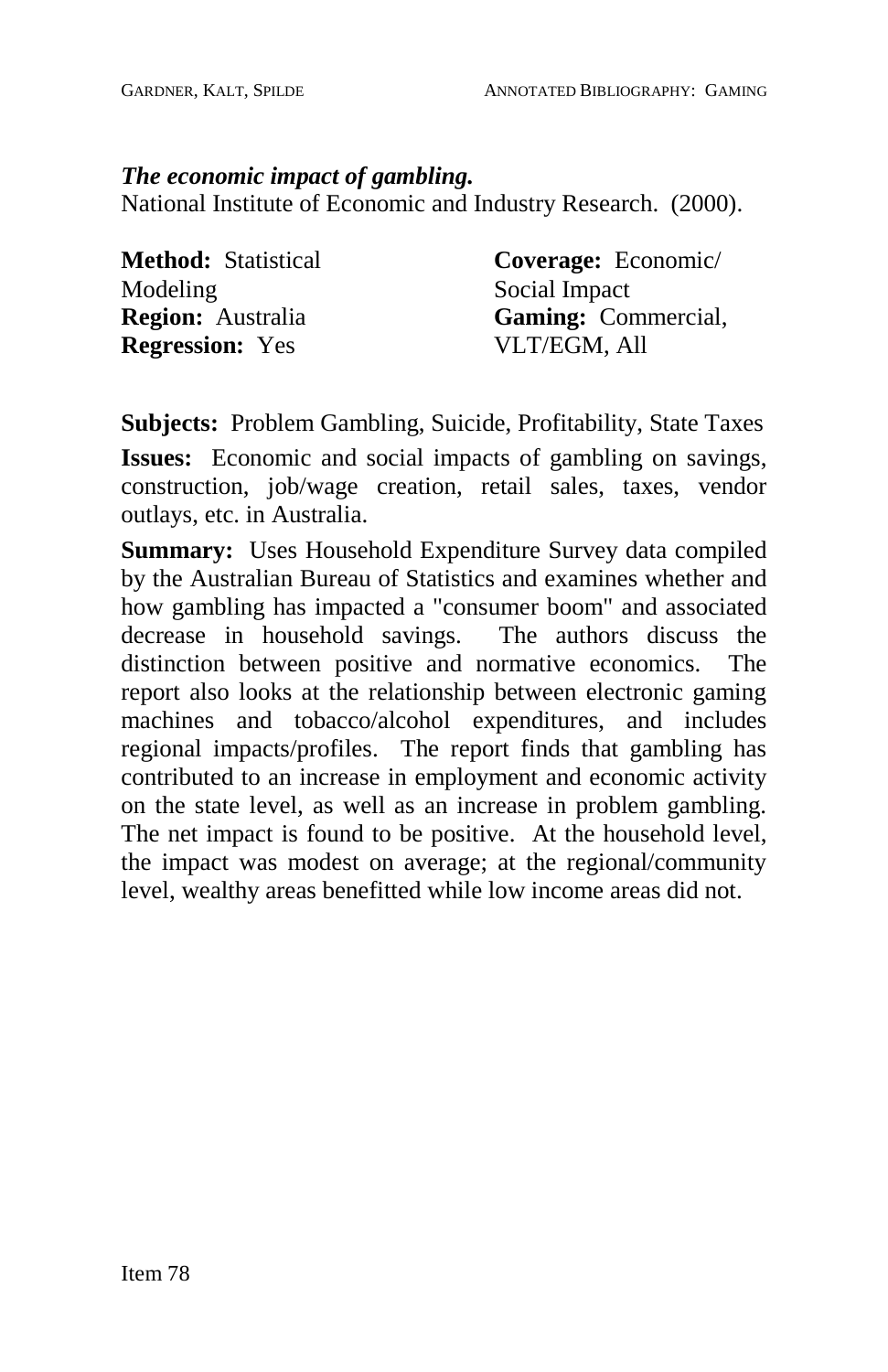***The economic impact of gambling.***
National Institute of Economic and Industry Research. (2000).

**Method:** Statistical Modeling
**Region:** Australia
**Regression:** Yes

**Coverage:** Economic/ Social Impact
**Gaming:** Commercial, VLT/EGM, All

**Subjects:** Problem Gambling, Suicide, Profitability, State Taxes

**Issues:** Economic and social impacts of gambling on savings, construction, job/wage creation, retail sales, taxes, vendor outlays, etc. in Australia.

**Summary:** Uses Household Expenditure Survey data compiled by the Australian Bureau of Statistics and examines whether and how gambling has impacted a "consumer boom" and associated decrease in household savings. The authors discuss the distinction between positive and normative economics. The report also looks at the relationship between electronic gaming machines and tobacco/alcohol expenditures, and includes regional impacts/profiles. The report finds that gambling has contributed to an increase in employment and economic activity on the state level, as well as an increase in problem gambling. The net impact is found to be positive. At the household level, the impact was modest on average; at the regional/community level, wealthy areas benefitted while low income areas did not.

Item 78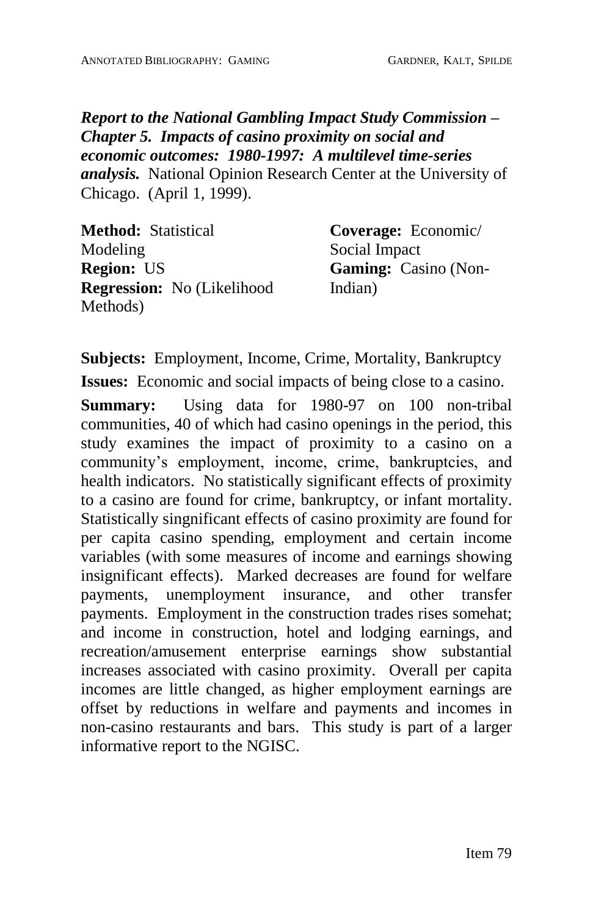***Report to the National Gambling Impact Study Commission – Chapter 5. Impacts of casino proximity on social and economic outcomes: 1980-1997: A multilevel time-series analysis.*** National Opinion Research Center at the University of Chicago. (April 1, 1999).

**Method:** Statistical Modeling
**Region:** US
**Regression:** No (Likelihood Methods)
**Coverage:** Economic/ Social Impact
**Gaming:** Casino (Non-Indian)

**Subjects:** Employment, Income, Crime, Mortality, Bankruptcy

**Issues:** Economic and social impacts of being close to a casino.

**Summary:** Using data for 1980-97 on 100 non-tribal communities, 40 of which had casino openings in the period, this study examines the impact of proximity to a casino on a community's employment, income, crime, bankruptcies, and health indicators. No statistically significant effects of proximity to a casino are found for crime, bankruptcy, or infant mortality. Statistically singnificant effects of casino proximity are found for per capita casino spending, employment and certain income variables (with some measures of income and earnings showing insignificant effects). Marked decreases are found for welfare payments, unemployment insurance, and other transfer payments. Employment in the construction trades rises somehat; and income in construction, hotel and lodging earnings, and recreation/amusement enterprise earnings show substantial increases associated with casino proximity. Overall per capita incomes are little changed, as higher employment earnings are offset by reductions in welfare and payments and incomes in non-casino restaurants and bars. This study is part of a larger informative report to the NGISC.

Item 79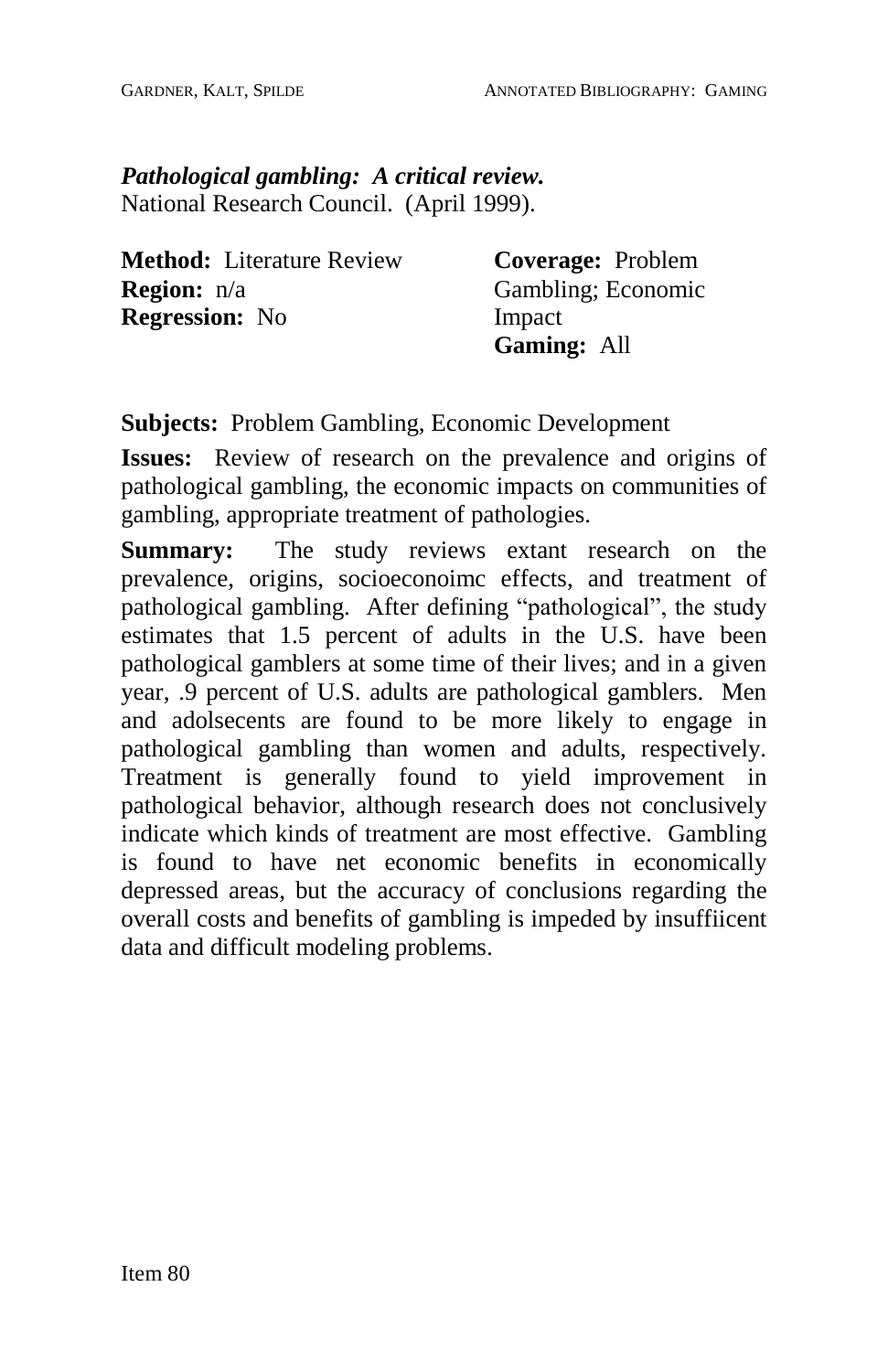***Pathological gambling: A critical review.***
National Research Council. (April 1999).

**Method:** Literature Review
**Region:** n/a
**Regression:** No

**Coverage:** Problem Gambling; Economic Impact
**Gaming:** All

**Subjects:** Problem Gambling, Economic Development

**Issues:** Review of research on the prevalence and origins of pathological gambling, the economic impacts on communities of gambling, appropriate treatment of pathologies.

**Summary:** The study reviews extant research on the prevalence, origins, socioeconoimc effects, and treatment of pathological gambling. After defining "pathological", the study estimates that 1.5 percent of adults in the U.S. have been pathological gamblers at some time of their lives; and in a given year, .9 percent of U.S. adults are pathological gamblers. Men and adolsecents are found to be more likely to engage in pathological gambling than women and adults, respectively. Treatment is generally found to yield improvement in pathological behavior, although research does not conclusively indicate which kinds of treatment are most effective. Gambling is found to have net economic benefits in economically depressed areas, but the accuracy of conclusions regarding the overall costs and benefits of gambling is impeded by insuffiicent data and difficult modeling problems.

Item 80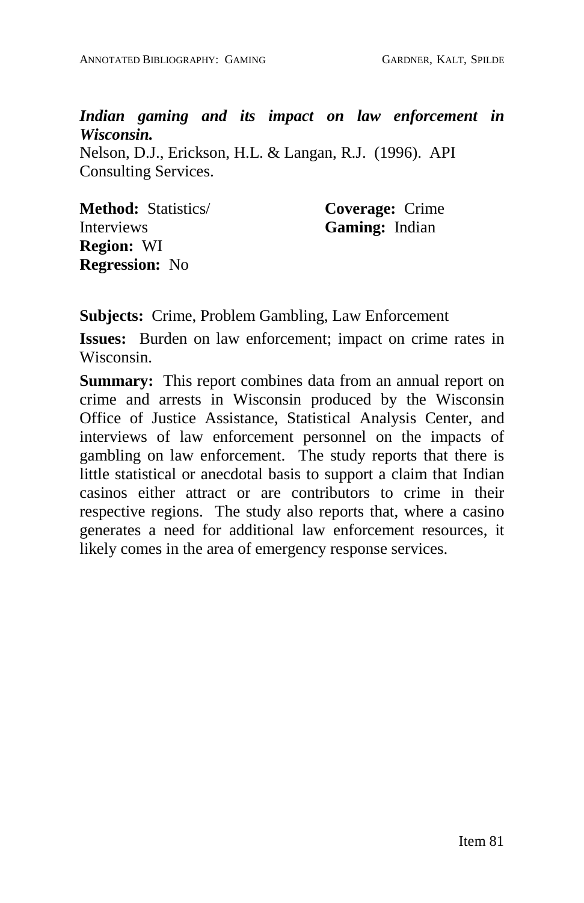***Indian gaming and its impact on law enforcement in Wisconsin.***
Nelson, D.J., Erickson, H.L. & Langan, R.J. (1996). API Consulting Services.

**Method:** Statistics/ Interviews
**Region:** WI
**Regression:** No
**Coverage:** Crime
**Gaming:** Indian

**Subjects:** Crime, Problem Gambling, Law Enforcement

**Issues:** Burden on law enforcement; impact on crime rates in Wisconsin.

**Summary:** This report combines data from an annual report on crime and arrests in Wisconsin produced by the Wisconsin Office of Justice Assistance, Statistical Analysis Center, and interviews of law enforcement personnel on the impacts of gambling on law enforcement. The study reports that there is little statistical or anecdotal basis to support a claim that Indian casinos either attract or are contributors to crime in their respective regions. The study also reports that, where a casino generates a need for additional law enforcement resources, it likely comes in the area of emergency response services.

Item 81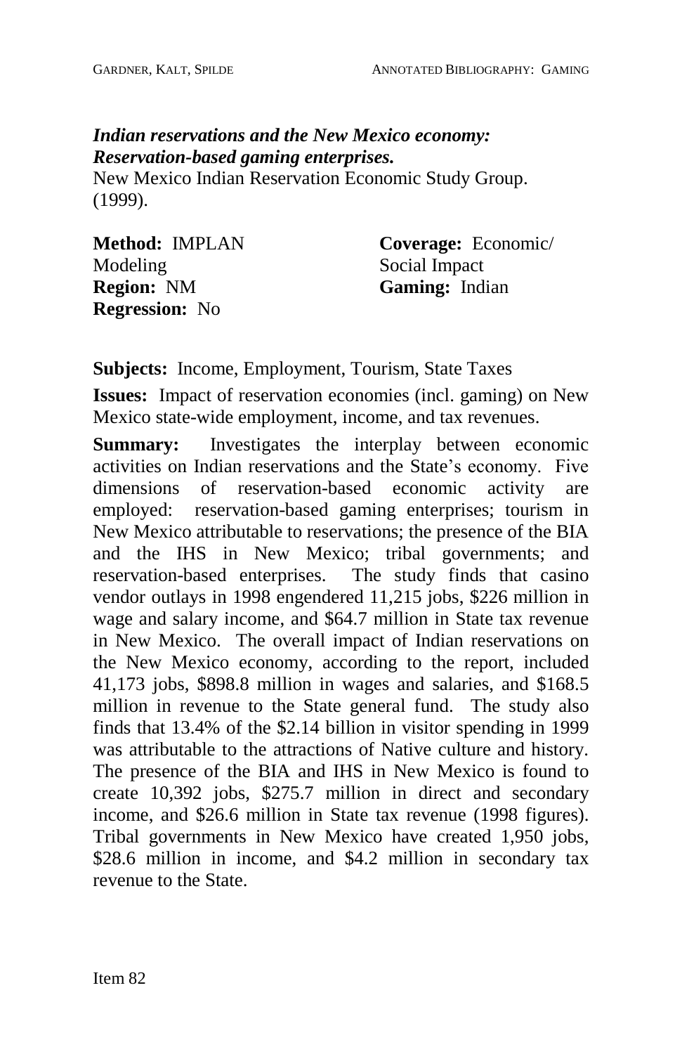***Indian reservations and the New Mexico economy: Reservation-based gaming enterprises.***
New Mexico Indian Reservation Economic Study Group. (1999).

**Method:** IMPLAN Modeling
**Region:** NM
**Regression:** No

**Coverage:** Economic/ Social Impact
**Gaming:** Indian

**Subjects:** Income, Employment, Tourism, State Taxes

**Issues:** Impact of reservation economies (incl. gaming) on New Mexico state-wide employment, income, and tax revenues.

**Summary:** Investigates the interplay between economic activities on Indian reservations and the State's economy. Five dimensions of reservation-based economic activity are employed: reservation-based gaming enterprises; tourism in New Mexico attributable to reservations; the presence of the BIA and the IHS in New Mexico; tribal governments; and reservation-based enterprises. The study finds that casino vendor outlays in 1998 engendered 11,215 jobs, $226 million in wage and salary income, and $64.7 million in State tax revenue in New Mexico. The overall impact of Indian reservations on the New Mexico economy, according to the report, included 41,173 jobs, $898.8 million in wages and salaries, and $168.5 million in revenue to the State general fund. The study also finds that 13.4% of the $2.14 billion in visitor spending in 1999 was attributable to the attractions of Native culture and history. The presence of the BIA and IHS in New Mexico is found to create 10,392 jobs, $275.7 million in direct and secondary income, and $26.6 million in State tax revenue (1998 figures). Tribal governments in New Mexico have created 1,950 jobs, $28.6 million in income, and $4.2 million in secondary tax revenue to the State.

Item 82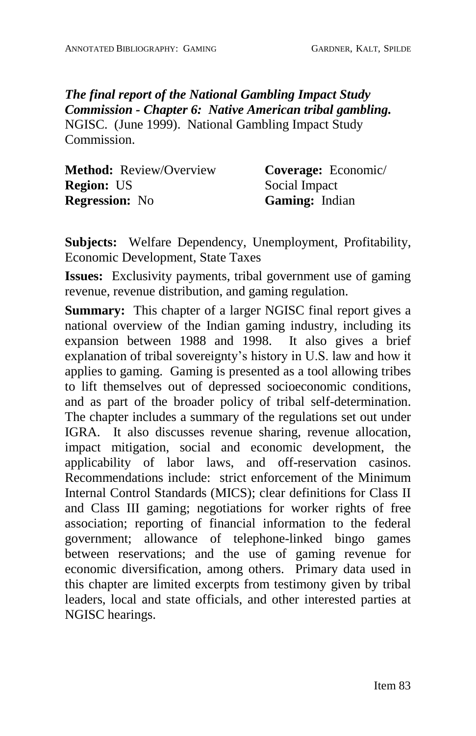***The final report of the National Gambling Impact Study Commission - Chapter 6: Native American tribal gambling.*** NGISC. (June 1999). National Gambling Impact Study Commission.

**Method:** Review/Overview
**Region:** US
**Regression:** No

**Coverage:** Economic/ Social Impact
**Gaming:** Indian

**Subjects:** Welfare Dependency, Unemployment, Profitability, Economic Development, State Taxes

**Issues:** Exclusivity payments, tribal government use of gaming revenue, revenue distribution, and gaming regulation.

**Summary:** This chapter of a larger NGISC final report gives a national overview of the Indian gaming industry, including its expansion between 1988 and 1998. It also gives a brief explanation of tribal sovereignty's history in U.S. law and how it applies to gaming. Gaming is presented as a tool allowing tribes to lift themselves out of depressed socioeconomic conditions, and as part of the broader policy of tribal self-determination. The chapter includes a summary of the regulations set out under IGRA. It also discusses revenue sharing, revenue allocation, impact mitigation, social and economic development, the applicability of labor laws, and off-reservation casinos. Recommendations include: strict enforcement of the Minimum Internal Control Standards (MICS); clear definitions for Class II and Class III gaming; negotiations for worker rights of free association; reporting of financial information to the federal government; allowance of telephone-linked bingo games between reservations; and the use of gaming revenue for economic diversification, among others. Primary data used in this chapter are limited excerpts from testimony given by tribal leaders, local and state officials, and other interested parties at NGISC hearings.

Item 83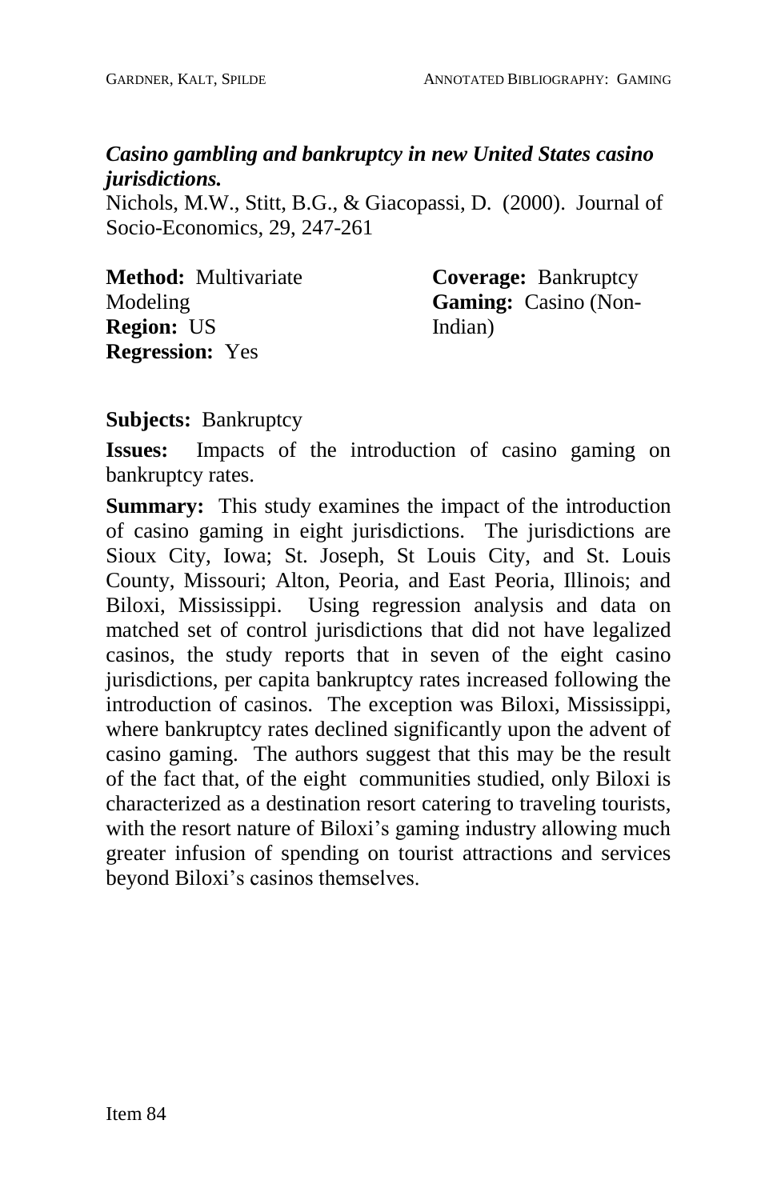***Casino gambling and bankruptcy in new United States casino jurisdictions.***

Nichols, M.W., Stitt, B.G., & Giacopassi, D. (2000). Journal of Socio-Economics, 29, 247-261

**Method:** Multivariate Modeling
**Region:** US
**Regression:** Yes

**Coverage:** Bankruptcy
**Gaming:** Casino (Non-Indian)

**Subjects:** Bankruptcy

**Issues:** Impacts of the introduction of casino gaming on bankruptcy rates.

**Summary:** This study examines the impact of the introduction of casino gaming in eight jurisdictions. The jurisdictions are Sioux City, Iowa; St. Joseph, St Louis City, and St. Louis County, Missouri; Alton, Peoria, and East Peoria, Illinois; and Biloxi, Mississippi. Using regression analysis and data on matched set of control jurisdictions that did not have legalized casinos, the study reports that in seven of the eight casino jurisdictions, per capita bankruptcy rates increased following the introduction of casinos. The exception was Biloxi, Mississippi, where bankruptcy rates declined significantly upon the advent of casino gaming. The authors suggest that this may be the result of the fact that, of the eight communities studied, only Biloxi is characterized as a destination resort catering to traveling tourists, with the resort nature of Biloxi's gaming industry allowing much greater infusion of spending on tourist attractions and services beyond Biloxi's casinos themselves.

Item 84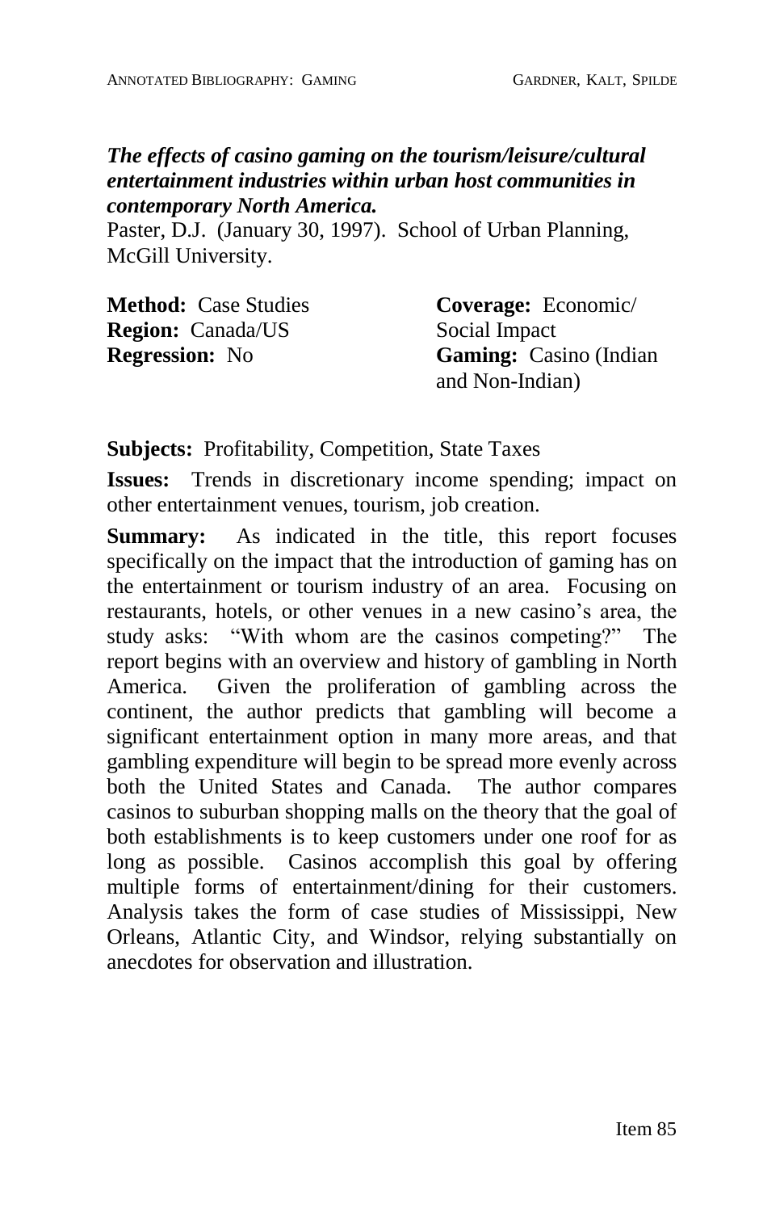***The effects of casino gaming on the tourism/leisure/cultural entertainment industries within urban host communities in contemporary North America.***
Paster, D.J. (January 30, 1997). School of Urban Planning, McGill University.

**Method:** Case Studies
**Region:** Canada/US
**Regression:** No
**Coverage:** Economic/ Social Impact
**Gaming:** Casino (Indian and Non-Indian)

**Subjects:** Profitability, Competition, State Taxes

**Issues:** Trends in discretionary income spending; impact on other entertainment venues, tourism, job creation.

**Summary:** As indicated in the title, this report focuses specifically on the impact that the introduction of gaming has on the entertainment or tourism industry of an area. Focusing on restaurants, hotels, or other venues in a new casino's area, the study asks: "With whom are the casinos competing?" The report begins with an overview and history of gambling in North America. Given the proliferation of gambling across the continent, the author predicts that gambling will become a significant entertainment option in many more areas, and that gambling expenditure will begin to be spread more evenly across both the United States and Canada. The author compares casinos to suburban shopping malls on the theory that the goal of both establishments is to keep customers under one roof for as long as possible. Casinos accomplish this goal by offering multiple forms of entertainment/dining for their customers. Analysis takes the form of case studies of Mississippi, New Orleans, Atlantic City, and Windsor, relying substantially on anecdotes for observation and illustration.

Item 85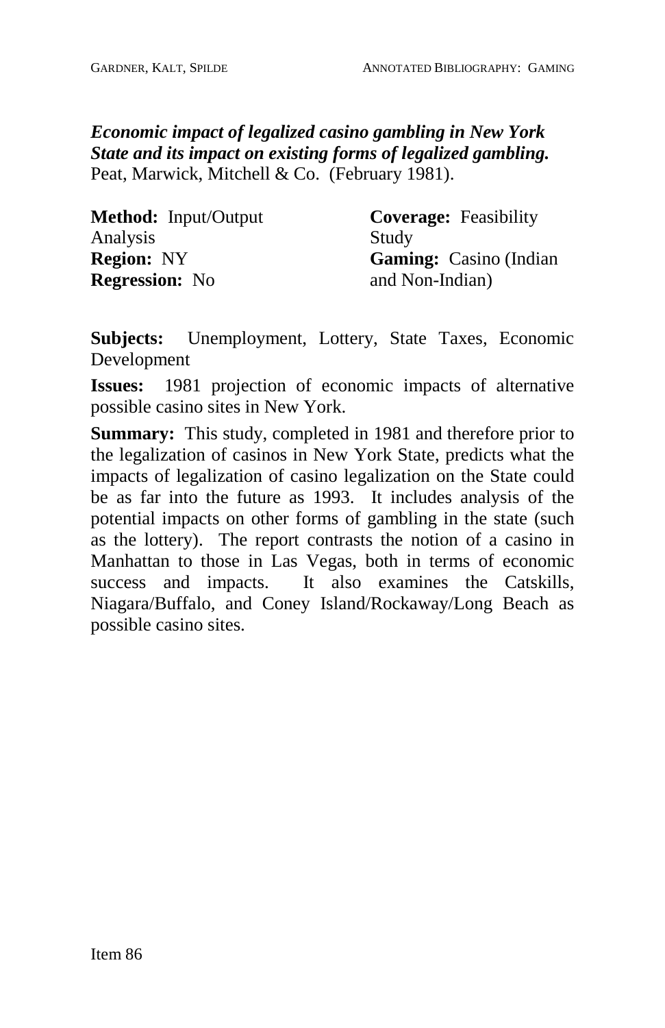***Economic impact of legalized casino gambling in New York State and its impact on existing forms of legalized gambling.*** Peat, Marwick, Mitchell & Co. (February 1981).

**Method:** Input/Output Analysis
**Region:** NY
**Regression:** No

**Coverage:** Feasibility Study
**Gaming:** Casino (Indian and Non-Indian)

**Subjects:** Unemployment, Lottery, State Taxes, Economic Development

**Issues:** 1981 projection of economic impacts of alternative possible casino sites in New York.

**Summary:** This study, completed in 1981 and therefore prior to the legalization of casinos in New York State, predicts what the impacts of legalization of casino legalization on the State could be as far into the future as 1993. It includes analysis of the potential impacts on other forms of gambling in the state (such as the lottery). The report contrasts the notion of a casino in Manhattan to those in Las Vegas, both in terms of economic success and impacts. It also examines the Catskills, Niagara/Buffalo, and Coney Island/Rockaway/Long Beach as possible casino sites.

Item 86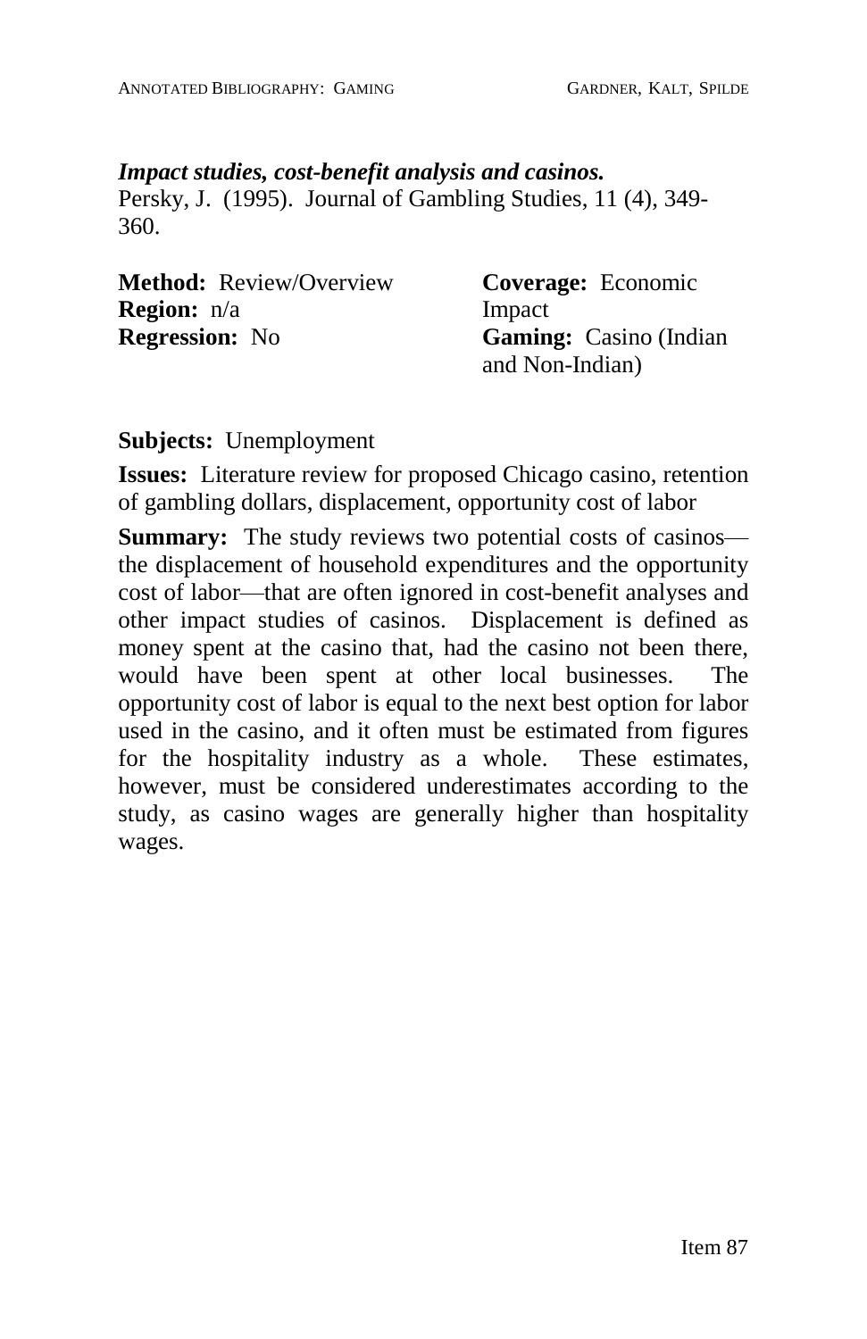***Impact studies, cost-benefit analysis and casinos.***
Persky, J. (1995). Journal of Gambling Studies, 11 (4), 349-360.

**Method:** Review/Overview
**Region:** n/a
**Regression:** No

**Coverage:** Economic Impact
**Gaming:** Casino (Indian and Non-Indian)

**Subjects:** Unemployment

**Issues:** Literature review for proposed Chicago casino, retention of gambling dollars, displacement, opportunity cost of labor

**Summary:** The study reviews two potential costs of casinos—the displacement of household expenditures and the opportunity cost of labor—that are often ignored in cost-benefit analyses and other impact studies of casinos. Displacement is defined as money spent at the casino that, had the casino not been there, would have been spent at other local businesses. The opportunity cost of labor is equal to the next best option for labor used in the casino, and it often must be estimated from figures for the hospitality industry as a whole. These estimates, however, must be considered underestimates according to the study, as casino wages are generally higher than hospitality wages.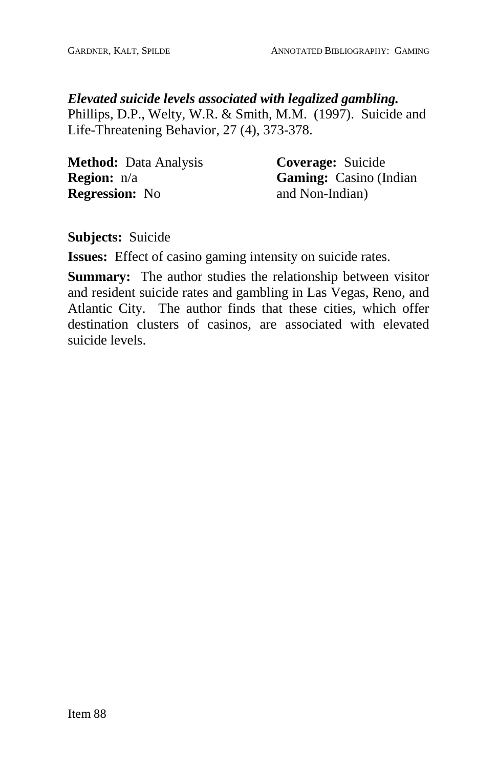***Elevated suicide levels associated with legalized gambling.***
Phillips, D.P., Welty, W.R. & Smith, M.M. (1997). Suicide and Life-Threatening Behavior, 27 (4), 373-378.

**Method:** Data Analysis
**Region:** n/a
**Regression:** No

**Coverage:** Suicide
**Gaming:** Casino (Indian and Non-Indian)

**Subjects:** Suicide

**Issues:** Effect of casino gaming intensity on suicide rates.

**Summary:** The author studies the relationship between visitor and resident suicide rates and gambling in Las Vegas, Reno, and Atlantic City. The author finds that these cities, which offer destination clusters of casinos, are associated with elevated suicide levels.

Item 88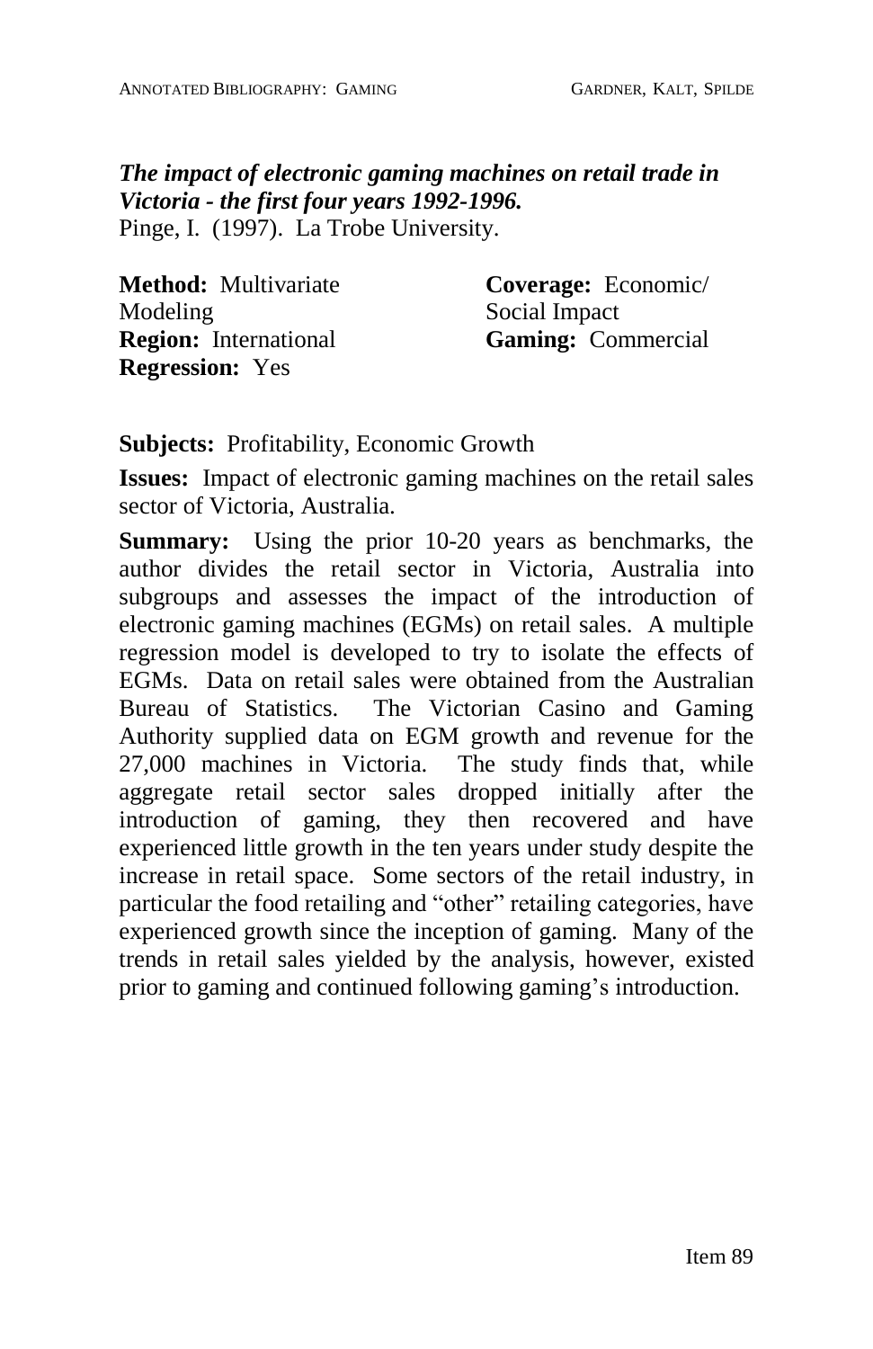***The impact of electronic gaming machines on retail trade in Victoria - the first four years 1992-1996.***
Pinge, I. (1997). La Trobe University.

**Method:** Multivariate Modeling
**Region:** International
**Regression:** Yes

**Coverage:** Economic/ Social Impact
**Gaming:** Commercial

**Subjects:** Profitability, Economic Growth

**Issues:** Impact of electronic gaming machines on the retail sales sector of Victoria, Australia.

**Summary:** Using the prior 10-20 years as benchmarks, the author divides the retail sector in Victoria, Australia into subgroups and assesses the impact of the introduction of electronic gaming machines (EGMs) on retail sales. A multiple regression model is developed to try to isolate the effects of EGMs. Data on retail sales were obtained from the Australian Bureau of Statistics. The Victorian Casino and Gaming Authority supplied data on EGM growth and revenue for the 27,000 machines in Victoria. The study finds that, while aggregate retail sector sales dropped initially after the introduction of gaming, they then recovered and have experienced little growth in the ten years under study despite the increase in retail space. Some sectors of the retail industry, in particular the food retailing and "other" retailing categories, have experienced growth since the inception of gaming. Many of the trends in retail sales yielded by the analysis, however, existed prior to gaming and continued following gaming's introduction.

Item 89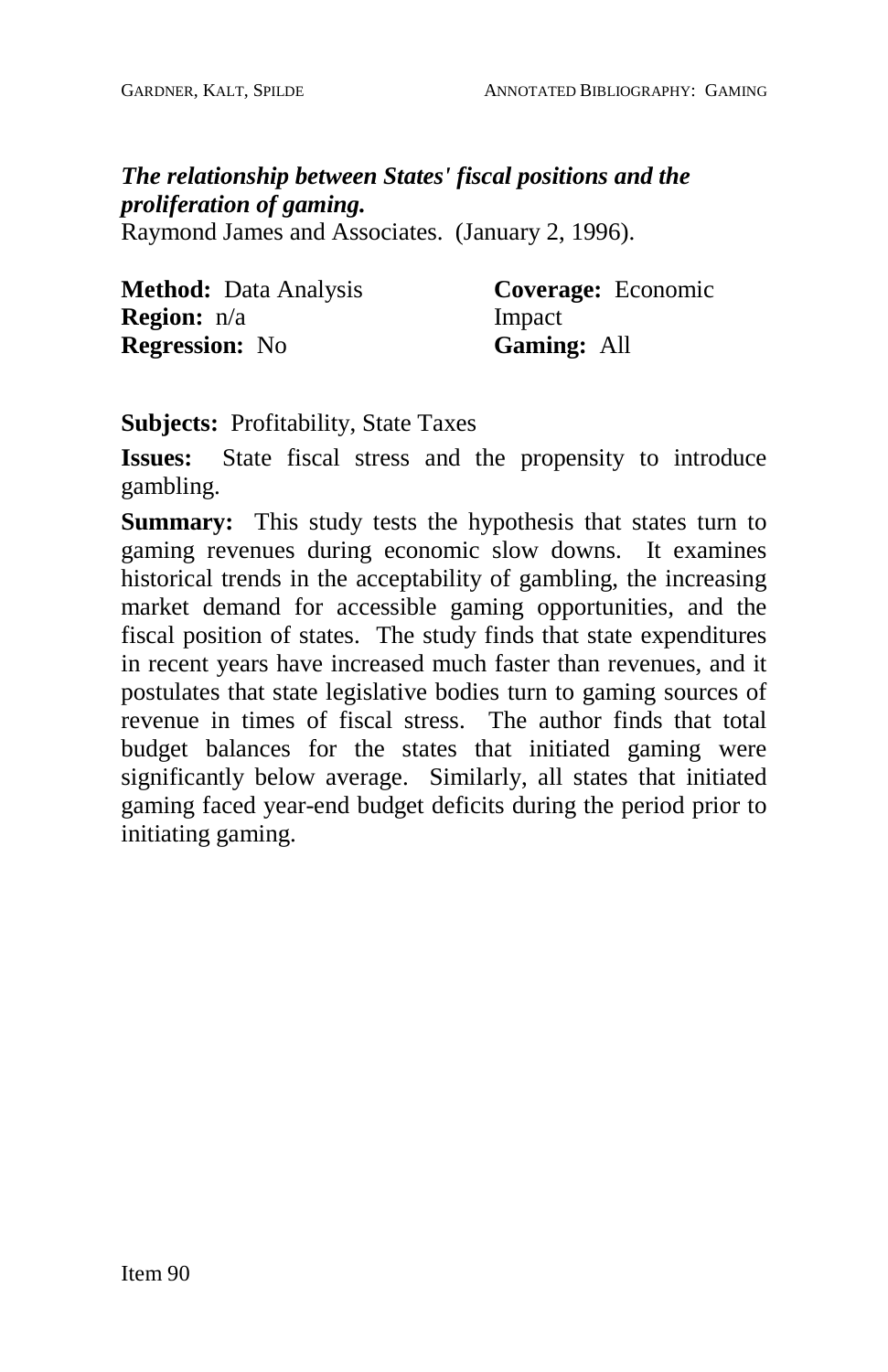***The relationship between States' fiscal positions and the proliferation of gaming.***
Raymond James and Associates. (January 2, 1996).

**Method:** Data Analysis
**Region:** n/a
**Regression:** No

**Coverage:** Economic Impact
**Gaming:** All

**Subjects:** Profitability, State Taxes

**Issues:** State fiscal stress and the propensity to introduce gambling.

**Summary:** This study tests the hypothesis that states turn to gaming revenues during economic slow downs. It examines historical trends in the acceptability of gambling, the increasing market demand for accessible gaming opportunities, and the fiscal position of states. The study finds that state expenditures in recent years have increased much faster than revenues, and it postulates that state legislative bodies turn to gaming sources of revenue in times of fiscal stress. The author finds that total budget balances for the states that initiated gaming were significantly below average. Similarly, all states that initiated gaming faced year-end budget deficits during the period prior to initiating gaming.

Item 90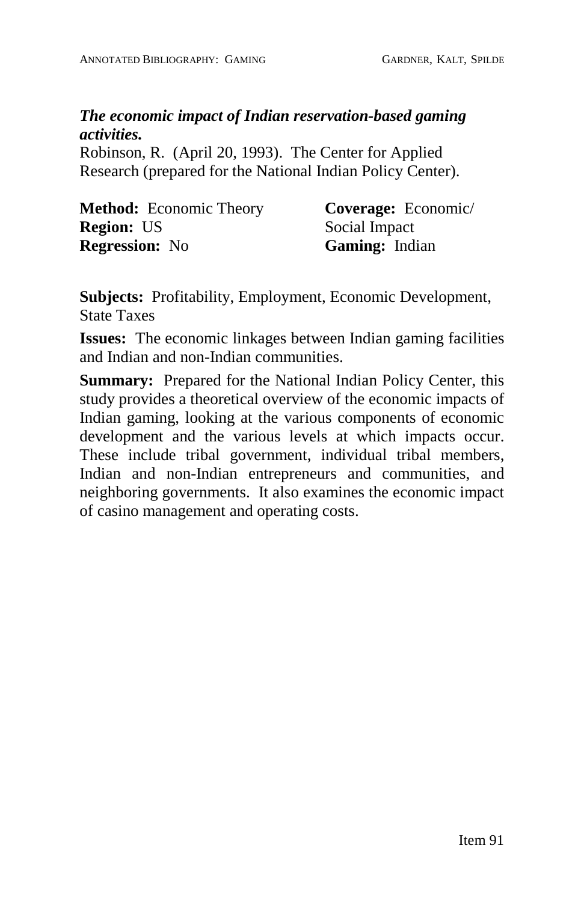***The economic impact of Indian reservation-based gaming activities.***

Robinson, R. (April 20, 1993). The Center for Applied Research (prepared for the National Indian Policy Center).

**Method:** Economic Theory
**Region:** US
**Regression:** No

**Coverage:** Economic/ Social Impact
**Gaming:** Indian

**Subjects:** Profitability, Employment, Economic Development, State Taxes

**Issues:** The economic linkages between Indian gaming facilities and Indian and non-Indian communities.

**Summary:** Prepared for the National Indian Policy Center, this study provides a theoretical overview of the economic impacts of Indian gaming, looking at the various components of economic development and the various levels at which impacts occur. These include tribal government, individual tribal members, Indian and non-Indian entrepreneurs and communities, and neighboring governments. It also examines the economic impact of casino management and operating costs.

Item 91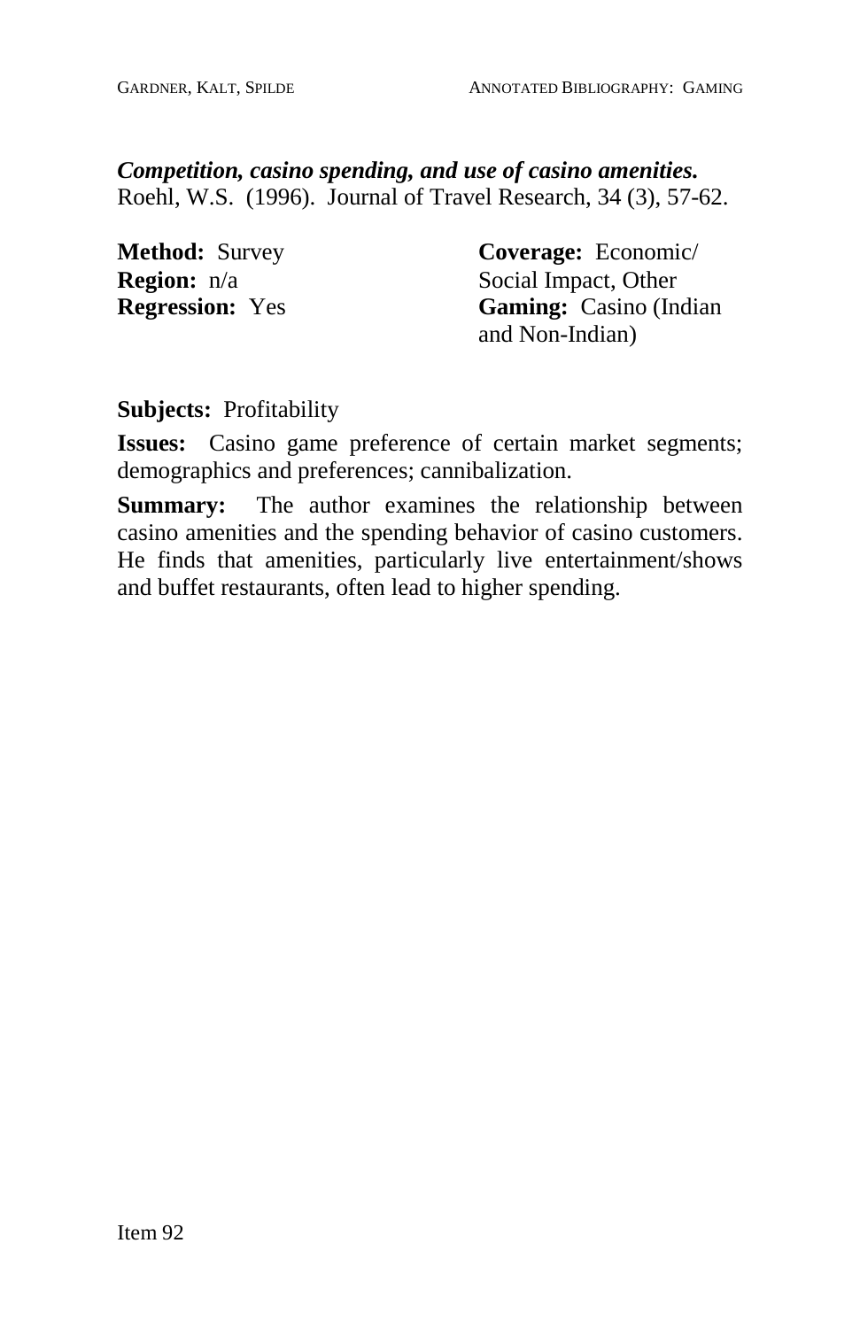***Competition, casino spending, and use of casino amenities.***
Roehl, W.S. (1996). Journal of Travel Research, 34 (3), 57-62.

**Method:** Survey
**Region:** n/a
**Regression:** Yes

**Coverage:** Economic/ Social Impact, Other
**Gaming:** Casino (Indian and Non-Indian)

**Subjects:** Profitability

**Issues:** Casino game preference of certain market segments; demographics and preferences; cannibalization.

**Summary:** The author examines the relationship between casino amenities and the spending behavior of casino customers. He finds that amenities, particularly live entertainment/shows and buffet restaurants, often lead to higher spending.

Item 92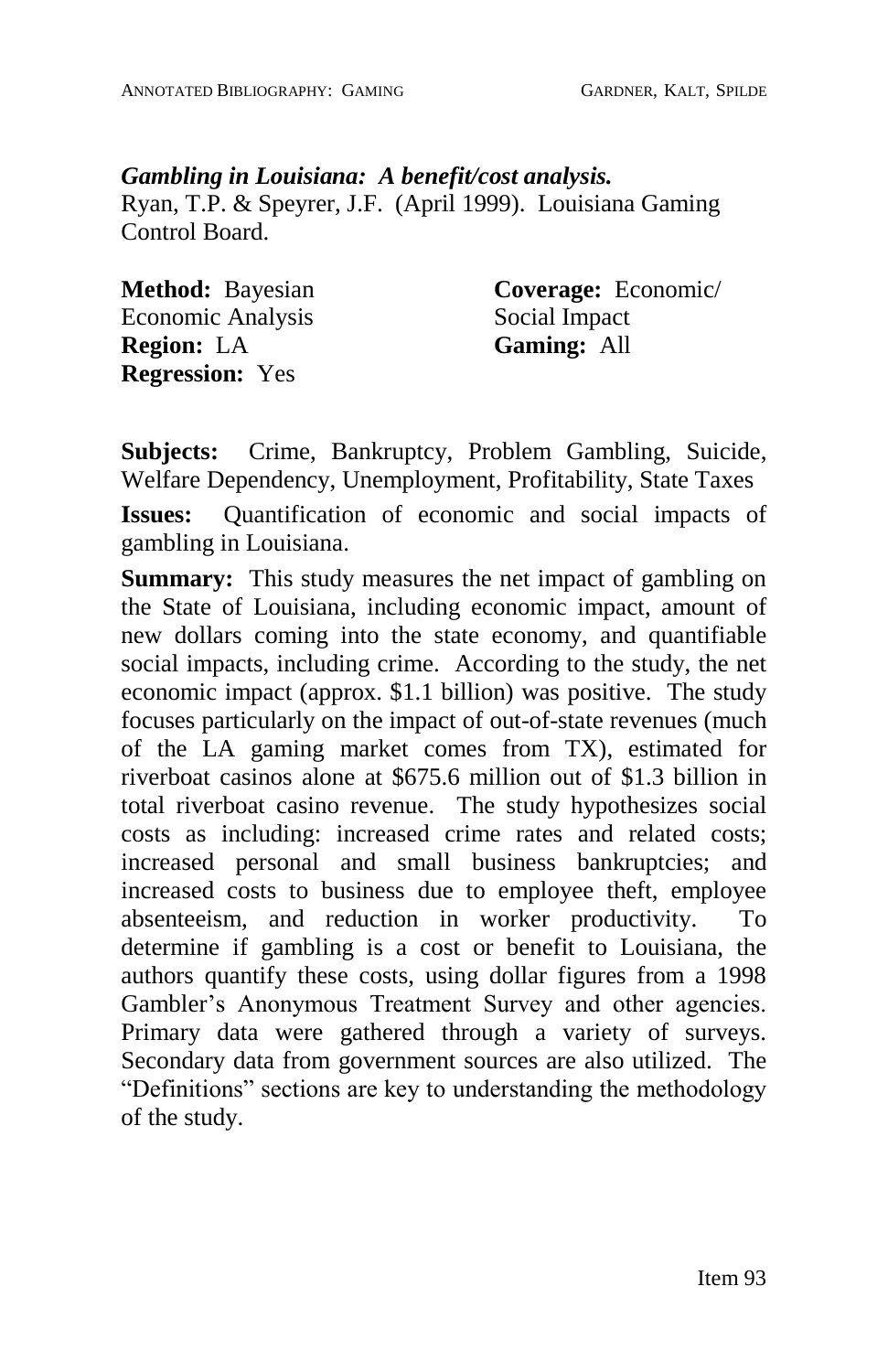***Gambling in Louisiana: A benefit/cost analysis.***
Ryan, T.P. & Speyrer, J.F. (April 1999). Louisiana Gaming Control Board.

**Method:** Bayesian Economic Analysis
**Region:** LA
**Regression:** Yes

**Coverage:** Economic/ Social Impact
**Gaming:** All

**Subjects:** Crime, Bankruptcy, Problem Gambling, Suicide, Welfare Dependency, Unemployment, Profitability, State Taxes

**Issues:** Quantification of economic and social impacts of gambling in Louisiana.

**Summary:** This study measures the net impact of gambling on the State of Louisiana, including economic impact, amount of new dollars coming into the state economy, and quantifiable social impacts, including crime. According to the study, the net economic impact (approx. $1.1 billion) was positive. The study focuses particularly on the impact of out-of-state revenues (much of the LA gaming market comes from TX), estimated for riverboat casinos alone at $675.6 million out of $1.3 billion in total riverboat casino revenue. The study hypothesizes social costs as including: increased crime rates and related costs; increased personal and small business bankruptcies; and increased costs to business due to employee theft, employee absenteeism, and reduction in worker productivity. To determine if gambling is a cost or benefit to Louisiana, the authors quantify these costs, using dollar figures from a 1998 Gambler's Anonymous Treatment Survey and other agencies. Primary data were gathered through a variety of surveys. Secondary data from government sources are also utilized. The "Definitions" sections are key to understanding the methodology of the study.

Item 93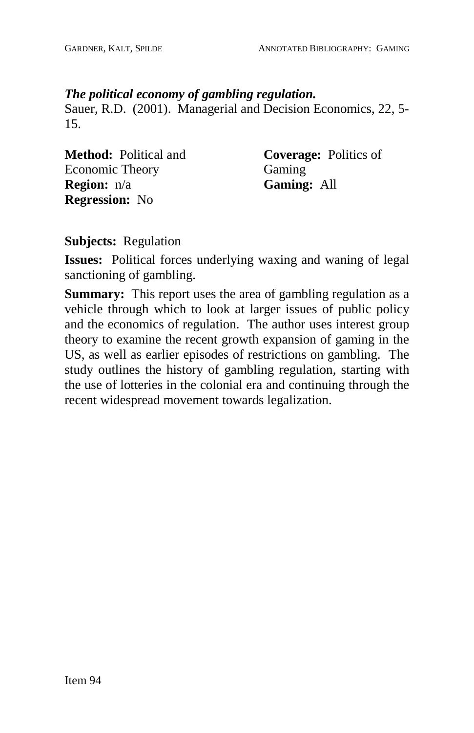***The political economy of gambling regulation.***
Sauer, R.D. (2001). Managerial and Decision Economics, 22, 5-15.

**Method:** Political and Economic Theory
**Region:** n/a
**Regression:** No

**Coverage:** Politics of Gaming
**Gaming:** All

**Subjects:** Regulation

**Issues:** Political forces underlying waxing and waning of legal sanctioning of gambling.

**Summary:** This report uses the area of gambling regulation as a vehicle through which to look at larger issues of public policy and the economics of regulation. The author uses interest group theory to examine the recent growth expansion of gaming in the US, as well as earlier episodes of restrictions on gambling. The study outlines the history of gambling regulation, starting with the use of lotteries in the colonial era and continuing through the recent widespread movement towards legalization.

Item 94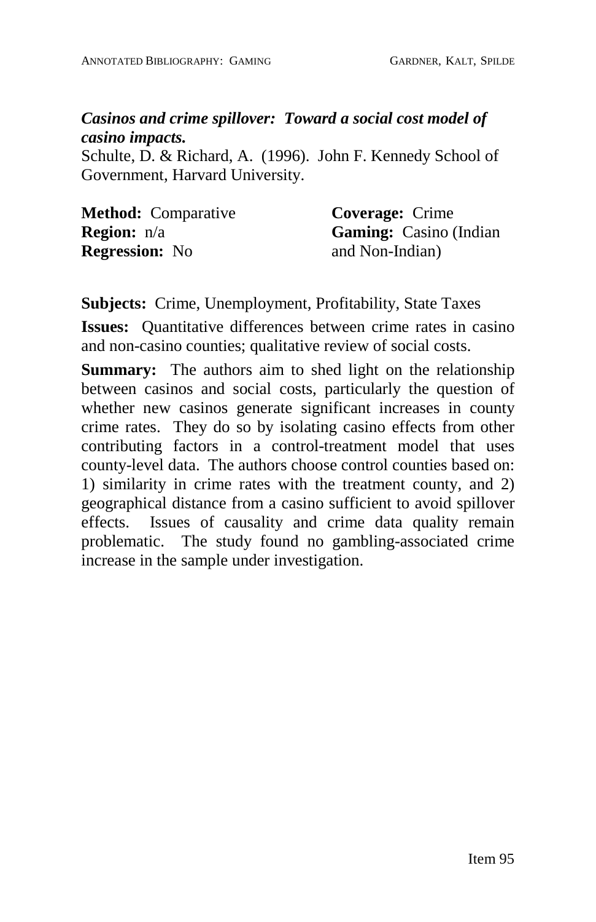***Casinos and crime spillover: Toward a social cost model of casino impacts.***
Schulte, D. & Richard, A. (1996). John F. Kennedy School of Government, Harvard University.

**Method:** Comparative
**Region:** n/a
**Regression:** No

**Coverage:** Crime
**Gaming:** Casino (Indian and Non-Indian)

**Subjects:** Crime, Unemployment, Profitability, State Taxes

**Issues:** Quantitative differences between crime rates in casino and non-casino counties; qualitative review of social costs.

**Summary:** The authors aim to shed light on the relationship between casinos and social costs, particularly the question of whether new casinos generate significant increases in county crime rates. They do so by isolating casino effects from other contributing factors in a control-treatment model that uses county-level data. The authors choose control counties based on: 1) similarity in crime rates with the treatment county, and 2) geographical distance from a casino sufficient to avoid spillover effects. Issues of causality and crime data quality remain problematic. The study found no gambling-associated crime increase in the sample under investigation.

Item 95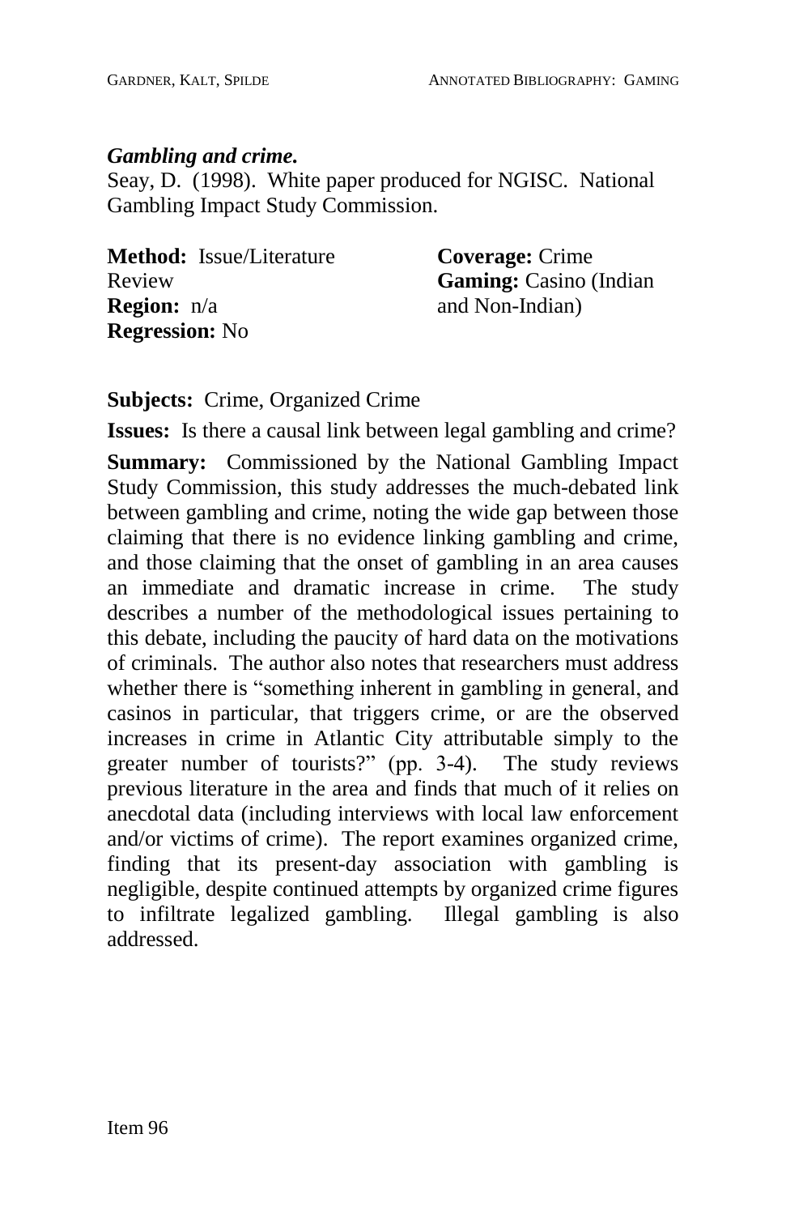***Gambling and crime.***

Seay, D. (1998). White paper produced for NGISC. National Gambling Impact Study Commission.

**Method:** Issue/Literature Review
**Region:** n/a
**Regression:** No

**Coverage:** Crime
**Gaming:** Casino (Indian and Non-Indian)

**Subjects:** Crime, Organized Crime

**Issues:** Is there a causal link between legal gambling and crime?

**Summary:** Commissioned by the National Gambling Impact Study Commission, this study addresses the much-debated link between gambling and crime, noting the wide gap between those claiming that there is no evidence linking gambling and crime, and those claiming that the onset of gambling in an area causes an immediate and dramatic increase in crime. The study describes a number of the methodological issues pertaining to this debate, including the paucity of hard data on the motivations of criminals. The author also notes that researchers must address whether there is "something inherent in gambling in general, and casinos in particular, that triggers crime, or are the observed increases in crime in Atlantic City attributable simply to the greater number of tourists?" (pp. 3-4). The study reviews previous literature in the area and finds that much of it relies on anecdotal data (including interviews with local law enforcement and/or victims of crime). The report examines organized crime, finding that its present-day association with gambling is negligible, despite continued attempts by organized crime figures to infiltrate legalized gambling. Illegal gambling is also addressed.

Item 96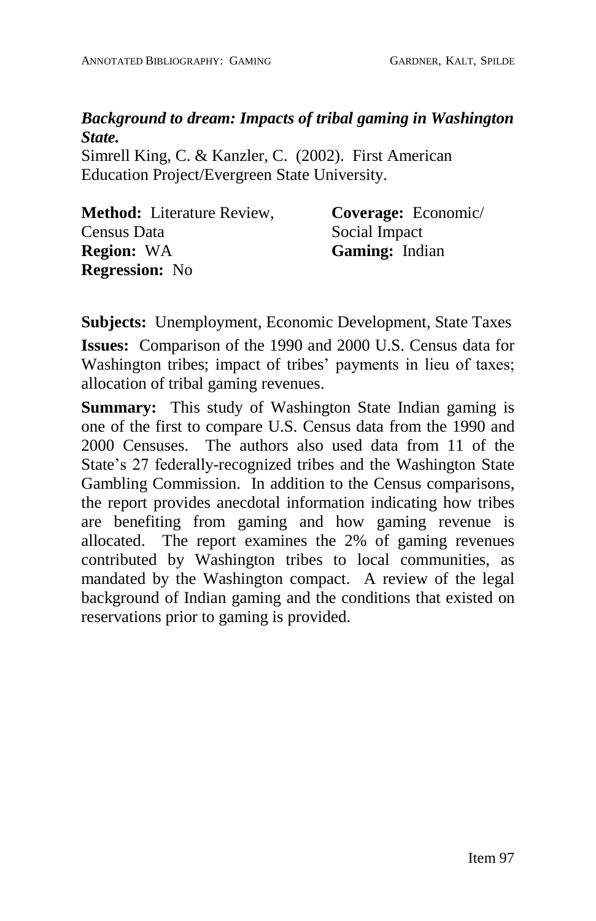***Background to dream: Impacts of tribal gaming in Washington State.***

Simrell King, C. & Kanzler, C. (2002). First American Education Project/Evergreen State University.

**Method:** Literature Review, Census Data
**Region:** WA
**Regression:** No

**Coverage:** Economic/ Social Impact
**Gaming:** Indian

**Subjects:** Unemployment, Economic Development, State Taxes

**Issues:** Comparison of the 1990 and 2000 U.S. Census data for Washington tribes; impact of tribes' payments in lieu of taxes; allocation of tribal gaming revenues.

**Summary:** This study of Washington State Indian gaming is one of the first to compare U.S. Census data from the 1990 and 2000 Censuses. The authors also used data from 11 of the State's 27 federally-recognized tribes and the Washington State Gambling Commission. In addition to the Census comparisons, the report provides anecdotal information indicating how tribes are benefiting from gaming and how gaming revenue is allocated. The report examines the 2% of gaming revenues contributed by Washington tribes to local communities, as mandated by the Washington compact. A review of the legal background of Indian gaming and the conditions that existed on reservations prior to gaming is provided.

Item 97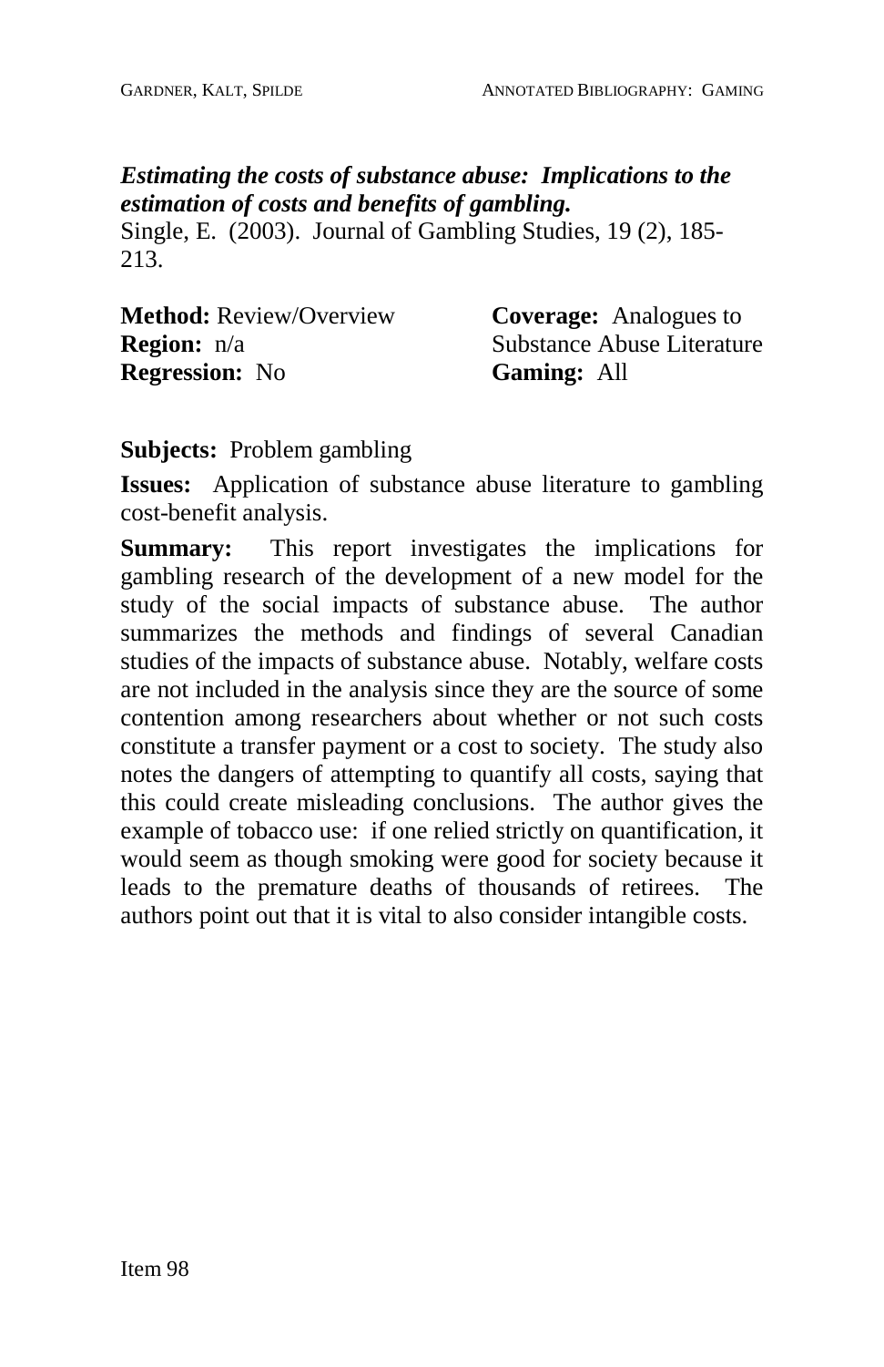***Estimating the costs of substance abuse: Implications to the estimation of costs and benefits of gambling.***

Single, E. (2003). Journal of Gambling Studies, 19 (2), 185-213.

**Method:** Review/Overview
**Region:** n/a
**Regression:** No

**Coverage:** Analogues to Substance Abuse Literature
**Gaming:** All

**Subjects:** Problem gambling

**Issues:** Application of substance abuse literature to gambling cost-benefit analysis.

**Summary:** This report investigates the implications for gambling research of the development of a new model for the study of the social impacts of substance abuse. The author summarizes the methods and findings of several Canadian studies of the impacts of substance abuse. Notably, welfare costs are not included in the analysis since they are the source of some contention among researchers about whether or not such costs constitute a transfer payment or a cost to society. The study also notes the dangers of attempting to quantify all costs, saying that this could create misleading conclusions. The author gives the example of tobacco use: if one relied strictly on quantification, it would seem as though smoking were good for society because it leads to the premature deaths of thousands of retirees. The authors point out that it is vital to also consider intangible costs.

Item 98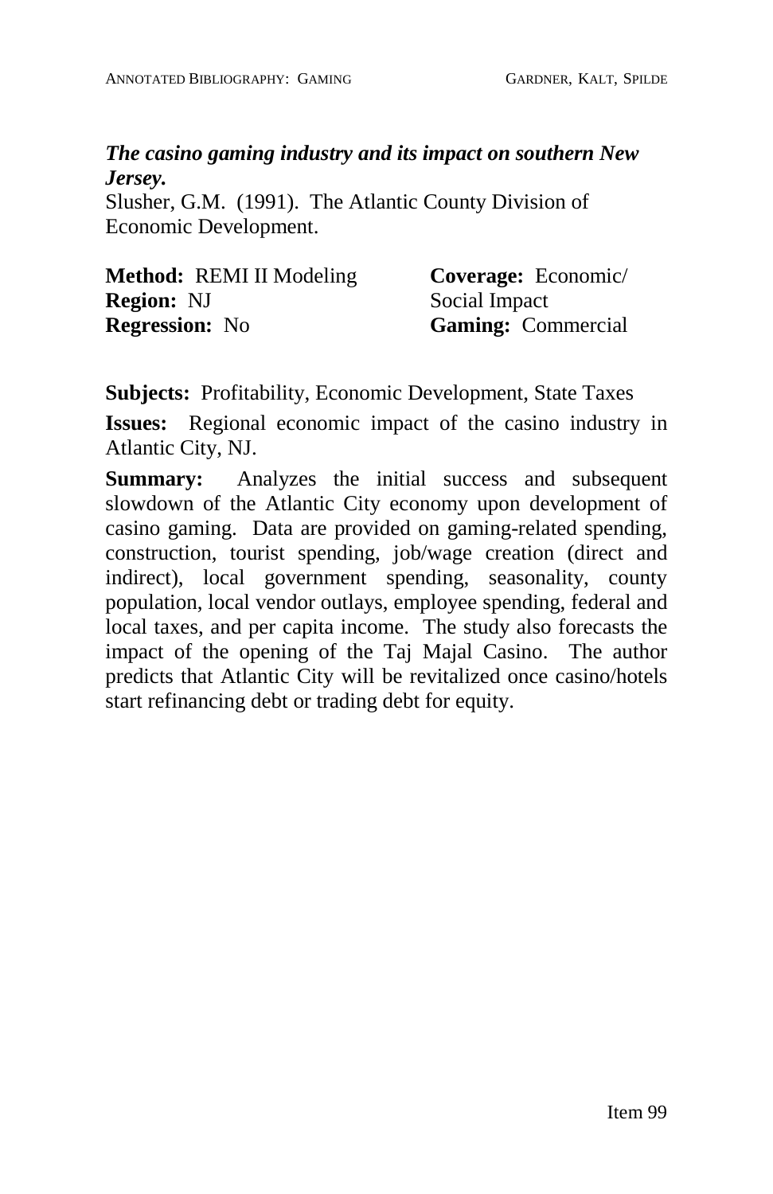***The casino gaming industry and its impact on southern New Jersey.***

Slusher, G.M. (1991). The Atlantic County Division of Economic Development.

**Method:** REMI II Modeling
**Region:** NJ
**Regression:** No

**Coverage:** Economic/ Social Impact
**Gaming:** Commercial

**Subjects:** Profitability, Economic Development, State Taxes

**Issues:** Regional economic impact of the casino industry in Atlantic City, NJ.

**Summary:** Analyzes the initial success and subsequent slowdown of the Atlantic City economy upon development of casino gaming. Data are provided on gaming-related spending, construction, tourist spending, job/wage creation (direct and indirect), local government spending, seasonality, county population, local vendor outlays, employee spending, federal and local taxes, and per capita income. The study also forecasts the impact of the opening of the Taj Majal Casino. The author predicts that Atlantic City will be revitalized once casino/hotels start refinancing debt or trading debt for equity.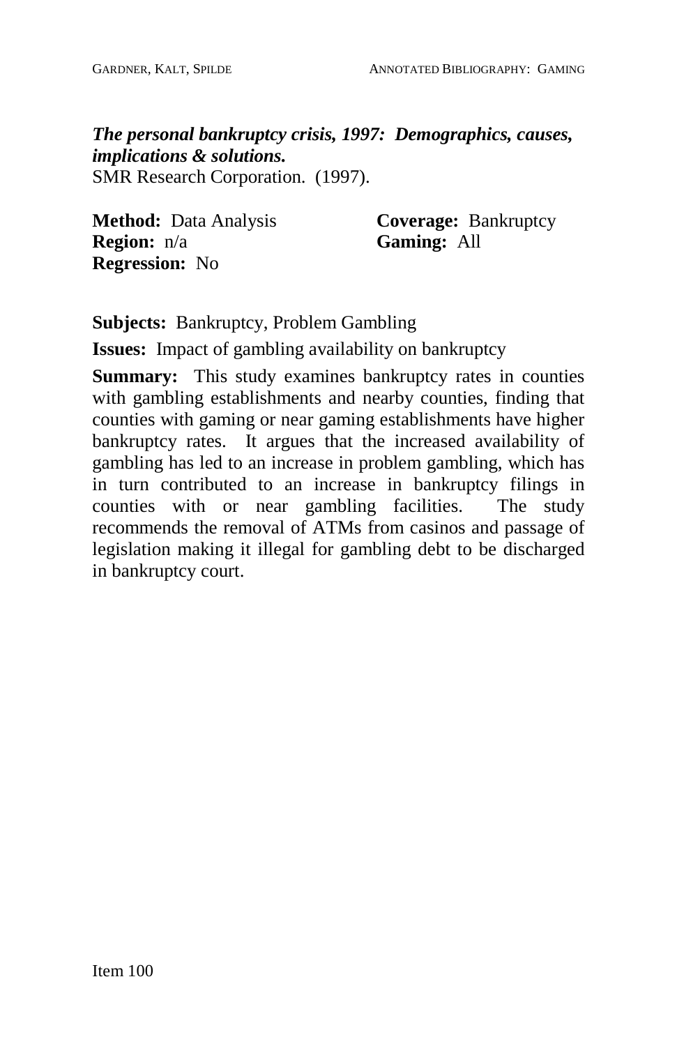***The personal bankruptcy crisis, 1997: Demographics, causes, implications & solutions.***
SMR Research Corporation. (1997).

**Method:** Data Analysis
**Region:** n/a
**Regression:** No

**Coverage:** Bankruptcy
**Gaming:** All

**Subjects:** Bankruptcy, Problem Gambling

**Issues:** Impact of gambling availability on bankruptcy

**Summary:** This study examines bankruptcy rates in counties with gambling establishments and nearby counties, finding that counties with gaming or near gaming establishments have higher bankruptcy rates. It argues that the increased availability of gambling has led to an increase in problem gambling, which has in turn contributed to an increase in bankruptcy filings in counties with or near gambling facilities. The study recommends the removal of ATMs from casinos and passage of legislation making it illegal for gambling debt to be discharged in bankruptcy court.

Item 100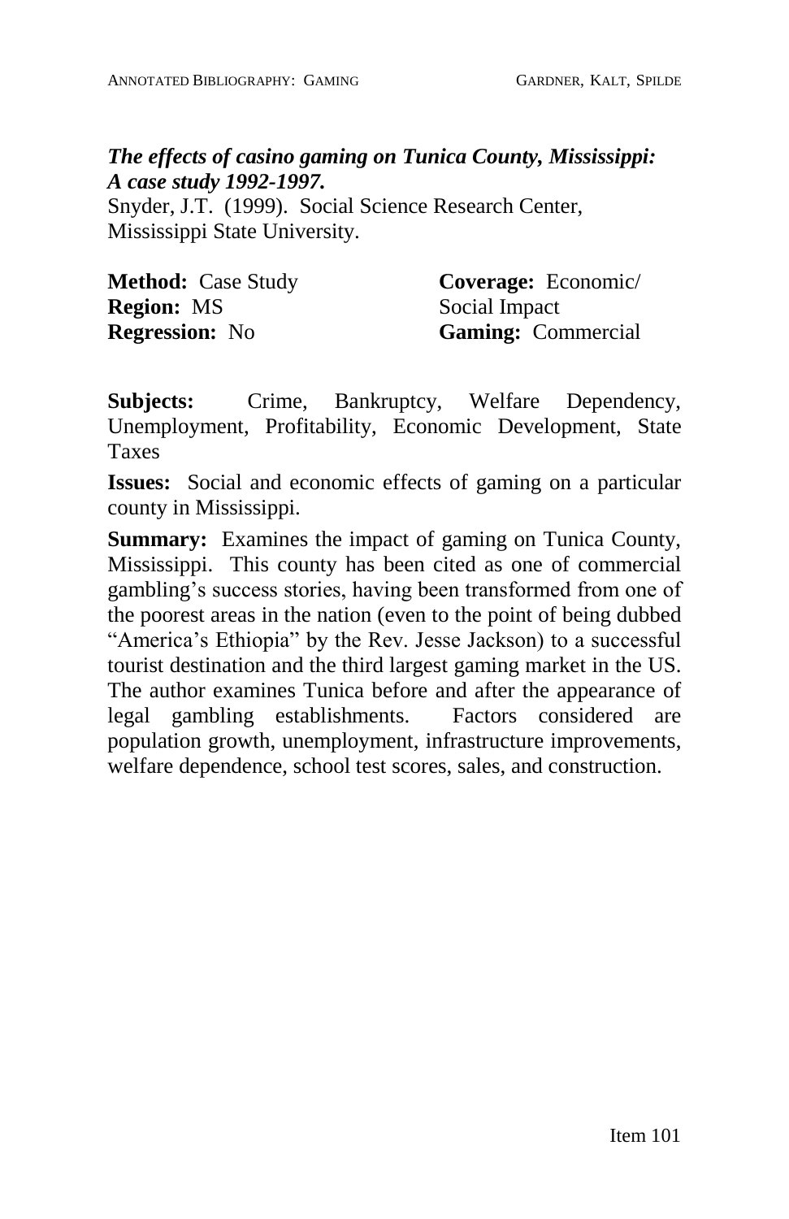***The effects of casino gaming on Tunica County, Mississippi: A case study 1992-1997.***
Snyder, J.T. (1999). Social Science Research Center, Mississippi State University.

**Method:** Case Study
**Region:** MS
**Regression:** No

**Coverage:** Economic/ Social Impact
**Gaming:** Commercial

**Subjects:** Crime, Bankruptcy, Welfare Dependency, Unemployment, Profitability, Economic Development, State Taxes

**Issues:** Social and economic effects of gaming on a particular county in Mississippi.

**Summary:** Examines the impact of gaming on Tunica County, Mississippi. This county has been cited as one of commercial gambling's success stories, having been transformed from one of the poorest areas in the nation (even to the point of being dubbed "America's Ethiopia" by the Rev. Jesse Jackson) to a successful tourist destination and the third largest gaming market in the US. The author examines Tunica before and after the appearance of legal gambling establishments. Factors considered are population growth, unemployment, infrastructure improvements, welfare dependence, school test scores, sales, and construction.

Item 101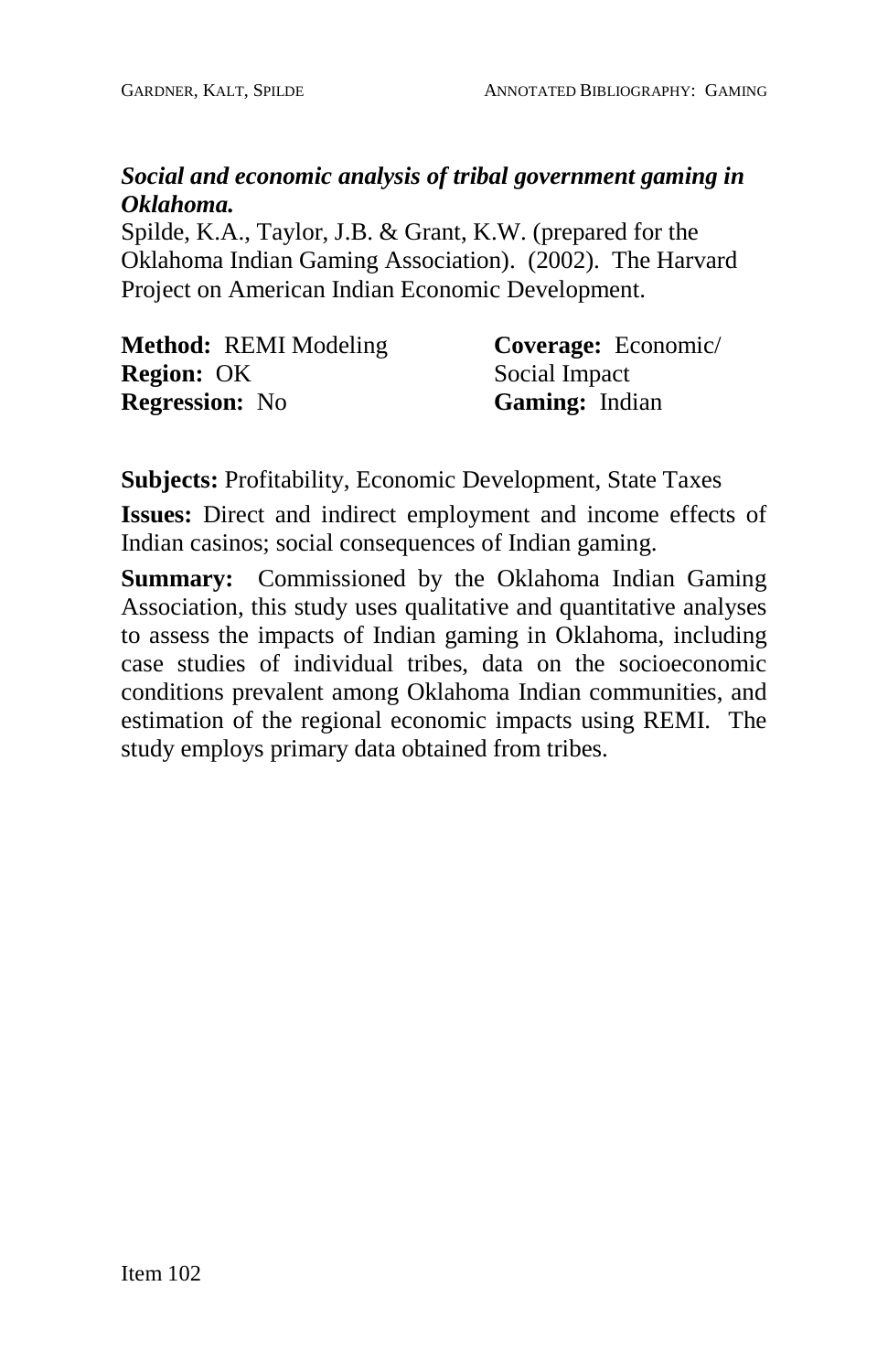***Social and economic analysis of tribal government gaming in Oklahoma.***

Spilde, K.A., Taylor, J.B. & Grant, K.W. (prepared for the Oklahoma Indian Gaming Association). (2002). The Harvard Project on American Indian Economic Development.

**Method:** REMI Modeling
**Region:** OK
**Regression:** No

**Coverage:** Economic/ Social Impact
**Gaming:** Indian

**Subjects:** Profitability, Economic Development, State Taxes

**Issues:** Direct and indirect employment and income effects of Indian casinos; social consequences of Indian gaming.

**Summary:** Commissioned by the Oklahoma Indian Gaming Association, this study uses qualitative and quantitative analyses to assess the impacts of Indian gaming in Oklahoma, including case studies of individual tribes, data on the socioeconomic conditions prevalent among Oklahoma Indian communities, and estimation of the regional economic impacts using REMI. The study employs primary data obtained from tribes.

Item 102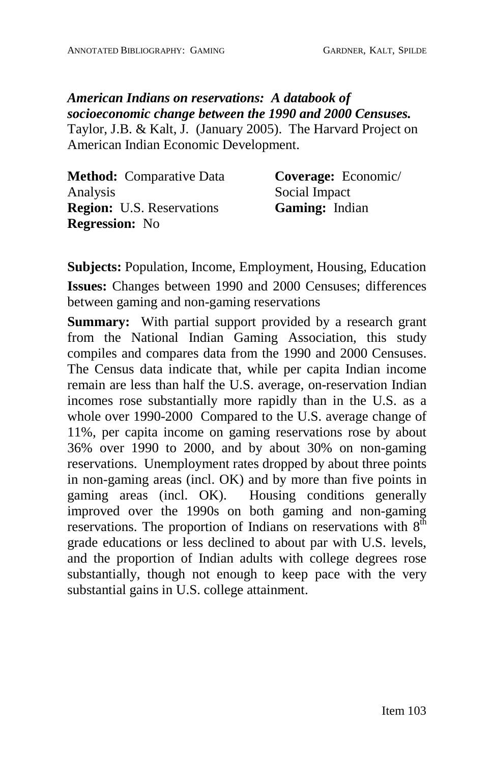***American Indians on reservations: A databook of socioeconomic change between the 1990 and 2000 Censuses.*** Taylor, J.B. & Kalt, J. (January 2005). The Harvard Project on American Indian Economic Development.

**Method:** Comparative Data Analysis
**Region:** U.S. Reservations
**Regression:** No
**Coverage:** Economic/ Social Impact
**Gaming:** Indian

**Subjects:** Population, Income, Employment, Housing, Education

**Issues:** Changes between 1990 and 2000 Censuses; differences between gaming and non-gaming reservations

**Summary:** With partial support provided by a research grant from the National Indian Gaming Association, this study compiles and compares data from the 1990 and 2000 Censuses. The Census data indicate that, while per capita Indian income remain are less than half the U.S. average, on-reservation Indian incomes rose substantially more rapidly than in the U.S. as a whole over 1990-2000 Compared to the U.S. average change of 11%, per capita income on gaming reservations rose by about 36% over 1990 to 2000, and by about 30% on non-gaming reservations. Unemployment rates dropped by about three points in non-gaming areas (incl. OK) and by more than five points in gaming areas (incl. OK). Housing conditions generally improved over the 1990s on both gaming and non-gaming reservations. The proportion of Indians on reservations with 8th grade educations or less declined to about par with U.S. levels, and the proportion of Indian adults with college degrees rose substantially, though not enough to keep pace with the very substantial gains in U.S. college attainment.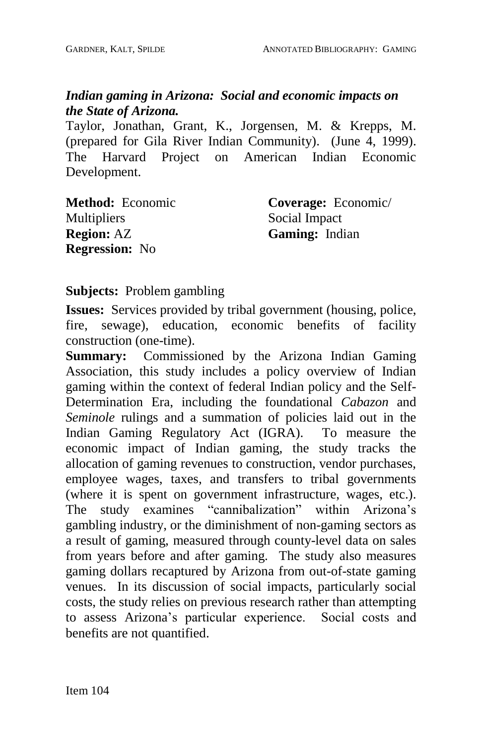***Indian gaming in Arizona: Social and economic impacts on the State of Arizona.***

Taylor, Jonathan, Grant, K., Jorgensen, M. & Krepps, M. (prepared for Gila River Indian Community). (June 4, 1999). The Harvard Project on American Indian Economic Development.

**Method:** Economic Multipliers
**Region:** AZ
**Regression:** No

**Coverage:** Economic/ Social Impact
**Gaming:** Indian

**Subjects:** Problem gambling

**Issues:** Services provided by tribal government (housing, police, fire, sewage), education, economic benefits of facility construction (one-time).

**Summary:** Commissioned by the Arizona Indian Gaming Association, this study includes a policy overview of Indian gaming within the context of federal Indian policy and the Self-Determination Era, including the foundational *Cabazon* and *Seminole* rulings and a summation of policies laid out in the Indian Gaming Regulatory Act (IGRA). To measure the economic impact of Indian gaming, the study tracks the allocation of gaming revenues to construction, vendor purchases, employee wages, taxes, and transfers to tribal governments (where it is spent on government infrastructure, wages, etc.). The study examines "cannibalization" within Arizona's gambling industry, or the diminishment of non-gaming sectors as a result of gaming, measured through county-level data on sales from years before and after gaming. The study also measures gaming dollars recaptured by Arizona from out-of-state gaming venues. In its discussion of social impacts, particularly social costs, the study relies on previous research rather than attempting to assess Arizona's particular experience. Social costs and benefits are not quantified.

Item 104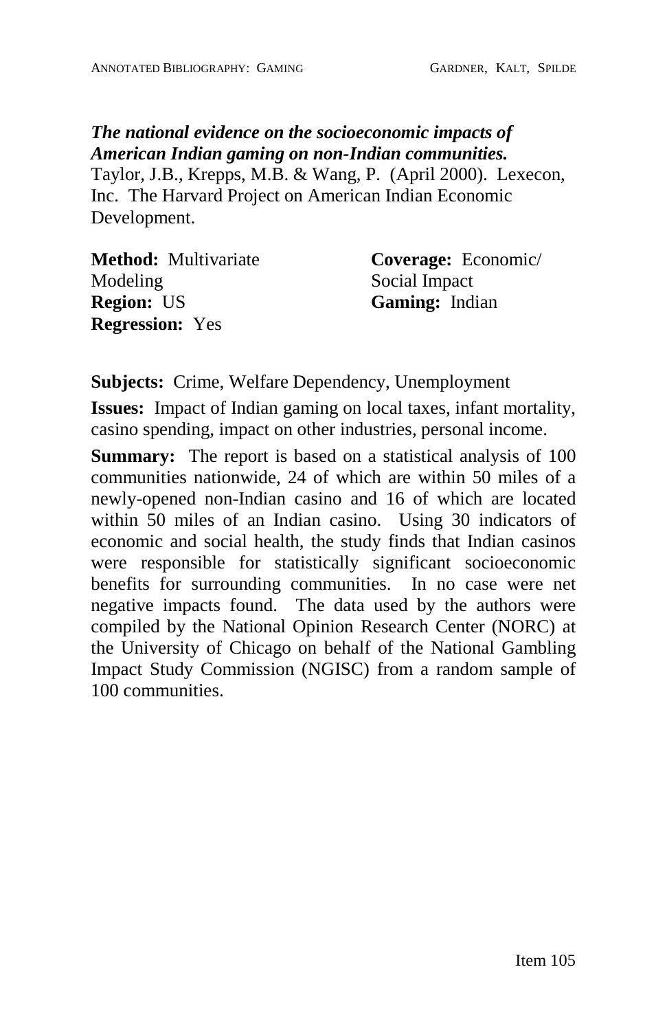***The national evidence on the socioeconomic impacts of American Indian gaming on non-Indian communities.***
Taylor, J.B., Krepps, M.B. & Wang, P. (April 2000). Lexecon, Inc. The Harvard Project on American Indian Economic Development.

**Method:** Multivariate Modeling
**Region:** US
**Regression:** Yes
**Coverage:** Economic/ Social Impact
**Gaming:** Indian

**Subjects:** Crime, Welfare Dependency, Unemployment

**Issues:** Impact of Indian gaming on local taxes, infant mortality, casino spending, impact on other industries, personal income.

**Summary:** The report is based on a statistical analysis of 100 communities nationwide, 24 of which are within 50 miles of a newly-opened non-Indian casino and 16 of which are located within 50 miles of an Indian casino. Using 30 indicators of economic and social health, the study finds that Indian casinos were responsible for statistically significant socioeconomic benefits for surrounding communities. In no case were net negative impacts found. The data used by the authors were compiled by the National Opinion Research Center (NORC) at the University of Chicago on behalf of the National Gambling Impact Study Commission (NGISC) from a random sample of 100 communities.

Item 105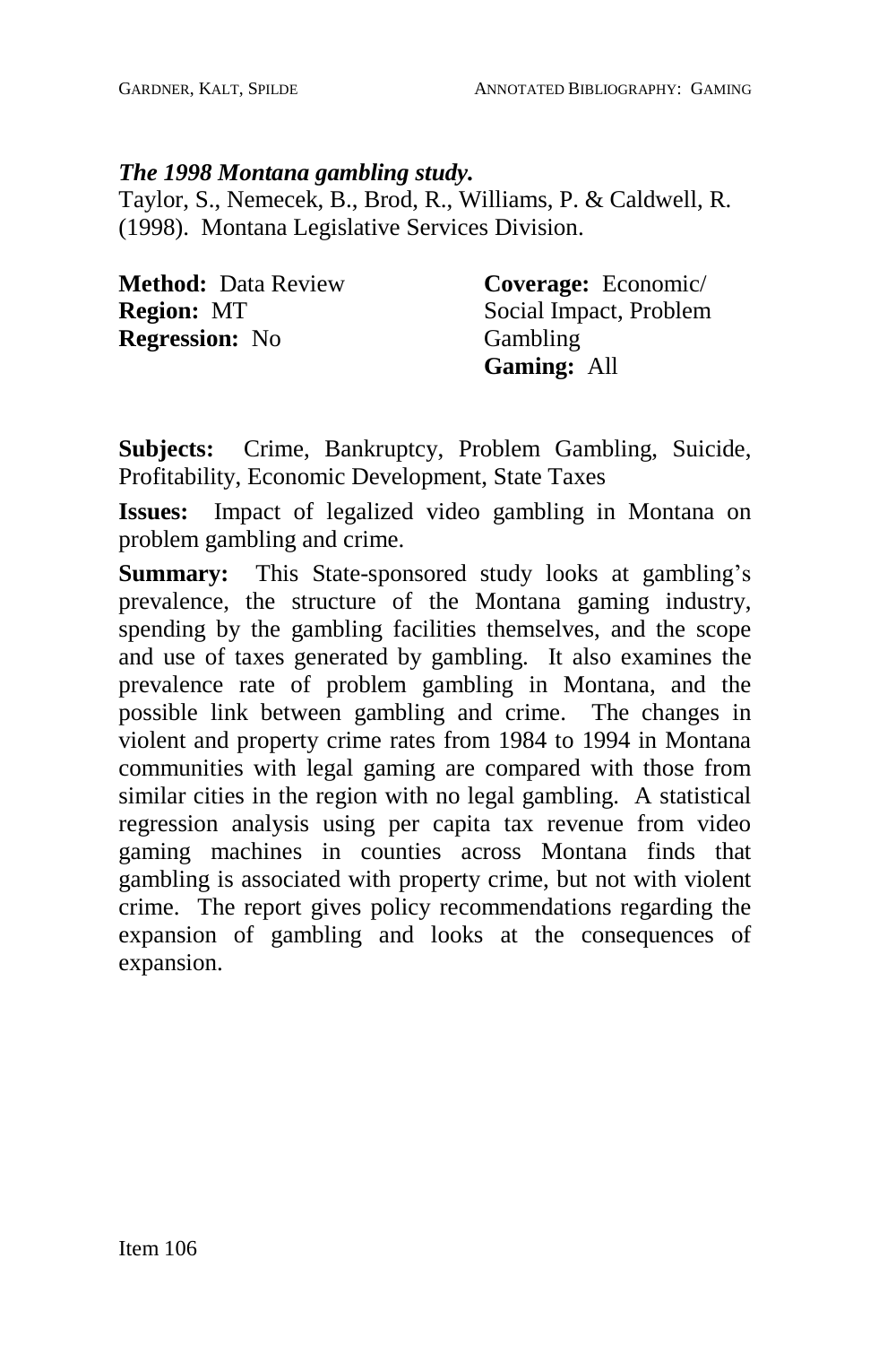***The 1998 Montana gambling study.***

Taylor, S., Nemecek, B., Brod, R., Williams, P. & Caldwell, R. (1998). Montana Legislative Services Division.

**Method:** Data Review
**Region:** MT
**Regression:** No

**Coverage:** Economic/ Social Impact, Problem Gambling
**Gaming:** All

**Subjects:** Crime, Bankruptcy, Problem Gambling, Suicide, Profitability, Economic Development, State Taxes

**Issues:** Impact of legalized video gambling in Montana on problem gambling and crime.

**Summary:** This State-sponsored study looks at gambling's prevalence, the structure of the Montana gaming industry, spending by the gambling facilities themselves, and the scope and use of taxes generated by gambling. It also examines the prevalence rate of problem gambling in Montana, and the possible link between gambling and crime. The changes in violent and property crime rates from 1984 to 1994 in Montana communities with legal gaming are compared with those from similar cities in the region with no legal gambling. A statistical regression analysis using per capita tax revenue from video gaming machines in counties across Montana finds that gambling is associated with property crime, but not with violent crime. The report gives policy recommendations regarding the expansion of gambling and looks at the consequences of expansion.

Item 106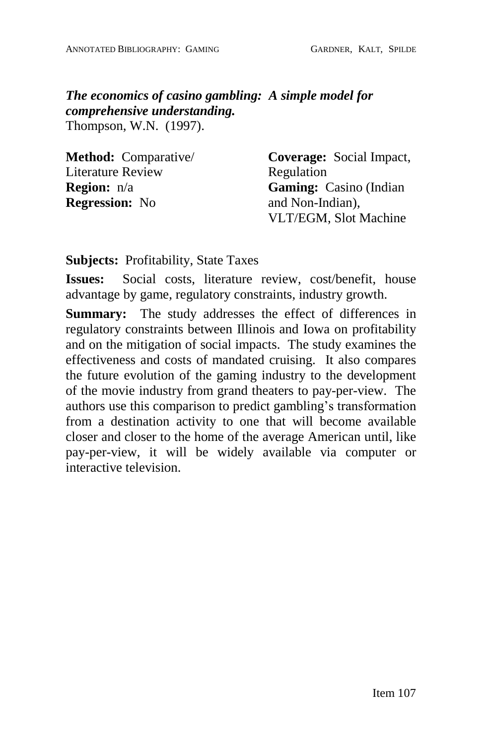***The economics of casino gambling: A simple model for comprehensive understanding.***
Thompson, W.N. (1997).

**Method:** Comparative/ Literature Review
**Region:** n/a
**Regression:** No

**Coverage:** Social Impact, Regulation
**Gaming:** Casino (Indian and Non-Indian), VLT/EGM, Slot Machine

**Subjects:** Profitability, State Taxes

**Issues:** Social costs, literature review, cost/benefit, house advantage by game, regulatory constraints, industry growth.

**Summary:** The study addresses the effect of differences in regulatory constraints between Illinois and Iowa on profitability and on the mitigation of social impacts. The study examines the effectiveness and costs of mandated cruising. It also compares the future evolution of the gaming industry to the development of the movie industry from grand theaters to pay-per-view. The authors use this comparison to predict gambling's transformation from a destination activity to one that will become available closer and closer to the home of the average American until, like pay-per-view, it will be widely available via computer or interactive television.

Item 107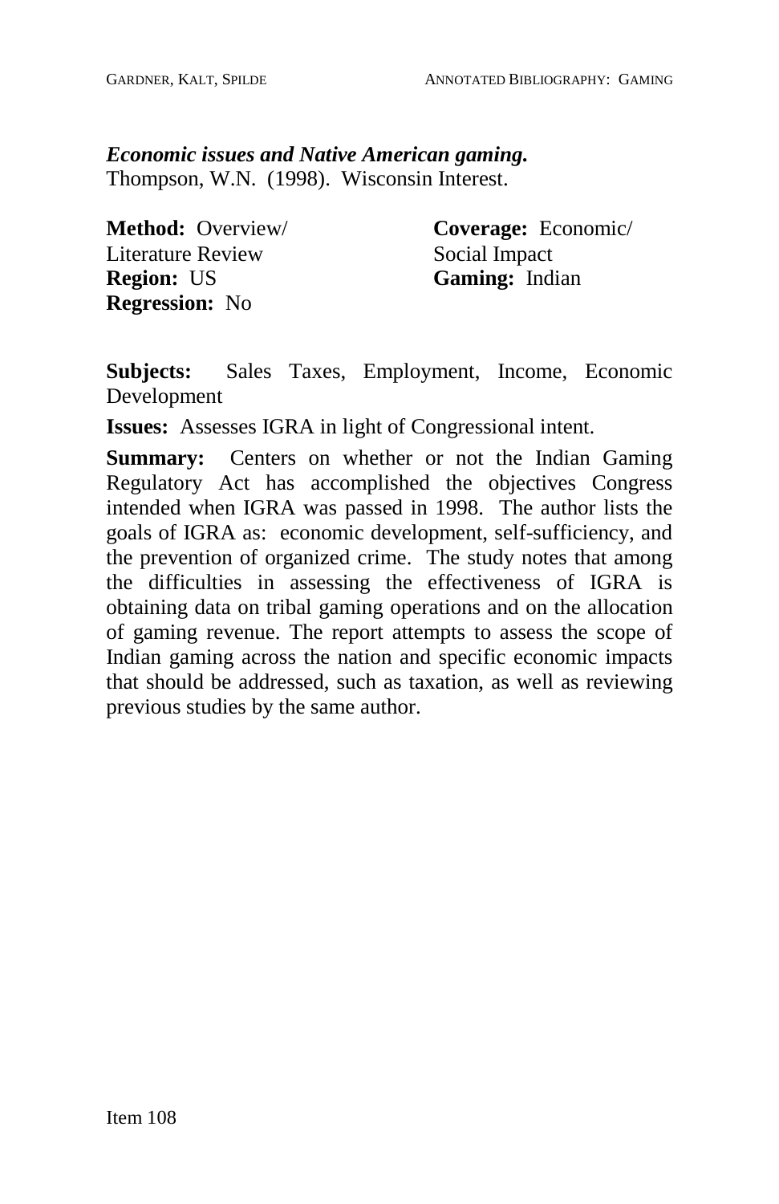***Economic issues and Native American gaming.***
Thompson, W.N. (1998). Wisconsin Interest.

**Method:** Overview/ Literature Review
**Region:** US
**Regression:** No

**Coverage:** Economic/ Social Impact
**Gaming:** Indian

**Subjects:** Sales Taxes, Employment, Income, Economic Development

**Issues:** Assesses IGRA in light of Congressional intent.

**Summary:** Centers on whether or not the Indian Gaming Regulatory Act has accomplished the objectives Congress intended when IGRA was passed in 1998. The author lists the goals of IGRA as: economic development, self-sufficiency, and the prevention of organized crime. The study notes that among the difficulties in assessing the effectiveness of IGRA is obtaining data on tribal gaming operations and on the allocation of gaming revenue. The report attempts to assess the scope of Indian gaming across the nation and specific economic impacts that should be addressed, such as taxation, as well as reviewing previous studies by the same author.

Item 108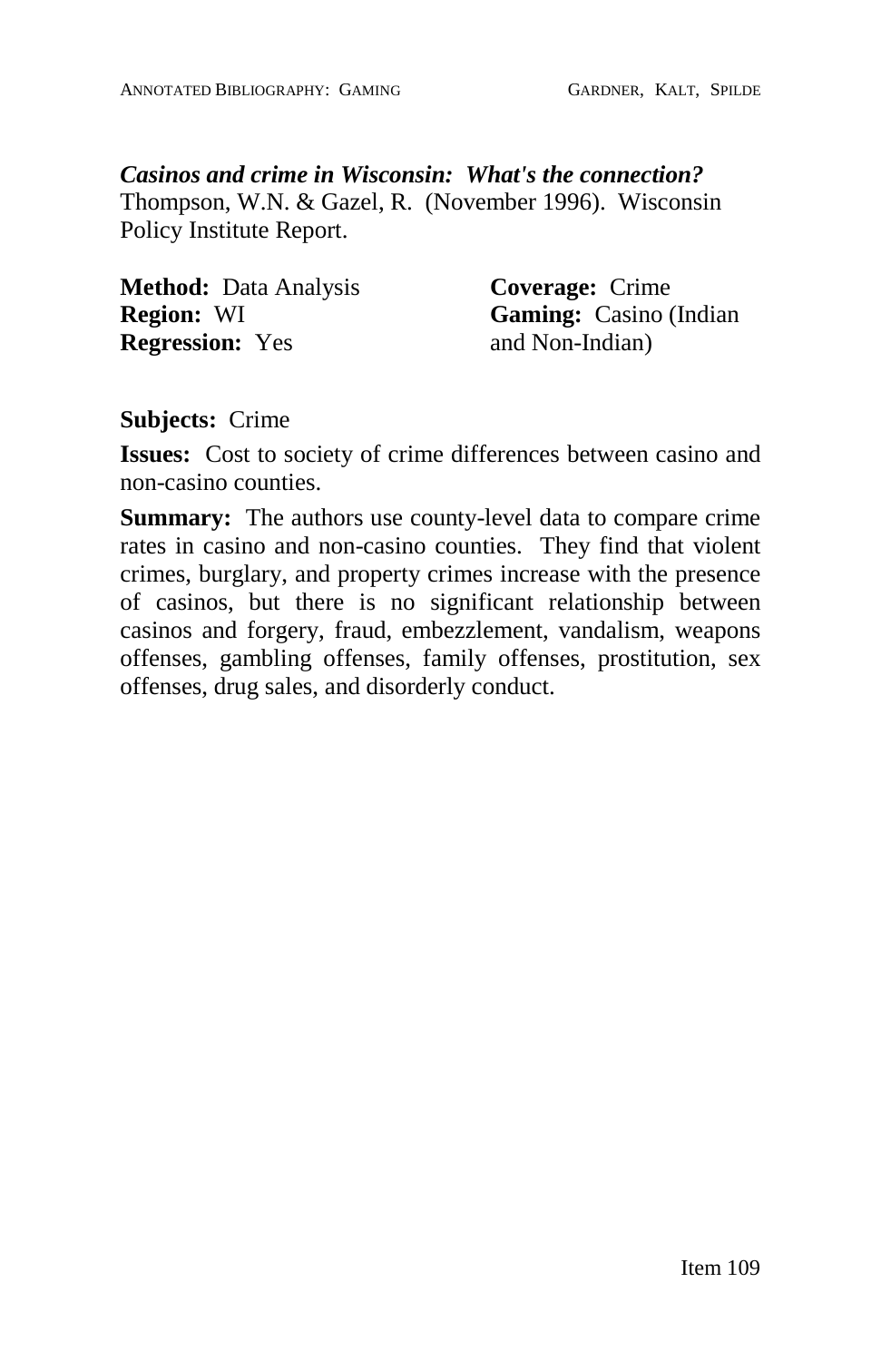***Casinos and crime in Wisconsin: What's the connection?***
Thompson, W.N. & Gazel, R. (November 1996). Wisconsin Policy Institute Report.

**Method:** Data Analysis
**Region:** WI
**Regression:** Yes

**Coverage:** Crime
**Gaming:** Casino (Indian and Non-Indian)

**Subjects:** Crime

**Issues:** Cost to society of crime differences between casino and non-casino counties.

**Summary:** The authors use county-level data to compare crime rates in casino and non-casino counties. They find that violent crimes, burglary, and property crimes increase with the presence of casinos, but there is no significant relationship between casinos and forgery, fraud, embezzlement, vandalism, weapons offenses, gambling offenses, family offenses, prostitution, sex offenses, drug sales, and disorderly conduct.

Item 109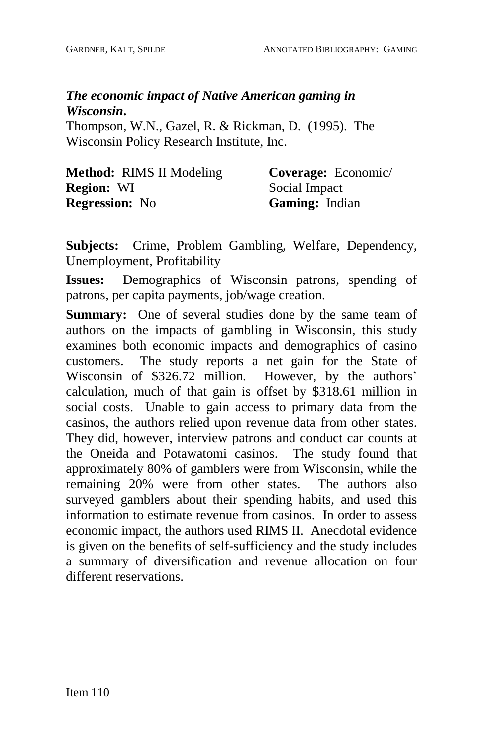***The economic impact of Native American gaming in Wisconsin.***

Thompson, W.N., Gazel, R. & Rickman, D. (1995). The Wisconsin Policy Research Institute, Inc.

**Method:** RIMS II Modeling
**Region:** WI
**Regression:** No

**Coverage:** Economic/ Social Impact
**Gaming:** Indian

**Subjects:** Crime, Problem Gambling, Welfare, Dependency, Unemployment, Profitability

**Issues:** Demographics of Wisconsin patrons, spending of patrons, per capita payments, job/wage creation.

**Summary:** One of several studies done by the same team of authors on the impacts of gambling in Wisconsin, this study examines both economic impacts and demographics of casino customers. The study reports a net gain for the State of Wisconsin of $326.72 million. However, by the authors' calculation, much of that gain is offset by $318.61 million in social costs. Unable to gain access to primary data from the casinos, the authors relied upon revenue data from other states. They did, however, interview patrons and conduct car counts at the Oneida and Potawatomi casinos. The study found that approximately 80% of gamblers were from Wisconsin, while the remaining 20% were from other states. The authors also surveyed gamblers about their spending habits, and used this information to estimate revenue from casinos. In order to assess economic impact, the authors used RIMS II. Anecdotal evidence is given on the benefits of self-sufficiency and the study includes a summary of diversification and revenue allocation on four different reservations.

Item 110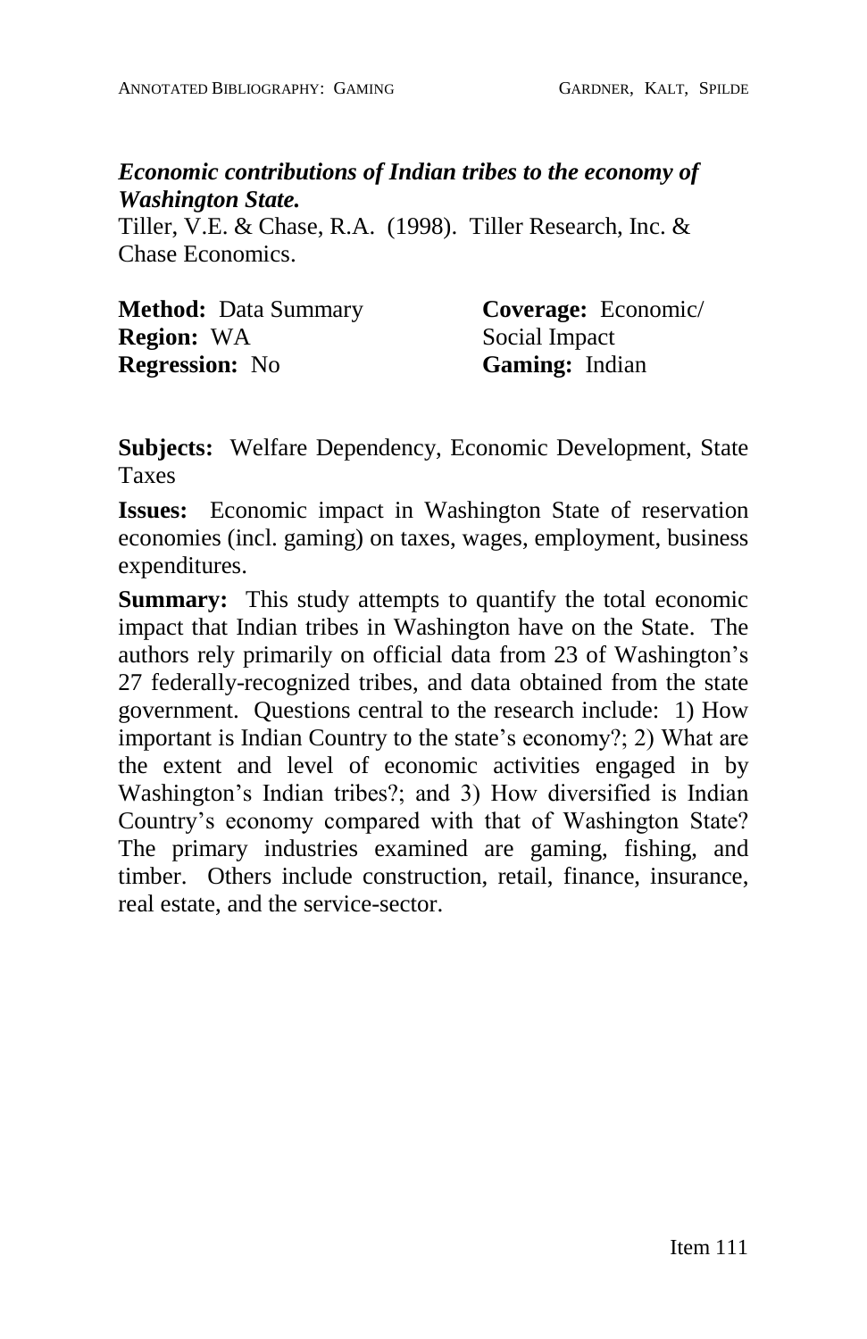***Economic contributions of Indian tribes to the economy of Washington State.***

Tiller, V.E. & Chase, R.A. (1998). Tiller Research, Inc. & Chase Economics.

**Method:** Data Summary
**Region:** WA
**Regression:** No

**Coverage:** Economic/ Social Impact
**Gaming:** Indian

**Subjects:** Welfare Dependency, Economic Development, State Taxes

**Issues:** Economic impact in Washington State of reservation economies (incl. gaming) on taxes, wages, employment, business expenditures.

**Summary:** This study attempts to quantify the total economic impact that Indian tribes in Washington have on the State. The authors rely primarily on official data from 23 of Washington's 27 federally-recognized tribes, and data obtained from the state government. Questions central to the research include: 1) How important is Indian Country to the state's economy?; 2) What are the extent and level of economic activities engaged in by Washington's Indian tribes?; and 3) How diversified is Indian Country's economy compared with that of Washington State? The primary industries examined are gaming, fishing, and timber. Others include construction, retail, finance, insurance, real estate, and the service-sector.

Item 111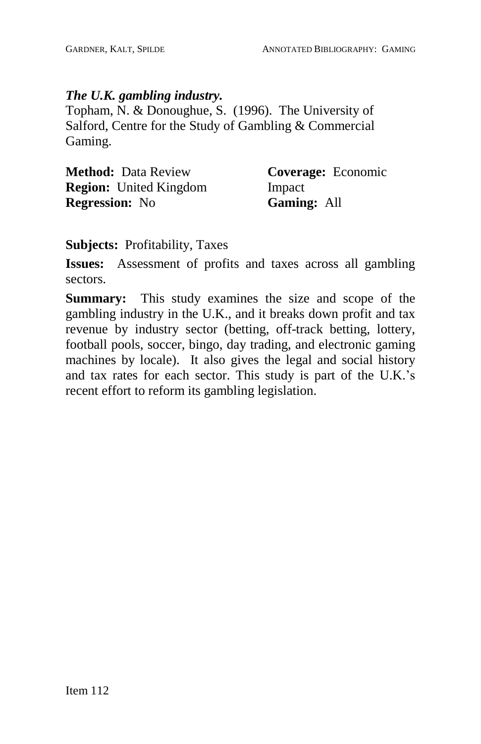***The U.K. gambling industry.***
Topham, N. & Donoughue, S. (1996). The University of Salford, Centre for the Study of Gambling & Commercial Gaming.

**Method:** Data Review
**Region:** United Kingdom
**Regression:** No
**Coverage:** Economic Impact
**Gaming:** All

**Subjects:** Profitability, Taxes

**Issues:** Assessment of profits and taxes across all gambling sectors.

**Summary:** This study examines the size and scope of the gambling industry in the U.K., and it breaks down profit and tax revenue by industry sector (betting, off-track betting, lottery, football pools, soccer, bingo, day trading, and electronic gaming machines by locale). It also gives the legal and social history and tax rates for each sector. This study is part of the U.K.'s recent effort to reform its gambling legislation.

Item 112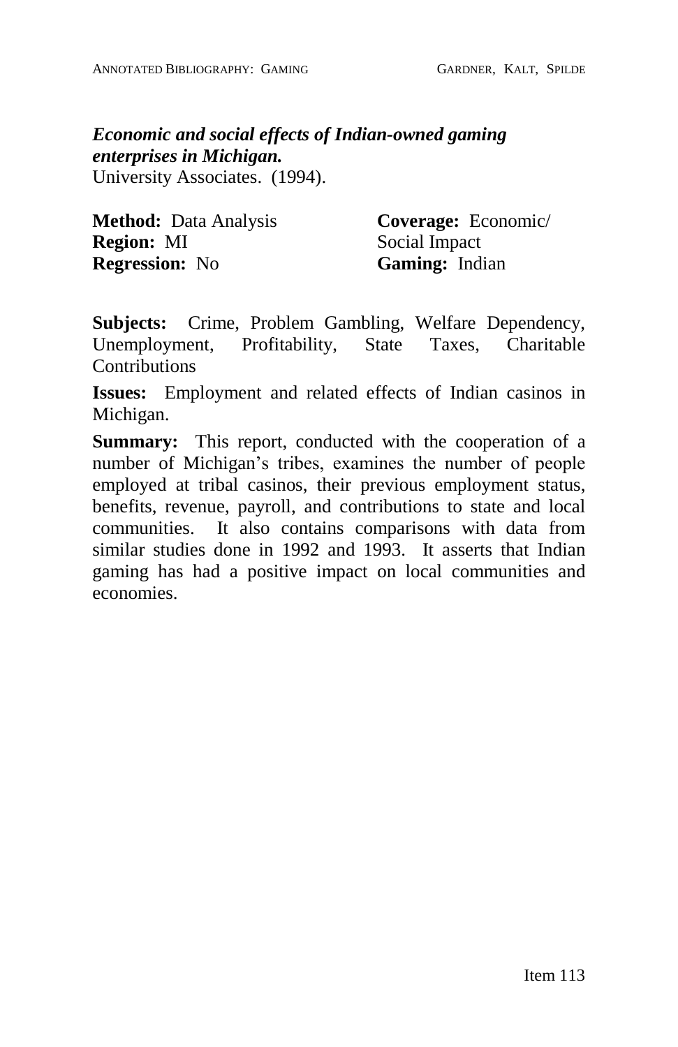***Economic and social effects of Indian-owned gaming enterprises in Michigan.***
University Associates. (1994).

**Method:** Data Analysis
**Region:** MI
**Regression:** No

**Coverage:** Economic/ Social Impact
**Gaming:** Indian

**Subjects:** Crime, Problem Gambling, Welfare Dependency, Unemployment, Profitability, State Taxes, Charitable Contributions

**Issues:** Employment and related effects of Indian casinos in Michigan.

**Summary:** This report, conducted with the cooperation of a number of Michigan's tribes, examines the number of people employed at tribal casinos, their previous employment status, benefits, revenue, payroll, and contributions to state and local communities. It also contains comparisons with data from similar studies done in 1992 and 1993. It asserts that Indian gaming has had a positive impact on local communities and economies.

Item 113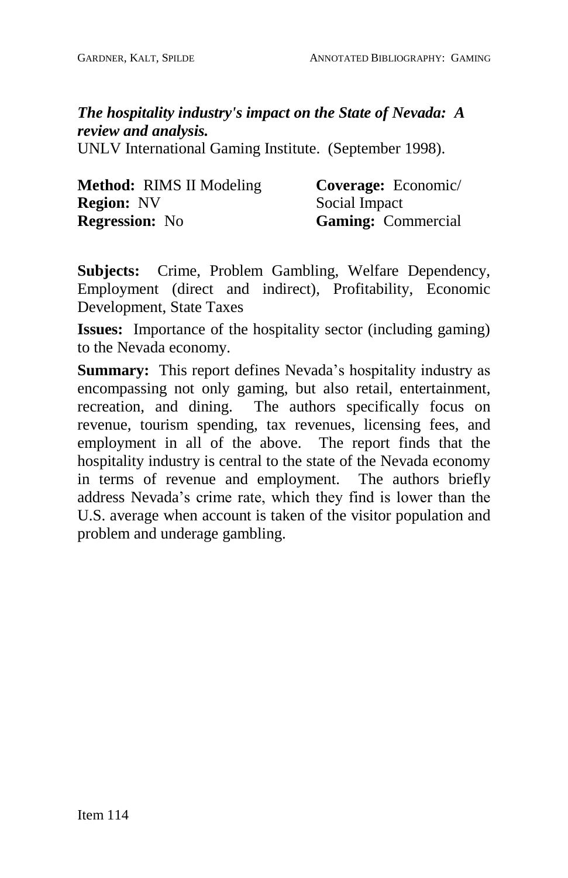***The hospitality industry's impact on the State of Nevada: A review and analysis.***
UNLV International Gaming Institute. (September 1998).

**Method:** RIMS II Modeling
**Region:** NV
**Regression:** No

**Coverage:** Economic/ Social Impact
**Gaming:** Commercial

**Subjects:** Crime, Problem Gambling, Welfare Dependency, Employment (direct and indirect), Profitability, Economic Development, State Taxes

**Issues:** Importance of the hospitality sector (including gaming) to the Nevada economy.

**Summary:** This report defines Nevada's hospitality industry as encompassing not only gaming, but also retail, entertainment, recreation, and dining. The authors specifically focus on revenue, tourism spending, tax revenues, licensing fees, and employment in all of the above. The report finds that the hospitality industry is central to the state of the Nevada economy in terms of revenue and employment. The authors briefly address Nevada's crime rate, which they find is lower than the U.S. average when account is taken of the visitor population and problem and underage gambling.

Item 114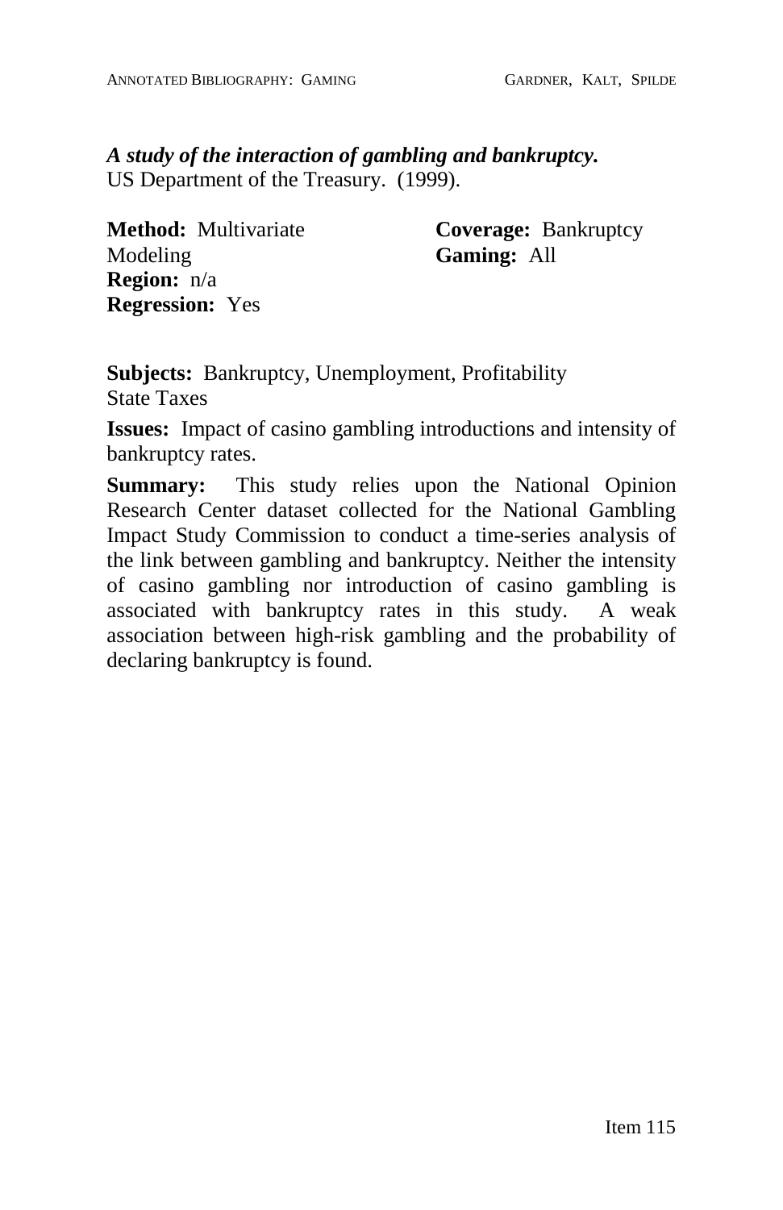***A study of the interaction of gambling and bankruptcy.***
US Department of the Treasury. (1999).

**Method:** Multivariate Modeling
**Region:** n/a
**Regression:** Yes

**Coverage:** Bankruptcy
**Gaming:** All

**Subjects:** Bankruptcy, Unemployment, Profitability State Taxes

**Issues:** Impact of casino gambling introductions and intensity of bankruptcy rates.

**Summary:** This study relies upon the National Opinion Research Center dataset collected for the National Gambling Impact Study Commission to conduct a time-series analysis of the link between gambling and bankruptcy. Neither the intensity of casino gambling nor introduction of casino gambling is associated with bankruptcy rates in this study. A weak association between high-risk gambling and the probability of declaring bankruptcy is found.

Item 115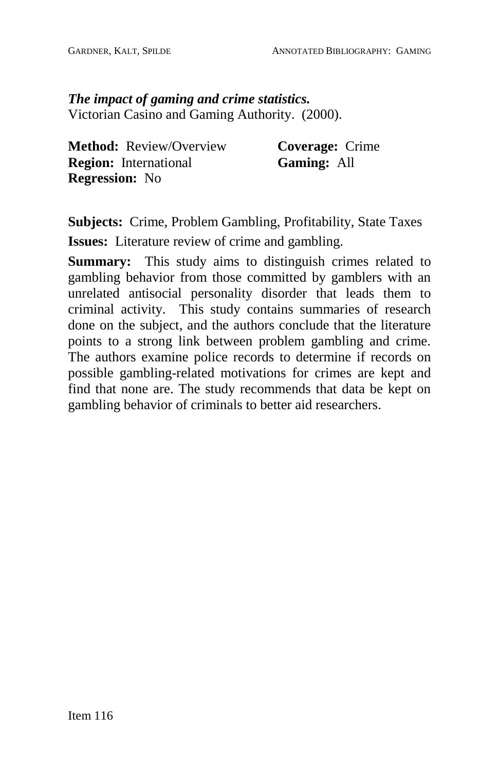***The impact of gaming and crime statistics.***
Victorian Casino and Gaming Authority. (2000).

**Method:** Review/Overview
**Region:** International
**Regression:** No
**Coverage:** Crime
**Gaming:** All

**Subjects:** Crime, Problem Gambling, Profitability, State Taxes

**Issues:** Literature review of crime and gambling.

**Summary:** This study aims to distinguish crimes related to gambling behavior from those committed by gamblers with an unrelated antisocial personality disorder that leads them to criminal activity. This study contains summaries of research done on the subject, and the authors conclude that the literature points to a strong link between problem gambling and crime. The authors examine police records to determine if records on possible gambling-related motivations for crimes are kept and find that none are. The study recommends that data be kept on gambling behavior of criminals to better aid researchers.

Item 116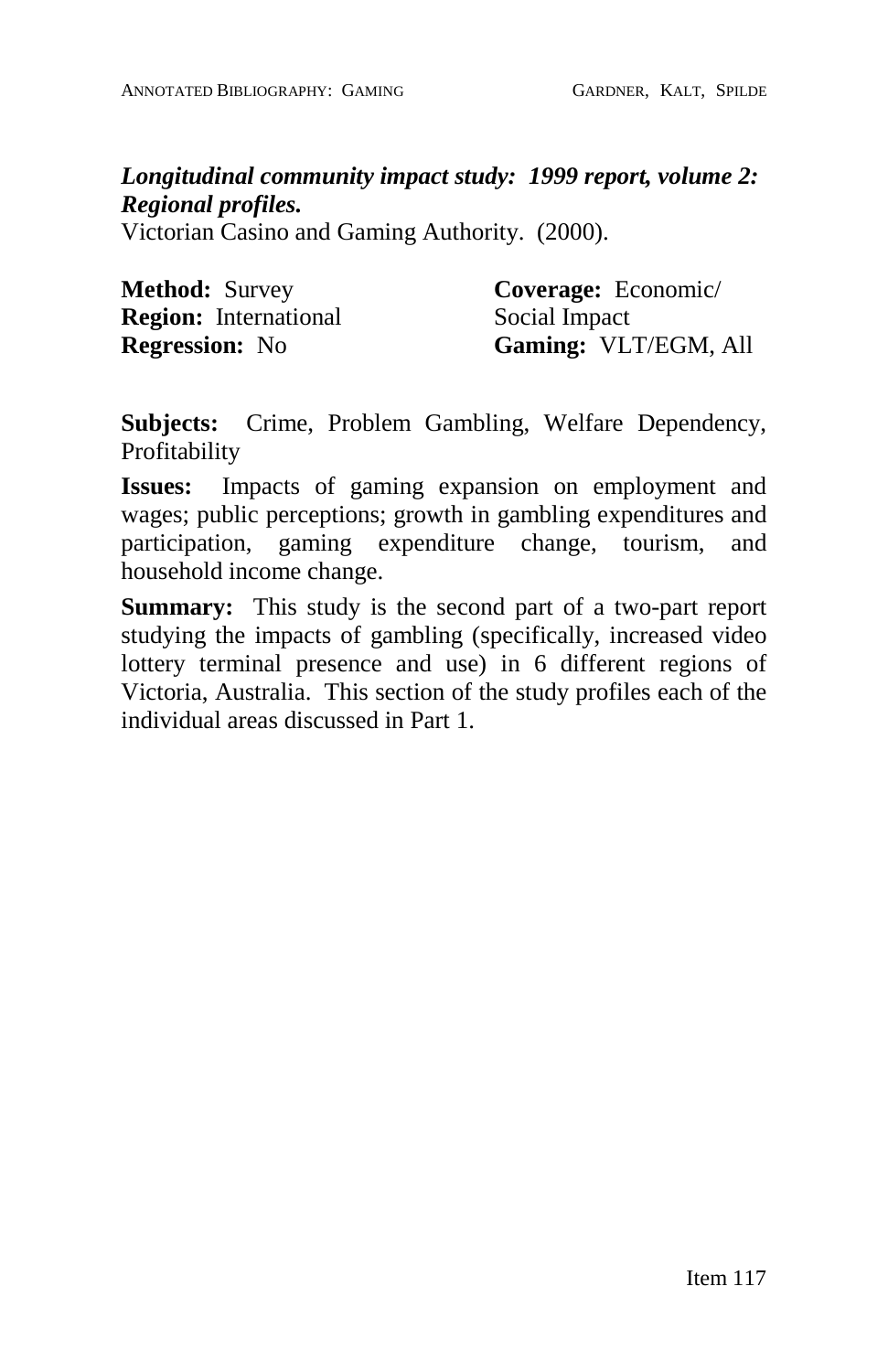***Longitudinal community impact study: 1999 report, volume 2: Regional profiles.***
Victorian Casino and Gaming Authority. (2000).

**Method:** Survey
**Region:** International
**Regression:** No

**Coverage:** Economic/ Social Impact
**Gaming:** VLT/EGM, All

**Subjects:** Crime, Problem Gambling, Welfare Dependency, Profitability

**Issues:** Impacts of gaming expansion on employment and wages; public perceptions; growth in gambling expenditures and participation, gaming expenditure change, tourism, and household income change.

**Summary:** This study is the second part of a two-part report studying the impacts of gambling (specifically, increased video lottery terminal presence and use) in 6 different regions of Victoria, Australia. This section of the study profiles each of the individual areas discussed in Part 1.

Item 117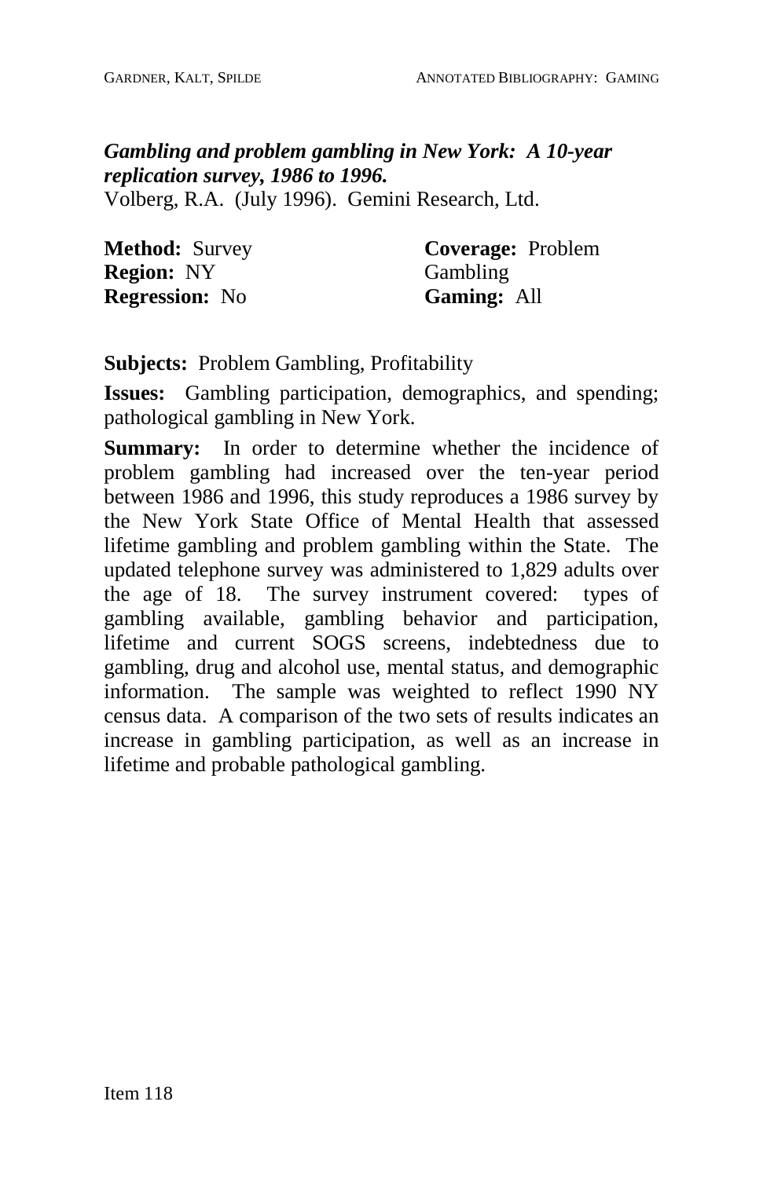***Gambling and problem gambling in New York: A 10-year replication survey, 1986 to 1996.***
Volberg, R.A. (July 1996). Gemini Research, Ltd.

**Method:** Survey
**Region:** NY
**Regression:** No

**Coverage:** Problem Gambling
**Gaming:** All

**Subjects:** Problem Gambling, Profitability

**Issues:** Gambling participation, demographics, and spending; pathological gambling in New York.

**Summary:** In order to determine whether the incidence of problem gambling had increased over the ten-year period between 1986 and 1996, this study reproduces a 1986 survey by the New York State Office of Mental Health that assessed lifetime gambling and problem gambling within the State. The updated telephone survey was administered to 1,829 adults over the age of 18. The survey instrument covered: types of gambling available, gambling behavior and participation, lifetime and current SOGS screens, indebtedness due to gambling, drug and alcohol use, mental status, and demographic information. The sample was weighted to reflect 1990 NY census data. A comparison of the two sets of results indicates an increase in gambling participation, as well as an increase in lifetime and probable pathological gambling.

Item 118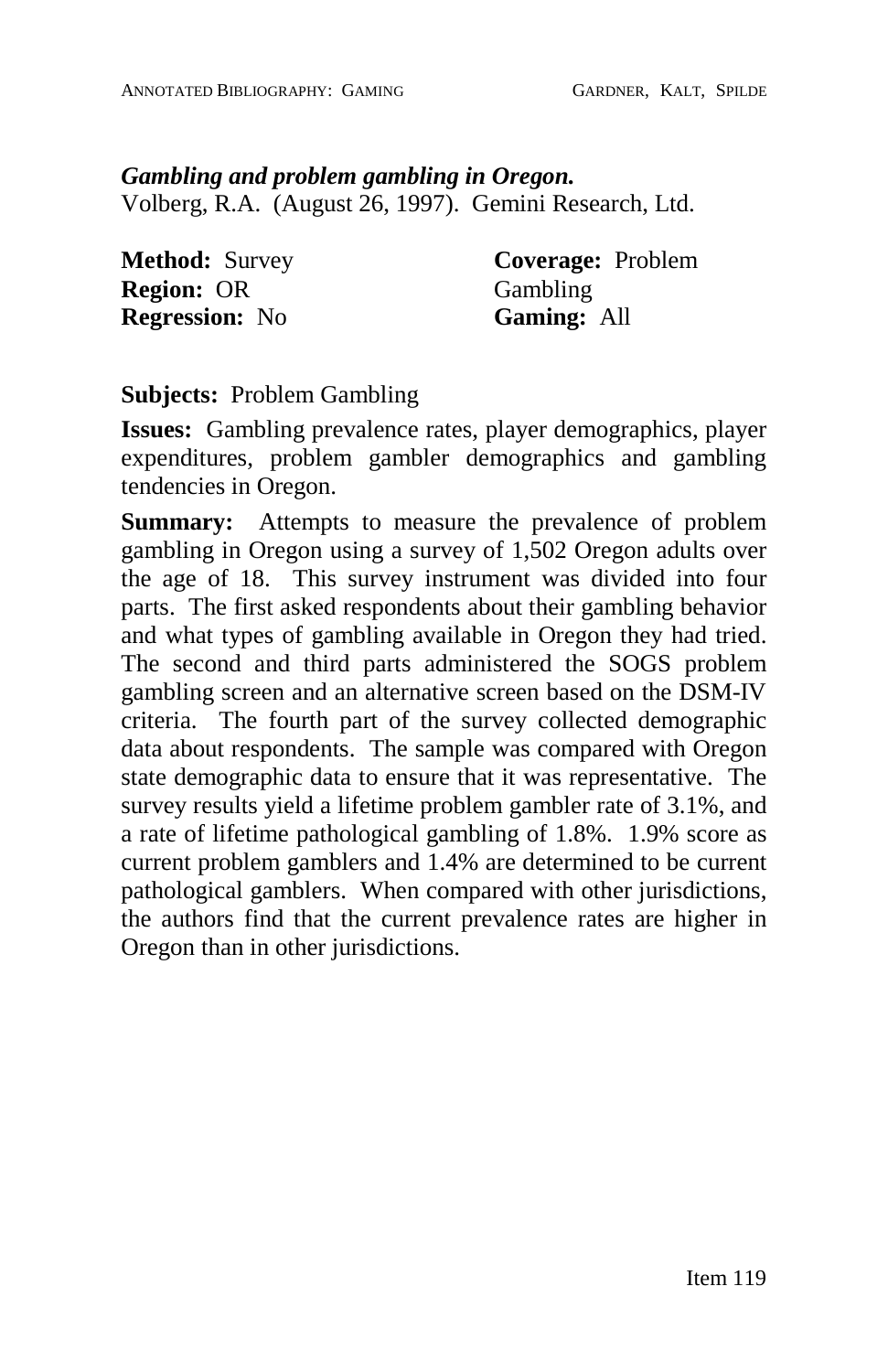***Gambling and problem gambling in Oregon.***
Volberg, R.A. (August 26, 1997). Gemini Research, Ltd.

**Method:** Survey
**Region:** OR
**Regression:** No

**Coverage:** Problem Gambling
**Gaming:** All

**Subjects:** Problem Gambling

**Issues:** Gambling prevalence rates, player demographics, player expenditures, problem gambler demographics and gambling tendencies in Oregon.

**Summary:** Attempts to measure the prevalence of problem gambling in Oregon using a survey of 1,502 Oregon adults over the age of 18. This survey instrument was divided into four parts. The first asked respondents about their gambling behavior and what types of gambling available in Oregon they had tried. The second and third parts administered the SOGS problem gambling screen and an alternative screen based on the DSM-IV criteria. The fourth part of the survey collected demographic data about respondents. The sample was compared with Oregon state demographic data to ensure that it was representative. The survey results yield a lifetime problem gambler rate of 3.1%, and a rate of lifetime pathological gambling of 1.8%. 1.9% score as current problem gamblers and 1.4% are determined to be current pathological gamblers. When compared with other jurisdictions, the authors find that the current prevalence rates are higher in Oregon than in other jurisdictions.

Item 119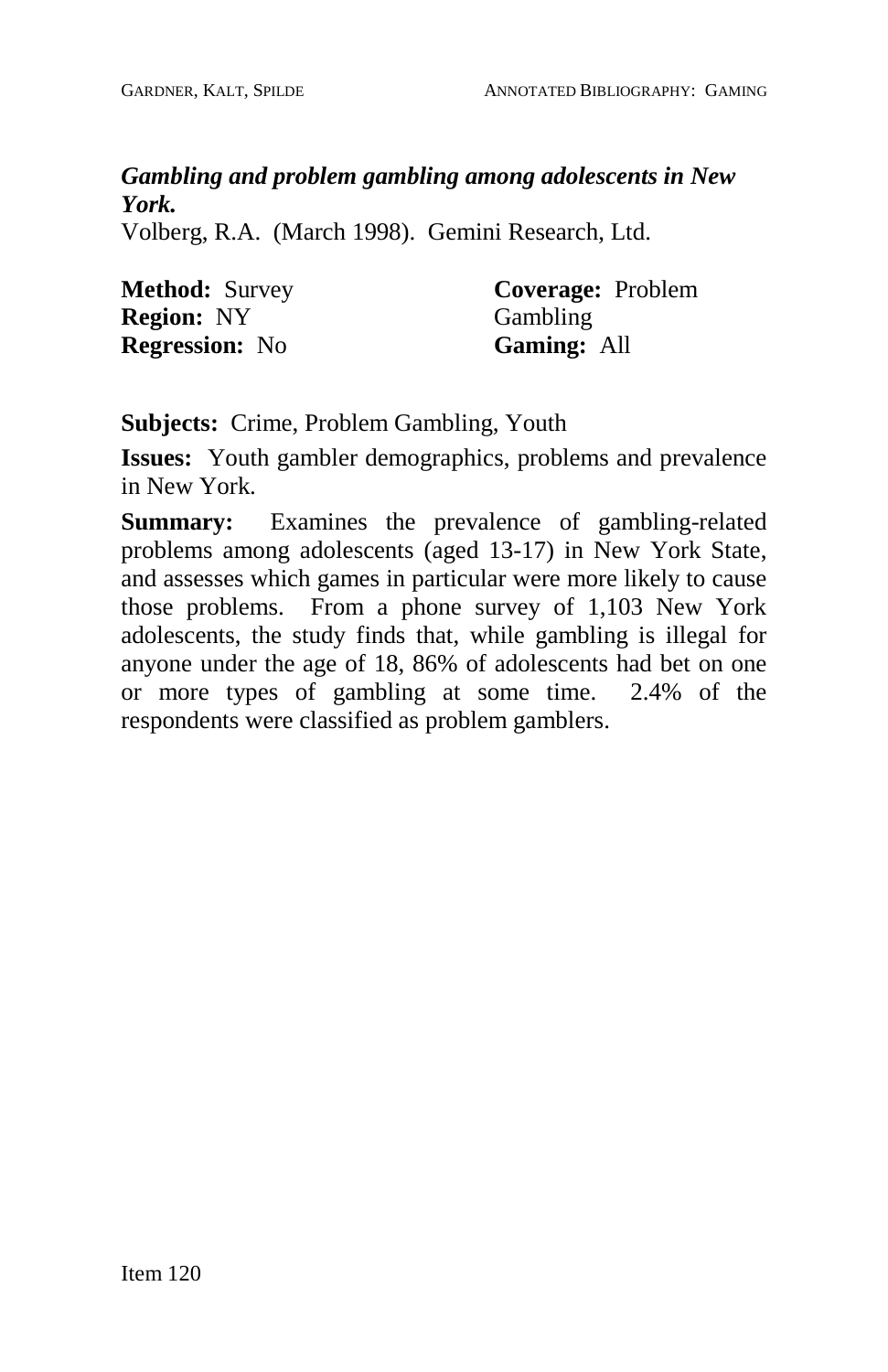***Gambling and problem gambling among adolescents in New York.***
Volberg, R.A. (March 1998). Gemini Research, Ltd.

**Method:** Survey
**Region:** NY
**Regression:** No

**Coverage:** Problem Gambling
**Gaming:** All

**Subjects:** Crime, Problem Gambling, Youth

**Issues:** Youth gambler demographics, problems and prevalence in New York.

**Summary:** Examines the prevalence of gambling-related problems among adolescents (aged 13-17) in New York State, and assesses which games in particular were more likely to cause those problems. From a phone survey of 1,103 New York adolescents, the study finds that, while gambling is illegal for anyone under the age of 18, 86% of adolescents had bet on one or more types of gambling at some time. 2.4% of the respondents were classified as problem gamblers.

Item 120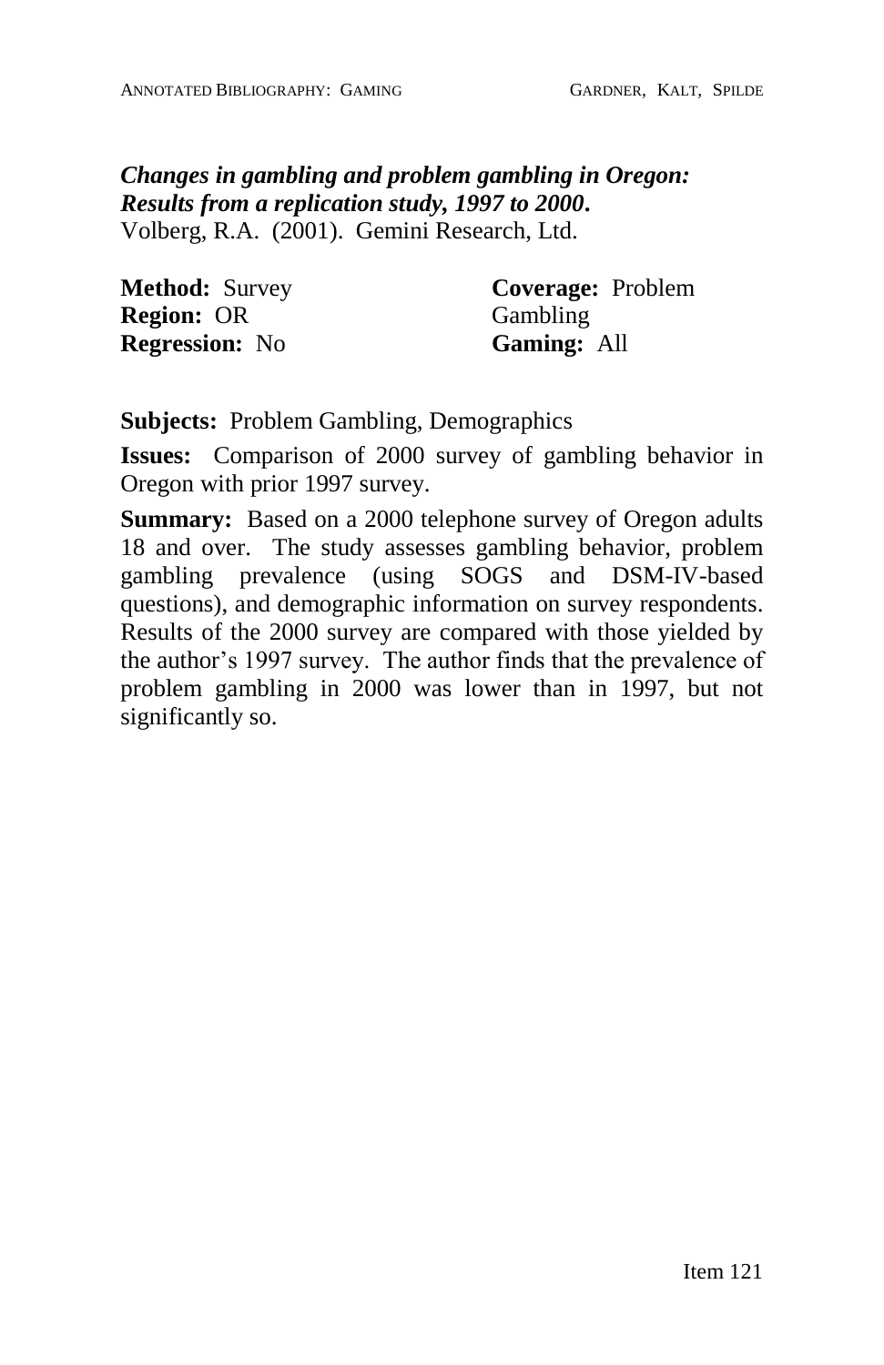***Changes in gambling and problem gambling in Oregon: Results from a replication study, 1997 to 2000.***
Volberg, R.A. (2001). Gemini Research, Ltd.

**Method:** Survey
**Region:** OR
**Regression:** No

**Coverage:** Problem Gambling
**Gaming:** All

**Subjects:** Problem Gambling, Demographics

**Issues:** Comparison of 2000 survey of gambling behavior in Oregon with prior 1997 survey.

**Summary:** Based on a 2000 telephone survey of Oregon adults 18 and over. The study assesses gambling behavior, problem gambling prevalence (using SOGS and DSM-IV-based questions), and demographic information on survey respondents. Results of the 2000 survey are compared with those yielded by the author's 1997 survey. The author finds that the prevalence of problem gambling in 2000 was lower than in 1997, but not significantly so.

Item 121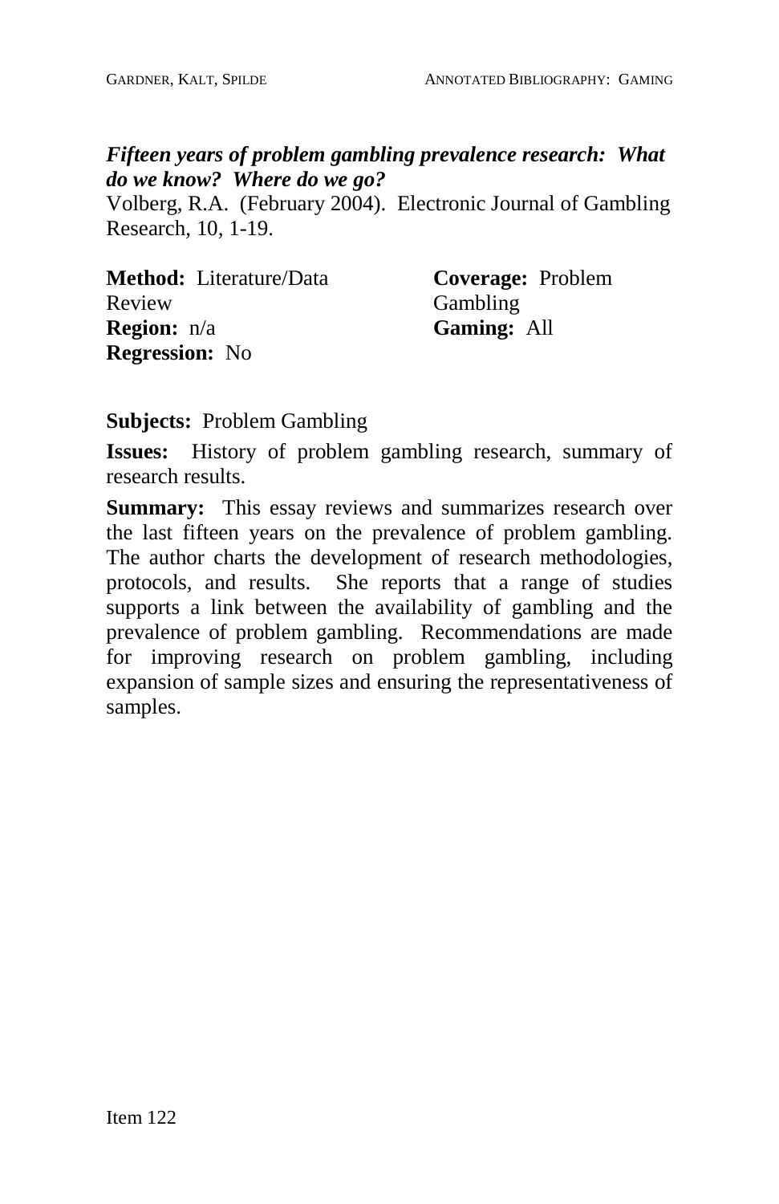***Fifteen years of problem gambling prevalence research: What do we know? Where do we go?***
Volberg, R.A. (February 2004). Electronic Journal of Gambling Research, 10, 1-19.

**Method:** Literature/Data Review
**Region:** n/a
**Regression:** No

**Coverage:** Problem Gambling
**Gaming:** All

**Subjects:** Problem Gambling

**Issues:** History of problem gambling research, summary of research results.

**Summary:** This essay reviews and summarizes research over the last fifteen years on the prevalence of problem gambling. The author charts the development of research methodologies, protocols, and results. She reports that a range of studies supports a link between the availability of gambling and the prevalence of problem gambling. Recommendations are made for improving research on problem gambling, including expansion of sample sizes and ensuring the representativeness of samples.

Item 122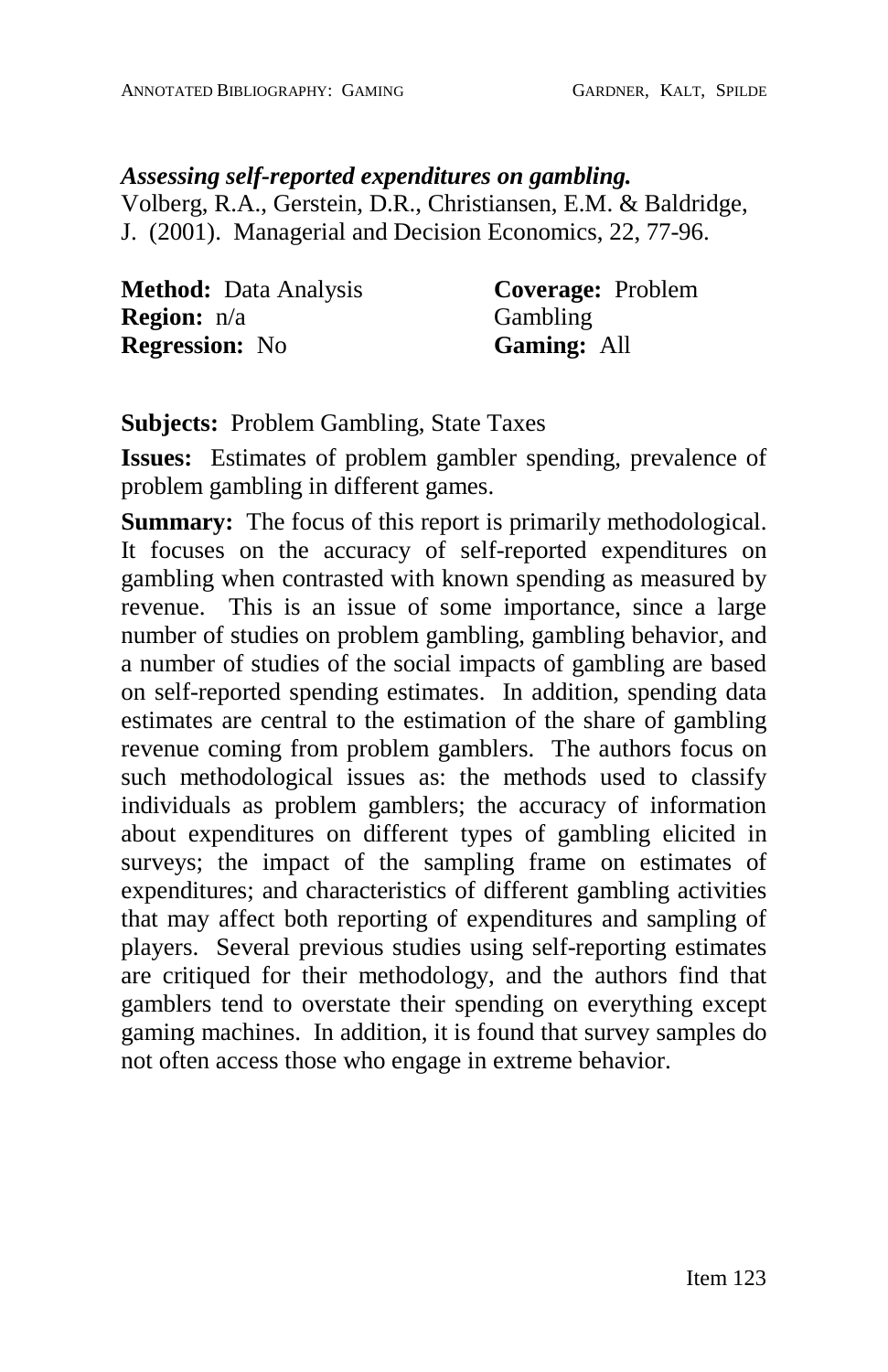***Assessing self-reported expenditures on gambling.***
Volberg, R.A., Gerstein, D.R., Christiansen, E.M. & Baldridge, J. (2001). Managerial and Decision Economics, 22, 77-96.

**Method:** Data Analysis
**Region:** n/a
**Regression:** No
**Coverage:** Problem Gambling
**Gaming:** All

**Subjects:** Problem Gambling, State Taxes

**Issues:** Estimates of problem gambler spending, prevalence of problem gambling in different games.

**Summary:** The focus of this report is primarily methodological. It focuses on the accuracy of self-reported expenditures on gambling when contrasted with known spending as measured by revenue. This is an issue of some importance, since a large number of studies on problem gambling, gambling behavior, and a number of studies of the social impacts of gambling are based on self-reported spending estimates. In addition, spending data estimates are central to the estimation of the share of gambling revenue coming from problem gamblers. The authors focus on such methodological issues as: the methods used to classify individuals as problem gamblers; the accuracy of information about expenditures on different types of gambling elicited in surveys; the impact of the sampling frame on estimates of expenditures; and characteristics of different gambling activities that may affect both reporting of expenditures and sampling of players. Several previous studies using self-reporting estimates are critiqued for their methodology, and the authors find that gamblers tend to overstate their spending on everything except gaming machines. In addition, it is found that survey samples do not often access those who engage in extreme behavior.

Item 123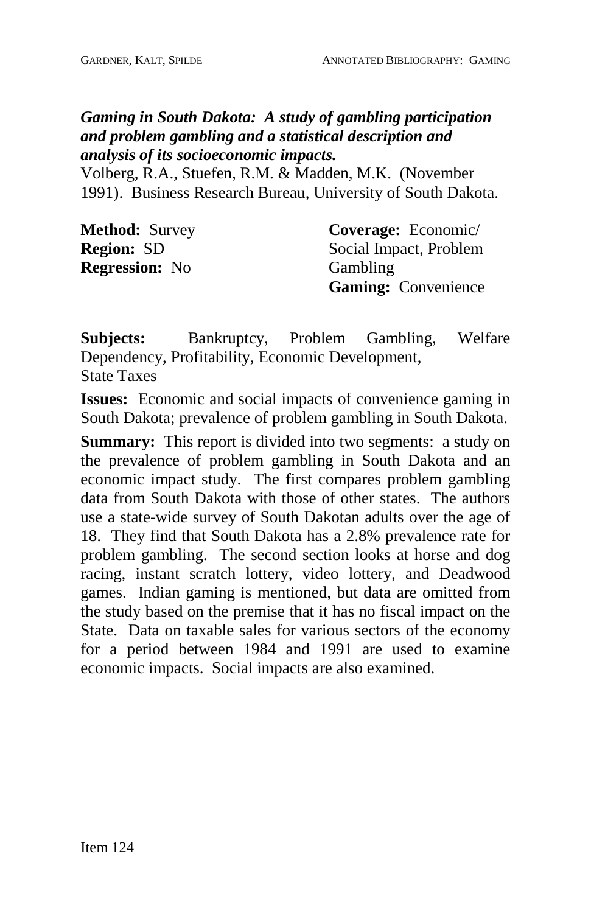***Gaming in South Dakota: A study of gambling participation and problem gambling and a statistical description and analysis of its socioeconomic impacts.***
Volberg, R.A., Stuefen, R.M. & Madden, M.K. (November 1991). Business Research Bureau, University of South Dakota.

**Method:** Survey
**Region:** SD
**Regression:** No
**Coverage:** Economic/ Social Impact, Problem Gambling
**Gaming:** Convenience

**Subjects:** Bankruptcy, Problem Gambling, Welfare Dependency, Profitability, Economic Development, State Taxes

**Issues:** Economic and social impacts of convenience gaming in South Dakota; prevalence of problem gambling in South Dakota.

**Summary:** This report is divided into two segments: a study on the prevalence of problem gambling in South Dakota and an economic impact study. The first compares problem gambling data from South Dakota with those of other states. The authors use a state-wide survey of South Dakotan adults over the age of 18. They find that South Dakota has a 2.8% prevalence rate for problem gambling. The second section looks at horse and dog racing, instant scratch lottery, video lottery, and Deadwood games. Indian gaming is mentioned, but data are omitted from the study based on the premise that it has no fiscal impact on the State. Data on taxable sales for various sectors of the economy for a period between 1984 and 1991 are used to examine economic impacts. Social impacts are also examined.

Item 124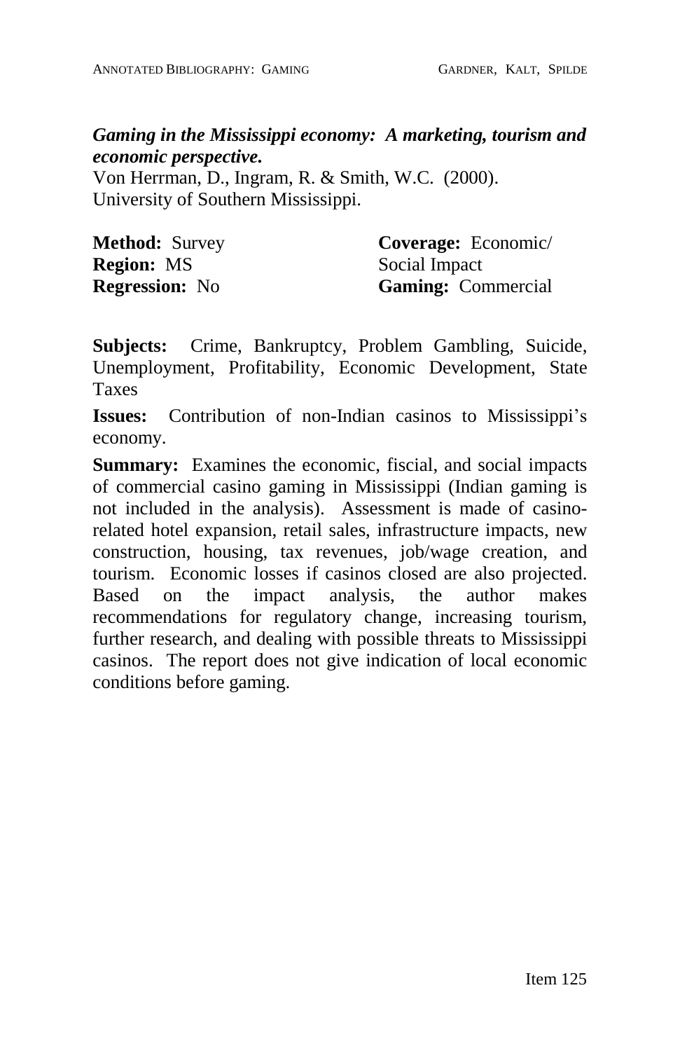***Gaming in the Mississippi economy: A marketing, tourism and economic perspective.***
Von Herrman, D., Ingram, R. & Smith, W.C. (2000).
University of Southern Mississippi.

**Method:** Survey
**Region:** MS
**Regression:** No

**Coverage:** Economic/ Social Impact
**Gaming:** Commercial

**Subjects:** Crime, Bankruptcy, Problem Gambling, Suicide, Unemployment, Profitability, Economic Development, State Taxes

**Issues:** Contribution of non-Indian casinos to Mississippi's economy.

**Summary:** Examines the economic, fiscial, and social impacts of commercial casino gaming in Mississippi (Indian gaming is not included in the analysis). Assessment is made of casino-related hotel expansion, retail sales, infrastructure impacts, new construction, housing, tax revenues, job/wage creation, and tourism. Economic losses if casinos closed are also projected. Based on the impact analysis, the author makes recommendations for regulatory change, increasing tourism, further research, and dealing with possible threats to Mississippi casinos. The report does not give indication of local economic conditions before gaming.

Item 125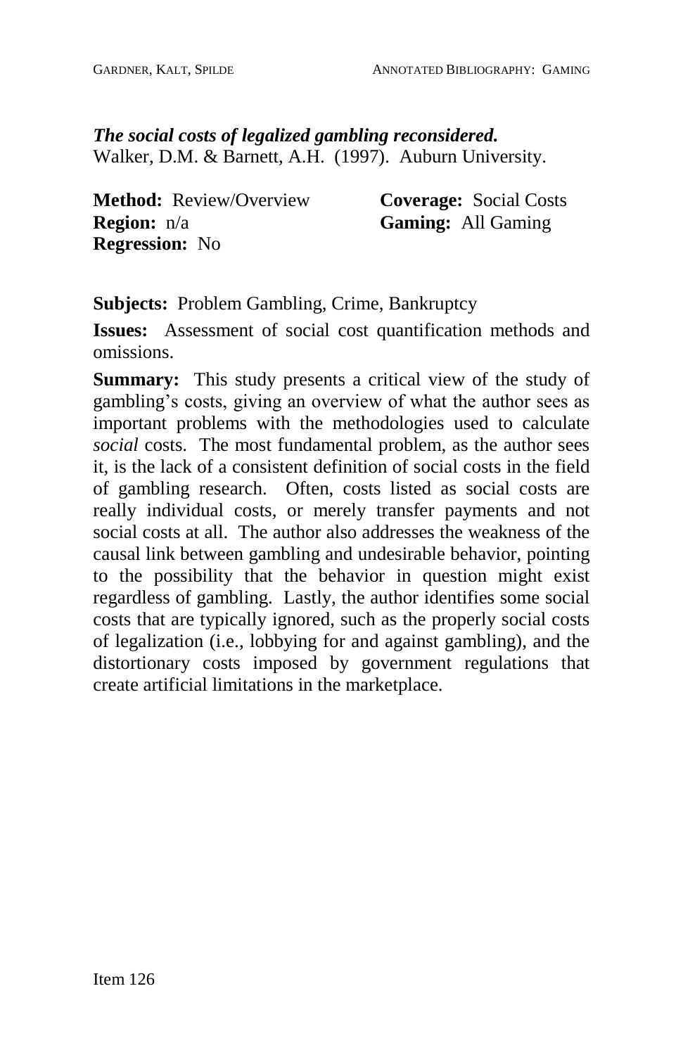***The social costs of legalized gambling reconsidered.***
Walker, D.M. & Barnett, A.H. (1997). Auburn University.

**Method:** Review/Overview
**Coverage:** Social Costs
**Region:** n/a
**Gaming:** All Gaming
**Regression:** No

**Subjects:** Problem Gambling, Crime, Bankruptcy

**Issues:** Assessment of social cost quantification methods and omissions.

**Summary:** This study presents a critical view of the study of gambling's costs, giving an overview of what the author sees as important problems with the methodologies used to calculate *social* costs. The most fundamental problem, as the author sees it, is the lack of a consistent definition of social costs in the field of gambling research. Often, costs listed as social costs are really individual costs, or merely transfer payments and not social costs at all. The author also addresses the weakness of the causal link between gambling and undesirable behavior, pointing to the possibility that the behavior in question might exist regardless of gambling. Lastly, the author identifies some social costs that are typically ignored, such as the properly social costs of legalization (i.e., lobbying for and against gambling), and the distortionary costs imposed by government regulations that create artificial limitations in the marketplace.

Item 126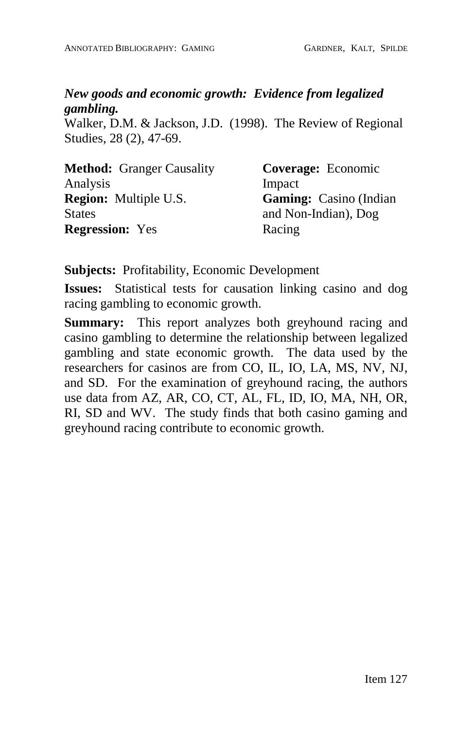***New goods and economic growth: Evidence from legalized gambling.***

Walker, D.M. & Jackson, J.D. (1998). The Review of Regional Studies, 28 (2), 47-69.

**Method:** Granger Causality Analysis
**Region:** Multiple U.S. States
**Regression:** Yes

**Coverage:** Economic Impact
**Gaming:** Casino (Indian and Non-Indian), Dog Racing

**Subjects:** Profitability, Economic Development

**Issues:** Statistical tests for causation linking casino and dog racing gambling to economic growth.

**Summary:** This report analyzes both greyhound racing and casino gambling to determine the relationship between legalized gambling and state economic growth. The data used by the researchers for casinos are from CO, IL, IO, LA, MS, NV, NJ, and SD. For the examination of greyhound racing, the authors use data from AZ, AR, CO, CT, AL, FL, ID, IO, MA, NH, OR, RI, SD and WV. The study finds that both casino gaming and greyhound racing contribute to economic growth.

Item 127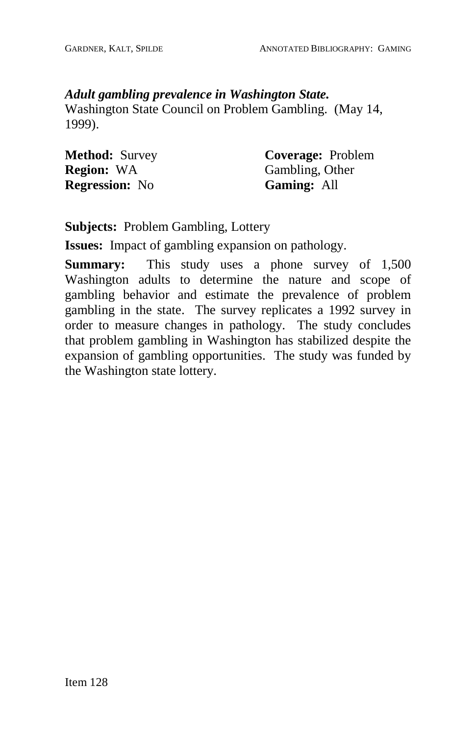***Adult gambling prevalence in Washington State.***
Washington State Council on Problem Gambling. (May 14, 1999).

**Method:** Survey
**Region:** WA
**Regression:** No

**Coverage:** Problem Gambling, Other
**Gaming:** All

**Subjects:** Problem Gambling, Lottery

**Issues:** Impact of gambling expansion on pathology.

**Summary:** This study uses a phone survey of 1,500 Washington adults to determine the nature and scope of gambling behavior and estimate the prevalence of problem gambling in the state. The survey replicates a 1992 survey in order to measure changes in pathology. The study concludes that problem gambling in Washington has stabilized despite the expansion of gambling opportunities. The study was funded by the Washington state lottery.

Item 128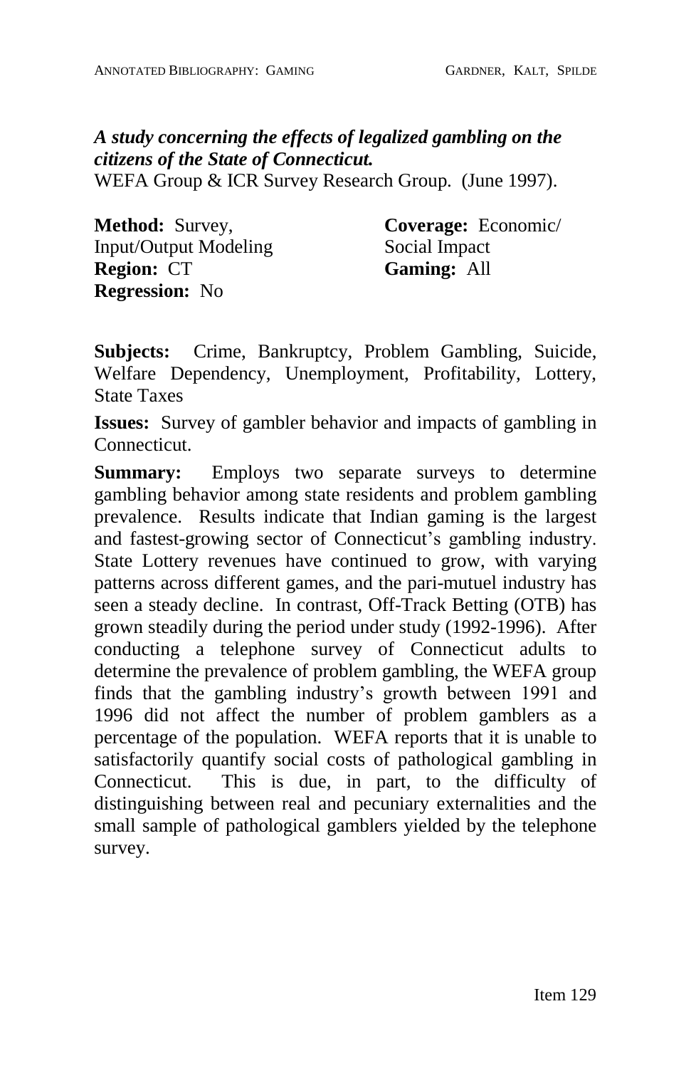***A study concerning the effects of legalized gambling on the citizens of the State of Connecticut.***
WEFA Group & ICR Survey Research Group. (June 1997).

**Method:** Survey, Input/Output Modeling
**Region:** CT
**Regression:** No

**Coverage:** Economic/ Social Impact
**Gaming:** All

**Subjects:** Crime, Bankruptcy, Problem Gambling, Suicide, Welfare Dependency, Unemployment, Profitability, Lottery, State Taxes

**Issues:** Survey of gambler behavior and impacts of gambling in Connecticut.

**Summary:** Employs two separate surveys to determine gambling behavior among state residents and problem gambling prevalence. Results indicate that Indian gaming is the largest and fastest-growing sector of Connecticut's gambling industry. State Lottery revenues have continued to grow, with varying patterns across different games, and the pari-mutuel industry has seen a steady decline. In contrast, Off-Track Betting (OTB) has grown steadily during the period under study (1992-1996). After conducting a telephone survey of Connecticut adults to determine the prevalence of problem gambling, the WEFA group finds that the gambling industry's growth between 1991 and 1996 did not affect the number of problem gamblers as a percentage of the population. WEFA reports that it is unable to satisfactorily quantify social costs of pathological gambling in Connecticut. This is due, in part, to the difficulty of distinguishing between real and pecuniary externalities and the small sample of pathological gamblers yielded by the telephone survey.

Item 129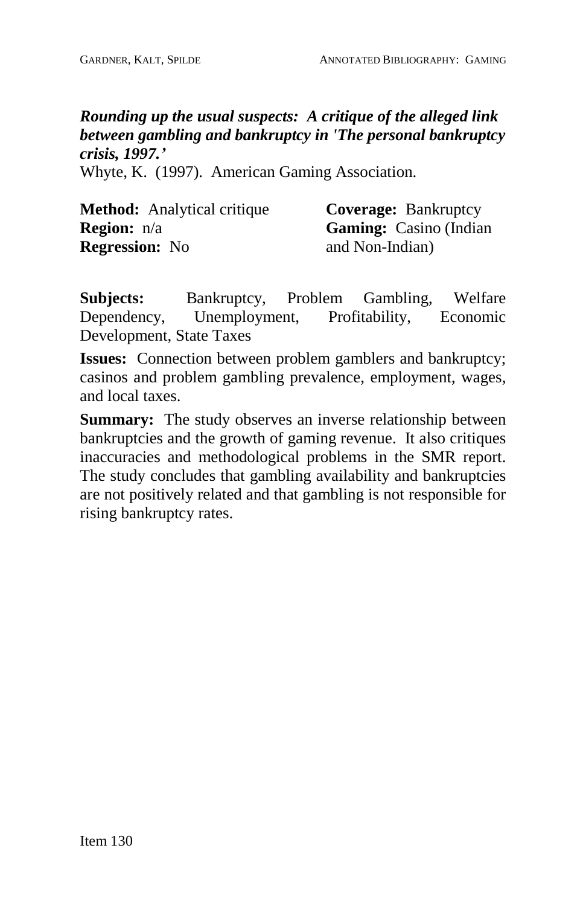***Rounding up the usual suspects: A critique of the alleged link between gambling and bankruptcy in 'The personal bankruptcy crisis, 1997.'***

Whyte, K. (1997). American Gaming Association.

**Method:** Analytical critique
**Region:** n/a
**Regression:** No

**Coverage:** Bankruptcy
**Gaming:** Casino (Indian and Non-Indian)

**Subjects:** Bankruptcy, Problem Gambling, Welfare Dependency, Unemployment, Profitability, Economic Development, State Taxes

**Issues:** Connection between problem gamblers and bankruptcy; casinos and problem gambling prevalence, employment, wages, and local taxes.

**Summary:** The study observes an inverse relationship between bankruptcies and the growth of gaming revenue. It also critiques inaccuracies and methodological problems in the SMR report. The study concludes that gambling availability and bankruptcies are not positively related and that gambling is not responsible for rising bankruptcy rates.

Item 130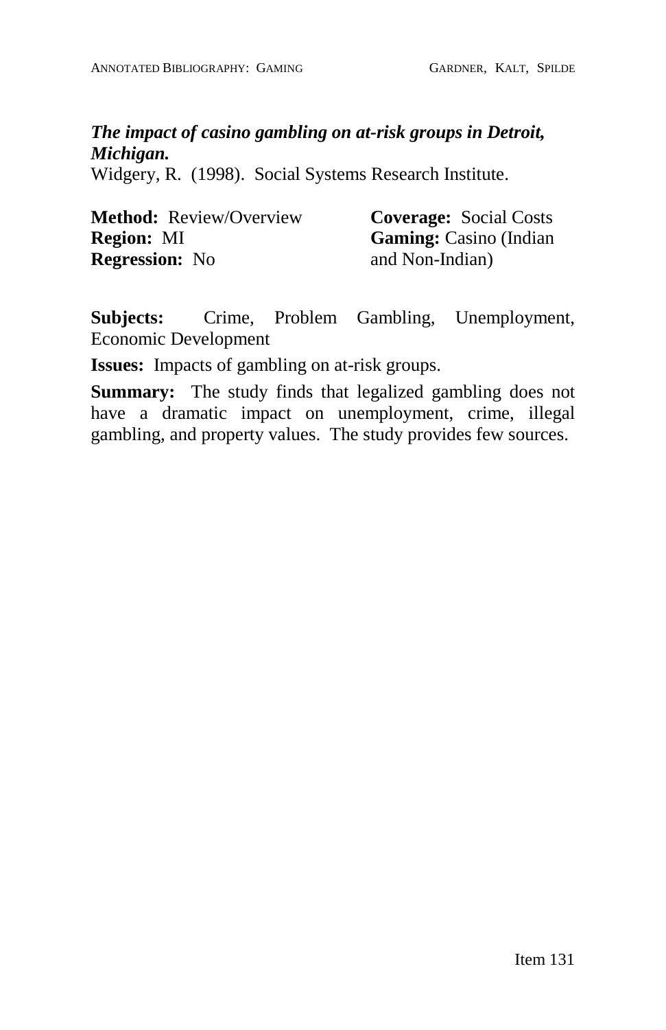***The impact of casino gambling on at-risk groups in Detroit, Michigan.***
Widgery, R. (1998). Social Systems Research Institute.

**Method:** Review/Overview
**Region:** MI
**Regression:** No

**Coverage:** Social Costs
**Gaming:** Casino (Indian and Non-Indian)

**Subjects:** Crime, Problem Gambling, Unemployment, Economic Development

**Issues:** Impacts of gambling on at-risk groups.

**Summary:** The study finds that legalized gambling does not have a dramatic impact on unemployment, crime, illegal gambling, and property values. The study provides few sources.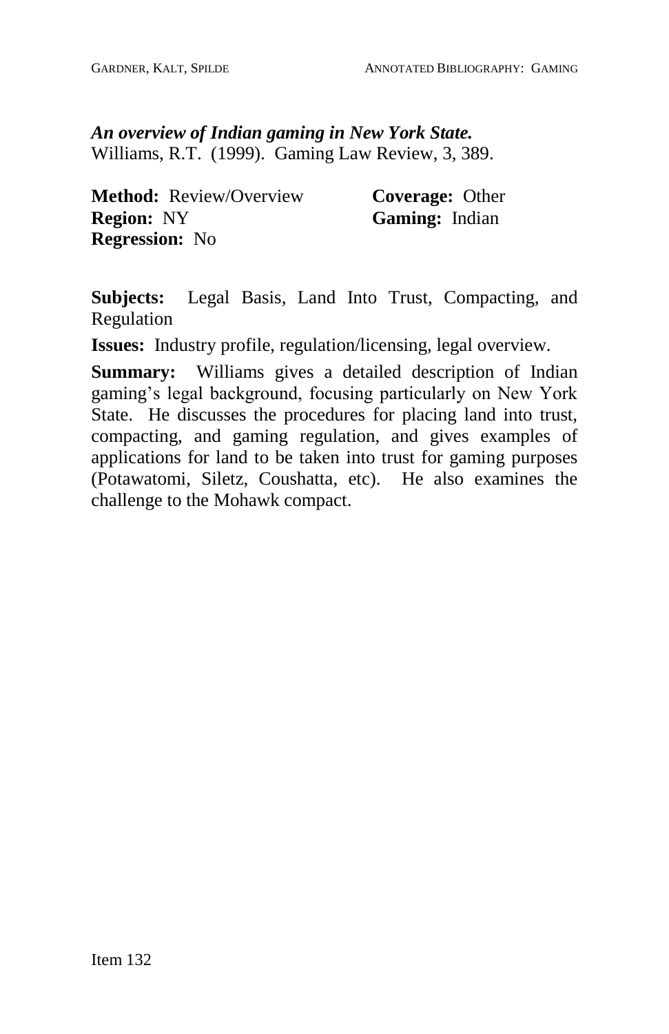***An overview of Indian gaming in New York State.***
Williams, R.T. (1999). Gaming Law Review, 3, 389.

**Method:** Review/Overview
**Coverage:** Other
**Region:** NY
**Gaming:** Indian
**Regression:** No

**Subjects:** Legal Basis, Land Into Trust, Compacting, and Regulation

**Issues:** Industry profile, regulation/licensing, legal overview.

**Summary:** Williams gives a detailed description of Indian gaming's legal background, focusing particularly on New York State. He discusses the procedures for placing land into trust, compacting, and gaming regulation, and gives examples of applications for land to be taken into trust for gaming purposes (Potawatomi, Siletz, Coushatta, etc). He also examines the challenge to the Mohawk compact.

Item 132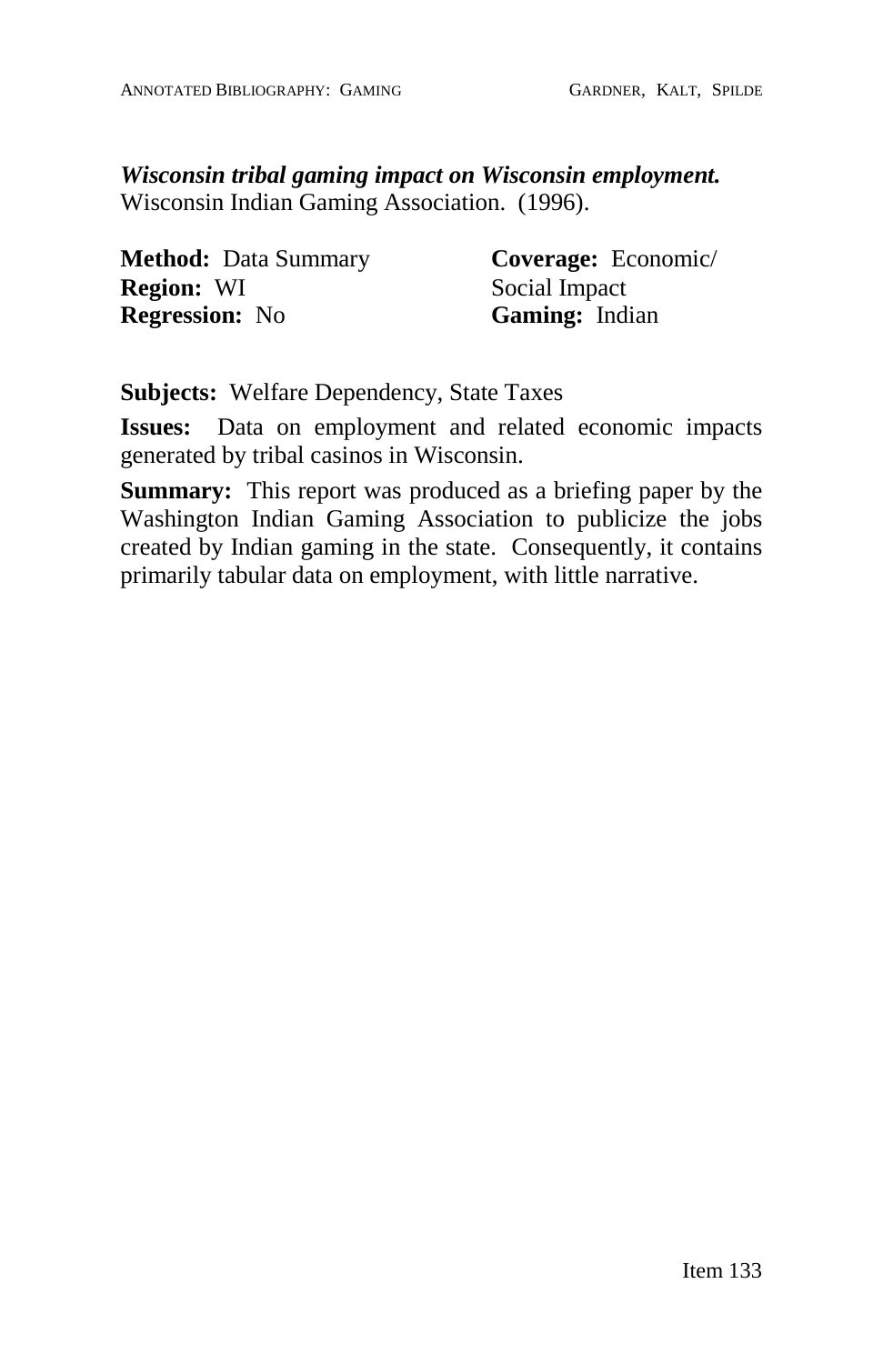***Wisconsin tribal gaming impact on Wisconsin employment.***
Wisconsin Indian Gaming Association. (1996).

**Method:** Data Summary
**Region:** WI
**Regression:** No

**Coverage:** Economic/ Social Impact
**Gaming:** Indian

**Subjects:** Welfare Dependency, State Taxes

**Issues:** Data on employment and related economic impacts generated by tribal casinos in Wisconsin.

**Summary:** This report was produced as a briefing paper by the Washington Indian Gaming Association to publicize the jobs created by Indian gaming in the state. Consequently, it contains primarily tabular data on employment, with little narrative.

Item 133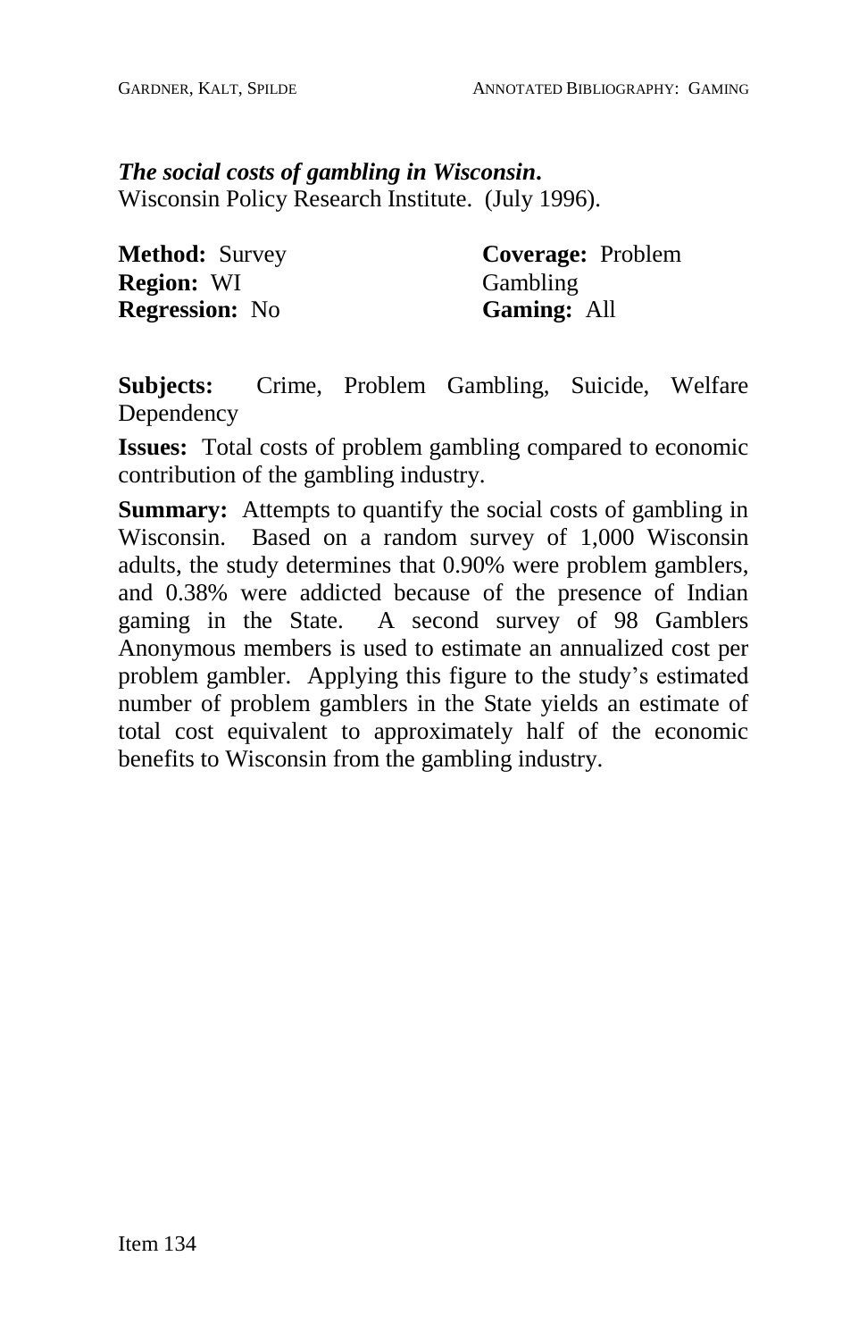***The social costs of gambling in Wisconsin.***
Wisconsin Policy Research Institute. (July 1996).

**Method:** Survey
**Region:** WI
**Regression:** No

**Coverage:** Problem Gambling
**Gaming:** All

**Subjects:** Crime, Problem Gambling, Suicide, Welfare Dependency

**Issues:** Total costs of problem gambling compared to economic contribution of the gambling industry.

**Summary:** Attempts to quantify the social costs of gambling in Wisconsin. Based on a random survey of 1,000 Wisconsin adults, the study determines that 0.90% were problem gamblers, and 0.38% were addicted because of the presence of Indian gaming in the State. A second survey of 98 Gamblers Anonymous members is used to estimate an annualized cost per problem gambler. Applying this figure to the study's estimated number of problem gamblers in the State yields an estimate of total cost equivalent to approximately half of the economic benefits to Wisconsin from the gambling industry.

Item 134